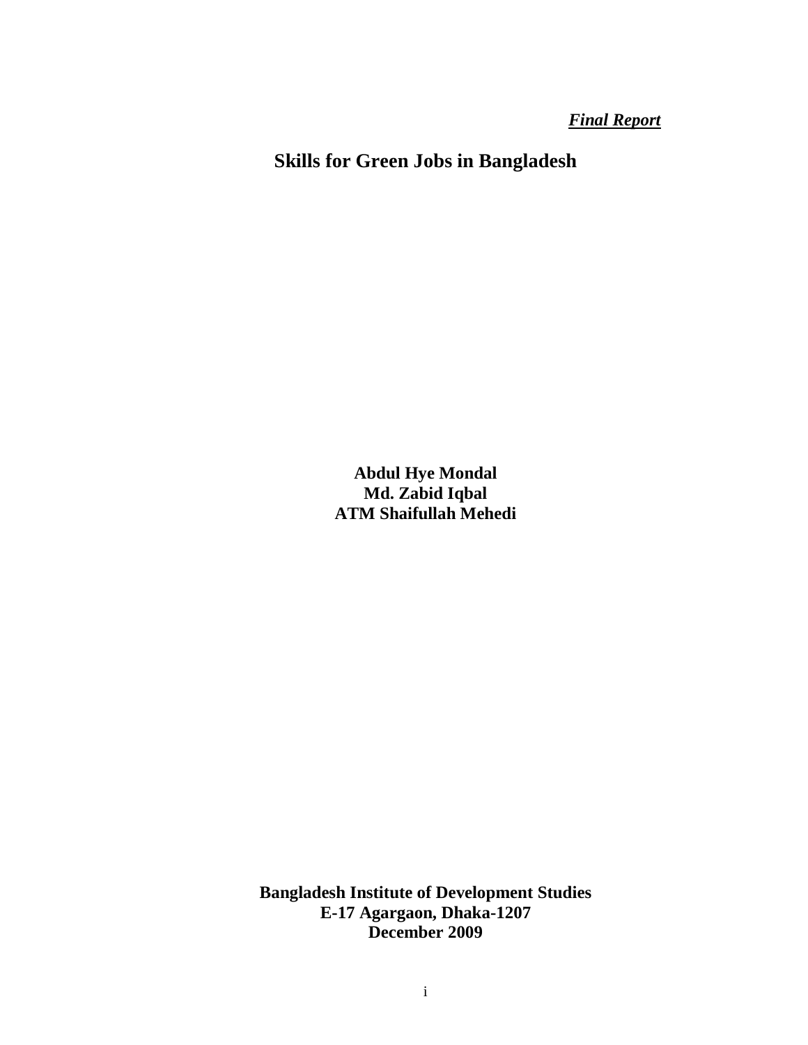***Final Report***

# Skills for Green Jobs in Bangladesh

**Abdul Hye Mondal**
**Md. Zabid Iqbal**
**ATM Shaifullah Mehedi**

**Bangladesh Institute of Development Studies**
**E-17 Agargaon, Dhaka-1207**
**December 2009**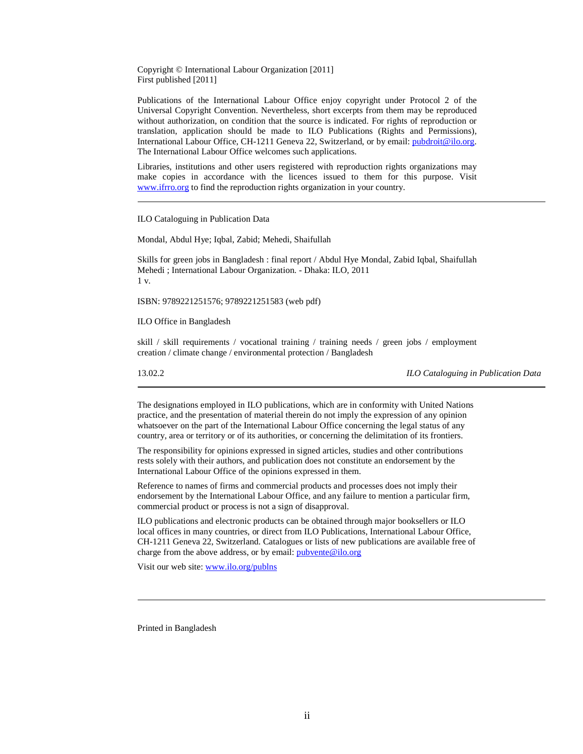Copyright © International Labour Organization [2011]
First published [2011]

Publications of the International Labour Office enjoy copyright under Protocol 2 of the Universal Copyright Convention. Nevertheless, short excerpts from them may be reproduced without authorization, on condition that the source is indicated. For rights of reproduction or translation, application should be made to ILO Publications (Rights and Permissions), International Labour Office, CH-1211 Geneva 22, Switzerland, or by email: pubdroit@ilo.org. The International Labour Office welcomes such applications.

Libraries, institutions and other users registered with reproduction rights organizations may make copies in accordance with the licences issued to them for this purpose. Visit www.ifrro.org to find the reproduction rights organization in your country.

---

ILO Cataloguing in Publication Data

Mondal, Abdul Hye; Iqbal, Zabid; Mehedi, Shaifullah

Skills for green jobs in Bangladesh : final report / Abdul Hye Mondal, Zabid Iqbal, Shaifullah Mehedi ; International Labour Organization. - Dhaka: ILO, 2011
1 v.

ISBN: 9789221251576; 9789221251583 (web pdf)

ILO Office in Bangladesh

skill / skill requirements / vocational training / training needs / green jobs / employment creation / climate change / environmental protection / Bangladesh

13.02.2 *ILO Cataloguing in Publication Data*

---

The designations employed in ILO publications, which are in conformity with United Nations practice, and the presentation of material therein do not imply the expression of any opinion whatsoever on the part of the International Labour Office concerning the legal status of any country, area or territory or of its authorities, or concerning the delimitation of its frontiers.

The responsibility for opinions expressed in signed articles, studies and other contributions rests solely with their authors, and publication does not constitute an endorsement by the International Labour Office of the opinions expressed in them.

Reference to names of firms and commercial products and processes does not imply their endorsement by the International Labour Office, and any failure to mention a particular firm, commercial product or process is not a sign of disapproval.

ILO publications and electronic products can be obtained through major booksellers or ILO local offices in many countries, or direct from ILO Publications, International Labour Office, CH-1211 Geneva 22, Switzerland. Catalogues or lists of new publications are available free of charge from the above address, or by email: pubvente@ilo.org

Visit our web site: www.ilo.org/publns

---

Printed in Bangladesh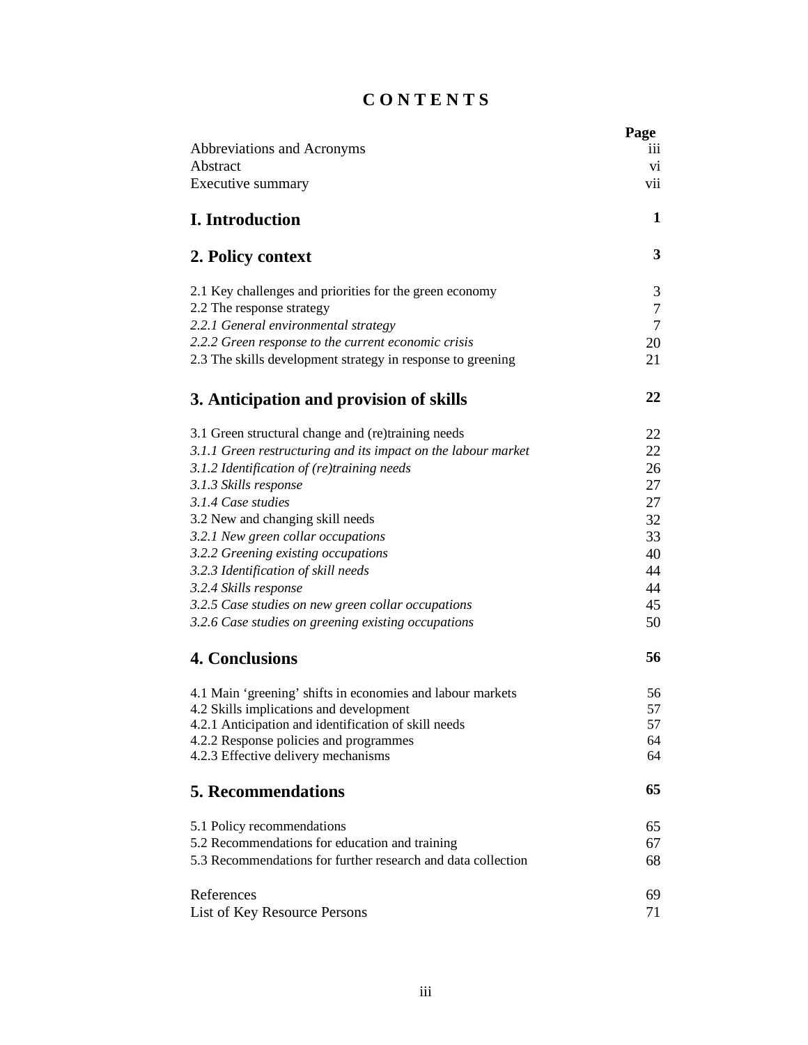# C O N T E N T S

| | Page |
|---|---|
| Abbreviations and Acronyms | iii |
| Abstract | vi |
| Executive summary | vii |
| **I. Introduction** | **1** |
| **2. Policy context** | **3** |
| 2.1 Key challenges and priorities for the green economy | 3 |
| 2.2 The response strategy | 7 |
| *2.2.1 General environmental strategy* | 7 |
| *2.2.2 Green response to the current economic crisis* | 20 |
| 2.3 The skills development strategy in response to greening | 21 |
| **3. Anticipation and provision of skills** | **22** |
| 3.1 Green structural change and (re)training needs | 22 |
| *3.1.1 Green restructuring and its impact on the labour market* | 22 |
| *3.1.2 Identification of (re)training needs* | 26 |
| *3.1.3 Skills response* | 27 |
| *3.1.4 Case studies* | 27 |
| 3.2 New and changing skill needs | 32 |
| *3.2.1 New green collar occupations* | 33 |
| *3.2.2 Greening existing occupations* | 40 |
| *3.2.3 Identification of skill needs* | 44 |
| *3.2.4 Skills response* | 44 |
| *3.2.5 Case studies on new green collar occupations* | 45 |
| *3.2.6 Case studies on greening existing occupations* | 50 |
| **4. Conclusions** | **56** |
| 4.1 Main 'greening' shifts in economies and labour markets | 56 |
| 4.2 Skills implications and development | 57 |
| 4.2.1 Anticipation and identification of skill needs | 57 |
| 4.2.2 Response policies and programmes | 64 |
| 4.2.3 Effective delivery mechanisms | 64 |
| **5. Recommendations** | **65** |
| 5.1 Policy recommendations | 65 |
| 5.2 Recommendations for education and training | 67 |
| 5.3 Recommendations for further research and data collection | 68 |
| References | 69 |
| List of Key Resource Persons | 71 |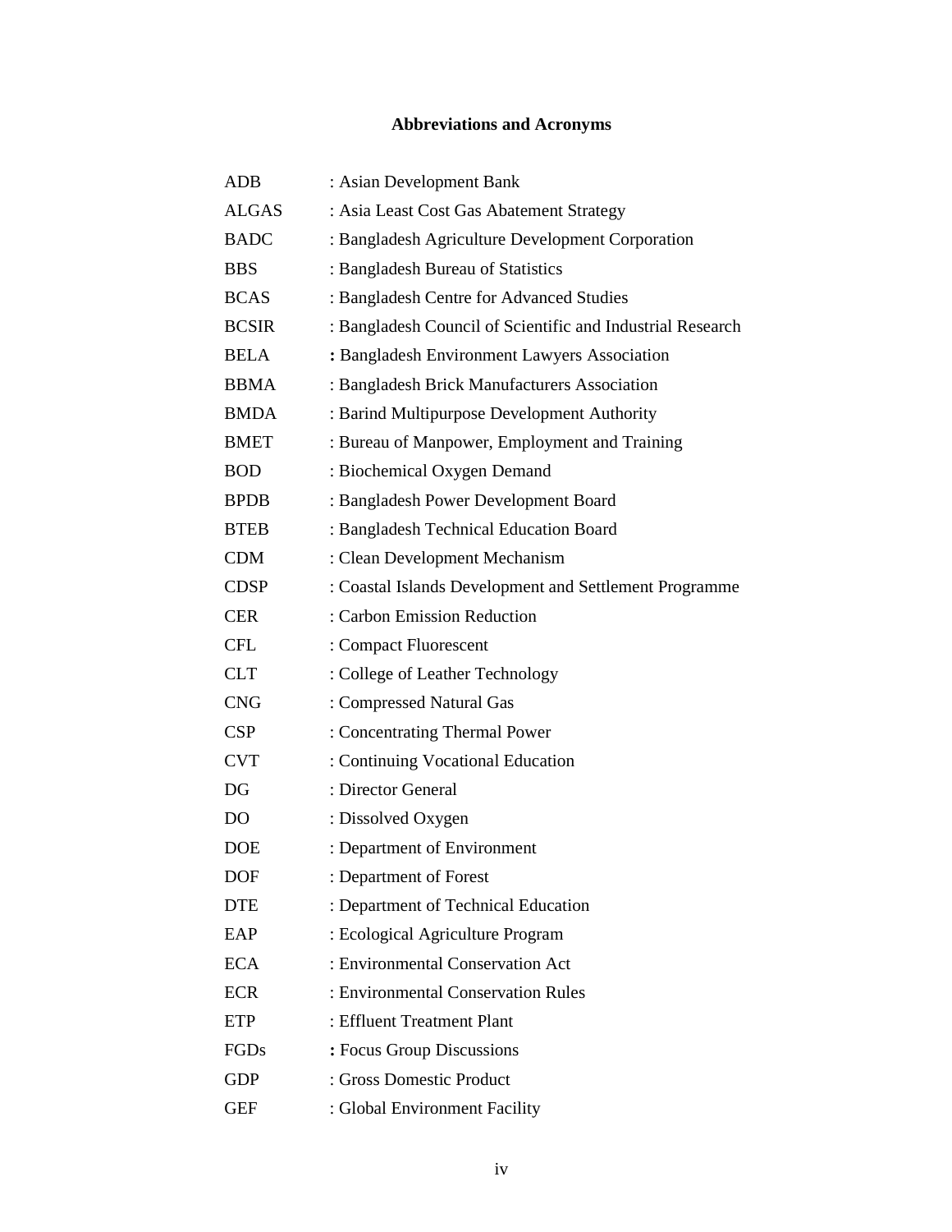# Abbreviations and Acronyms

| | |
|---|---|
| ADB | : Asian Development Bank |
| ALGAS | : Asia Least Cost Gas Abatement Strategy |
| BADC | : Bangladesh Agriculture Development Corporation |
| BBS | : Bangladesh Bureau of Statistics |
| BCAS | : Bangladesh Centre for Advanced Studies |
| BCSIR | : Bangladesh Council of Scientific and Industrial Research |
| BELA | **:** Bangladesh Environment Lawyers Association |
| BBMA | : Bangladesh Brick Manufacturers Association |
| BMDA | : Barind Multipurpose Development Authority |
| BMET | : Bureau of Manpower, Employment and Training |
| BOD | : Biochemical Oxygen Demand |
| BPDB | : Bangladesh Power Development Board |
| BTEB | : Bangladesh Technical Education Board |
| CDM | : Clean Development Mechanism |
| CDSP | : Coastal Islands Development and Settlement Programme |
| CER | : Carbon Emission Reduction |
| CFL | : Compact Fluorescent |
| CLT | : College of Leather Technology |
| CNG | : Compressed Natural Gas |
| CSP | : Concentrating Thermal Power |
| CVT | : Continuing Vocational Education |
| DG | : Director General |
| DO | : Dissolved Oxygen |
| DOE | : Department of Environment |
| DOF | : Department of Forest |
| DTE | : Department of Technical Education |
| EAP | : Ecological Agriculture Program |
| ECA | : Environmental Conservation Act |
| ECR | : Environmental Conservation Rules |
| ETP | : Effluent Treatment Plant |
| FGDs | **:** Focus Group Discussions |
| GDP | : Gross Domestic Product |
| GEF | : Global Environment Facility |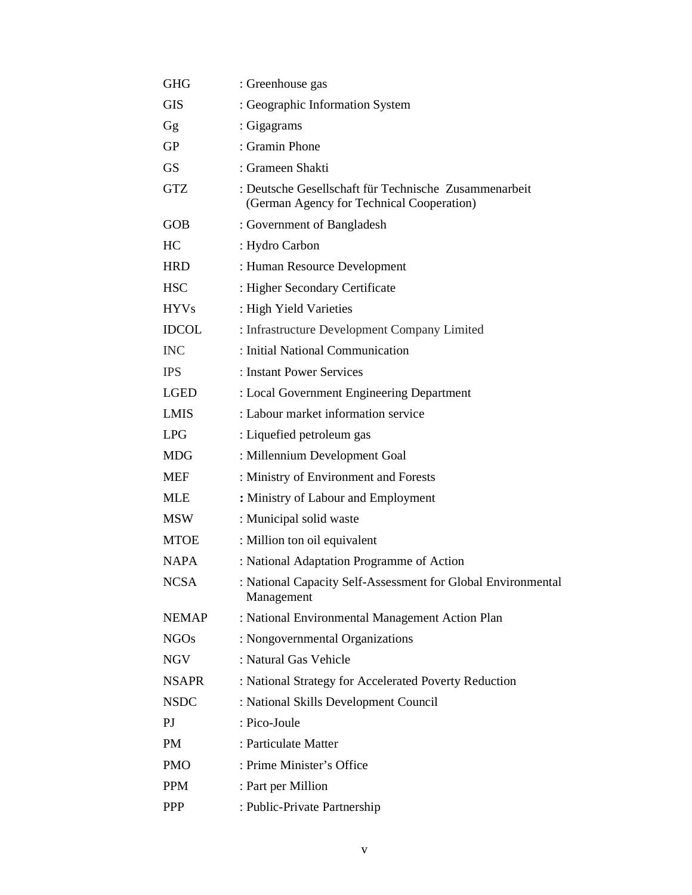| | |
|---|---|
| GHG | : Greenhouse gas |
| GIS | : Geographic Information System |
| Gg | : Gigagrams |
| GP | : Gramin Phone |
| GS | : Grameen Shakti |
| GTZ | : Deutsche Gesellschaft für Technische Zusammenarbeit (German Agency for Technical Cooperation) |
| GOB | : Government of Bangladesh |
| HC | : Hydro Carbon |
| HRD | : Human Resource Development |
| HSC | : Higher Secondary Certificate |
| HYVs | : High Yield Varieties |
| IDCOL | : Infrastructure Development Company Limited |
| INC | : Initial National Communication |
| IPS | : Instant Power Services |
| LGED | : Local Government Engineering Department |
| LMIS | : Labour market information service |
| LPG | : Liquefied petroleum gas |
| MDG | : Millennium Development Goal |
| MEF | : Ministry of Environment and Forests |
| MLE | : Ministry of Labour and Employment |
| MSW | : Municipal solid waste |
| MTOE | : Million ton oil equivalent |
| NAPA | : National Adaptation Programme of Action |
| NCSA | : National Capacity Self-Assessment for Global Environmental Management |
| NEMAP | : National Environmental Management Action Plan |
| NGOs | : Nongovernmental Organizations |
| NGV | : Natural Gas Vehicle |
| NSAPR | : National Strategy for Accelerated Poverty Reduction |
| NSDC | : National Skills Development Council |
| PJ | : Pico-Joule |
| PM | : Particulate Matter |
| PMO | : Prime Minister's Office |
| PPM | : Part per Million |
| PPP | : Public-Private Partnership |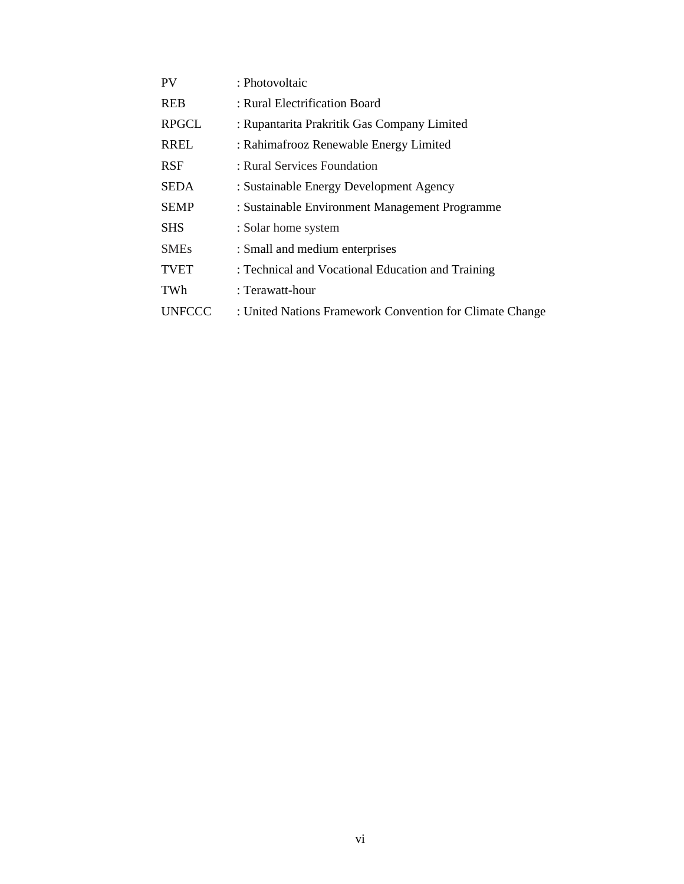| | |
|---|---|
| PV | : Photovoltaic |
| REB | : Rural Electrification Board |
| RPGCL | : Rupantarita Prakritik Gas Company Limited |
| RREL | : Rahimafrooz Renewable Energy Limited |
| RSF | : Rural Services Foundation |
| SEDA | : Sustainable Energy Development Agency |
| SEMP | : Sustainable Environment Management Programme |
| SHS | : Solar home system |
| SMEs | : Small and medium enterprises |
| TVET | : Technical and Vocational Education and Training |
| TWh | : Terawatt-hour |
| UNFCCC | : United Nations Framework Convention for Climate Change |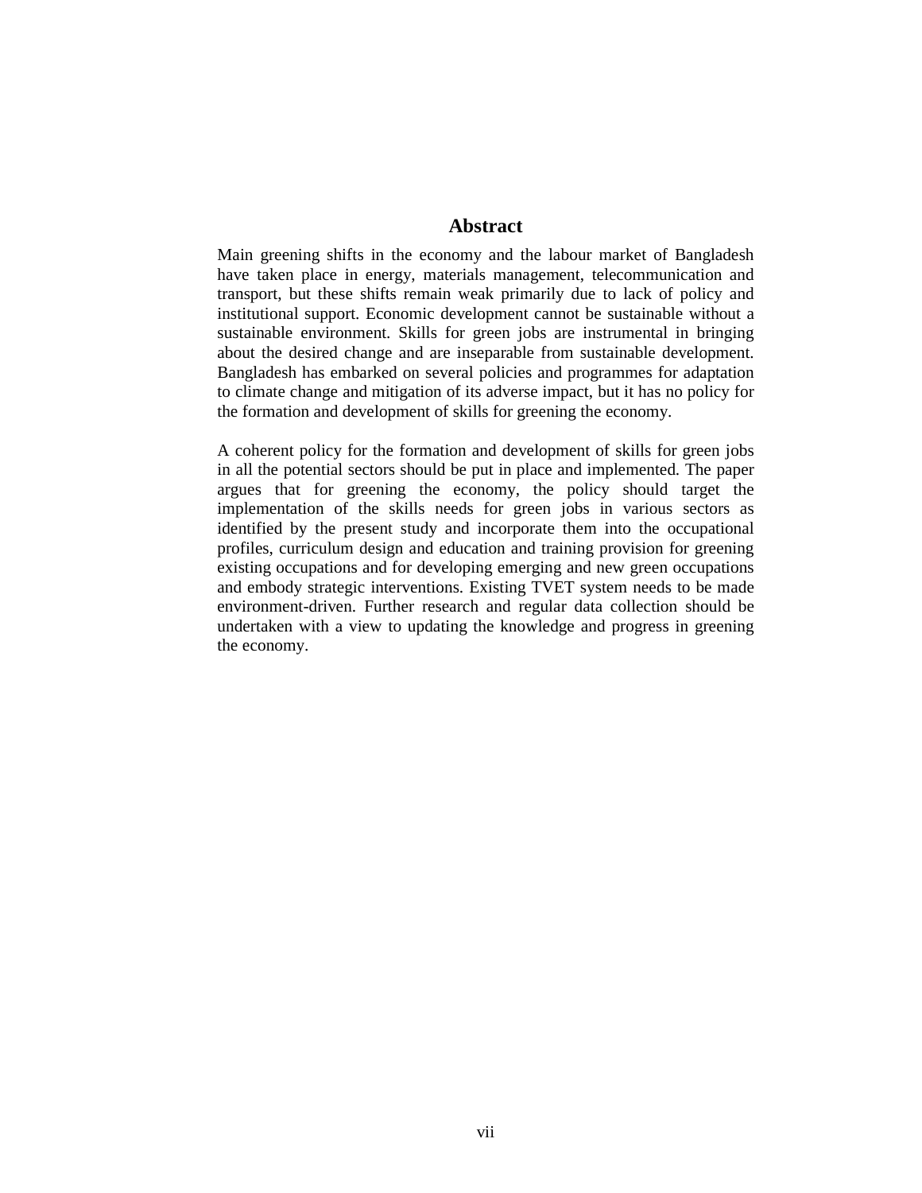# Abstract

Main greening shifts in the economy and the labour market of Bangladesh have taken place in energy, materials management, telecommunication and transport, but these shifts remain weak primarily due to lack of policy and institutional support. Economic development cannot be sustainable without a sustainable environment. Skills for green jobs are instrumental in bringing about the desired change and are inseparable from sustainable development. Bangladesh has embarked on several policies and programmes for adaptation to climate change and mitigation of its adverse impact, but it has no policy for the formation and development of skills for greening the economy.

A coherent policy for the formation and development of skills for green jobs in all the potential sectors should be put in place and implemented. The paper argues that for greening the economy, the policy should target the implementation of the skills needs for green jobs in various sectors as identified by the present study and incorporate them into the occupational profiles, curriculum design and education and training provision for greening existing occupations and for developing emerging and new green occupations and embody strategic interventions. Existing TVET system needs to be made environment-driven. Further research and regular data collection should be undertaken with a view to updating the knowledge and progress in greening the economy.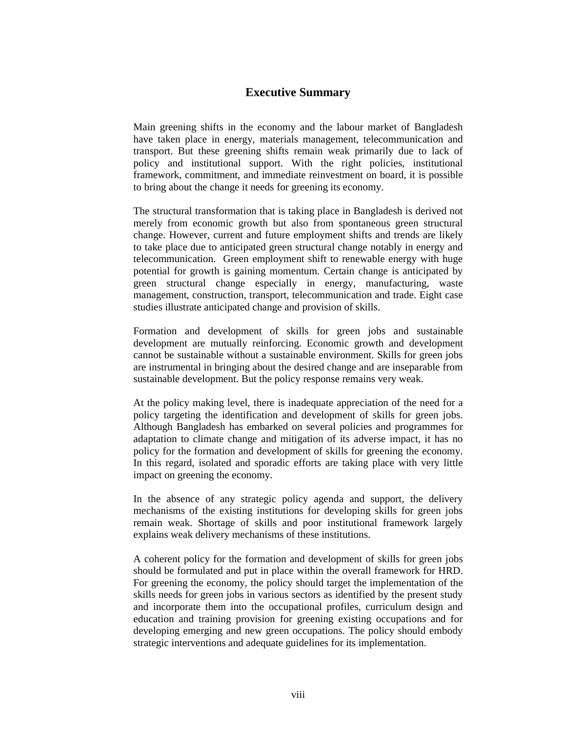## Executive Summary

Main greening shifts in the economy and the labour market of Bangladesh have taken place in energy, materials management, telecommunication and transport. But these greening shifts remain weak primarily due to lack of policy and institutional support. With the right policies, institutional framework, commitment, and immediate reinvestment on board, it is possible to bring about the change it needs for greening its economy.

The structural transformation that is taking place in Bangladesh is derived not merely from economic growth but also from spontaneous green structural change. However, current and future employment shifts and trends are likely to take place due to anticipated green structural change notably in energy and telecommunication. Green employment shift to renewable energy with huge potential for growth is gaining momentum. Certain change is anticipated by green structural change especially in energy, manufacturing, waste management, construction, transport, telecommunication and trade. Eight case studies illustrate anticipated change and provision of skills.

Formation and development of skills for green jobs and sustainable development are mutually reinforcing. Economic growth and development cannot be sustainable without a sustainable environment. Skills for green jobs are instrumental in bringing about the desired change and are inseparable from sustainable development. But the policy response remains very weak.

At the policy making level, there is inadequate appreciation of the need for a policy targeting the identification and development of skills for green jobs. Although Bangladesh has embarked on several policies and programmes for adaptation to climate change and mitigation of its adverse impact, it has no policy for the formation and development of skills for greening the economy. In this regard, isolated and sporadic efforts are taking place with very little impact on greening the economy.

In the absence of any strategic policy agenda and support, the delivery mechanisms of the existing institutions for developing skills for green jobs remain weak. Shortage of skills and poor institutional framework largely explains weak delivery mechanisms of these institutions.

A coherent policy for the formation and development of skills for green jobs should be formulated and put in place within the overall framework for HRD. For greening the economy, the policy should target the implementation of the skills needs for green jobs in various sectors as identified by the present study and incorporate them into the occupational profiles, curriculum design and education and training provision for greening existing occupations and for developing emerging and new green occupations. The policy should embody strategic interventions and adequate guidelines for its implementation.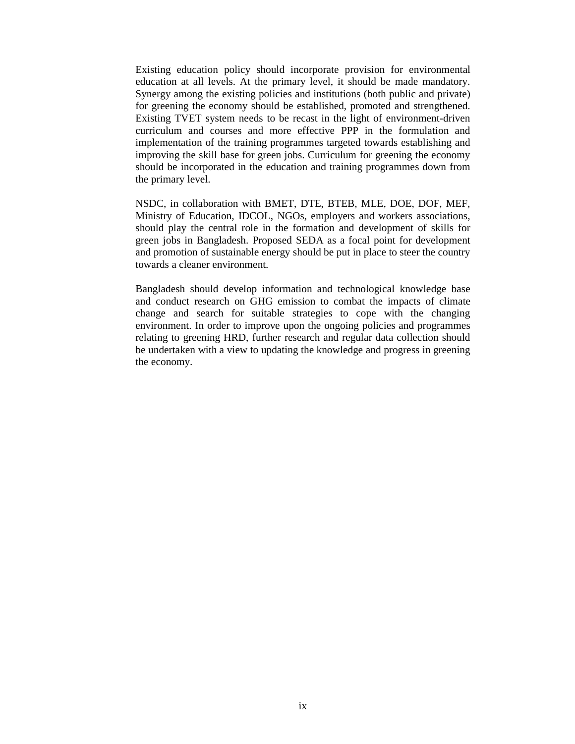Existing education policy should incorporate provision for environmental education at all levels. At the primary level, it should be made mandatory. Synergy among the existing policies and institutions (both public and private) for greening the economy should be established, promoted and strengthened. Existing TVET system needs to be recast in the light of environment-driven curriculum and courses and more effective PPP in the formulation and implementation of the training programmes targeted towards establishing and improving the skill base for green jobs. Curriculum for greening the economy should be incorporated in the education and training programmes down from the primary level.

NSDC, in collaboration with BMET, DTE, BTEB, MLE, DOE, DOF, MEF, Ministry of Education, IDCOL, NGOs, employers and workers associations, should play the central role in the formation and development of skills for green jobs in Bangladesh. Proposed SEDA as a focal point for development and promotion of sustainable energy should be put in place to steer the country towards a cleaner environment.

Bangladesh should develop information and technological knowledge base and conduct research on GHG emission to combat the impacts of climate change and search for suitable strategies to cope with the changing environment. In order to improve upon the ongoing policies and programmes relating to greening HRD, further research and regular data collection should be undertaken with a view to updating the knowledge and progress in greening the economy.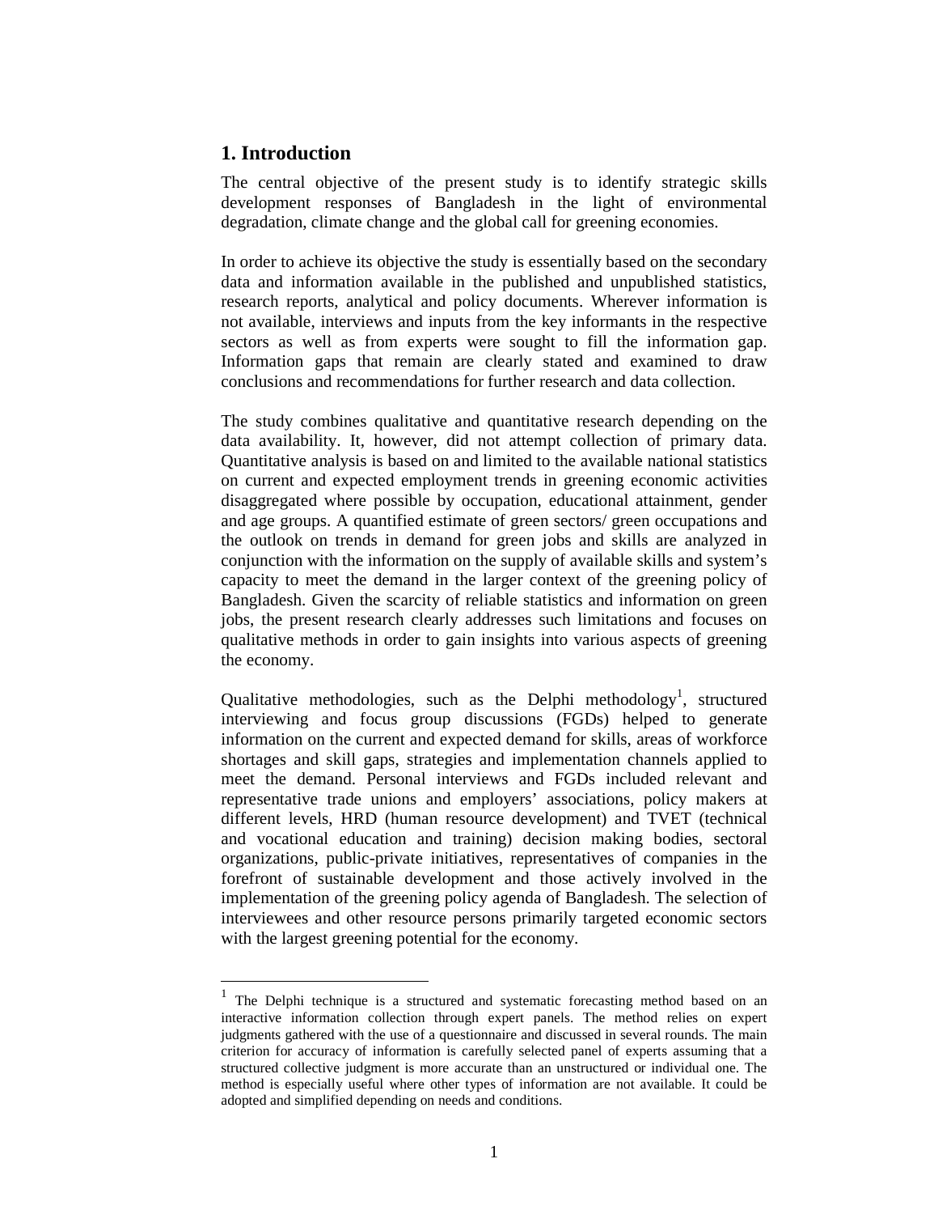# 1. Introduction

The central objective of the present study is to identify strategic skills development responses of Bangladesh in the light of environmental degradation, climate change and the global call for greening economies.

In order to achieve its objective the study is essentially based on the secondary data and information available in the published and unpublished statistics, research reports, analytical and policy documents. Wherever information is not available, interviews and inputs from the key informants in the respective sectors as well as from experts were sought to fill the information gap. Information gaps that remain are clearly stated and examined to draw conclusions and recommendations for further research and data collection.

The study combines qualitative and quantitative research depending on the data availability. It, however, did not attempt collection of primary data. Quantitative analysis is based on and limited to the available national statistics on current and expected employment trends in greening economic activities disaggregated where possible by occupation, educational attainment, gender and age groups. A quantified estimate of green sectors/ green occupations and the outlook on trends in demand for green jobs and skills are analyzed in conjunction with the information on the supply of available skills and system's capacity to meet the demand in the larger context of the greening policy of Bangladesh. Given the scarcity of reliable statistics and information on green jobs, the present research clearly addresses such limitations and focuses on qualitative methods in order to gain insights into various aspects of greening the economy.

Qualitative methodologies, such as the Delphi methodology[1], structured interviewing and focus group discussions (FGDs) helped to generate information on the current and expected demand for skills, areas of workforce shortages and skill gaps, strategies and implementation channels applied to meet the demand. Personal interviews and FGDs included relevant and representative trade unions and employers' associations, policy makers at different levels, HRD (human resource development) and TVET (technical and vocational education and training) decision making bodies, sectoral organizations, public-private initiatives, representatives of companies in the forefront of sustainable development and those actively involved in the implementation of the greening policy agenda of Bangladesh. The selection of interviewees and other resource persons primarily targeted economic sectors with the largest greening potential for the economy.

---

[1] The Delphi technique is a structured and systematic forecasting method based on an interactive information collection through expert panels. The method relies on expert judgments gathered with the use of a questionnaire and discussed in several rounds. The main criterion for accuracy of information is carefully selected panel of experts assuming that a structured collective judgment is more accurate than an unstructured or individual one. The method is especially useful where other types of information are not available. It could be adopted and simplified depending on needs and conditions.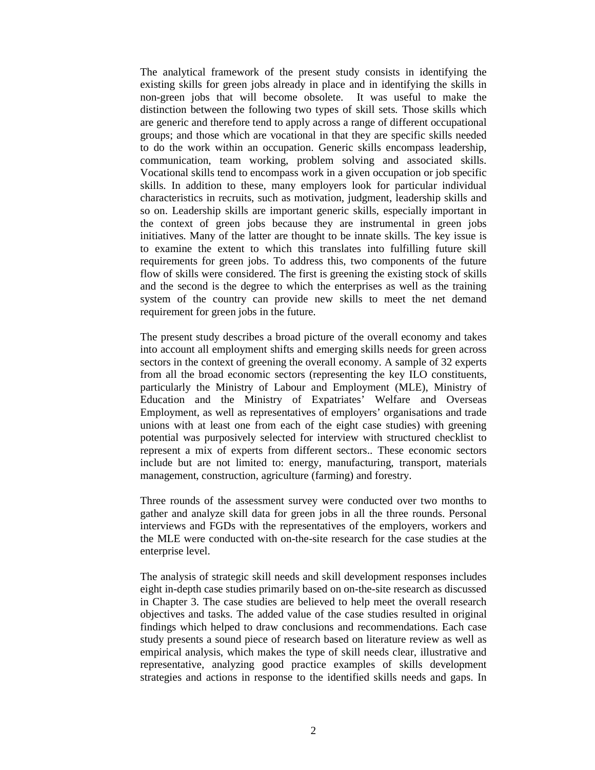The analytical framework of the present study consists in identifying the existing skills for green jobs already in place and in identifying the skills in non-green jobs that will become obsolete. It was useful to make the distinction between the following two types of skill sets. Those skills which are generic and therefore tend to apply across a range of different occupational groups; and those which are vocational in that they are specific skills needed to do the work within an occupation. Generic skills encompass leadership, communication, team working, problem solving and associated skills. Vocational skills tend to encompass work in a given occupation or job specific skills. In addition to these, many employers look for particular individual characteristics in recruits, such as motivation, judgment, leadership skills and so on. Leadership skills are important generic skills, especially important in the context of green jobs because they are instrumental in green jobs initiatives. Many of the latter are thought to be innate skills. The key issue is to examine the extent to which this translates into fulfilling future skill requirements for green jobs. To address this, two components of the future flow of skills were considered. The first is greening the existing stock of skills and the second is the degree to which the enterprises as well as the training system of the country can provide new skills to meet the net demand requirement for green jobs in the future.

The present study describes a broad picture of the overall economy and takes into account all employment shifts and emerging skills needs for green across sectors in the context of greening the overall economy. A sample of 32 experts from all the broad economic sectors (representing the key ILO constituents, particularly the Ministry of Labour and Employment (MLE), Ministry of Education and the Ministry of Expatriates' Welfare and Overseas Employment, as well as representatives of employers' organisations and trade unions with at least one from each of the eight case studies) with greening potential was purposively selected for interview with structured checklist to represent a mix of experts from different sectors.. These economic sectors include but are not limited to: energy, manufacturing, transport, materials management, construction, agriculture (farming) and forestry.

Three rounds of the assessment survey were conducted over two months to gather and analyze skill data for green jobs in all the three rounds. Personal interviews and FGDs with the representatives of the employers, workers and the MLE were conducted with on-the-site research for the case studies at the enterprise level.

The analysis of strategic skill needs and skill development responses includes eight in-depth case studies primarily based on on-the-site research as discussed in Chapter 3. The case studies are believed to help meet the overall research objectives and tasks. The added value of the case studies resulted in original findings which helped to draw conclusions and recommendations. Each case study presents a sound piece of research based on literature review as well as empirical analysis, which makes the type of skill needs clear, illustrative and representative, analyzing good practice examples of skills development strategies and actions in response to the identified skills needs and gaps. In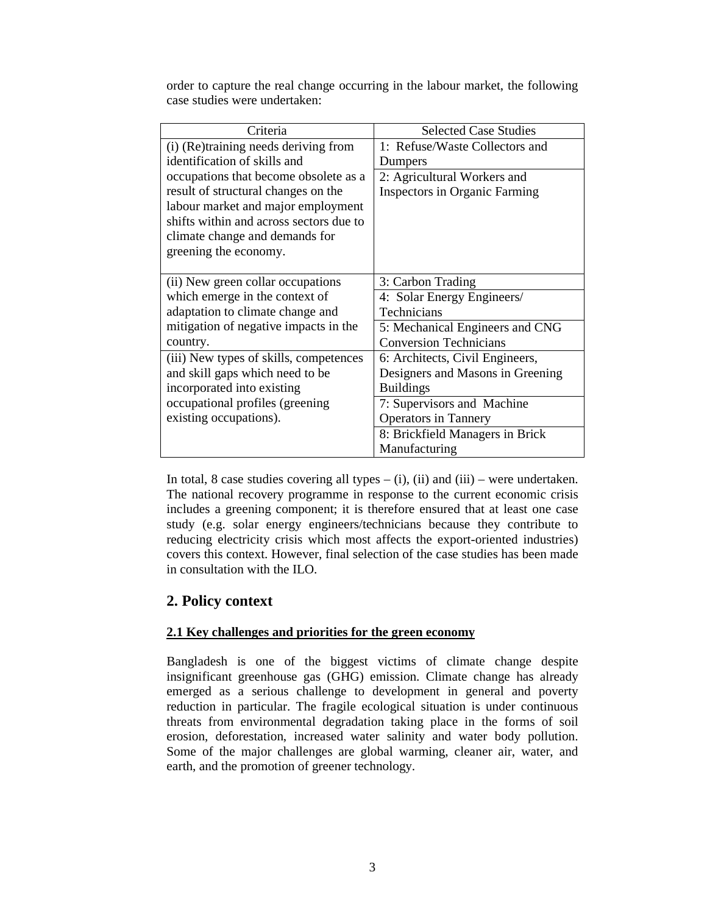order to capture the real change occurring in the labour market, the following case studies were undertaken:

| Criteria | Selected Case Studies |
| --- | --- |
| (i) (Re)training needs deriving from identification of skills and occupations that become obsolete as a result of structural changes on the labour market and major employment shifts within and across sectors due to climate change and demands for greening the economy. | 1: Refuse/Waste Collectors and Dumpers |
| | 2: Agricultural Workers and Inspectors in Organic Farming |
| (ii) New green collar occupations which emerge in the context of adaptation to climate change and mitigation of negative impacts in the country. | 3: Carbon Trading |
| | 4: Solar Energy Engineers/ Technicians |
| | 5: Mechanical Engineers and CNG Conversion Technicians |
| (iii) New types of skills, competences and skill gaps which need to be incorporated into existing occupational profiles (greening existing occupations). | 6: Architects, Civil Engineers, Designers and Masons in Greening Buildings |
| | 7: Supervisors and Machine Operators in Tannery |
| | 8: Brickfield Managers in Brick Manufacturing |

In total, 8 case studies covering all types – (i), (ii) and (iii) – were undertaken. The national recovery programme in response to the current economic crisis includes a greening component; it is therefore ensured that at least one case study (e.g. solar energy engineers/technicians because they contribute to reducing electricity crisis which most affects the export-oriented industries) covers this context. However, final selection of the case studies has been made in consultation with the ILO.

## 2. Policy context

### 2.1 Key challenges and priorities for the green economy

Bangladesh is one of the biggest victims of climate change despite insignificant greenhouse gas (GHG) emission. Climate change has already emerged as a serious challenge to development in general and poverty reduction in particular. The fragile ecological situation is under continuous threats from environmental degradation taking place in the forms of soil erosion, deforestation, increased water salinity and water body pollution. Some of the major challenges are global warming, cleaner air, water, and earth, and the promotion of greener technology.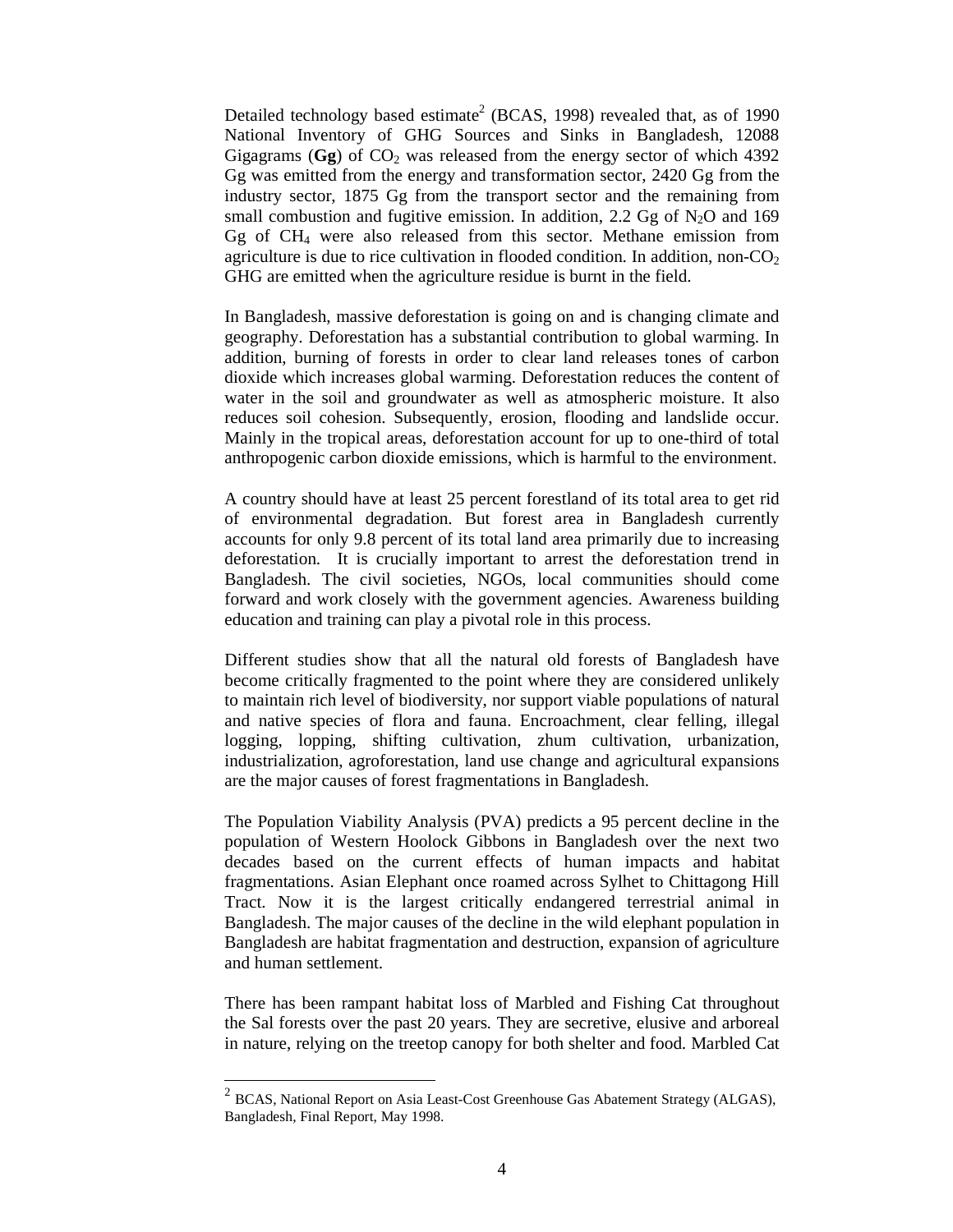Detailed technology based estimate[2] (BCAS, 1998) revealed that, as of 1990 National Inventory of GHG Sources and Sinks in Bangladesh, 12088 Gigagrams (**Gg**) of $CO_2$ was released from the energy sector of which 4392 Gg was emitted from the energy and transformation sector, 2420 Gg from the industry sector, 1875 Gg from the transport sector and the remaining from small combustion and fugitive emission. In addition, 2.2 Gg of $N_2O$ and 169 Gg of $CH_4$ were also released from this sector. Methane emission from agriculture is due to rice cultivation in flooded condition. In addition, non-$CO_2$ GHG are emitted when the agriculture residue is burnt in the field.

In Bangladesh, massive deforestation is going on and is changing climate and geography. Deforestation has a substantial contribution to global warming. In addition, burning of forests in order to clear land releases tones of carbon dioxide which increases global warming. Deforestation reduces the content of water in the soil and groundwater as well as atmospheric moisture. It also reduces soil cohesion. Subsequently, erosion, flooding and landslide occur. Mainly in the tropical areas, deforestation account for up to one-third of total anthropogenic carbon dioxide emissions, which is harmful to the environment.

A country should have at least 25 percent forestland of its total area to get rid of environmental degradation. But forest area in Bangladesh currently accounts for only 9.8 percent of its total land area primarily due to increasing deforestation. It is crucially important to arrest the deforestation trend in Bangladesh. The civil societies, NGOs, local communities should come forward and work closely with the government agencies. Awareness building education and training can play a pivotal role in this process.

Different studies show that all the natural old forests of Bangladesh have become critically fragmented to the point where they are considered unlikely to maintain rich level of biodiversity, nor support viable populations of natural and native species of flora and fauna. Encroachment, clear felling, illegal logging, lopping, shifting cultivation, zhum cultivation, urbanization, industrialization, agroforestation, land use change and agricultural expansions are the major causes of forest fragmentations in Bangladesh.

The Population Viability Analysis (PVA) predicts a 95 percent decline in the population of Western Hoolock Gibbons in Bangladesh over the next two decades based on the current effects of human impacts and habitat fragmentations. Asian Elephant once roamed across Sylhet to Chittagong Hill Tract. Now it is the largest critically endangered terrestrial animal in Bangladesh. The major causes of the decline in the wild elephant population in Bangladesh are habitat fragmentation and destruction, expansion of agriculture and human settlement.

There has been rampant habitat loss of Marbled and Fishing Cat throughout the Sal forests over the past 20 years. They are secretive, elusive and arboreal in nature, relying on the treetop canopy for both shelter and food. Marbled Cat

[2] BCAS, National Report on Asia Least-Cost Greenhouse Gas Abatement Strategy (ALGAS), Bangladesh, Final Report, May 1998.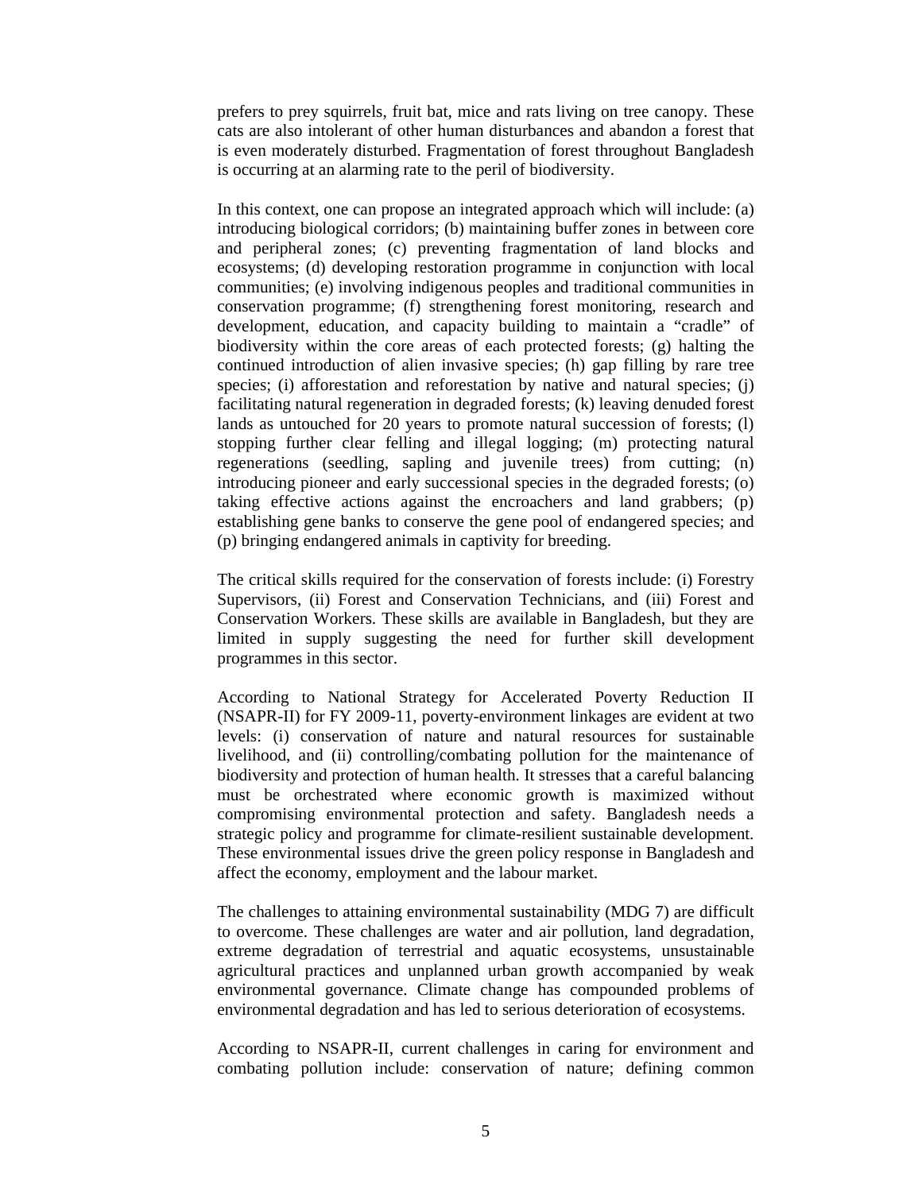prefers to prey squirrels, fruit bat, mice and rats living on tree canopy. These cats are also intolerant of other human disturbances and abandon a forest that is even moderately disturbed. Fragmentation of forest throughout Bangladesh is occurring at an alarming rate to the peril of biodiversity.

In this context, one can propose an integrated approach which will include: (a) introducing biological corridors; (b) maintaining buffer zones in between core and peripheral zones; (c) preventing fragmentation of land blocks and ecosystems; (d) developing restoration programme in conjunction with local communities; (e) involving indigenous peoples and traditional communities in conservation programme; (f) strengthening forest monitoring, research and development, education, and capacity building to maintain a “cradle” of biodiversity within the core areas of each protected forests; (g) halting the continued introduction of alien invasive species; (h) gap filling by rare tree species; (i) afforestation and reforestation by native and natural species; (j) facilitating natural regeneration in degraded forests; (k) leaving denuded forest lands as untouched for 20 years to promote natural succession of forests; (l) stopping further clear felling and illegal logging; (m) protecting natural regenerations (seedling, sapling and juvenile trees) from cutting; (n) introducing pioneer and early successional species in the degraded forests; (o) taking effective actions against the encroachers and land grabbers; (p) establishing gene banks to conserve the gene pool of endangered species; and (p) bringing endangered animals in captivity for breeding.

The critical skills required for the conservation of forests include: (i) Forestry Supervisors, (ii) Forest and Conservation Technicians, and (iii) Forest and Conservation Workers. These skills are available in Bangladesh, but they are limited in supply suggesting the need for further skill development programmes in this sector.

According to National Strategy for Accelerated Poverty Reduction II (NSAPR-II) for FY 2009-11, poverty-environment linkages are evident at two levels: (i) conservation of nature and natural resources for sustainable livelihood, and (ii) controlling/combating pollution for the maintenance of biodiversity and protection of human health. It stresses that a careful balancing must be orchestrated where economic growth is maximized without compromising environmental protection and safety. Bangladesh needs a strategic policy and programme for climate-resilient sustainable development. These environmental issues drive the green policy response in Bangladesh and affect the economy, employment and the labour market.

The challenges to attaining environmental sustainability (MDG 7) are difficult to overcome. These challenges are water and air pollution, land degradation, extreme degradation of terrestrial and aquatic ecosystems, unsustainable agricultural practices and unplanned urban growth accompanied by weak environmental governance. Climate change has compounded problems of environmental degradation and has led to serious deterioration of ecosystems.

According to NSAPR-II, current challenges in caring for environment and combating pollution include: conservation of nature; defining common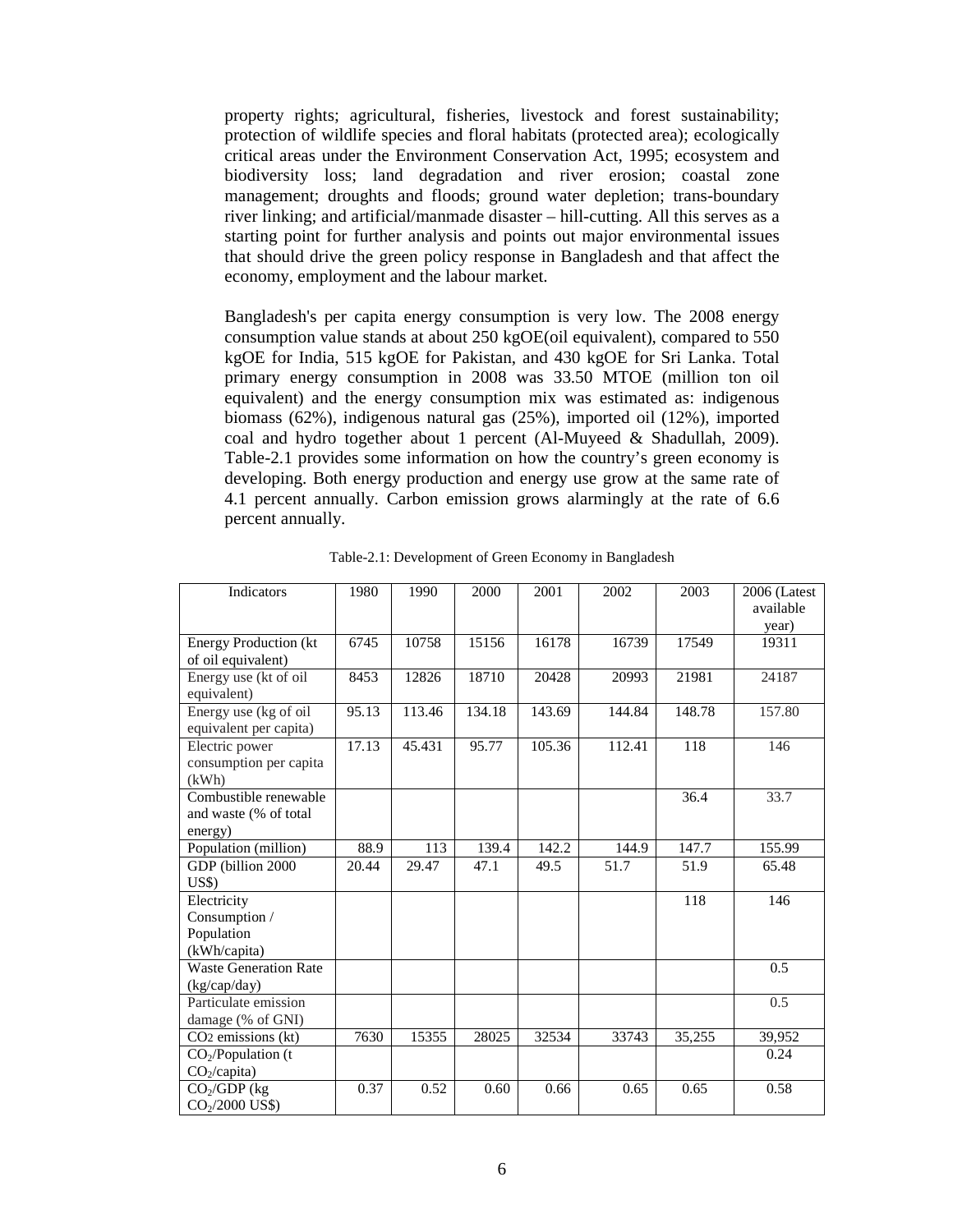property rights; agricultural, fisheries, livestock and forest sustainability; protection of wildlife species and floral habitats (protected area); ecologically critical areas under the Environment Conservation Act, 1995; ecosystem and biodiversity loss; land degradation and river erosion; coastal zone management; droughts and floods; ground water depletion; trans-boundary river linking; and artificial/manmade disaster – hill-cutting. All this serves as a starting point for further analysis and points out major environmental issues that should drive the green policy response in Bangladesh and that affect the economy, employment and the labour market.

Bangladesh's per capita energy consumption is very low. The 2008 energy consumption value stands at about 250 kgOE(oil equivalent), compared to 550 kgOE for India, 515 kgOE for Pakistan, and 430 kgOE for Sri Lanka. Total primary energy consumption in 2008 was 33.50 MTOE (million ton oil equivalent) and the energy consumption mix was estimated as: indigenous biomass (62%), indigenous natural gas (25%), imported oil (12%), imported coal and hydro together about 1 percent (Al-Muyeed & Shadullah, 2009). Table-2.1 provides some information on how the country's green economy is developing. Both energy production and energy use grow at the same rate of 4.1 percent annually. Carbon emission grows alarmingly at the rate of 6.6 percent annually.

Table-2.1: Development of Green Economy in Bangladesh

| Indicators | 1980 | 1990 | 2000 | 2001 | 2002 | 2003 | 2006 (Latest available year) |
|---|---|---|---|---|---|---|---|
| Energy Production (kt of oil equivalent) | 6745 | 10758 | 15156 | 16178 | 16739 | 17549 | 19311 |
| Energy use (kt of oil equivalent) | 8453 | 12826 | 18710 | 20428 | 20993 | 21981 | 24187 |
| Energy use (kg of oil equivalent per capita) | 95.13 | 113.46 | 134.18 | 143.69 | 144.84 | 148.78 | 157.80 |
| Electric power consumption per capita (kWh) | 17.13 | 45.431 | 95.77 | 105.36 | 112.41 | 118 | 146 |
| Combustible renewable and waste (% of total energy) | | | | | | 36.4 | 33.7 |
| Population (million) | 88.9 | 113 | 139.4 | 142.2 | 144.9 | 147.7 | 155.99 |
| GDP (billion 2000 US$) | 20.44 | 29.47 | 47.1 | 49.5 | 51.7 | 51.9 | 65.48 |
| Electricity Consumption / Population (kWh/capita) | | | | | | 118 | 146 |
| Waste Generation Rate (kg/cap/day) | | | | | | | 0.5 |
| Particulate emission damage (% of GNI) | | | | | | | 0.5 |
| $CO_2$ emissions (kt) | 7630 | 15355 | 28025 | 32534 | 33743 | 35,255 | 39,952 |
| $CO_2$/Population (t $CO_2$/capita) | | | | | | | 0.24 |
| $CO_2$/GDP (kg $CO_2$/2000 US$) | 0.37 | 0.52 | 0.60 | 0.66 | 0.65 | 0.65 | 0.58 |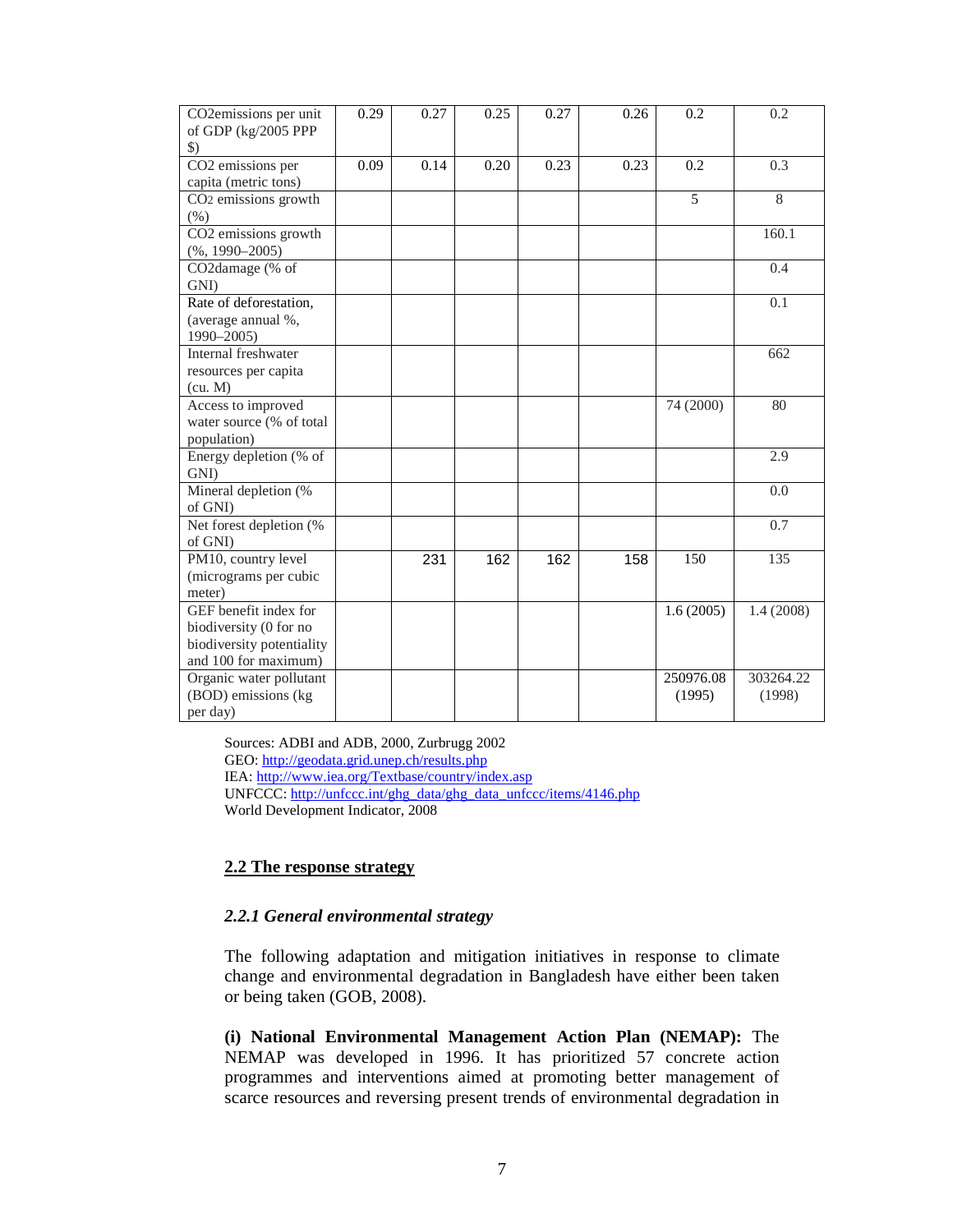| | | | | | | | |
|---|---|---|---|---|---|---|---|
| $CO_2$emissions per unit of GDP (kg/2005 PPP $) | 0.29 | 0.27 | 0.25 | 0.27 | 0.26 | 0.2 | 0.2 |
| $CO_2$ emissions per capita (metric tons) | 0.09 | 0.14 | 0.20 | 0.23 | 0.23 | 0.2 | 0.3 |
| $CO_2$ emissions growth (%) | | | | | | 5 | 8 |
| $CO_2$ emissions growth (%, 1990–2005) | | | | | | | 160.1 |
| $CO_2$damage (% of GNI) | | | | | | | 0.4 |
| Rate of deforestation, (average annual %, 1990–2005) | | | | | | | 0.1 |
| Internal freshwater resources per capita (cu. M) | | | | | | | 662 |
| Access to improved water source (% of total population) | | | | | | 74 (2000) | 80 |
| Energy depletion (% of GNI) | | | | | | | 2.9 |
| Mineral depletion (% of GNI) | | | | | | | 0.0 |
| Net forest depletion (% of GNI) | | | | | | | 0.7 |
| PM10, country level (micrograms per cubic meter) | | 231 | 162 | 162 | 158 | 150 | 135 |
| GEF benefit index for biodiversity (0 for no biodiversity potentiality and 100 for maximum) | | | | | | 1.6 (2005) | 1.4 (2008) |
| Organic water pollutant (BOD) emissions (kg per day) | | | | | | 250976.08 (1995) | 303264.22 (1998) |

Sources: ADBI and ADB, 2000, Zurbrugg 2002
GEO: http://geodata.grid.unep.ch/results.php
IEA: http://www.iea.org/Textbase/country/index.asp
UNFCCC: http://unfccc.int/ghg_data/ghg_data_unfccc/items/4146.php
World Development Indicator, 2008

## 2.2 The response strategy

### *2.2.1 General environmental strategy*

The following adaptation and mitigation initiatives in response to climate change and environmental degradation in Bangladesh have either been taken or being taken (GOB, 2008).

**(i) National Environmental Management Action Plan (NEMAP):** The NEMAP was developed in 1996. It has prioritized 57 concrete action programmes and interventions aimed at promoting better management of scarce resources and reversing present trends of environmental degradation in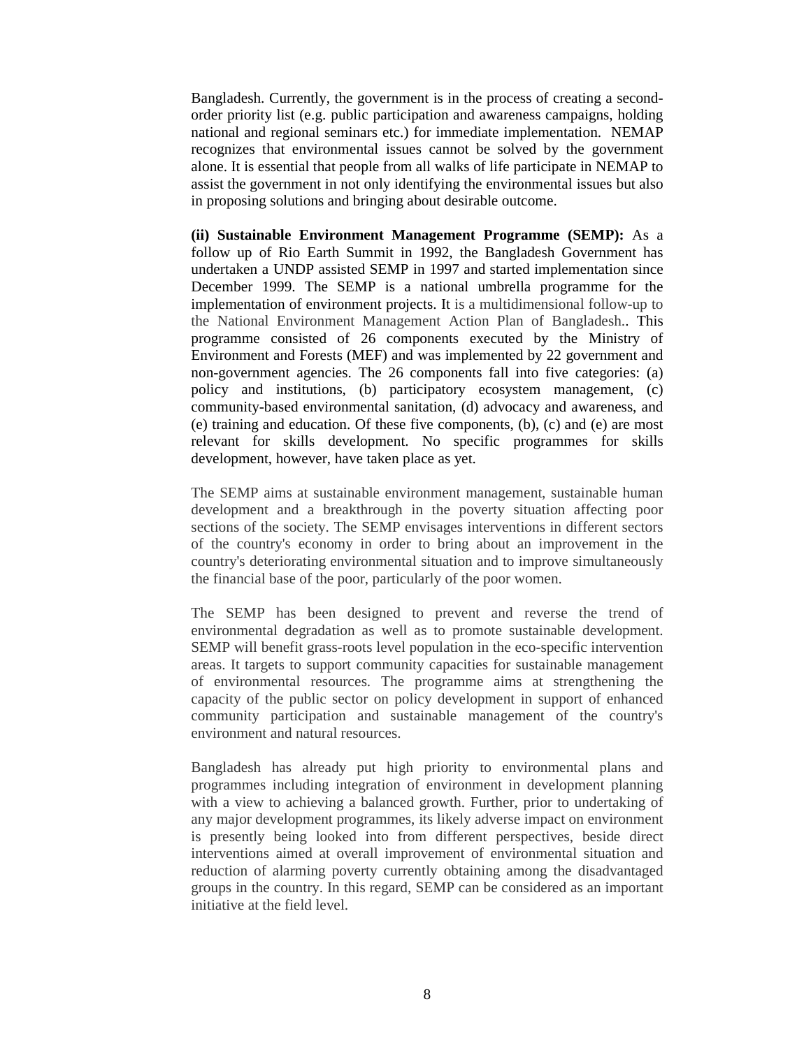Bangladesh. Currently, the government is in the process of creating a second-order priority list (e.g. public participation and awareness campaigns, holding national and regional seminars etc.) for immediate implementation. NEMAP recognizes that environmental issues cannot be solved by the government alone. It is essential that people from all walks of life participate in NEMAP to assist the government in not only identifying the environmental issues but also in proposing solutions and bringing about desirable outcome.

**(ii) Sustainable Environment Management Programme (SEMP):** As a follow up of Rio Earth Summit in 1992, the Bangladesh Government has undertaken a UNDP assisted SEMP in 1997 and started implementation since December 1999. The SEMP is a national umbrella programme for the implementation of environment projects. It is a multidimensional follow-up to the National Environment Management Action Plan of Bangladesh.. This programme consisted of 26 components executed by the Ministry of Environment and Forests (MEF) and was implemented by 22 government and non-government agencies. The 26 components fall into five categories: (a) policy and institutions, (b) participatory ecosystem management, (c) community-based environmental sanitation, (d) advocacy and awareness, and (e) training and education. Of these five components, (b), (c) and (e) are most relevant for skills development. No specific programmes for skills development, however, have taken place as yet.

The SEMP aims at sustainable environment management, sustainable human development and a breakthrough in the poverty situation affecting poor sections of the society. The SEMP envisages interventions in different sectors of the country's economy in order to bring about an improvement in the country's deteriorating environmental situation and to improve simultaneously the financial base of the poor, particularly of the poor women.

The SEMP has been designed to prevent and reverse the trend of environmental degradation as well as to promote sustainable development. SEMP will benefit grass-roots level population in the eco-specific intervention areas. It targets to support community capacities for sustainable management of environmental resources. The programme aims at strengthening the capacity of the public sector on policy development in support of enhanced community participation and sustainable management of the country's environment and natural resources.

Bangladesh has already put high priority to environmental plans and programmes including integration of environment in development planning with a view to achieving a balanced growth. Further, prior to undertaking of any major development programmes, its likely adverse impact on environment is presently being looked into from different perspectives, beside direct interventions aimed at overall improvement of environmental situation and reduction of alarming poverty currently obtaining among the disadvantaged groups in the country. In this regard, SEMP can be considered as an important initiative at the field level.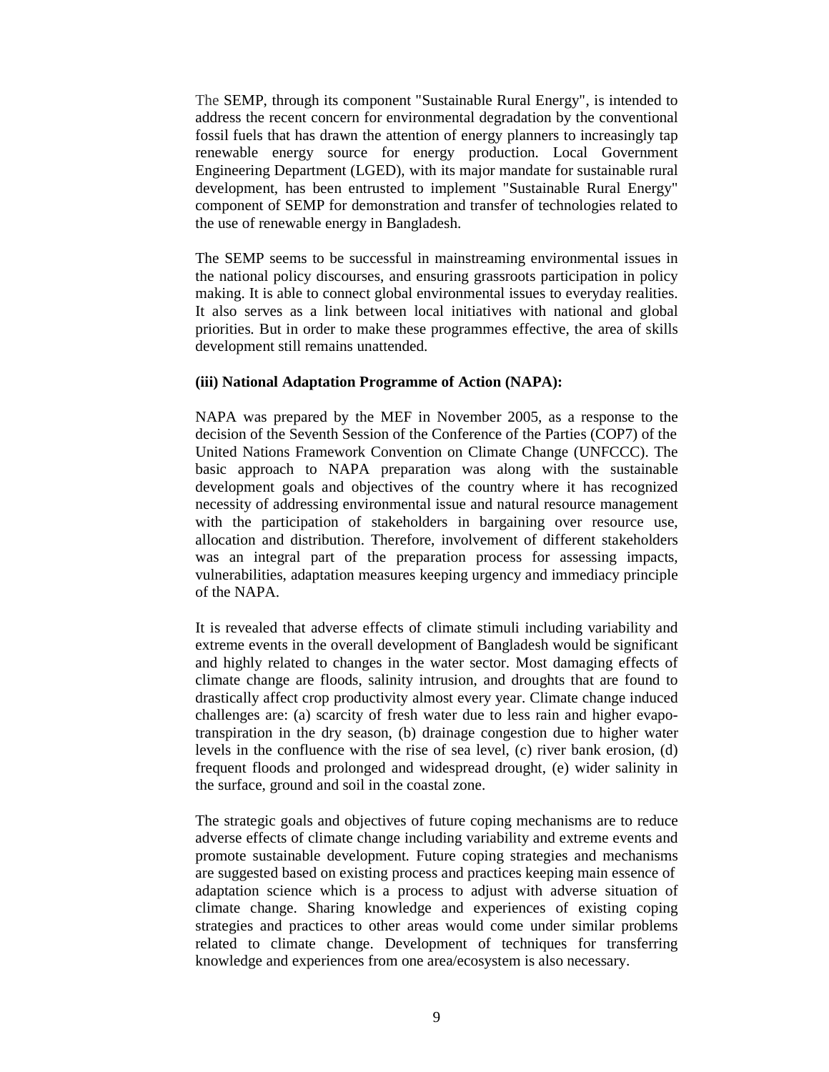The SEMP, through its component "Sustainable Rural Energy", is intended to address the recent concern for environmental degradation by the conventional fossil fuels that has drawn the attention of energy planners to increasingly tap renewable energy source for energy production. Local Government Engineering Department (LGED), with its major mandate for sustainable rural development, has been entrusted to implement "Sustainable Rural Energy" component of SEMP for demonstration and transfer of technologies related to the use of renewable energy in Bangladesh.

The SEMP seems to be successful in mainstreaming environmental issues in the national policy discourses, and ensuring grassroots participation in policy making. It is able to connect global environmental issues to everyday realities. It also serves as a link between local initiatives with national and global priorities. But in order to make these programmes effective, the area of skills development still remains unattended.

**(iii) National Adaptation Programme of Action (NAPA):**

NAPA was prepared by the MEF in November 2005, as a response to the decision of the Seventh Session of the Conference of the Parties (COP7) of the United Nations Framework Convention on Climate Change (UNFCCC). The basic approach to NAPA preparation was along with the sustainable development goals and objectives of the country where it has recognized necessity of addressing environmental issue and natural resource management with the participation of stakeholders in bargaining over resource use, allocation and distribution. Therefore, involvement of different stakeholders was an integral part of the preparation process for assessing impacts, vulnerabilities, adaptation measures keeping urgency and immediacy principle of the NAPA.

It is revealed that adverse effects of climate stimuli including variability and extreme events in the overall development of Bangladesh would be significant and highly related to changes in the water sector. Most damaging effects of climate change are floods, salinity intrusion, and droughts that are found to drastically affect crop productivity almost every year. Climate change induced challenges are: (a) scarcity of fresh water due to less rain and higher evapo-transpiration in the dry season, (b) drainage congestion due to higher water levels in the confluence with the rise of sea level, (c) river bank erosion, (d) frequent floods and prolonged and widespread drought, (e) wider salinity in the surface, ground and soil in the coastal zone.

The strategic goals and objectives of future coping mechanisms are to reduce adverse effects of climate change including variability and extreme events and promote sustainable development. Future coping strategies and mechanisms are suggested based on existing process and practices keeping main essence of adaptation science which is a process to adjust with adverse situation of climate change. Sharing knowledge and experiences of existing coping strategies and practices to other areas would come under similar problems related to climate change. Development of techniques for transferring knowledge and experiences from one area/ecosystem is also necessary.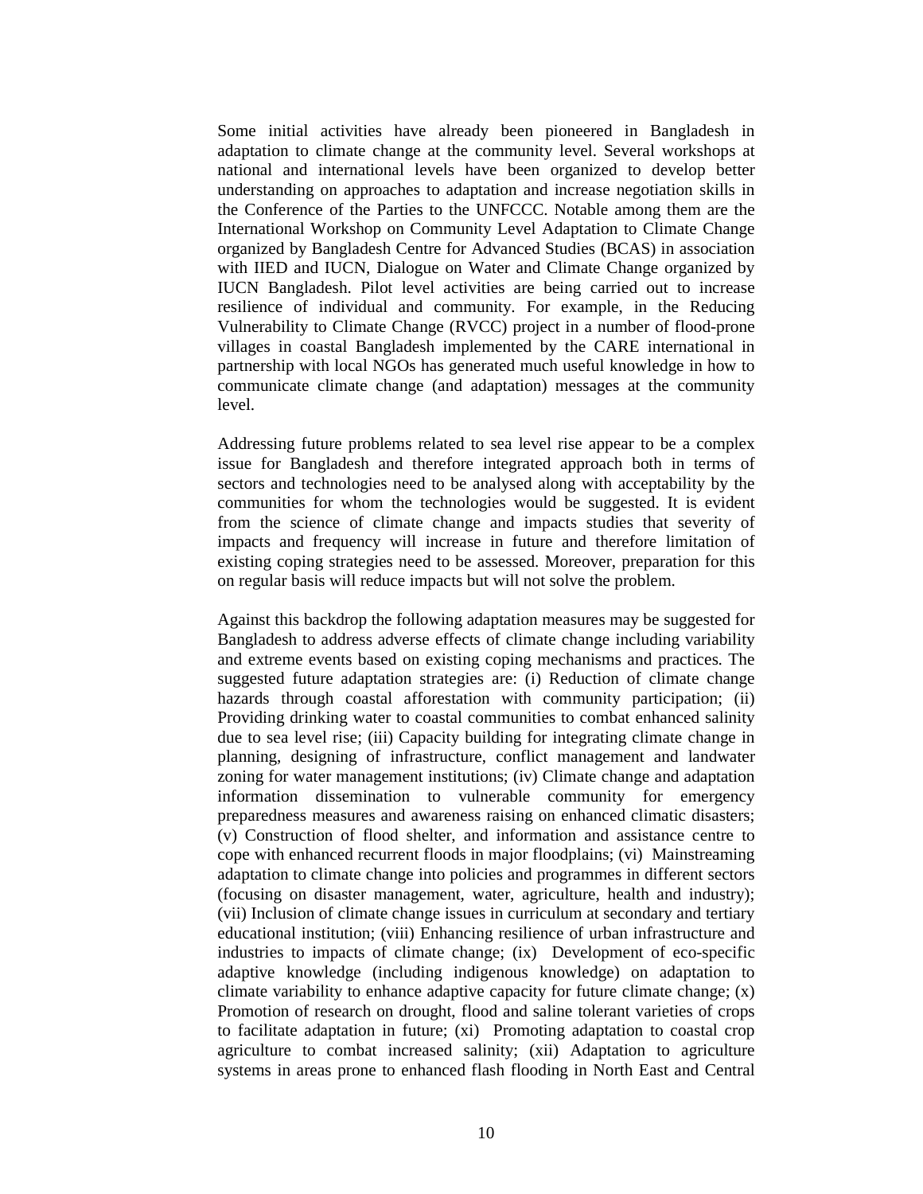Some initial activities have already been pioneered in Bangladesh in adaptation to climate change at the community level. Several workshops at national and international levels have been organized to develop better understanding on approaches to adaptation and increase negotiation skills in the Conference of the Parties to the UNFCCC. Notable among them are the International Workshop on Community Level Adaptation to Climate Change organized by Bangladesh Centre for Advanced Studies (BCAS) in association with IIED and IUCN, Dialogue on Water and Climate Change organized by IUCN Bangladesh. Pilot level activities are being carried out to increase resilience of individual and community. For example, in the Reducing Vulnerability to Climate Change (RVCC) project in a number of flood-prone villages in coastal Bangladesh implemented by the CARE international in partnership with local NGOs has generated much useful knowledge in how to communicate climate change (and adaptation) messages at the community level.

Addressing future problems related to sea level rise appear to be a complex issue for Bangladesh and therefore integrated approach both in terms of sectors and technologies need to be analysed along with acceptability by the communities for whom the technologies would be suggested. It is evident from the science of climate change and impacts studies that severity of impacts and frequency will increase in future and therefore limitation of existing coping strategies need to be assessed. Moreover, preparation for this on regular basis will reduce impacts but will not solve the problem.

Against this backdrop the following adaptation measures may be suggested for Bangladesh to address adverse effects of climate change including variability and extreme events based on existing coping mechanisms and practices. The suggested future adaptation strategies are: (i) Reduction of climate change hazards through coastal afforestation with community participation; (ii) Providing drinking water to coastal communities to combat enhanced salinity due to sea level rise; (iii) Capacity building for integrating climate change in planning, designing of infrastructure, conflict management and landwater zoning for water management institutions; (iv) Climate change and adaptation information dissemination to vulnerable community for emergency preparedness measures and awareness raising on enhanced climatic disasters; (v) Construction of flood shelter, and information and assistance centre to cope with enhanced recurrent floods in major floodplains; (vi) Mainstreaming adaptation to climate change into policies and programmes in different sectors (focusing on disaster management, water, agriculture, health and industry); (vii) Inclusion of climate change issues in curriculum at secondary and tertiary educational institution; (viii) Enhancing resilience of urban infrastructure and industries to impacts of climate change; (ix) Development of eco-specific adaptive knowledge (including indigenous knowledge) on adaptation to climate variability to enhance adaptive capacity for future climate change; (x) Promotion of research on drought, flood and saline tolerant varieties of crops to facilitate adaptation in future; (xi) Promoting adaptation to coastal crop agriculture to combat increased salinity; (xii) Adaptation to agriculture systems in areas prone to enhanced flash flooding in North East and Central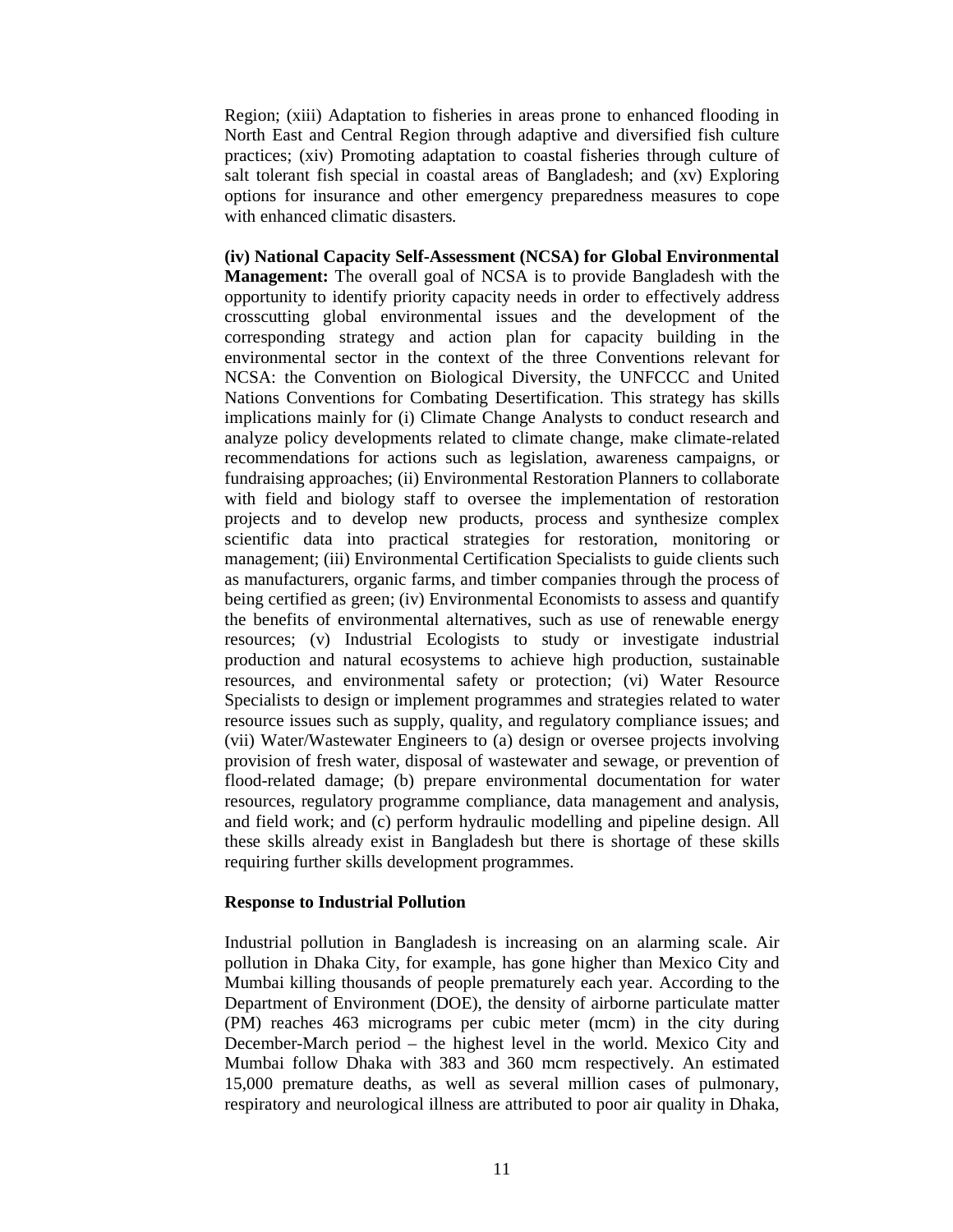Region; (xiii) Adaptation to fisheries in areas prone to enhanced flooding in North East and Central Region through adaptive and diversified fish culture practices; (xiv) Promoting adaptation to coastal fisheries through culture of salt tolerant fish special in coastal areas of Bangladesh; and (xv) Exploring options for insurance and other emergency preparedness measures to cope with enhanced climatic disasters.

**(iv) National Capacity Self-Assessment (NCSA) for Global Environmental Management:** The overall goal of NCSA is to provide Bangladesh with the opportunity to identify priority capacity needs in order to effectively address crosscutting global environmental issues and the development of the corresponding strategy and action plan for capacity building in the environmental sector in the context of the three Conventions relevant for NCSA: the Convention on Biological Diversity, the UNFCCC and United Nations Conventions for Combating Desertification. This strategy has skills implications mainly for (i) Climate Change Analysts to conduct research and analyze policy developments related to climate change, make climate-related recommendations for actions such as legislation, awareness campaigns, or fundraising approaches; (ii) Environmental Restoration Planners to collaborate with field and biology staff to oversee the implementation of restoration projects and to develop new products, process and synthesize complex scientific data into practical strategies for restoration, monitoring or management; (iii) Environmental Certification Specialists to guide clients such as manufacturers, organic farms, and timber companies through the process of being certified as green; (iv) Environmental Economists to assess and quantify the benefits of environmental alternatives, such as use of renewable energy resources; (v) Industrial Ecologists to study or investigate industrial production and natural ecosystems to achieve high production, sustainable resources, and environmental safety or protection; (vi) Water Resource Specialists to design or implement programmes and strategies related to water resource issues such as supply, quality, and regulatory compliance issues; and (vii) Water/Wastewater Engineers to (a) design or oversee projects involving provision of fresh water, disposal of wastewater and sewage, or prevention of flood-related damage; (b) prepare environmental documentation for water resources, regulatory programme compliance, data management and analysis, and field work; and (c) perform hydraulic modelling and pipeline design. All these skills already exist in Bangladesh but there is shortage of these skills requiring further skills development programmes.

**Response to Industrial Pollution**

Industrial pollution in Bangladesh is increasing on an alarming scale. Air pollution in Dhaka City, for example, has gone higher than Mexico City and Mumbai killing thousands of people prematurely each year. According to the Department of Environment (DOE), the density of airborne particulate matter (PM) reaches 463 micrograms per cubic meter (mcm) in the city during December-March period – the highest level in the world. Mexico City and Mumbai follow Dhaka with 383 and 360 mcm respectively. An estimated 15,000 premature deaths, as well as several million cases of pulmonary, respiratory and neurological illness are attributed to poor air quality in Dhaka,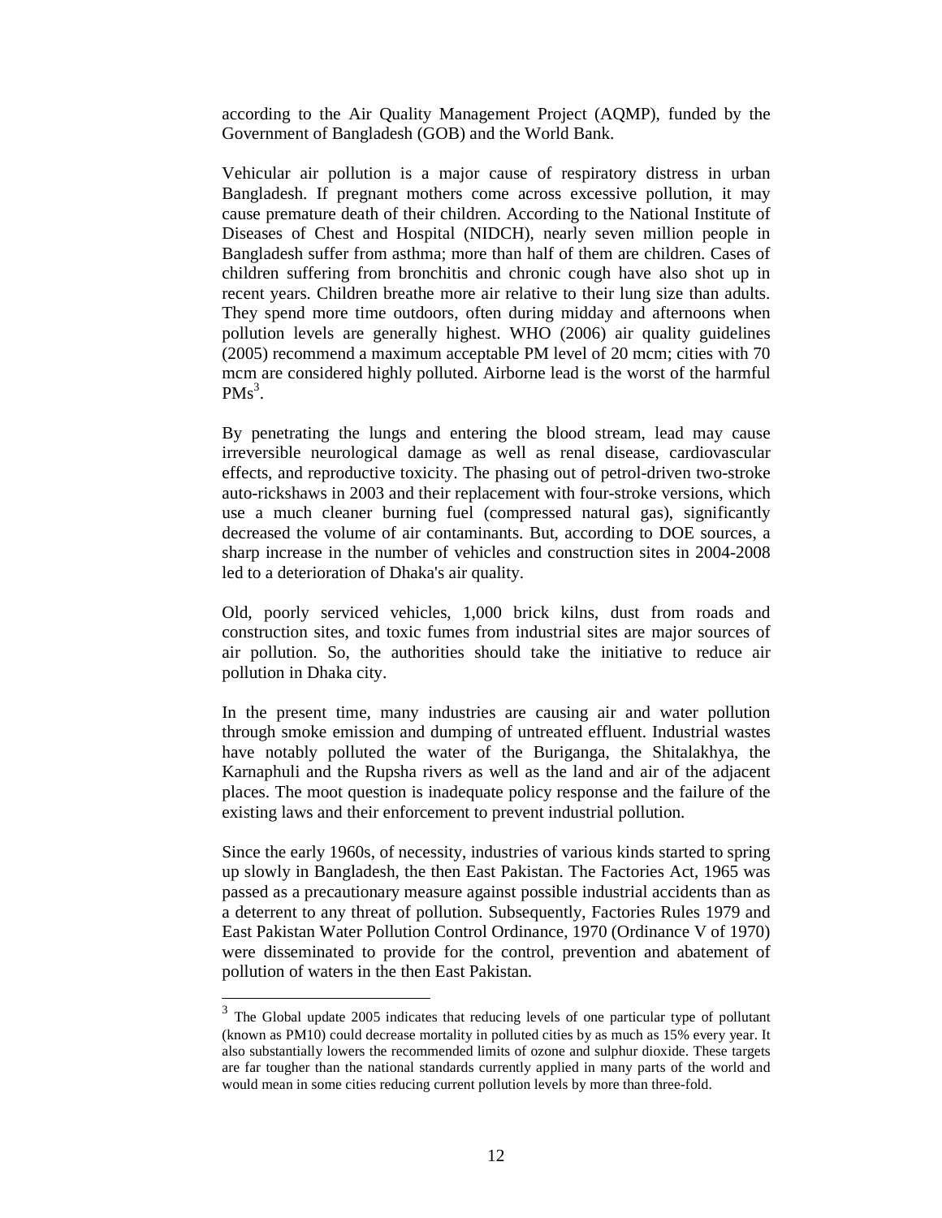according to the Air Quality Management Project (AQMP), funded by the Government of Bangladesh (GOB) and the World Bank.

Vehicular air pollution is a major cause of respiratory distress in urban Bangladesh. If pregnant mothers come across excessive pollution, it may cause premature death of their children. According to the National Institute of Diseases of Chest and Hospital (NIDCH), nearly seven million people in Bangladesh suffer from asthma; more than half of them are children. Cases of children suffering from bronchitis and chronic cough have also shot up in recent years. Children breathe more air relative to their lung size than adults. They spend more time outdoors, often during midday and afternoons when pollution levels are generally highest. WHO (2006) air quality guidelines (2005) recommend a maximum acceptable PM level of 20 mcm; cities with 70 mcm are considered highly polluted. Airborne lead is the worst of the harmful PMs[3].

By penetrating the lungs and entering the blood stream, lead may cause irreversible neurological damage as well as renal disease, cardiovascular effects, and reproductive toxicity. The phasing out of petrol-driven two-stroke auto-rickshaws in 2003 and their replacement with four-stroke versions, which use a much cleaner burning fuel (compressed natural gas), significantly decreased the volume of air contaminants. But, according to DOE sources, a sharp increase in the number of vehicles and construction sites in 2004-2008 led to a deterioration of Dhaka's air quality.

Old, poorly serviced vehicles, 1,000 brick kilns, dust from roads and construction sites, and toxic fumes from industrial sites are major sources of air pollution. So, the authorities should take the initiative to reduce air pollution in Dhaka city.

In the present time, many industries are causing air and water pollution through smoke emission and dumping of untreated effluent. Industrial wastes have notably polluted the water of the Buriganga, the Shitalakhya, the Karnaphuli and the Rupsha rivers as well as the land and air of the adjacent places. The moot question is inadequate policy response and the failure of the existing laws and their enforcement to prevent industrial pollution.

Since the early 1960s, of necessity, industries of various kinds started to spring up slowly in Bangladesh, the then East Pakistan. The Factories Act, 1965 was passed as a precautionary measure against possible industrial accidents than as a deterrent to any threat of pollution. Subsequently, Factories Rules 1979 and East Pakistan Water Pollution Control Ordinance, 1970 (Ordinance V of 1970) were disseminated to provide for the control, prevention and abatement of pollution of waters in the then East Pakistan.

---

[3] The Global update 2005 indicates that reducing levels of one particular type of pollutant (known as PM10) could decrease mortality in polluted cities by as much as 15% every year. It also substantially lowers the recommended limits of ozone and sulphur dioxide. These targets are far tougher than the national standards currently applied in many parts of the world and would mean in some cities reducing current pollution levels by more than three-fold.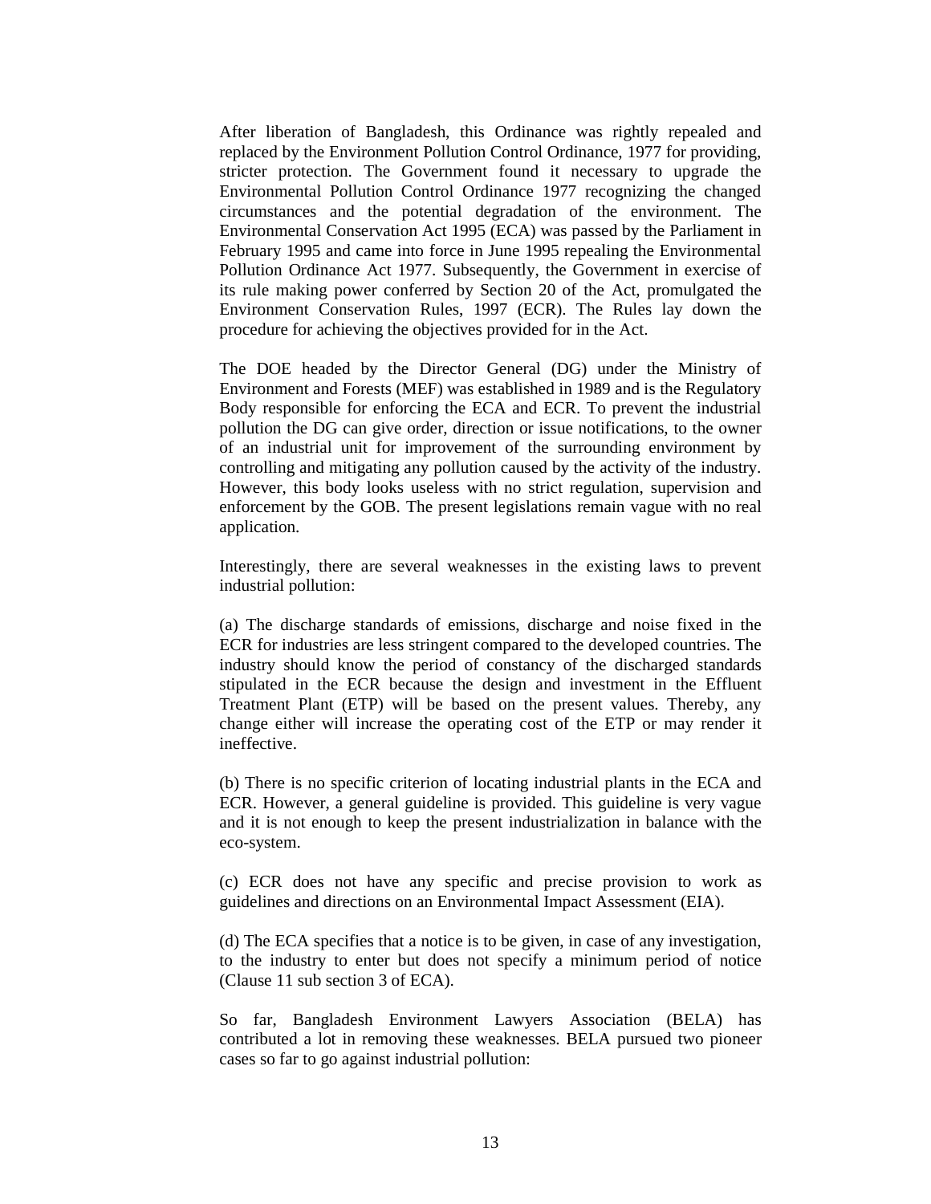After liberation of Bangladesh, this Ordinance was rightly repealed and replaced by the Environment Pollution Control Ordinance, 1977 for providing, stricter protection. The Government found it necessary to upgrade the Environmental Pollution Control Ordinance 1977 recognizing the changed circumstances and the potential degradation of the environment. The Environmental Conservation Act 1995 (ECA) was passed by the Parliament in February 1995 and came into force in June 1995 repealing the Environmental Pollution Ordinance Act 1977. Subsequently, the Government in exercise of its rule making power conferred by Section 20 of the Act, promulgated the Environment Conservation Rules, 1997 (ECR). The Rules lay down the procedure for achieving the objectives provided for in the Act.

The DOE headed by the Director General (DG) under the Ministry of Environment and Forests (MEF) was established in 1989 and is the Regulatory Body responsible for enforcing the ECA and ECR. To prevent the industrial pollution the DG can give order, direction or issue notifications, to the owner of an industrial unit for improvement of the surrounding environment by controlling and mitigating any pollution caused by the activity of the industry. However, this body looks useless with no strict regulation, supervision and enforcement by the GOB. The present legislations remain vague with no real application.

Interestingly, there are several weaknesses in the existing laws to prevent industrial pollution:

(a) The discharge standards of emissions, discharge and noise fixed in the ECR for industries are less stringent compared to the developed countries. The industry should know the period of constancy of the discharged standards stipulated in the ECR because the design and investment in the Effluent Treatment Plant (ETP) will be based on the present values. Thereby, any change either will increase the operating cost of the ETP or may render it ineffective.

(b) There is no specific criterion of locating industrial plants in the ECA and ECR. However, a general guideline is provided. This guideline is very vague and it is not enough to keep the present industrialization in balance with the eco-system.

(c) ECR does not have any specific and precise provision to work as guidelines and directions on an Environmental Impact Assessment (EIA).

(d) The ECA specifies that a notice is to be given, in case of any investigation, to the industry to enter but does not specify a minimum period of notice (Clause 11 sub section 3 of ECA).

So far, Bangladesh Environment Lawyers Association (BELA) has contributed a lot in removing these weaknesses. BELA pursued two pioneer cases so far to go against industrial pollution: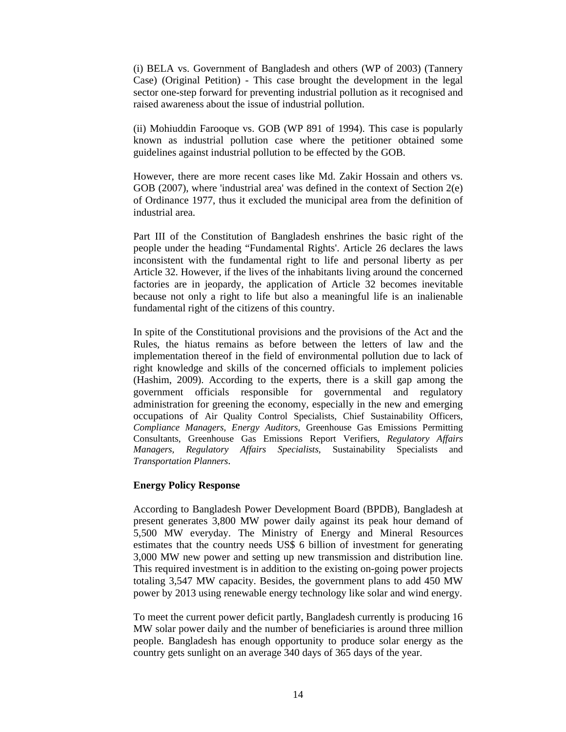(i) BELA vs. Government of Bangladesh and others (WP of 2003) (Tannery Case) (Original Petition) - This case brought the development in the legal sector one-step forward for preventing industrial pollution as it recognised and raised awareness about the issue of industrial pollution.

(ii) Mohiuddin Farooque vs. GOB (WP 891 of 1994). This case is popularly known as industrial pollution case where the petitioner obtained some guidelines against industrial pollution to be effected by the GOB.

However, there are more recent cases like Md. Zakir Hossain and others vs. GOB (2007), where 'industrial area' was defined in the context of Section 2(e) of Ordinance 1977, thus it excluded the municipal area from the definition of industrial area.

Part III of the Constitution of Bangladesh enshrines the basic right of the people under the heading "Fundamental Rights'. Article 26 declares the laws inconsistent with the fundamental right to life and personal liberty as per Article 32. However, if the lives of the inhabitants living around the concerned factories are in jeopardy, the application of Article 32 becomes inevitable because not only a right to life but also a meaningful life is an inalienable fundamental right of the citizens of this country.

In spite of the Constitutional provisions and the provisions of the Act and the Rules, the hiatus remains as before between the letters of law and the implementation thereof in the field of environmental pollution due to lack of right knowledge and skills of the concerned officials to implement policies (Hashim, 2009). According to the experts, there is a skill gap among the government officials responsible for governmental and regulatory administration for greening the economy, especially in the new and emerging occupations of Air Quality Control Specialists, Chief Sustainability Officers, *Compliance Managers*, *Energy Auditors*, Greenhouse Gas Emissions Permitting Consultants, Greenhouse Gas Emissions Report Verifiers, *Regulatory Affairs Managers*, *Regulatory Affairs Specialists*, Sustainability Specialists and *Transportation Planners*.

**Energy Policy Response**

According to Bangladesh Power Development Board (BPDB), Bangladesh at present generates 3,800 MW power daily against its peak hour demand of 5,500 MW everyday. The Ministry of Energy and Mineral Resources estimates that the country needs US$ 6 billion of investment for generating 3,000 MW new power and setting up new transmission and distribution line. This required investment is in addition to the existing on-going power projects totaling 3,547 MW capacity. Besides, the government plans to add 450 MW power by 2013 using renewable energy technology like solar and wind energy.

To meet the current power deficit partly, Bangladesh currently is producing 16 MW solar power daily and the number of beneficiaries is around three million people. Bangladesh has enough opportunity to produce solar energy as the country gets sunlight on an average 340 days of 365 days of the year.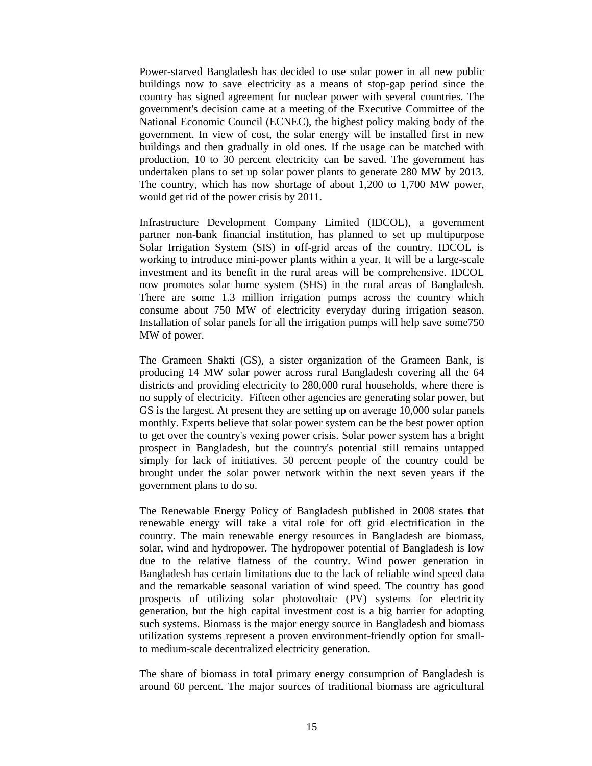Power-starved Bangladesh has decided to use solar power in all new public buildings now to save electricity as a means of stop-gap period since the country has signed agreement for nuclear power with several countries. The government's decision came at a meeting of the Executive Committee of the National Economic Council (ECNEC), the highest policy making body of the government. In view of cost, the solar energy will be installed first in new buildings and then gradually in old ones. If the usage can be matched with production, 10 to 30 percent electricity can be saved. The government has undertaken plans to set up solar power plants to generate 280 MW by 2013. The country, which has now shortage of about 1,200 to 1,700 MW power, would get rid of the power crisis by 2011.

Infrastructure Development Company Limited (IDCOL), a government partner non-bank financial institution, has planned to set up multipurpose Solar Irrigation System (SIS) in off-grid areas of the country. IDCOL is working to introduce mini-power plants within a year. It will be a large-scale investment and its benefit in the rural areas will be comprehensive. IDCOL now promotes solar home system (SHS) in the rural areas of Bangladesh. There are some 1.3 million irrigation pumps across the country which consume about 750 MW of electricity everyday during irrigation season. Installation of solar panels for all the irrigation pumps will help save some750 MW of power.

The Grameen Shakti (GS), a sister organization of the Grameen Bank, is producing 14 MW solar power across rural Bangladesh covering all the 64 districts and providing electricity to 280,000 rural households, where there is no supply of electricity. Fifteen other agencies are generating solar power, but GS is the largest. At present they are setting up on average 10,000 solar panels monthly. Experts believe that solar power system can be the best power option to get over the country's vexing power crisis. Solar power system has a bright prospect in Bangladesh, but the country's potential still remains untapped simply for lack of initiatives. 50 percent people of the country could be brought under the solar power network within the next seven years if the government plans to do so.

The Renewable Energy Policy of Bangladesh published in 2008 states that renewable energy will take a vital role for off grid electrification in the country. The main renewable energy resources in Bangladesh are biomass, solar, wind and hydropower. The hydropower potential of Bangladesh is low due to the relative flatness of the country. Wind power generation in Bangladesh has certain limitations due to the lack of reliable wind speed data and the remarkable seasonal variation of wind speed. The country has good prospects of utilizing solar photovoltaic (PV) systems for electricity generation, but the high capital investment cost is a big barrier for adopting such systems. Biomass is the major energy source in Bangladesh and biomass utilization systems represent a proven environment-friendly option for small-to medium-scale decentralized electricity generation.

The share of biomass in total primary energy consumption of Bangladesh is around 60 percent. The major sources of traditional biomass are agricultural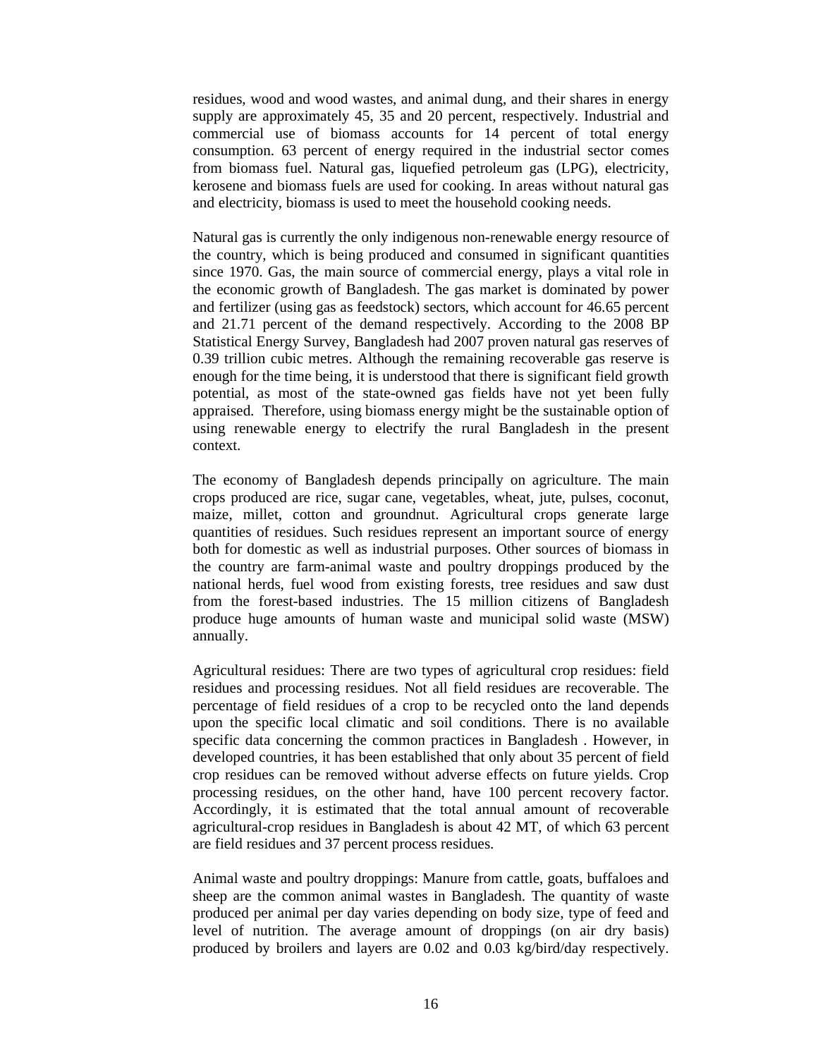residues, wood and wood wastes, and animal dung, and their shares in energy supply are approximately 45, 35 and 20 percent, respectively. Industrial and commercial use of biomass accounts for 14 percent of total energy consumption. 63 percent of energy required in the industrial sector comes from biomass fuel. Natural gas, liquefied petroleum gas (LPG), electricity, kerosene and biomass fuels are used for cooking. In areas without natural gas and electricity, biomass is used to meet the household cooking needs.

Natural gas is currently the only indigenous non-renewable energy resource of the country, which is being produced and consumed in significant quantities since 1970. Gas, the main source of commercial energy, plays a vital role in the economic growth of Bangladesh. The gas market is dominated by power and fertilizer (using gas as feedstock) sectors, which account for 46.65 percent and 21.71 percent of the demand respectively. According to the 2008 BP Statistical Energy Survey, Bangladesh had 2007 proven natural gas reserves of 0.39 trillion cubic metres. Although the remaining recoverable gas reserve is enough for the time being, it is understood that there is significant field growth potential, as most of the state-owned gas fields have not yet been fully appraised. Therefore, using biomass energy might be the sustainable option of using renewable energy to electrify the rural Bangladesh in the present context.

The economy of Bangladesh depends principally on agriculture. The main crops produced are rice, sugar cane, vegetables, wheat, jute, pulses, coconut, maize, millet, cotton and groundnut. Agricultural crops generate large quantities of residues. Such residues represent an important source of energy both for domestic as well as industrial purposes. Other sources of biomass in the country are farm-animal waste and poultry droppings produced by the national herds, fuel wood from existing forests, tree residues and saw dust from the forest-based industries. The 15 million citizens of Bangladesh produce huge amounts of human waste and municipal solid waste (MSW) annually.

Agricultural residues: There are two types of agricultural crop residues: field residues and processing residues. Not all field residues are recoverable. The percentage of field residues of a crop to be recycled onto the land depends upon the specific local climatic and soil conditions. There is no available specific data concerning the common practices in Bangladesh . However, in developed countries, it has been established that only about 35 percent of field crop residues can be removed without adverse effects on future yields. Crop processing residues, on the other hand, have 100 percent recovery factor. Accordingly, it is estimated that the total annual amount of recoverable agricultural-crop residues in Bangladesh is about 42 MT, of which 63 percent are field residues and 37 percent process residues.

Animal waste and poultry droppings: Manure from cattle, goats, buffaloes and sheep are the common animal wastes in Bangladesh. The quantity of waste produced per animal per day varies depending on body size, type of feed and level of nutrition. The average amount of droppings (on air dry basis) produced by broilers and layers are 0.02 and 0.03 kg/bird/day respectively.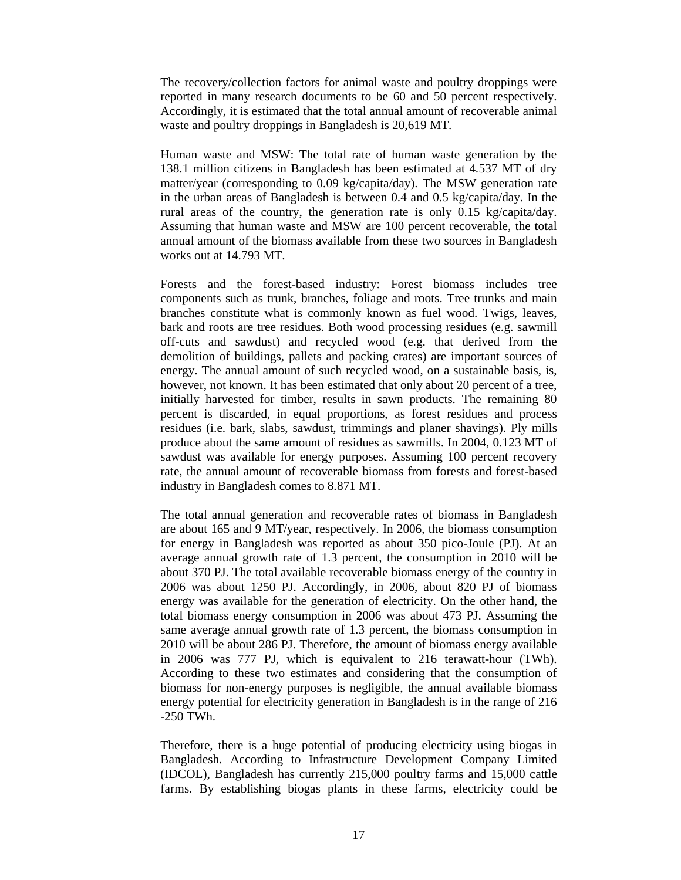The recovery/collection factors for animal waste and poultry droppings were reported in many research documents to be 60 and 50 percent respectively. Accordingly, it is estimated that the total annual amount of recoverable animal waste and poultry droppings in Bangladesh is 20,619 MT.

Human waste and MSW: The total rate of human waste generation by the 138.1 million citizens in Bangladesh has been estimated at 4.537 MT of dry matter/year (corresponding to 0.09 kg/capita/day). The MSW generation rate in the urban areas of Bangladesh is between 0.4 and 0.5 kg/capita/day. In the rural areas of the country, the generation rate is only 0.15 kg/capita/day. Assuming that human waste and MSW are 100 percent recoverable, the total annual amount of the biomass available from these two sources in Bangladesh works out at 14.793 MT.

Forests and the forest-based industry: Forest biomass includes tree components such as trunk, branches, foliage and roots. Tree trunks and main branches constitute what is commonly known as fuel wood. Twigs, leaves, bark and roots are tree residues. Both wood processing residues (e.g. sawmill off-cuts and sawdust) and recycled wood (e.g. that derived from the demolition of buildings, pallets and packing crates) are important sources of energy. The annual amount of such recycled wood, on a sustainable basis, is, however, not known. It has been estimated that only about 20 percent of a tree, initially harvested for timber, results in sawn products. The remaining 80 percent is discarded, in equal proportions, as forest residues and process residues (i.e. bark, slabs, sawdust, trimmings and planer shavings). Ply mills produce about the same amount of residues as sawmills. In 2004, 0.123 MT of sawdust was available for energy purposes. Assuming 100 percent recovery rate, the annual amount of recoverable biomass from forests and forest-based industry in Bangladesh comes to 8.871 MT.

The total annual generation and recoverable rates of biomass in Bangladesh are about 165 and 9 MT/year, respectively. In 2006, the biomass consumption for energy in Bangladesh was reported as about 350 pico-Joule (PJ). At an average annual growth rate of 1.3 percent, the consumption in 2010 will be about 370 PJ. The total available recoverable biomass energy of the country in 2006 was about 1250 PJ. Accordingly, in 2006, about 820 PJ of biomass energy was available for the generation of electricity. On the other hand, the total biomass energy consumption in 2006 was about 473 PJ. Assuming the same average annual growth rate of 1.3 percent, the biomass consumption in 2010 will be about 286 PJ. Therefore, the amount of biomass energy available in 2006 was 777 PJ, which is equivalent to 216 terawatt-hour (TWh). According to these two estimates and considering that the consumption of biomass for non-energy purposes is negligible, the annual available biomass energy potential for electricity generation in Bangladesh is in the range of 216 -250 TWh.

Therefore, there is a huge potential of producing electricity using biogas in Bangladesh. According to Infrastructure Development Company Limited (IDCOL), Bangladesh has currently 215,000 poultry farms and 15,000 cattle farms. By establishing biogas plants in these farms, electricity could be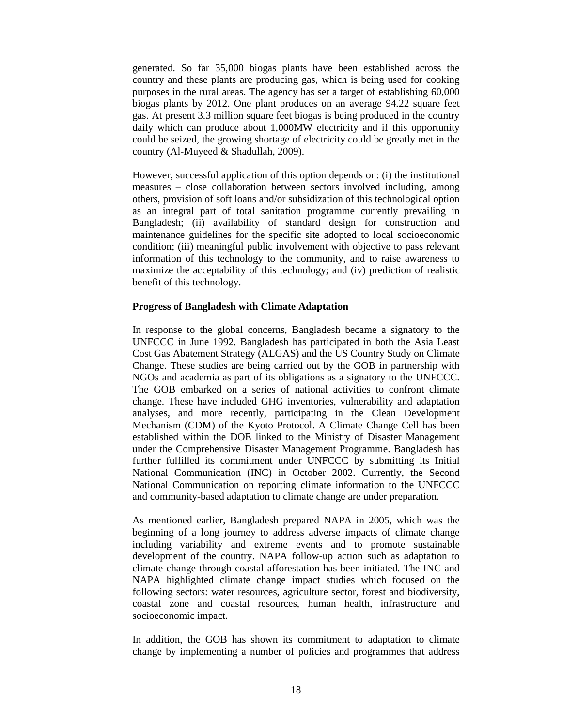generated. So far 35,000 biogas plants have been established across the country and these plants are producing gas, which is being used for cooking purposes in the rural areas. The agency has set a target of establishing 60,000 biogas plants by 2012. One plant produces on an average 94.22 square feet gas. At present 3.3 million square feet biogas is being produced in the country daily which can produce about 1,000MW electricity and if this opportunity could be seized, the growing shortage of electricity could be greatly met in the country (Al-Muyeed & Shadullah, 2009).

However, successful application of this option depends on: (i) the institutional measures – close collaboration between sectors involved including, among others, provision of soft loans and/or subsidization of this technological option as an integral part of total sanitation programme currently prevailing in Bangladesh; (ii) availability of standard design for construction and maintenance guidelines for the specific site adopted to local socioeconomic condition; (iii) meaningful public involvement with objective to pass relevant information of this technology to the community, and to raise awareness to maximize the acceptability of this technology; and (iv) prediction of realistic benefit of this technology.

**Progress of Bangladesh with Climate Adaptation**

In response to the global concerns, Bangladesh became a signatory to the UNFCCC in June 1992. Bangladesh has participated in both the Asia Least Cost Gas Abatement Strategy (ALGAS) and the US Country Study on Climate Change. These studies are being carried out by the GOB in partnership with NGOs and academia as part of its obligations as a signatory to the UNFCCC. The GOB embarked on a series of national activities to confront climate change. These have included GHG inventories, vulnerability and adaptation analyses, and more recently, participating in the Clean Development Mechanism (CDM) of the Kyoto Protocol. A Climate Change Cell has been established within the DOE linked to the Ministry of Disaster Management under the Comprehensive Disaster Management Programme. Bangladesh has further fulfilled its commitment under UNFCCC by submitting its Initial National Communication (INC) in October 2002. Currently, the Second National Communication on reporting climate information to the UNFCCC and community-based adaptation to climate change are under preparation.

As mentioned earlier, Bangladesh prepared NAPA in 2005, which was the beginning of a long journey to address adverse impacts of climate change including variability and extreme events and to promote sustainable development of the country. NAPA follow-up action such as adaptation to climate change through coastal afforestation has been initiated. The INC and NAPA highlighted climate change impact studies which focused on the following sectors: water resources, agriculture sector, forest and biodiversity, coastal zone and coastal resources, human health, infrastructure and socioeconomic impact.

In addition, the GOB has shown its commitment to adaptation to climate change by implementing a number of policies and programmes that address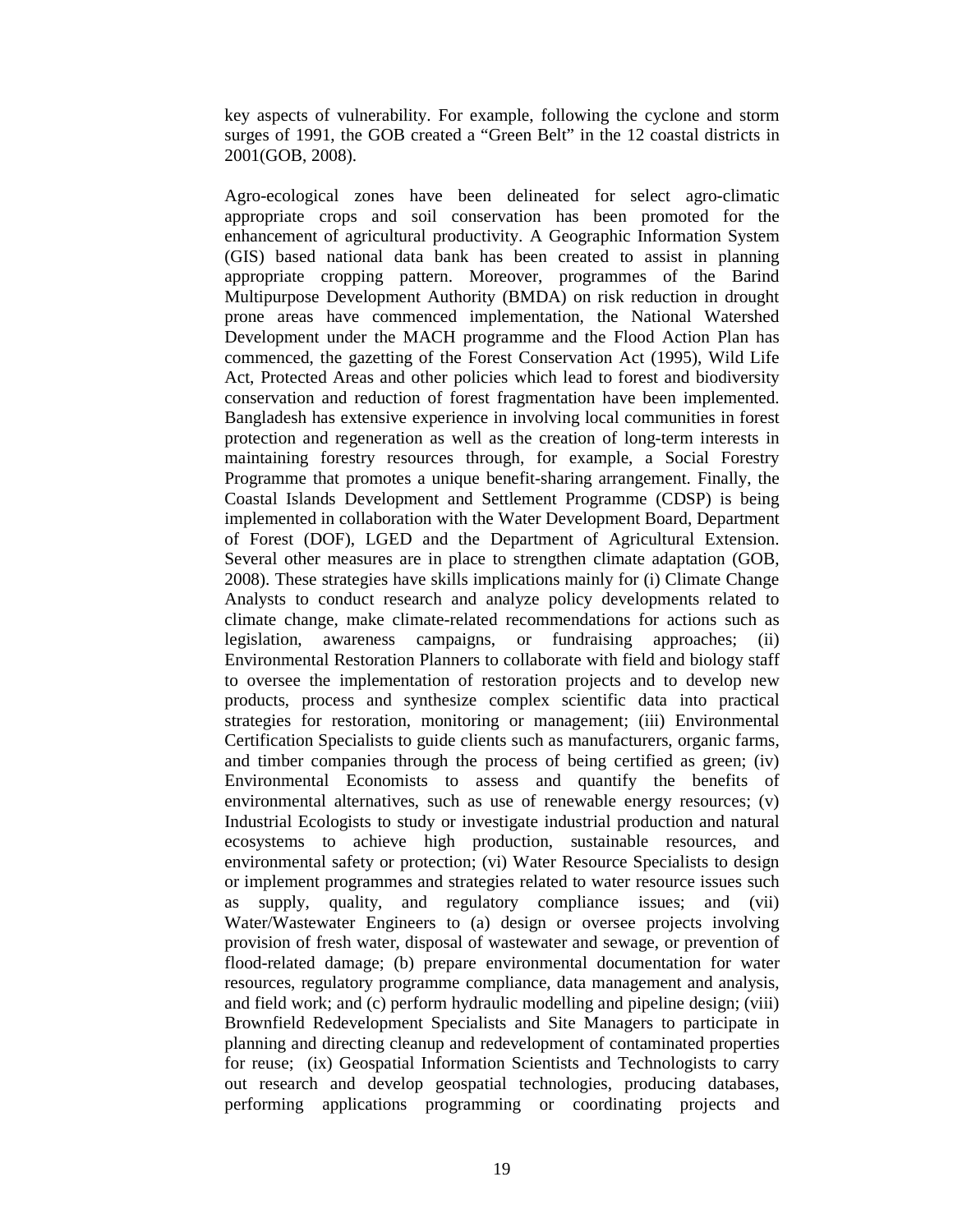key aspects of vulnerability. For example, following the cyclone and storm surges of 1991, the GOB created a "Green Belt" in the 12 coastal districts in 2001(GOB, 2008).

Agro-ecological zones have been delineated for select agro-climatic appropriate crops and soil conservation has been promoted for the enhancement of agricultural productivity. A Geographic Information System (GIS) based national data bank has been created to assist in planning appropriate cropping pattern. Moreover, programmes of the Barind Multipurpose Development Authority (BMDA) on risk reduction in drought prone areas have commenced implementation, the National Watershed Development under the MACH programme and the Flood Action Plan has commenced, the gazetting of the Forest Conservation Act (1995), Wild Life Act, Protected Areas and other policies which lead to forest and biodiversity conservation and reduction of forest fragmentation have been implemented. Bangladesh has extensive experience in involving local communities in forest protection and regeneration as well as the creation of long-term interests in maintaining forestry resources through, for example, a Social Forestry Programme that promotes a unique benefit-sharing arrangement. Finally, the Coastal Islands Development and Settlement Programme (CDSP) is being implemented in collaboration with the Water Development Board, Department of Forest (DOF), LGED and the Department of Agricultural Extension. Several other measures are in place to strengthen climate adaptation (GOB, 2008). These strategies have skills implications mainly for (i) Climate Change Analysts to conduct research and analyze policy developments related to climate change, make climate-related recommendations for actions such as legislation, awareness campaigns, or fundraising approaches; (ii) Environmental Restoration Planners to collaborate with field and biology staff to oversee the implementation of restoration projects and to develop new products, process and synthesize complex scientific data into practical strategies for restoration, monitoring or management; (iii) Environmental Certification Specialists to guide clients such as manufacturers, organic farms, and timber companies through the process of being certified as green; (iv) Environmental Economists to assess and quantify the benefits of environmental alternatives, such as use of renewable energy resources; (v) Industrial Ecologists to study or investigate industrial production and natural ecosystems to achieve high production, sustainable resources, and environmental safety or protection; (vi) Water Resource Specialists to design or implement programmes and strategies related to water resource issues such as supply, quality, and regulatory compliance issues; and (vii) Water/Wastewater Engineers to (a) design or oversee projects involving provision of fresh water, disposal of wastewater and sewage, or prevention of flood-related damage; (b) prepare environmental documentation for water resources, regulatory programme compliance, data management and analysis, and field work; and (c) perform hydraulic modelling and pipeline design; (viii) Brownfield Redevelopment Specialists and Site Managers to participate in planning and directing cleanup and redevelopment of contaminated properties for reuse; (ix) Geospatial Information Scientists and Technologists to carry out research and develop geospatial technologies, producing databases, performing applications programming or coordinating projects and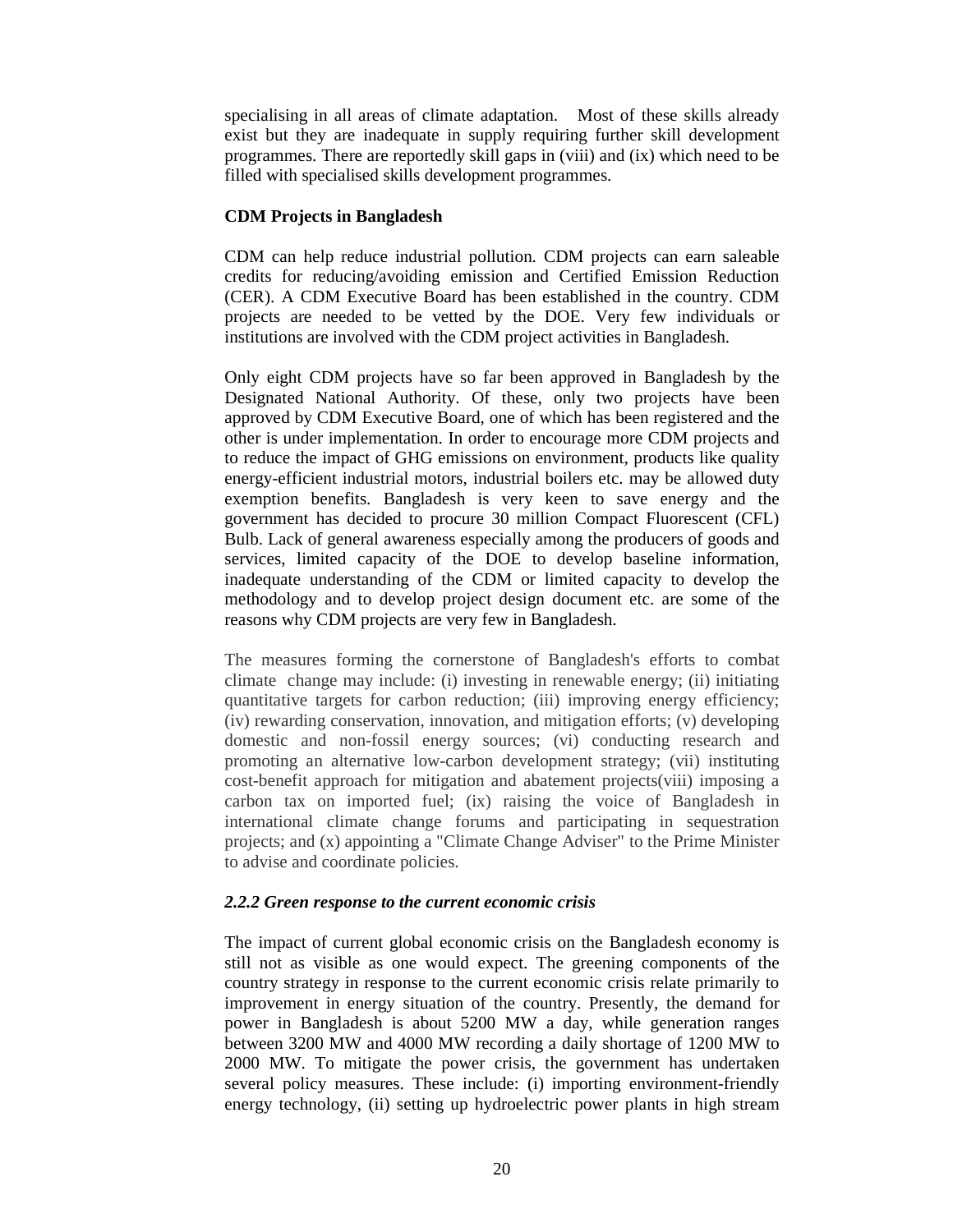specialising in all areas of climate adaptation. Most of these skills already exist but they are inadequate in supply requiring further skill development programmes. There are reportedly skill gaps in (viii) and (ix) which need to be filled with specialised skills development programmes.

**CDM Projects in Bangladesh**

CDM can help reduce industrial pollution. CDM projects can earn saleable credits for reducing/avoiding emission and Certified Emission Reduction (CER). A CDM Executive Board has been established in the country. CDM projects are needed to be vetted by the DOE. Very few individuals or institutions are involved with the CDM project activities in Bangladesh.

Only eight CDM projects have so far been approved in Bangladesh by the Designated National Authority. Of these, only two projects have been approved by CDM Executive Board, one of which has been registered and the other is under implementation. In order to encourage more CDM projects and to reduce the impact of GHG emissions on environment, products like quality energy-efficient industrial motors, industrial boilers etc. may be allowed duty exemption benefits. Bangladesh is very keen to save energy and the government has decided to procure 30 million Compact Fluorescent (CFL) Bulb. Lack of general awareness especially among the producers of goods and services, limited capacity of the DOE to develop baseline information, inadequate understanding of the CDM or limited capacity to develop the methodology and to develop project design document etc. are some of the reasons why CDM projects are very few in Bangladesh.

The measures forming the cornerstone of Bangladesh's efforts to combat climate change may include: (i) investing in renewable energy; (ii) initiating quantitative targets for carbon reduction; (iii) improving energy efficiency; (iv) rewarding conservation, innovation, and mitigation efforts; (v) developing domestic and non-fossil energy sources; (vi) conducting research and promoting an alternative low-carbon development strategy; (vii) instituting cost-benefit approach for mitigation and abatement projects(viii) imposing a carbon tax on imported fuel; (ix) raising the voice of Bangladesh in international climate change forums and participating in sequestration projects; and (x) appointing a "Climate Change Adviser" to the Prime Minister to advise and coordinate policies.

### *2.2.2 Green response to the current economic crisis*

The impact of current global economic crisis on the Bangladesh economy is still not as visible as one would expect. The greening components of the country strategy in response to the current economic crisis relate primarily to improvement in energy situation of the country. Presently, the demand for power in Bangladesh is about 5200 MW a day, while generation ranges between 3200 MW and 4000 MW recording a daily shortage of 1200 MW to 2000 MW. To mitigate the power crisis, the government has undertaken several policy measures. These include: (i) importing environment-friendly energy technology, (ii) setting up hydroelectric power plants in high stream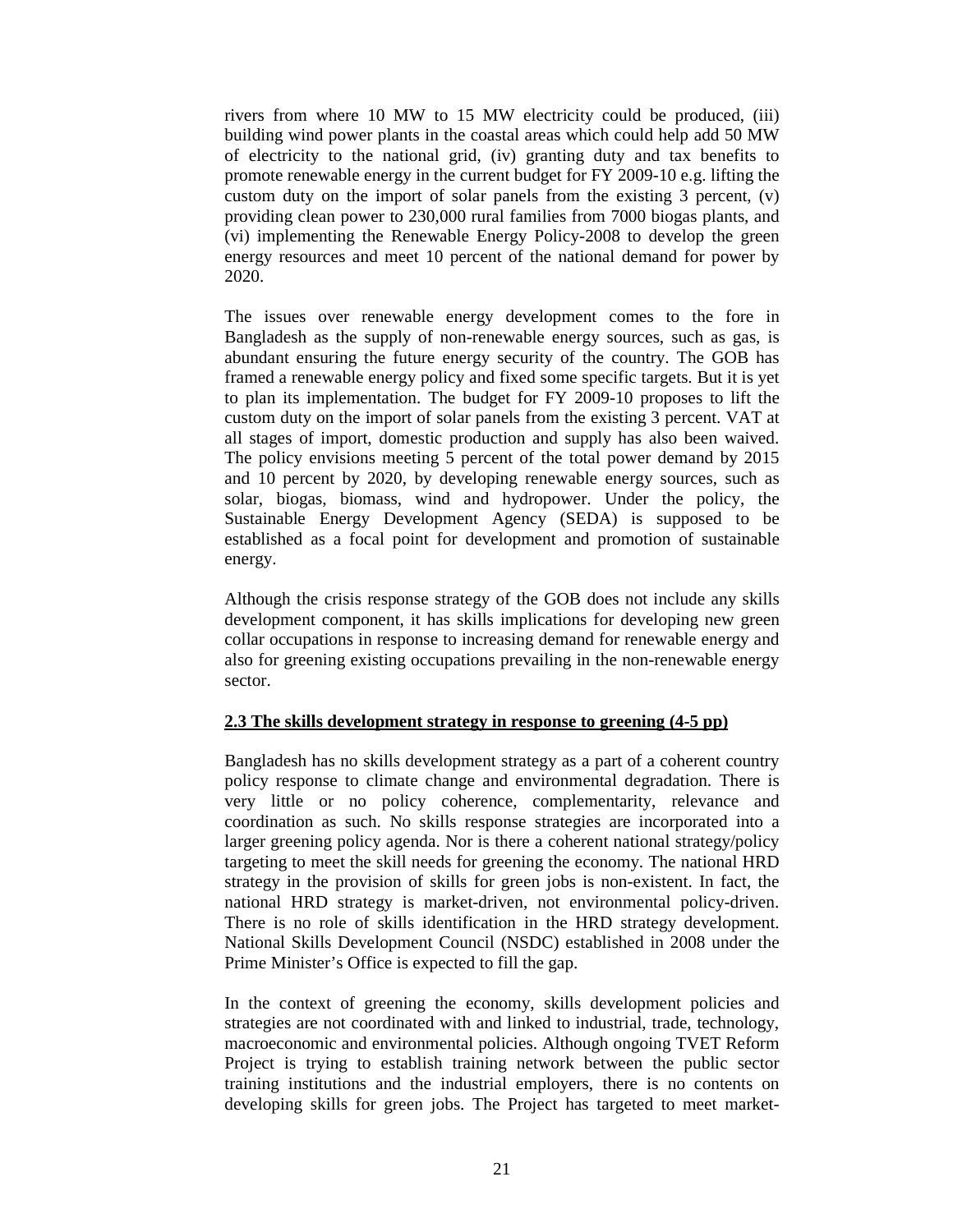rivers from where 10 MW to 15 MW electricity could be produced, (iii) building wind power plants in the coastal areas which could help add 50 MW of electricity to the national grid, (iv) granting duty and tax benefits to promote renewable energy in the current budget for FY 2009-10 e.g. lifting the custom duty on the import of solar panels from the existing 3 percent, (v) providing clean power to 230,000 rural families from 7000 biogas plants, and (vi) implementing the Renewable Energy Policy-2008 to develop the green energy resources and meet 10 percent of the national demand for power by 2020.

The issues over renewable energy development comes to the fore in Bangladesh as the supply of non-renewable energy sources, such as gas, is abundant ensuring the future energy security of the country. The GOB has framed a renewable energy policy and fixed some specific targets. But it is yet to plan its implementation. The budget for FY 2009-10 proposes to lift the custom duty on the import of solar panels from the existing 3 percent. VAT at all stages of import, domestic production and supply has also been waived. The policy envisions meeting 5 percent of the total power demand by 2015 and 10 percent by 2020, by developing renewable energy sources, such as solar, biogas, biomass, wind and hydropower. Under the policy, the Sustainable Energy Development Agency (SEDA) is supposed to be established as a focal point for development and promotion of sustainable energy.

Although the crisis response strategy of the GOB does not include any skills development component, it has skills implications for developing new green collar occupations in response to increasing demand for renewable energy and also for greening existing occupations prevailing in the non-renewable energy sector.

### 2.3 The skills development strategy in response to greening (4-5 pp)

Bangladesh has no skills development strategy as a part of a coherent country policy response to climate change and environmental degradation. There is very little or no policy coherence, complementarity, relevance and coordination as such. No skills response strategies are incorporated into a larger greening policy agenda. Nor is there a coherent national strategy/policy targeting to meet the skill needs for greening the economy. The national HRD strategy in the provision of skills for green jobs is non-existent. In fact, the national HRD strategy is market-driven, not environmental policy-driven. There is no role of skills identification in the HRD strategy development. National Skills Development Council (NSDC) established in 2008 under the Prime Minister's Office is expected to fill the gap.

In the context of greening the economy, skills development policies and strategies are not coordinated with and linked to industrial, trade, technology, macroeconomic and environmental policies. Although ongoing TVET Reform Project is trying to establish training network between the public sector training institutions and the industrial employers, there is no contents on developing skills for green jobs. The Project has targeted to meet market-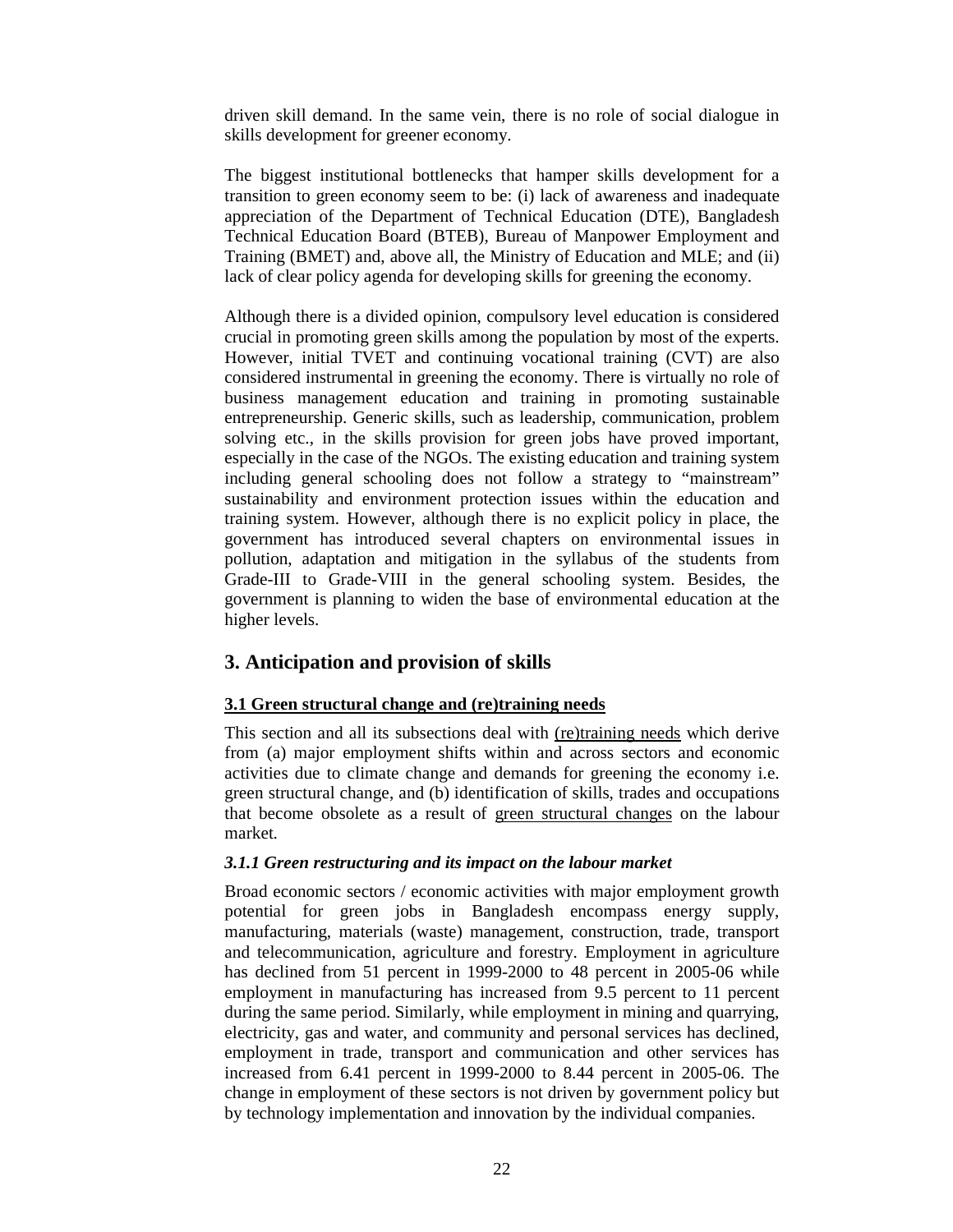driven skill demand. In the same vein, there is no role of social dialogue in skills development for greener economy.

The biggest institutional bottlenecks that hamper skills development for a transition to green economy seem to be: (i) lack of awareness and inadequate appreciation of the Department of Technical Education (DTE), Bangladesh Technical Education Board (BTEB), Bureau of Manpower Employment and Training (BMET) and, above all, the Ministry of Education and MLE; and (ii) lack of clear policy agenda for developing skills for greening the economy.

Although there is a divided opinion, compulsory level education is considered crucial in promoting green skills among the population by most of the experts. However, initial TVET and continuing vocational training (CVT) are also considered instrumental in greening the economy. There is virtually no role of business management education and training in promoting sustainable entrepreneurship. Generic skills, such as leadership, communication, problem solving etc., in the skills provision for green jobs have proved important, especially in the case of the NGOs. The existing education and training system including general schooling does not follow a strategy to "mainstream" sustainability and environment protection issues within the education and training system. However, although there is no explicit policy in place, the government has introduced several chapters on environmental issues in pollution, adaptation and mitigation in the syllabus of the students from Grade-III to Grade-VIII in the general schooling system. Besides, the government is planning to widen the base of environmental education at the higher levels.

## 3. Anticipation and provision of skills

### 3.1 Green structural change and (re)training needs

This section and all its subsections deal with (re)training needs which derive from (a) major employment shifts within and across sectors and economic activities due to climate change and demands for greening the economy i.e. green structural change, and (b) identification of skills, trades and occupations that become obsolete as a result of green structural changes on the labour market.

#### *3.1.1 Green restructuring and its impact on the labour market*

Broad economic sectors / economic activities with major employment growth potential for green jobs in Bangladesh encompass energy supply, manufacturing, materials (waste) management, construction, trade, transport and telecommunication, agriculture and forestry. Employment in agriculture has declined from 51 percent in 1999-2000 to 48 percent in 2005-06 while employment in manufacturing has increased from 9.5 percent to 11 percent during the same period. Similarly, while employment in mining and quarrying, electricity, gas and water, and community and personal services has declined, employment in trade, transport and communication and other services has increased from 6.41 percent in 1999-2000 to 8.44 percent in 2005-06. The change in employment of these sectors is not driven by government policy but by technology implementation and innovation by the individual companies.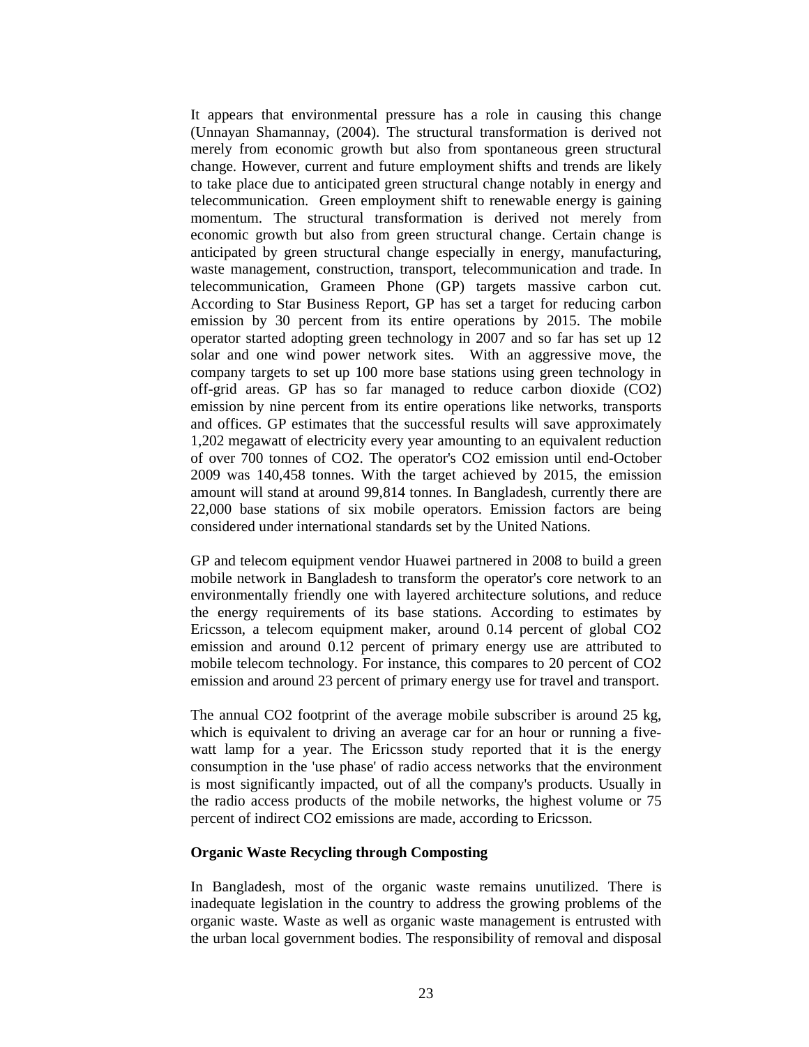It appears that environmental pressure has a role in causing this change (Unnayan Shamannay, (2004). The structural transformation is derived not merely from economic growth but also from spontaneous green structural change. However, current and future employment shifts and trends are likely to take place due to anticipated green structural change notably in energy and telecommunication. Green employment shift to renewable energy is gaining momentum. The structural transformation is derived not merely from economic growth but also from green structural change. Certain change is anticipated by green structural change especially in energy, manufacturing, waste management, construction, transport, telecommunication and trade. In telecommunication, Grameen Phone (GP) targets massive carbon cut. According to Star Business Report, GP has set a target for reducing carbon emission by 30 percent from its entire operations by 2015. The mobile operator started adopting green technology in 2007 and so far has set up 12 solar and one wind power network sites. With an aggressive move, the company targets to set up 100 more base stations using green technology in off-grid areas. GP has so far managed to reduce carbon dioxide ($CO_2$) emission by nine percent from its entire operations like networks, transports and offices. GP estimates that the successful results will save approximately 1,202 megawatt of electricity every year amounting to an equivalent reduction of over 700 tonnes of $CO_2$. The operator's $CO_2$ emission until end-October 2009 was 140,458 tonnes. With the target achieved by 2015, the emission amount will stand at around 99,814 tonnes. In Bangladesh, currently there are 22,000 base stations of six mobile operators. Emission factors are being considered under international standards set by the United Nations.

GP and telecom equipment vendor Huawei partnered in 2008 to build a green mobile network in Bangladesh to transform the operator's core network to an environmentally friendly one with layered architecture solutions, and reduce the energy requirements of its base stations. According to estimates by Ericsson, a telecom equipment maker, around 0.14 percent of global $CO_2$ emission and around 0.12 percent of primary energy use are attributed to mobile telecom technology. For instance, this compares to 20 percent of $CO_2$ emission and around 23 percent of primary energy use for travel and transport.

The annual $CO_2$ footprint of the average mobile subscriber is around 25 kg, which is equivalent to driving an average car for an hour or running a five-watt lamp for a year. The Ericsson study reported that it is the energy consumption in the 'use phase' of radio access networks that the environment is most significantly impacted, out of all the company's products. Usually in the radio access products of the mobile networks, the highest volume or 75 percent of indirect $CO_2$ emissions are made, according to Ericsson.

**Organic Waste Recycling through Composting**

In Bangladesh, most of the organic waste remains unutilized. There is inadequate legislation in the country to address the growing problems of the organic waste. Waste as well as organic waste management is entrusted with the urban local government bodies. The responsibility of removal and disposal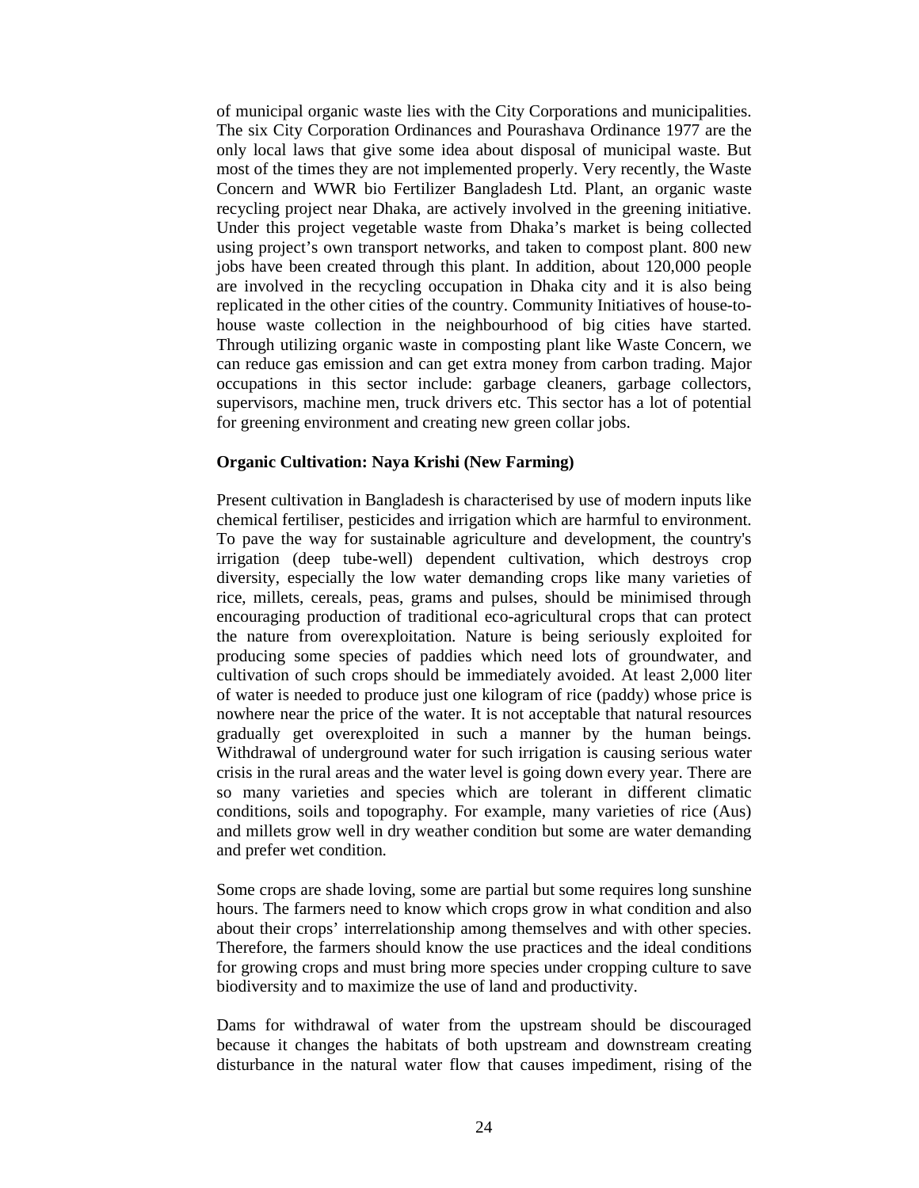of municipal organic waste lies with the City Corporations and municipalities. The six City Corporation Ordinances and Pourashava Ordinance 1977 are the only local laws that give some idea about disposal of municipal waste. But most of the times they are not implemented properly. Very recently, the Waste Concern and WWR bio Fertilizer Bangladesh Ltd. Plant, an organic waste recycling project near Dhaka, are actively involved in the greening initiative. Under this project vegetable waste from Dhaka's market is being collected using project's own transport networks, and taken to compost plant. 800 new jobs have been created through this plant. In addition, about 120,000 people are involved in the recycling occupation in Dhaka city and it is also being replicated in the other cities of the country. Community Initiatives of house-to-house waste collection in the neighbourhood of big cities have started. Through utilizing organic waste in composting plant like Waste Concern, we can reduce gas emission and can get extra money from carbon trading. Major occupations in this sector include: garbage cleaners, garbage collectors, supervisors, machine men, truck drivers etc. This sector has a lot of potential for greening environment and creating new green collar jobs.

**Organic Cultivation: Naya Krishi (New Farming)**

Present cultivation in Bangladesh is characterised by use of modern inputs like chemical fertiliser, pesticides and irrigation which are harmful to environment. To pave the way for sustainable agriculture and development, the country's irrigation (deep tube-well) dependent cultivation, which destroys crop diversity, especially the low water demanding crops like many varieties of rice, millets, cereals, peas, grams and pulses, should be minimised through encouraging production of traditional eco-agricultural crops that can protect the nature from overexploitation. Nature is being seriously exploited for producing some species of paddies which need lots of groundwater, and cultivation of such crops should be immediately avoided. At least 2,000 liter of water is needed to produce just one kilogram of rice (paddy) whose price is nowhere near the price of the water. It is not acceptable that natural resources gradually get overexploited in such a manner by the human beings. Withdrawal of underground water for such irrigation is causing serious water crisis in the rural areas and the water level is going down every year. There are so many varieties and species which are tolerant in different climatic conditions, soils and topography. For example, many varieties of rice (Aus) and millets grow well in dry weather condition but some are water demanding and prefer wet condition.

Some crops are shade loving, some are partial but some requires long sunshine hours. The farmers need to know which crops grow in what condition and also about their crops' interrelationship among themselves and with other species. Therefore, the farmers should know the use practices and the ideal conditions for growing crops and must bring more species under cropping culture to save biodiversity and to maximize the use of land and productivity.

Dams for withdrawal of water from the upstream should be discouraged because it changes the habitats of both upstream and downstream creating disturbance in the natural water flow that causes impediment, rising of the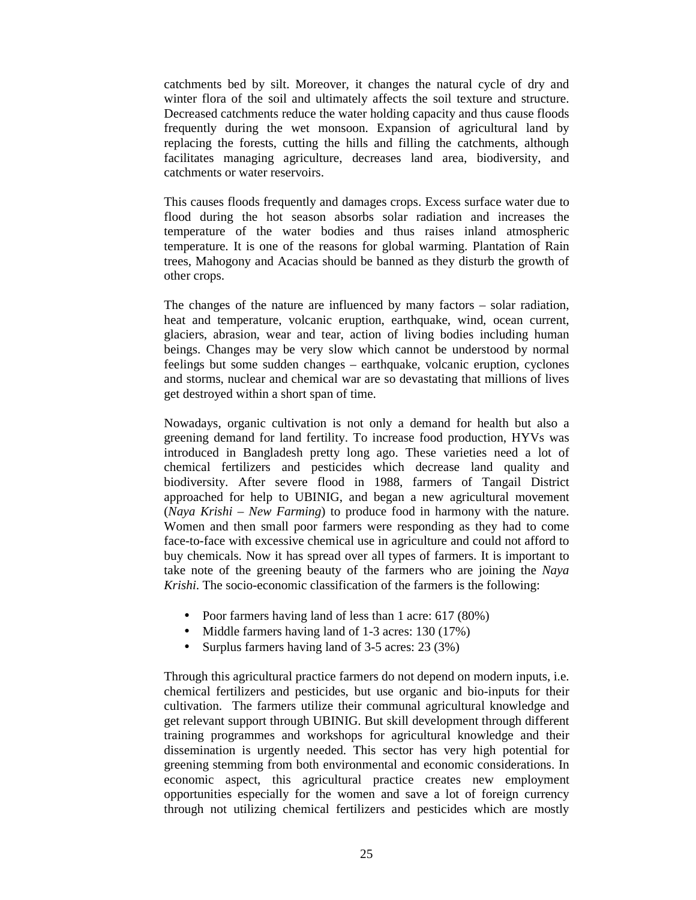catchments bed by silt. Moreover, it changes the natural cycle of dry and winter flora of the soil and ultimately affects the soil texture and structure. Decreased catchments reduce the water holding capacity and thus cause floods frequently during the wet monsoon. Expansion of agricultural land by replacing the forests, cutting the hills and filling the catchments, although facilitates managing agriculture, decreases land area, biodiversity, and catchments or water reservoirs.

This causes floods frequently and damages crops. Excess surface water due to flood during the hot season absorbs solar radiation and increases the temperature of the water bodies and thus raises inland atmospheric temperature. It is one of the reasons for global warming. Plantation of Rain trees, Mahogony and Acacias should be banned as they disturb the growth of other crops.

The changes of the nature are influenced by many factors – solar radiation, heat and temperature, volcanic eruption, earthquake, wind, ocean current, glaciers, abrasion, wear and tear, action of living bodies including human beings. Changes may be very slow which cannot be understood by normal feelings but some sudden changes – earthquake, volcanic eruption, cyclones and storms, nuclear and chemical war are so devastating that millions of lives get destroyed within a short span of time.

Nowadays, organic cultivation is not only a demand for health but also a greening demand for land fertility. To increase food production, HYVs was introduced in Bangladesh pretty long ago. These varieties need a lot of chemical fertilizers and pesticides which decrease land quality and biodiversity. After severe flood in 1988, farmers of Tangail District approached for help to UBINIG, and began a new agricultural movement (*Naya Krishi – New Farming*) to produce food in harmony with the nature. Women and then small poor farmers were responding as they had to come face-to-face with excessive chemical use in agriculture and could not afford to buy chemicals. Now it has spread over all types of farmers. It is important to take note of the greening beauty of the farmers who are joining the *Naya Krishi*. The socio-economic classification of the farmers is the following:

- Poor farmers having land of less than 1 acre: 617 (80%)
- Middle farmers having land of 1-3 acres: 130 (17%)
- Surplus farmers having land of 3-5 acres: 23 (3%)

Through this agricultural practice farmers do not depend on modern inputs, i.e. chemical fertilizers and pesticides, but use organic and bio-inputs for their cultivation. The farmers utilize their communal agricultural knowledge and get relevant support through UBINIG. But skill development through different training programmes and workshops for agricultural knowledge and their dissemination is urgently needed. This sector has very high potential for greening stemming from both environmental and economic considerations. In economic aspect, this agricultural practice creates new employment opportunities especially for the women and save a lot of foreign currency through not utilizing chemical fertilizers and pesticides which are mostly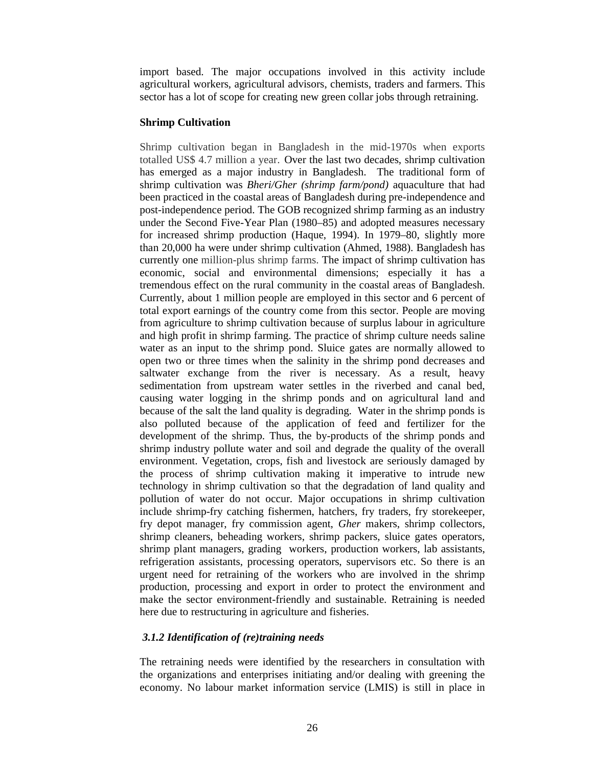import based. The major occupations involved in this activity include agricultural workers, agricultural advisors, chemists, traders and farmers. This sector has a lot of scope for creating new green collar jobs through retraining.

**Shrimp Cultivation**

Shrimp cultivation began in Bangladesh in the mid-1970s when exports totalled US$ 4.7 million a year. Over the last two decades, shrimp cultivation has emerged as a major industry in Bangladesh. The traditional form of shrimp cultivation was *Bheri/Gher (shrimp farm/pond)* aquaculture that had been practiced in the coastal areas of Bangladesh during pre-independence and post-independence period. The GOB recognized shrimp farming as an industry under the Second Five-Year Plan (1980–85) and adopted measures necessary for increased shrimp production (Haque, 1994). In 1979–80, slightly more than 20,000 ha were under shrimp cultivation (Ahmed, 1988). Bangladesh has currently one million-plus shrimp farms. The impact of shrimp cultivation has economic, social and environmental dimensions; especially it has a tremendous effect on the rural community in the coastal areas of Bangladesh. Currently, about 1 million people are employed in this sector and 6 percent of total export earnings of the country come from this sector. People are moving from agriculture to shrimp cultivation because of surplus labour in agriculture and high profit in shrimp farming. The practice of shrimp culture needs saline water as an input to the shrimp pond. Sluice gates are normally allowed to open two or three times when the salinity in the shrimp pond decreases and saltwater exchange from the river is necessary. As a result, heavy sedimentation from upstream water settles in the riverbed and canal bed, causing water logging in the shrimp ponds and on agricultural land and because of the salt the land quality is degrading. Water in the shrimp ponds is also polluted because of the application of feed and fertilizer for the development of the shrimp. Thus, the by-products of the shrimp ponds and shrimp industry pollute water and soil and degrade the quality of the overall environment. Vegetation, crops, fish and livestock are seriously damaged by the process of shrimp cultivation making it imperative to intrude new technology in shrimp cultivation so that the degradation of land quality and pollution of water do not occur. Major occupations in shrimp cultivation include shrimp-fry catching fishermen, hatchers, fry traders, fry storekeeper, fry depot manager, fry commission agent, *Gher* makers, shrimp collectors, shrimp cleaners, beheading workers, shrimp packers, sluice gates operators, shrimp plant managers, grading workers, production workers, lab assistants, refrigeration assistants, processing operators, supervisors etc. So there is an urgent need for retraining of the workers who are involved in the shrimp production, processing and export in order to protect the environment and make the sector environment-friendly and sustainable. Retraining is needed here due to restructuring in agriculture and fisheries.

### *3.1.2 Identification of (re)training needs*

The retraining needs were identified by the researchers in consultation with the organizations and enterprises initiating and/or dealing with greening the economy. No labour market information service (LMIS) is still in place in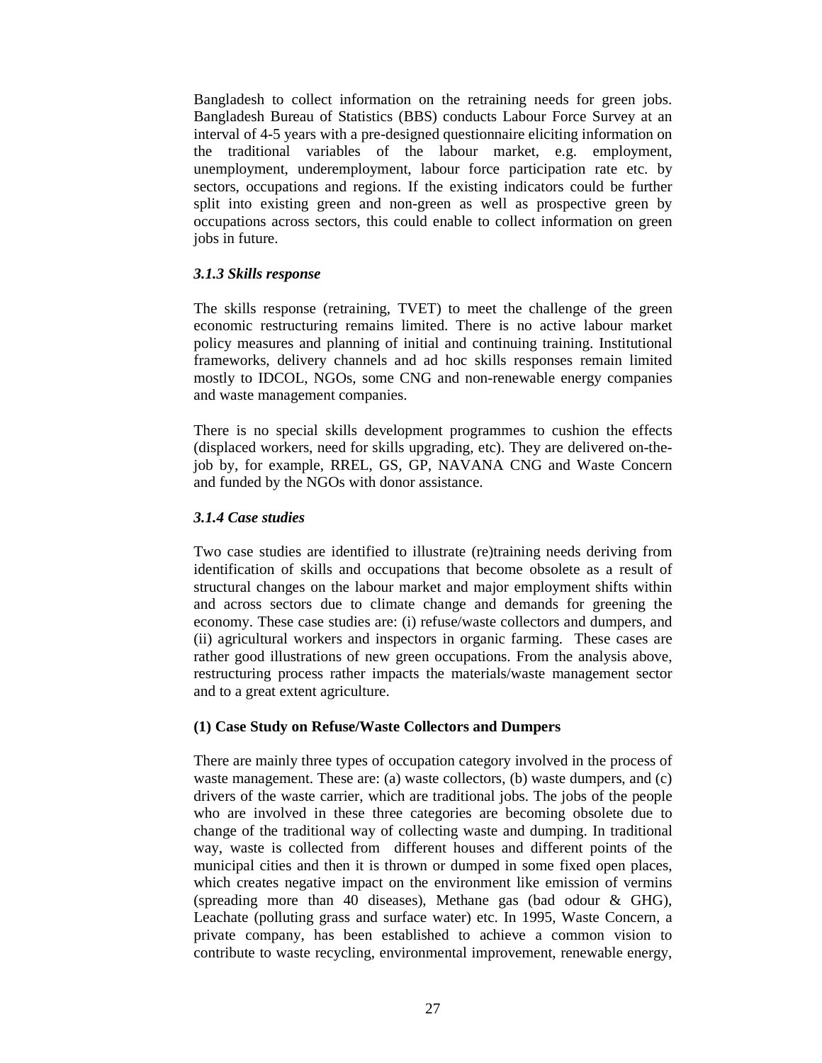Bangladesh to collect information on the retraining needs for green jobs. Bangladesh Bureau of Statistics (BBS) conducts Labour Force Survey at an interval of 4-5 years with a pre-designed questionnaire eliciting information on the traditional variables of the labour market, e.g. employment, unemployment, underemployment, labour force participation rate etc. by sectors, occupations and regions. If the existing indicators could be further split into existing green and non-green as well as prospective green by occupations across sectors, this could enable to collect information on green jobs in future.

### *3.1.3 Skills response*

The skills response (retraining, TVET) to meet the challenge of the green economic restructuring remains limited. There is no active labour market policy measures and planning of initial and continuing training. Institutional frameworks, delivery channels and ad hoc skills responses remain limited mostly to IDCOL, NGOs, some CNG and non-renewable energy companies and waste management companies.

There is no special skills development programmes to cushion the effects (displaced workers, need for skills upgrading, etc). They are delivered on-the-job by, for example, RREL, GS, GP, NAVANA CNG and Waste Concern and funded by the NGOs with donor assistance.

### *3.1.4 Case studies*

Two case studies are identified to illustrate (re)training needs deriving from identification of skills and occupations that become obsolete as a result of structural changes on the labour market and major employment shifts within and across sectors due to climate change and demands for greening the economy. These case studies are: (i) refuse/waste collectors and dumpers, and (ii) agricultural workers and inspectors in organic farming. These cases are rather good illustrations of new green occupations. From the analysis above, restructuring process rather impacts the materials/waste management sector and to a great extent agriculture.

**(1) Case Study on Refuse/Waste Collectors and Dumpers**

There are mainly three types of occupation category involved in the process of waste management. These are: (a) waste collectors, (b) waste dumpers, and (c) drivers of the waste carrier, which are traditional jobs. The jobs of the people who are involved in these three categories are becoming obsolete due to change of the traditional way of collecting waste and dumping. In traditional way, waste is collected from different houses and different points of the municipal cities and then it is thrown or dumped in some fixed open places, which creates negative impact on the environment like emission of vermins (spreading more than 40 diseases), Methane gas (bad odour & GHG), Leachate (polluting grass and surface water) etc. In 1995, Waste Concern, a private company, has been established to achieve a common vision to contribute to waste recycling, environmental improvement, renewable energy,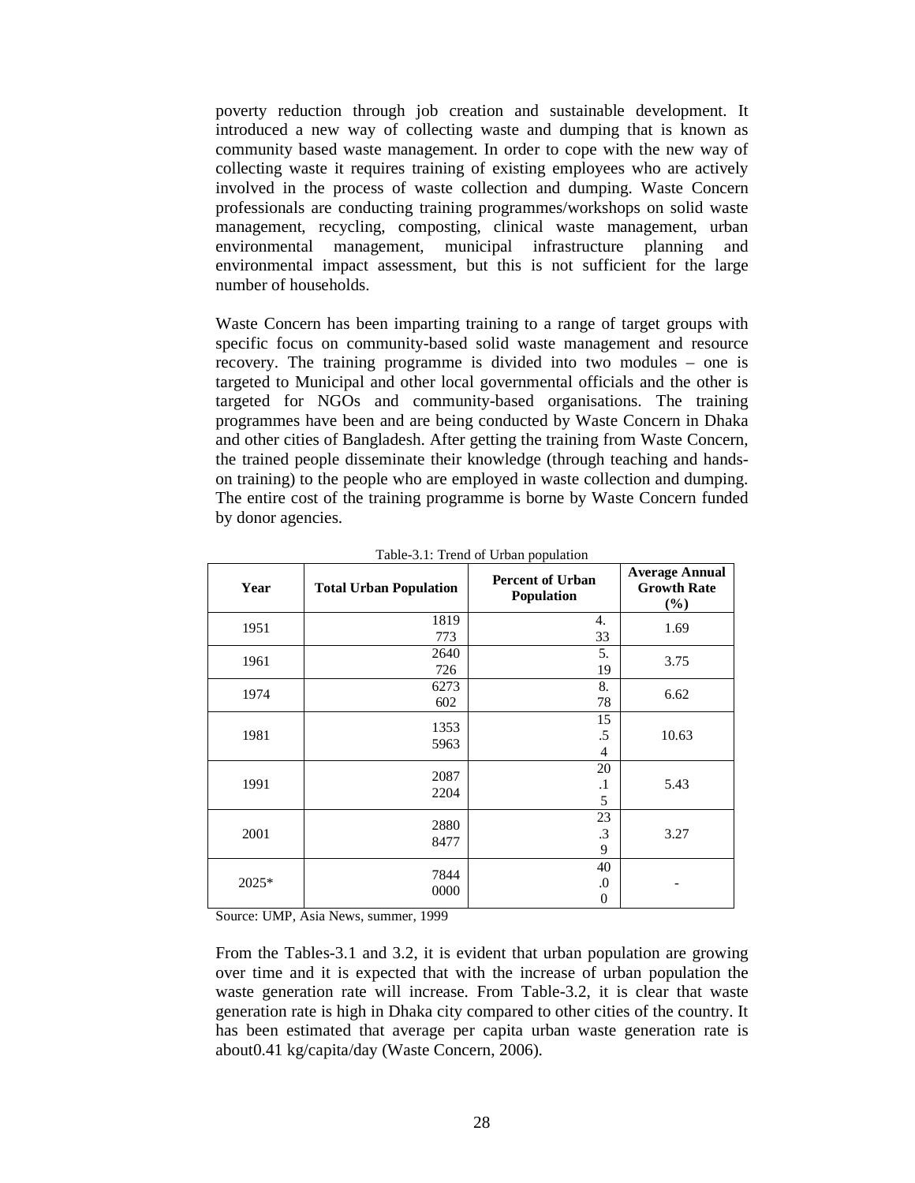poverty reduction through job creation and sustainable development. It introduced a new way of collecting waste and dumping that is known as community based waste management. In order to cope with the new way of collecting waste it requires training of existing employees who are actively involved in the process of waste collection and dumping. Waste Concern professionals are conducting training programmes/workshops on solid waste management, recycling, composting, clinical waste management, urban environmental management, municipal infrastructure planning and environmental impact assessment, but this is not sufficient for the large number of households.

Waste Concern has been imparting training to a range of target groups with specific focus on community-based solid waste management and resource recovery. The training programme is divided into two modules – one is targeted to Municipal and other local governmental officials and the other is targeted for NGOs and community-based organisations. The training programmes have been and are being conducted by Waste Concern in Dhaka and other cities of Bangladesh. After getting the training from Waste Concern, the trained people disseminate their knowledge (through teaching and hands-on training) to the people who are employed in waste collection and dumping. The entire cost of the training programme is borne by Waste Concern funded by donor agencies.

Table-3.1: Trend of Urban population

| Year | Total Urban Population | Percent of Urban Population | Average Annual Growth Rate (%) |
|---|---|---|---|
| 1951 | 1819773 | 4.33 | 1.69 |
| 1961 | 2640726 | 5.19 | 3.75 |
| 1974 | 6273602 | 8.78 | 6.62 |
| 1981 | 13535963 | 15.54 | 10.63 |
| 1991 | 20872204 | 20.15 | 5.43 |
| 2001 | 28808477 | 23.39 | 3.27 |
| 2025* | 78440000 | 40.00 | - |

Source: UMP, Asia News, summer, 1999

From the Tables-3.1 and 3.2, it is evident that urban population are growing over time and it is expected that with the increase of urban population the waste generation rate will increase. From Table-3.2, it is clear that waste generation rate is high in Dhaka city compared to other cities of the country. It has been estimated that average per capita urban waste generation rate is about0.41 kg/capita/day (Waste Concern, 2006).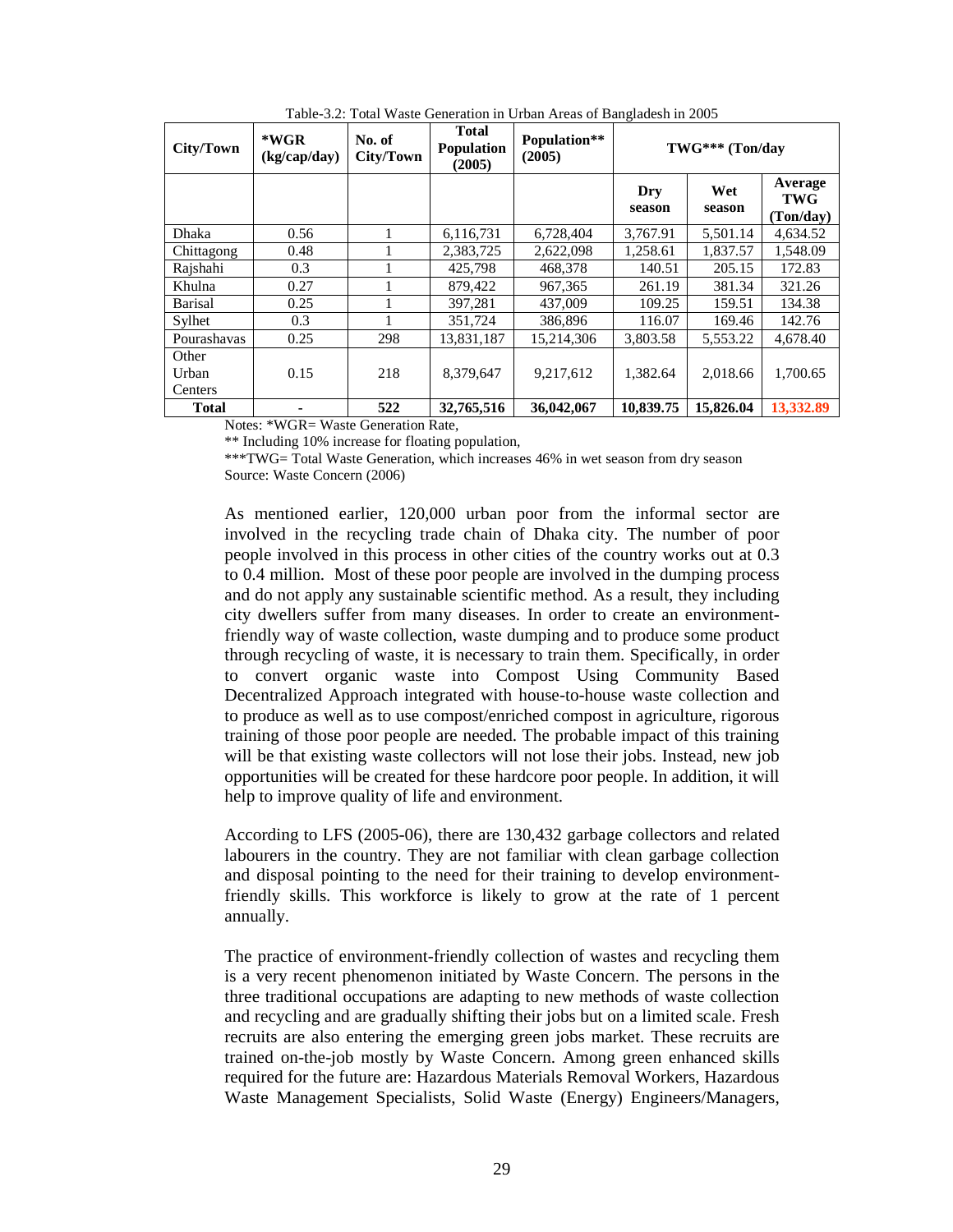Table-3.2: Total Waste Generation in Urban Areas of Bangladesh in 2005

| City/Town | *WGR (kg/cap/day) | No. of City/Town | Total Population (2005) | Population** (2005) | TWG*** (Ton/day | | |
|---|---|---|---|---|---|---|---|
| | | | | | Dry season | Wet season | Average TWG (Ton/day) |
| Dhaka | 0.56 | 1 | 6,116,731 | 6,728,404 | 3,767.91 | 5,501.14 | 4,634.52 |
| Chittagong | 0.48 | 1 | 2,383,725 | 2,622,098 | 1,258.61 | 1,837.57 | 1,548.09 |
| Rajshahi | 0.3 | 1 | 425,798 | 468,378 | 140.51 | 205.15 | 172.83 |
| Khulna | 0.27 | 1 | 879,422 | 967,365 | 261.19 | 381.34 | 321.26 |
| Barisal | 0.25 | 1 | 397,281 | 437,009 | 109.25 | 159.51 | 134.38 |
| Sylhet | 0.3 | 1 | 351,724 | 386,896 | 116.07 | 169.46 | 142.76 |
| Pourashavas | 0.25 | 298 | 13,831,187 | 15,214,306 | 3,803.58 | 5,553.22 | 4,678.40 |
| Other Urban Centers | 0.15 | 218 | 8,379,647 | 9,217,612 | 1,382.64 | 2,018.66 | 1,700.65 |
| **Total** | - | **522** | **32,765,516** | **36,042,067** | **10,839.75** | **15,826.04** | **13,332.89** |

Notes: *WGR= Waste Generation Rate,

** Including 10% increase for floating population,

***TWG= Total Waste Generation, which increases 46% in wet season from dry season

Source: Waste Concern (2006)

As mentioned earlier, 120,000 urban poor from the informal sector are involved in the recycling trade chain of Dhaka city. The number of poor people involved in this process in other cities of the country works out at 0.3 to 0.4 million. Most of these poor people are involved in the dumping process and do not apply any sustainable scientific method. As a result, they including city dwellers suffer from many diseases. In order to create an environment-friendly way of waste collection, waste dumping and to produce some product through recycling of waste, it is necessary to train them. Specifically, in order to convert organic waste into Compost Using Community Based Decentralized Approach integrated with house-to-house waste collection and to produce as well as to use compost/enriched compost in agriculture, rigorous training of those poor people are needed. The probable impact of this training will be that existing waste collectors will not lose their jobs. Instead, new job opportunities will be created for these hardcore poor people. In addition, it will help to improve quality of life and environment.

According to LFS (2005-06), there are 130,432 garbage collectors and related labourers in the country. They are not familiar with clean garbage collection and disposal pointing to the need for their training to develop environment-friendly skills. This workforce is likely to grow at the rate of 1 percent annually.

The practice of environment-friendly collection of wastes and recycling them is a very recent phenomenon initiated by Waste Concern. The persons in the three traditional occupations are adapting to new methods of waste collection and recycling and are gradually shifting their jobs but on a limited scale. Fresh recruits are also entering the emerging green jobs market. These recruits are trained on-the-job mostly by Waste Concern. Among green enhanced skills required for the future are: Hazardous Materials Removal Workers, Hazardous Waste Management Specialists, Solid Waste (Energy) Engineers/Managers,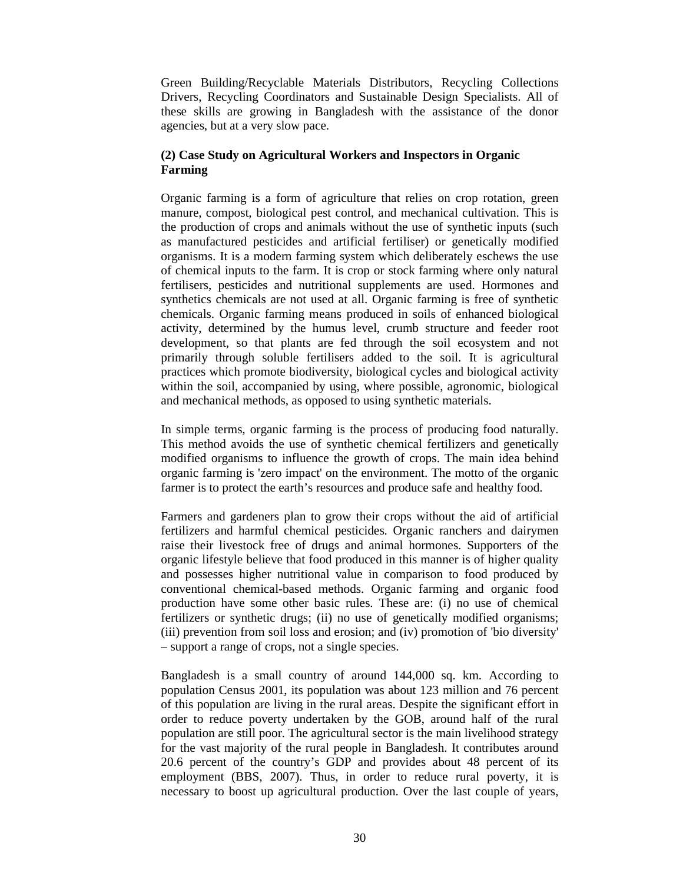Green Building/Recyclable Materials Distributors, Recycling Collections Drivers, Recycling Coordinators and Sustainable Design Specialists. All of these skills are growing in Bangladesh with the assistance of the donor agencies, but at a very slow pace.

### (2) Case Study on Agricultural Workers and Inspectors in Organic Farming

Organic farming is a form of agriculture that relies on crop rotation, green manure, compost, biological pest control, and mechanical cultivation. This is the production of crops and animals without the use of synthetic inputs (such as manufactured pesticides and artificial fertiliser) or genetically modified organisms. It is a modern farming system which deliberately eschews the use of chemical inputs to the farm. It is crop or stock farming where only natural fertilisers, pesticides and nutritional supplements are used. Hormones and synthetics chemicals are not used at all. Organic farming is free of synthetic chemicals. Organic farming means produced in soils of enhanced biological activity, determined by the humus level, crumb structure and feeder root development, so that plants are fed through the soil ecosystem and not primarily through soluble fertilisers added to the soil. It is agricultural practices which promote biodiversity, biological cycles and biological activity within the soil, accompanied by using, where possible, agronomic, biological and mechanical methods, as opposed to using synthetic materials.

In simple terms, organic farming is the process of producing food naturally. This method avoids the use of synthetic chemical fertilizers and genetically modified organisms to influence the growth of crops. The main idea behind organic farming is 'zero impact' on the environment. The motto of the organic farmer is to protect the earth's resources and produce safe and healthy food.

Farmers and gardeners plan to grow their crops without the aid of artificial fertilizers and harmful chemical pesticides. Organic ranchers and dairymen raise their livestock free of drugs and animal hormones. Supporters of the organic lifestyle believe that food produced in this manner is of higher quality and possesses higher nutritional value in comparison to food produced by conventional chemical-based methods. Organic farming and organic food production have some other basic rules. These are: (i) no use of chemical fertilizers or synthetic drugs; (ii) no use of genetically modified organisms; (iii) prevention from soil loss and erosion; and (iv) promotion of 'bio diversity' – support a range of crops, not a single species.

Bangladesh is a small country of around 144,000 sq. km. According to population Census 2001, its population was about 123 million and 76 percent of this population are living in the rural areas. Despite the significant effort in order to reduce poverty undertaken by the GOB, around half of the rural population are still poor. The agricultural sector is the main livelihood strategy for the vast majority of the rural people in Bangladesh. It contributes around 20.6 percent of the country's GDP and provides about 48 percent of its employment (BBS, 2007). Thus, in order to reduce rural poverty, it is necessary to boost up agricultural production. Over the last couple of years,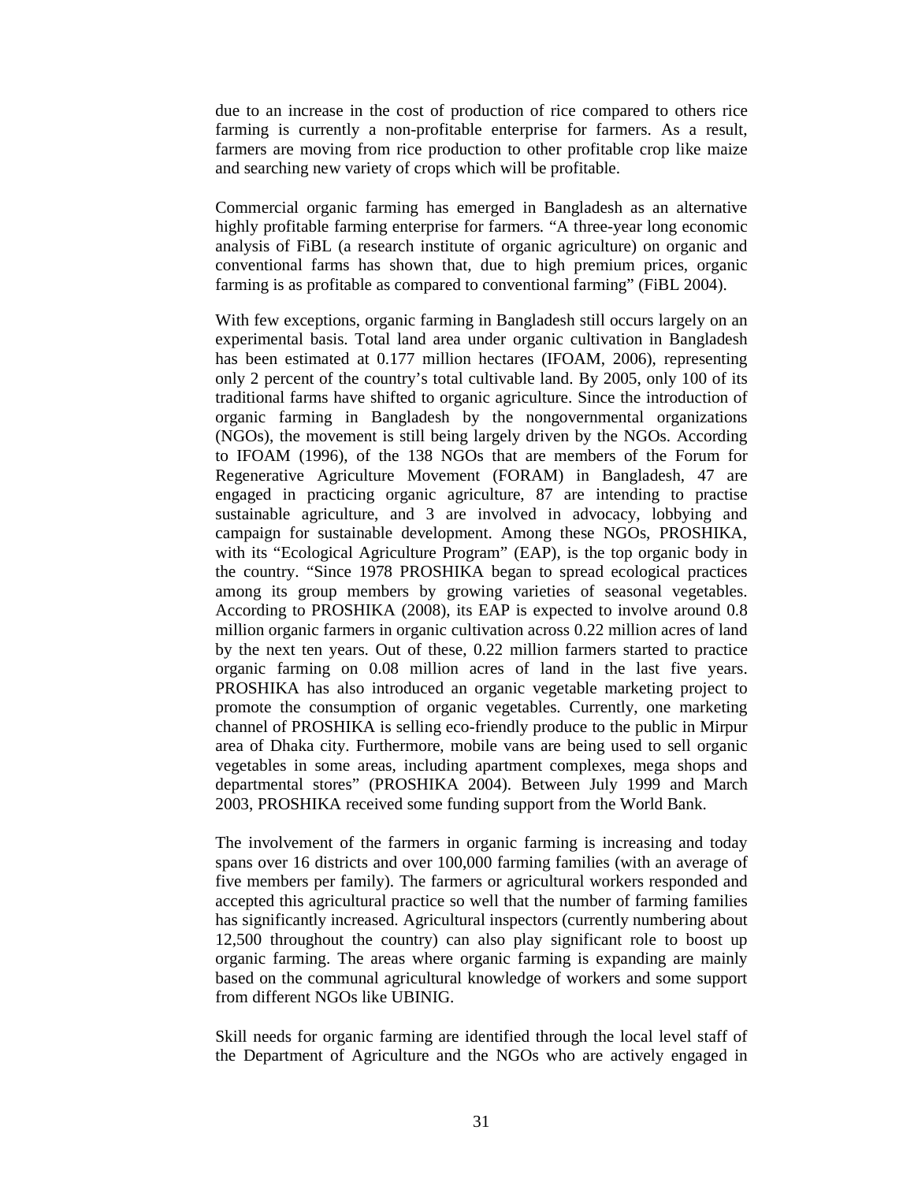due to an increase in the cost of production of rice compared to others rice farming is currently a non-profitable enterprise for farmers. As a result, farmers are moving from rice production to other profitable crop like maize and searching new variety of crops which will be profitable.

Commercial organic farming has emerged in Bangladesh as an alternative highly profitable farming enterprise for farmers. "A three-year long economic analysis of FiBL (a research institute of organic agriculture) on organic and conventional farms has shown that, due to high premium prices, organic farming is as profitable as compared to conventional farming" (FiBL 2004).

With few exceptions, organic farming in Bangladesh still occurs largely on an experimental basis. Total land area under organic cultivation in Bangladesh has been estimated at 0.177 million hectares (IFOAM, 2006), representing only 2 percent of the country's total cultivable land. By 2005, only 100 of its traditional farms have shifted to organic agriculture. Since the introduction of organic farming in Bangladesh by the nongovernmental organizations (NGOs), the movement is still being largely driven by the NGOs. According to IFOAM (1996), of the 138 NGOs that are members of the Forum for Regenerative Agriculture Movement (FORAM) in Bangladesh, 47 are engaged in practicing organic agriculture, 87 are intending to practise sustainable agriculture, and 3 are involved in advocacy, lobbying and campaign for sustainable development. Among these NGOs, PROSHIKA, with its "Ecological Agriculture Program" (EAP), is the top organic body in the country. "Since 1978 PROSHIKA began to spread ecological practices among its group members by growing varieties of seasonal vegetables. According to PROSHIKA (2008), its EAP is expected to involve around 0.8 million organic farmers in organic cultivation across 0.22 million acres of land by the next ten years. Out of these, 0.22 million farmers started to practice organic farming on 0.08 million acres of land in the last five years. PROSHIKA has also introduced an organic vegetable marketing project to promote the consumption of organic vegetables. Currently, one marketing channel of PROSHIKA is selling eco-friendly produce to the public in Mirpur area of Dhaka city. Furthermore, mobile vans are being used to sell organic vegetables in some areas, including apartment complexes, mega shops and departmental stores" (PROSHIKA 2004). Between July 1999 and March 2003, PROSHIKA received some funding support from the World Bank.

The involvement of the farmers in organic farming is increasing and today spans over 16 districts and over 100,000 farming families (with an average of five members per family). The farmers or agricultural workers responded and accepted this agricultural practice so well that the number of farming families has significantly increased. Agricultural inspectors (currently numbering about 12,500 throughout the country) can also play significant role to boost up organic farming. The areas where organic farming is expanding are mainly based on the communal agricultural knowledge of workers and some support from different NGOs like UBINIG.

Skill needs for organic farming are identified through the local level staff of the Department of Agriculture and the NGOs who are actively engaged in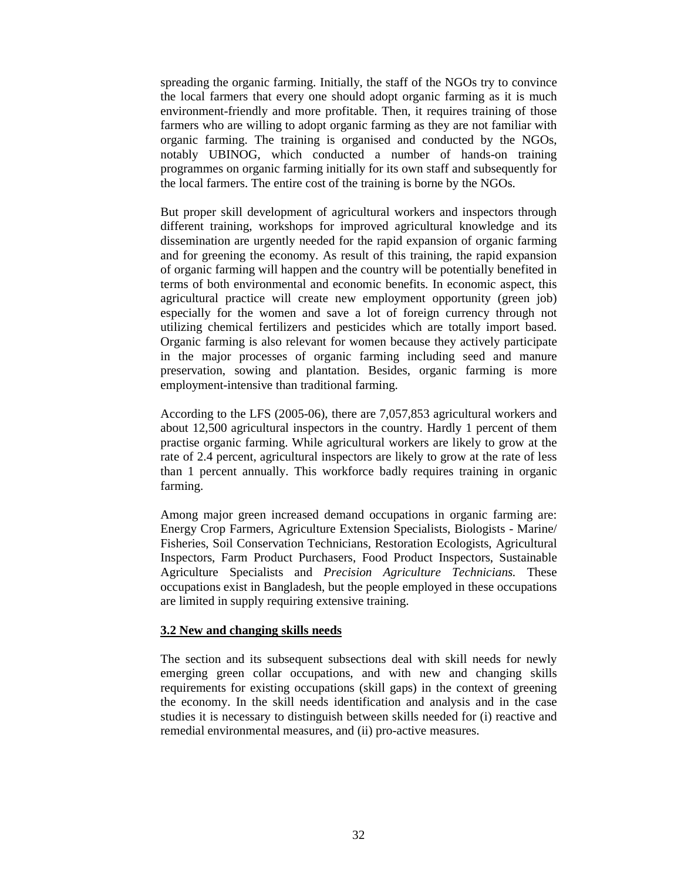spreading the organic farming. Initially, the staff of the NGOs try to convince the local farmers that every one should adopt organic farming as it is much environment-friendly and more profitable. Then, it requires training of those farmers who are willing to adopt organic farming as they are not familiar with organic farming. The training is organised and conducted by the NGOs, notably UBINOG, which conducted a number of hands-on training programmes on organic farming initially for its own staff and subsequently for the local farmers. The entire cost of the training is borne by the NGOs.

But proper skill development of agricultural workers and inspectors through different training, workshops for improved agricultural knowledge and its dissemination are urgently needed for the rapid expansion of organic farming and for greening the economy. As result of this training, the rapid expansion of organic farming will happen and the country will be potentially benefited in terms of both environmental and economic benefits. In economic aspect, this agricultural practice will create new employment opportunity (green job) especially for the women and save a lot of foreign currency through not utilizing chemical fertilizers and pesticides which are totally import based. Organic farming is also relevant for women because they actively participate in the major processes of organic farming including seed and manure preservation, sowing and plantation. Besides, organic farming is more employment-intensive than traditional farming.

According to the LFS (2005-06), there are 7,057,853 agricultural workers and about 12,500 agricultural inspectors in the country. Hardly 1 percent of them practise organic farming. While agricultural workers are likely to grow at the rate of 2.4 percent, agricultural inspectors are likely to grow at the rate of less than 1 percent annually. This workforce badly requires training in organic farming.

Among major green increased demand occupations in organic farming are: Energy Crop Farmers, Agriculture Extension Specialists, Biologists - Marine/ Fisheries, Soil Conservation Technicians, Restoration Ecologists, Agricultural Inspectors, Farm Product Purchasers, Food Product Inspectors, Sustainable Agriculture Specialists and *Precision Agriculture Technicians.* These occupations exist in Bangladesh, but the people employed in these occupations are limited in supply requiring extensive training.

## 3.2 New and changing skills needs

The section and its subsequent subsections deal with skill needs for newly emerging green collar occupations, and with new and changing skills requirements for existing occupations (skill gaps) in the context of greening the economy. In the skill needs identification and analysis and in the case studies it is necessary to distinguish between skills needed for (i) reactive and remedial environmental measures, and (ii) pro-active measures.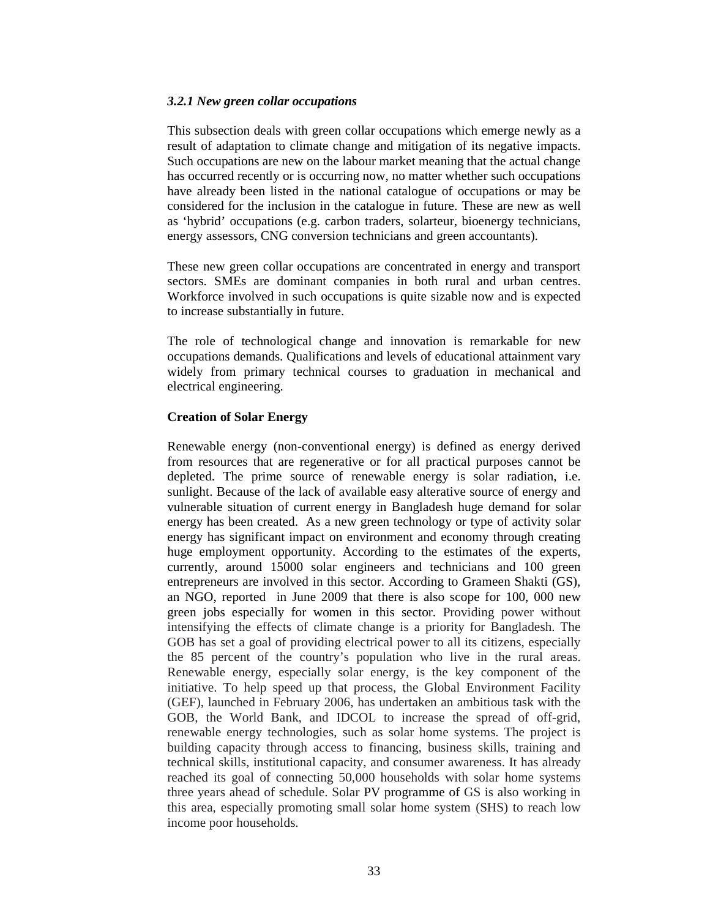### *3.2.1 New green collar occupations*

This subsection deals with green collar occupations which emerge newly as a result of adaptation to climate change and mitigation of its negative impacts. Such occupations are new on the labour market meaning that the actual change has occurred recently or is occurring now, no matter whether such occupations have already been listed in the national catalogue of occupations or may be considered for the inclusion in the catalogue in future. These are new as well as 'hybrid' occupations (e.g. carbon traders, solarteur, bioenergy technicians, energy assessors, CNG conversion technicians and green accountants).

These new green collar occupations are concentrated in energy and transport sectors. SMEs are dominant companies in both rural and urban centres. Workforce involved in such occupations is quite sizable now and is expected to increase substantially in future.

The role of technological change and innovation is remarkable for new occupations demands. Qualifications and levels of educational attainment vary widely from primary technical courses to graduation in mechanical and electrical engineering.

**Creation of Solar Energy**

Renewable energy (non-conventional energy) is defined as energy derived from resources that are regenerative or for all practical purposes cannot be depleted. The prime source of renewable energy is solar radiation, i.e. sunlight. Because of the lack of available easy alterative source of energy and vulnerable situation of current energy in Bangladesh huge demand for solar energy has been created. As a new green technology or type of activity solar energy has significant impact on environment and economy through creating huge employment opportunity. According to the estimates of the experts, currently, around 15000 solar engineers and technicians and 100 green entrepreneurs are involved in this sector. According to Grameen Shakti (GS), an NGO, reported in June 2009 that there is also scope for 100, 000 new green jobs especially for women in this sector. Providing power without intensifying the effects of climate change is a priority for Bangladesh. The GOB has set a goal of providing electrical power to all its citizens, especially the 85 percent of the country's population who live in the rural areas. Renewable energy, especially solar energy, is the key component of the initiative. To help speed up that process, the Global Environment Facility (GEF), launched in February 2006, has undertaken an ambitious task with the GOB, the World Bank, and IDCOL to increase the spread of off-grid, renewable energy technologies, such as solar home systems. The project is building capacity through access to financing, business skills, training and technical skills, institutional capacity, and consumer awareness. It has already reached its goal of connecting 50,000 households with solar home systems three years ahead of schedule. Solar PV programme of GS is also working in this area, especially promoting small solar home system (SHS) to reach low income poor households.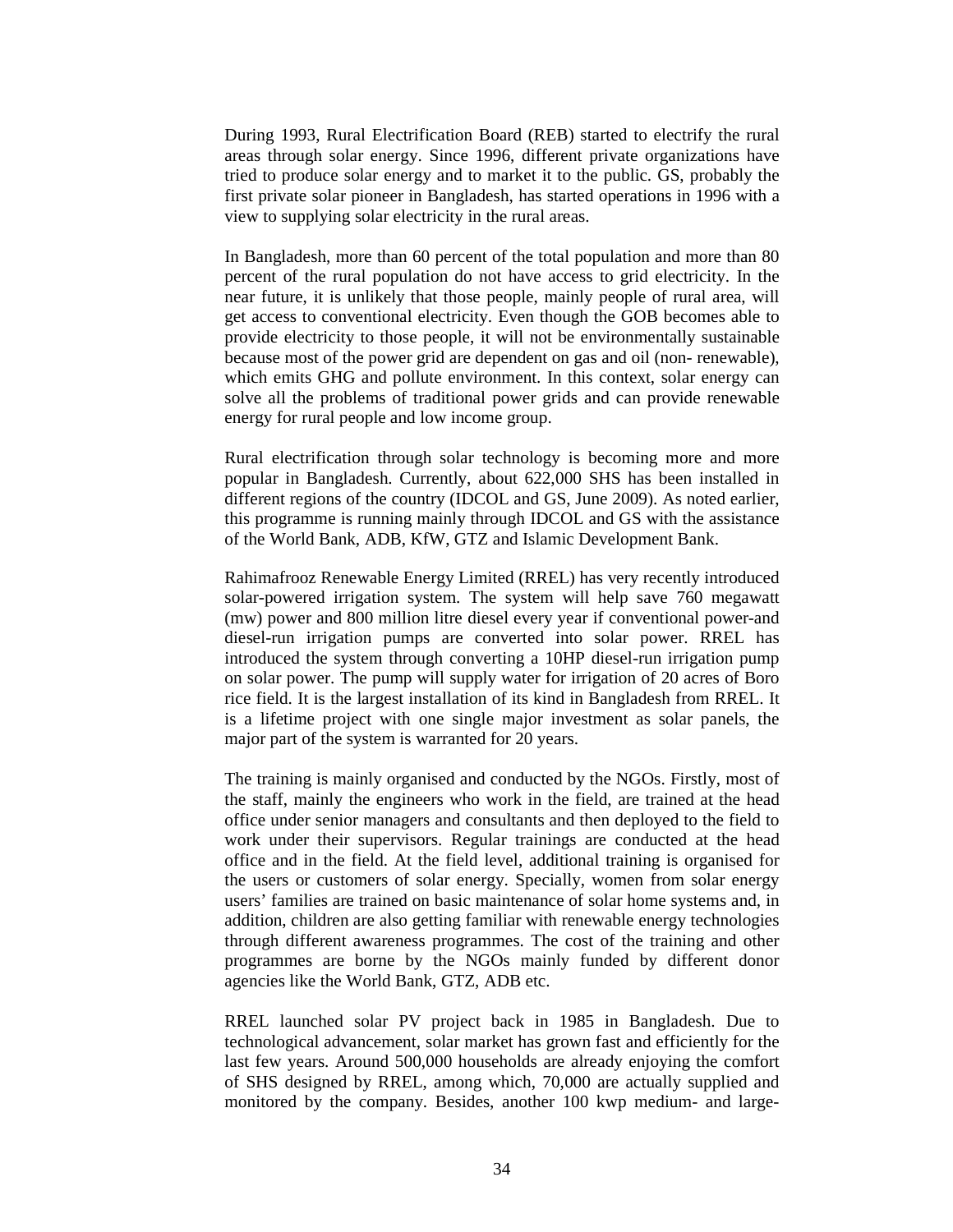During 1993, Rural Electrification Board (REB) started to electrify the rural areas through solar energy. Since 1996, different private organizations have tried to produce solar energy and to market it to the public. GS, probably the first private solar pioneer in Bangladesh, has started operations in 1996 with a view to supplying solar electricity in the rural areas.

In Bangladesh, more than 60 percent of the total population and more than 80 percent of the rural population do not have access to grid electricity. In the near future, it is unlikely that those people, mainly people of rural area, will get access to conventional electricity. Even though the GOB becomes able to provide electricity to those people, it will not be environmentally sustainable because most of the power grid are dependent on gas and oil (non- renewable), which emits GHG and pollute environment. In this context, solar energy can solve all the problems of traditional power grids and can provide renewable energy for rural people and low income group.

Rural electrification through solar technology is becoming more and more popular in Bangladesh. Currently, about 622,000 SHS has been installed in different regions of the country (IDCOL and GS, June 2009). As noted earlier, this programme is running mainly through IDCOL and GS with the assistance of the World Bank, ADB, KfW, GTZ and Islamic Development Bank.

Rahimafrooz Renewable Energy Limited (RREL) has very recently introduced solar-powered irrigation system. The system will help save 760 megawatt (mw) power and 800 million litre diesel every year if conventional power-and diesel-run irrigation pumps are converted into solar power. RREL has introduced the system through converting a 10HP diesel-run irrigation pump on solar power. The pump will supply water for irrigation of 20 acres of Boro rice field. It is the largest installation of its kind in Bangladesh from RREL. It is a lifetime project with one single major investment as solar panels, the major part of the system is warranted for 20 years.

The training is mainly organised and conducted by the NGOs. Firstly, most of the staff, mainly the engineers who work in the field, are trained at the head office under senior managers and consultants and then deployed to the field to work under their supervisors. Regular trainings are conducted at the head office and in the field. At the field level, additional training is organised for the users or customers of solar energy. Specially, women from solar energy users' families are trained on basic maintenance of solar home systems and, in addition, children are also getting familiar with renewable energy technologies through different awareness programmes. The cost of the training and other programmes are borne by the NGOs mainly funded by different donor agencies like the World Bank, GTZ, ADB etc.

RREL launched solar PV project back in 1985 in Bangladesh. Due to technological advancement, solar market has grown fast and efficiently for the last few years. Around 500,000 households are already enjoying the comfort of SHS designed by RREL, among which, 70,000 are actually supplied and monitored by the company. Besides, another 100 kwp medium- and large-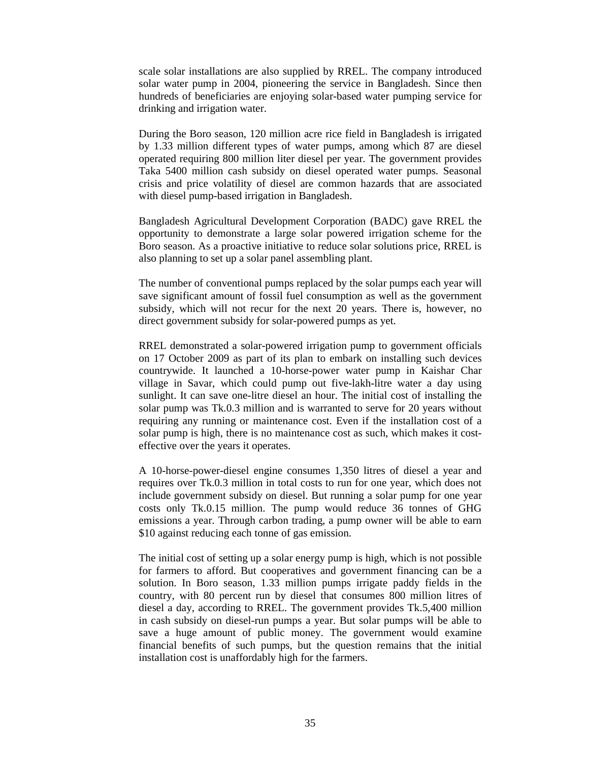scale solar installations are also supplied by RREL. The company introduced solar water pump in 2004, pioneering the service in Bangladesh. Since then hundreds of beneficiaries are enjoying solar-based water pumping service for drinking and irrigation water.

During the Boro season, 120 million acre rice field in Bangladesh is irrigated by 1.33 million different types of water pumps, among which 87 are diesel operated requiring 800 million liter diesel per year. The government provides Taka 5400 million cash subsidy on diesel operated water pumps. Seasonal crisis and price volatility of diesel are common hazards that are associated with diesel pump-based irrigation in Bangladesh.

Bangladesh Agricultural Development Corporation (BADC) gave RREL the opportunity to demonstrate a large solar powered irrigation scheme for the Boro season. As a proactive initiative to reduce solar solutions price, RREL is also planning to set up a solar panel assembling plant.

The number of conventional pumps replaced by the solar pumps each year will save significant amount of fossil fuel consumption as well as the government subsidy, which will not recur for the next 20 years. There is, however, no direct government subsidy for solar-powered pumps as yet.

RREL demonstrated a solar-powered irrigation pump to government officials on 17 October 2009 as part of its plan to embark on installing such devices countrywide. It launched a 10-horse-power water pump in Kaishar Char village in Savar, which could pump out five-lakh-litre water a day using sunlight. It can save one-litre diesel an hour. The initial cost of installing the solar pump was Tk.0.3 million and is warranted to serve for 20 years without requiring any running or maintenance cost. Even if the installation cost of a solar pump is high, there is no maintenance cost as such, which makes it cost-effective over the years it operates.

A 10-horse-power-diesel engine consumes 1,350 litres of diesel a year and requires over Tk.0.3 million in total costs to run for one year, which does not include government subsidy on diesel. But running a solar pump for one year costs only Tk.0.15 million. The pump would reduce 36 tonnes of GHG emissions a year. Through carbon trading, a pump owner will be able to earn \$10 against reducing each tonne of gas emission.

The initial cost of setting up a solar energy pump is high, which is not possible for farmers to afford. But cooperatives and government financing can be a solution. In Boro season, 1.33 million pumps irrigate paddy fields in the country, with 80 percent run by diesel that consumes 800 million litres of diesel a day, according to RREL. The government provides Tk.5,400 million in cash subsidy on diesel-run pumps a year. But solar pumps will be able to save a huge amount of public money. The government would examine financial benefits of such pumps, but the question remains that the initial installation cost is unaffordably high for the farmers.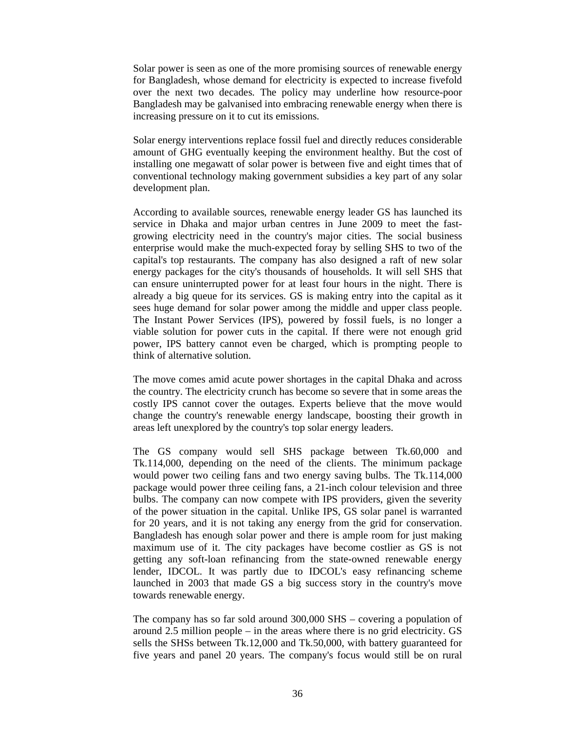Solar power is seen as one of the more promising sources of renewable energy for Bangladesh, whose demand for electricity is expected to increase fivefold over the next two decades. The policy may underline how resource-poor Bangladesh may be galvanised into embracing renewable energy when there is increasing pressure on it to cut its emissions.

Solar energy interventions replace fossil fuel and directly reduces considerable amount of GHG eventually keeping the environment healthy. But the cost of installing one megawatt of solar power is between five and eight times that of conventional technology making government subsidies a key part of any solar development plan.

According to available sources, renewable energy leader GS has launched its service in Dhaka and major urban centres in June 2009 to meet the fast-growing electricity need in the country's major cities. The social business enterprise would make the much-expected foray by selling SHS to two of the capital's top restaurants. The company has also designed a raft of new solar energy packages for the city's thousands of households. It will sell SHS that can ensure uninterrupted power for at least four hours in the night. There is already a big queue for its services. GS is making entry into the capital as it sees huge demand for solar power among the middle and upper class people. The Instant Power Services (IPS), powered by fossil fuels, is no longer a viable solution for power cuts in the capital. If there were not enough grid power, IPS battery cannot even be charged, which is prompting people to think of alternative solution.

The move comes amid acute power shortages in the capital Dhaka and across the country. The electricity crunch has become so severe that in some areas the costly IPS cannot cover the outages. Experts believe that the move would change the country's renewable energy landscape, boosting their growth in areas left unexplored by the country's top solar energy leaders.

The GS company would sell SHS package between Tk.60,000 and Tk.114,000, depending on the need of the clients. The minimum package would power two ceiling fans and two energy saving bulbs. The Tk.114,000 package would power three ceiling fans, a 21-inch colour television and three bulbs. The company can now compete with IPS providers, given the severity of the power situation in the capital. Unlike IPS, GS solar panel is warranted for 20 years, and it is not taking any energy from the grid for conservation. Bangladesh has enough solar power and there is ample room for just making maximum use of it. The city packages have become costlier as GS is not getting any soft-loan refinancing from the state-owned renewable energy lender, IDCOL. It was partly due to IDCOL's easy refinancing scheme launched in 2003 that made GS a big success story in the country's move towards renewable energy.

The company has so far sold around 300,000 SHS – covering a population of around 2.5 million people – in the areas where there is no grid electricity. GS sells the SHSs between Tk.12,000 and Tk.50,000, with battery guaranteed for five years and panel 20 years. The company's focus would still be on rural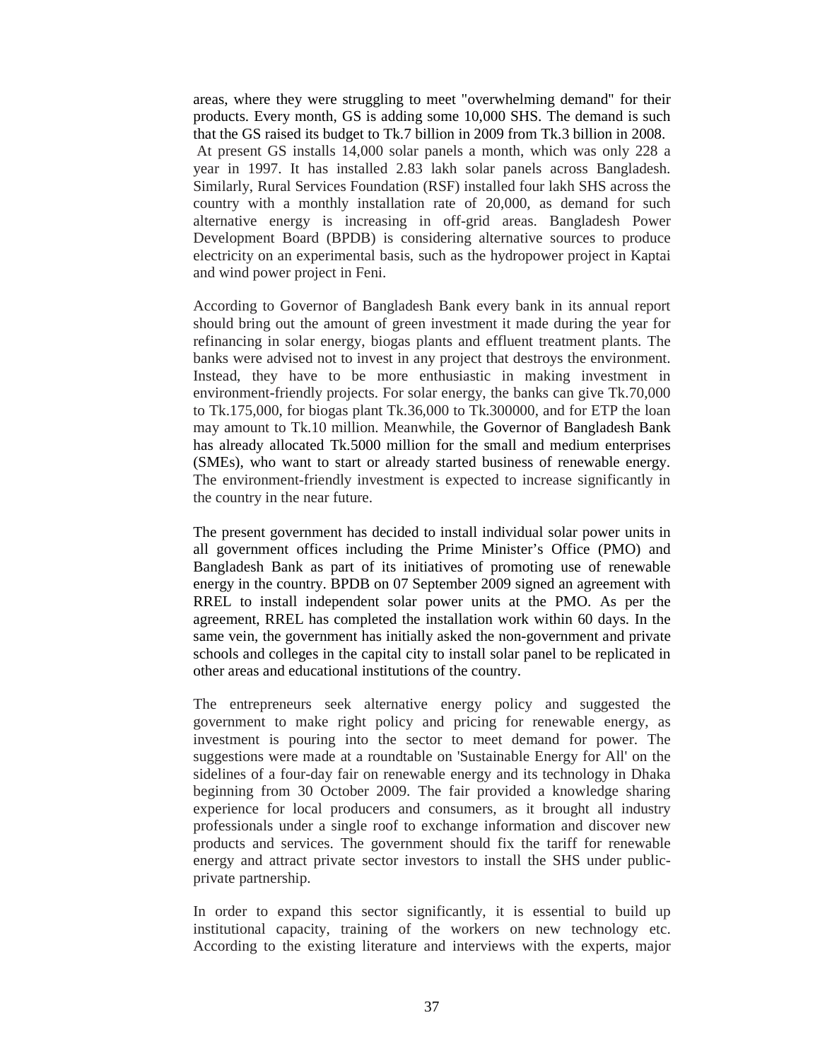areas, where they were struggling to meet "overwhelming demand" for their products. Every month, GS is adding some 10,000 SHS. The demand is such that the GS raised its budget to Tk.7 billion in 2009 from Tk.3 billion in 2008. At present GS installs 14,000 solar panels a month, which was only 228 a year in 1997. It has installed 2.83 lakh solar panels across Bangladesh. Similarly, Rural Services Foundation (RSF) installed four lakh SHS across the country with a monthly installation rate of 20,000, as demand for such alternative energy is increasing in off-grid areas. Bangladesh Power Development Board (BPDB) is considering alternative sources to produce electricity on an experimental basis, such as the hydropower project in Kaptai and wind power project in Feni.

According to Governor of Bangladesh Bank every bank in its annual report should bring out the amount of green investment it made during the year for refinancing in solar energy, biogas plants and effluent treatment plants. The banks were advised not to invest in any project that destroys the environment. Instead, they have to be more enthusiastic in making investment in environment-friendly projects. For solar energy, the banks can give Tk.70,000 to Tk.175,000, for biogas plant Tk.36,000 to Tk.300000, and for ETP the loan may amount to Tk.10 million. Meanwhile, the Governor of Bangladesh Bank has already allocated Tk.5000 million for the small and medium enterprises (SMEs), who want to start or already started business of renewable energy. The environment-friendly investment is expected to increase significantly in the country in the near future.

The present government has decided to install individual solar power units in all government offices including the Prime Minister's Office (PMO) and Bangladesh Bank as part of its initiatives of promoting use of renewable energy in the country. BPDB on 07 September 2009 signed an agreement with RREL to install independent solar power units at the PMO. As per the agreement, RREL has completed the installation work within 60 days. In the same vein, the government has initially asked the non-government and private schools and colleges in the capital city to install solar panel to be replicated in other areas and educational institutions of the country.

The entrepreneurs seek alternative energy policy and suggested the government to make right policy and pricing for renewable energy, as investment is pouring into the sector to meet demand for power. The suggestions were made at a roundtable on 'Sustainable Energy for All' on the sidelines of a four-day fair on renewable energy and its technology in Dhaka beginning from 30 October 2009. The fair provided a knowledge sharing experience for local producers and consumers, as it brought all industry professionals under a single roof to exchange information and discover new products and services. The government should fix the tariff for renewable energy and attract private sector investors to install the SHS under public-private partnership.

In order to expand this sector significantly, it is essential to build up institutional capacity, training of the workers on new technology etc. According to the existing literature and interviews with the experts, major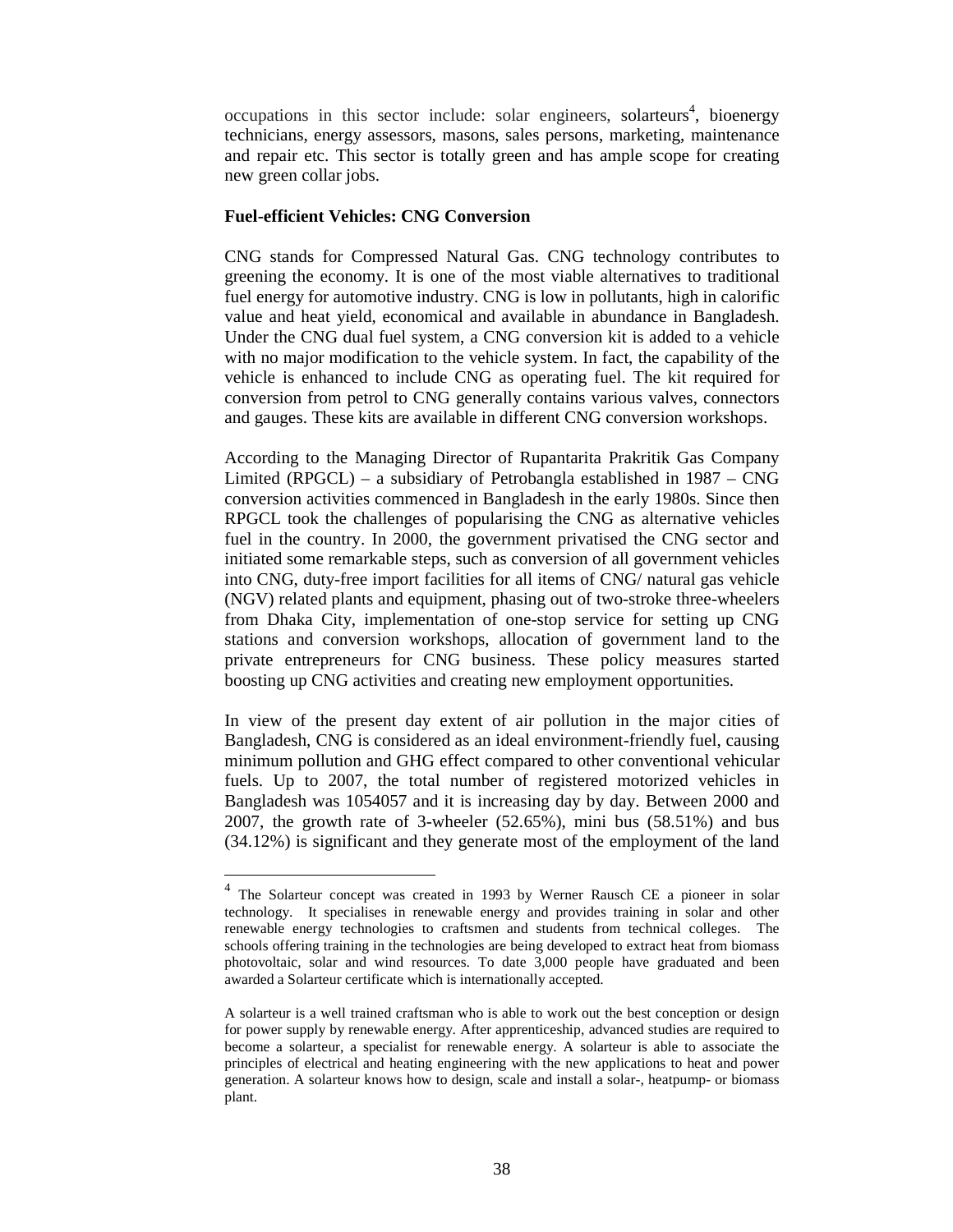occupations in this sector include: solar engineers, solarteurs[4], bioenergy technicians, energy assessors, masons, sales persons, marketing, maintenance and repair etc. This sector is totally green and has ample scope for creating new green collar jobs.

**Fuel-efficient Vehicles: CNG Conversion**

CNG stands for Compressed Natural Gas. CNG technology contributes to greening the economy. It is one of the most viable alternatives to traditional fuel energy for automotive industry. CNG is low in pollutants, high in calorific value and heat yield, economical and available in abundance in Bangladesh. Under the CNG dual fuel system, a CNG conversion kit is added to a vehicle with no major modification to the vehicle system. In fact, the capability of the vehicle is enhanced to include CNG as operating fuel. The kit required for conversion from petrol to CNG generally contains various valves, connectors and gauges. These kits are available in different CNG conversion workshops.

According to the Managing Director of Rupantarita Prakritik Gas Company Limited (RPGCL) – a subsidiary of Petrobangla established in 1987 – CNG conversion activities commenced in Bangladesh in the early 1980s. Since then RPGCL took the challenges of popularising the CNG as alternative vehicles fuel in the country. In 2000, the government privatised the CNG sector and initiated some remarkable steps, such as conversion of all government vehicles into CNG, duty-free import facilities for all items of CNG/ natural gas vehicle (NGV) related plants and equipment, phasing out of two-stroke three-wheelers from Dhaka City, implementation of one-stop service for setting up CNG stations and conversion workshops, allocation of government land to the private entrepreneurs for CNG business. These policy measures started boosting up CNG activities and creating new employment opportunities.

In view of the present day extent of air pollution in the major cities of Bangladesh, CNG is considered as an ideal environment-friendly fuel, causing minimum pollution and GHG effect compared to other conventional vehicular fuels. Up to 2007, the total number of registered motorized vehicles in Bangladesh was 1054057 and it is increasing day by day. Between 2000 and 2007, the growth rate of 3-wheeler (52.65%), mini bus (58.51%) and bus (34.12%) is significant and they generate most of the employment of the land

---

[4] The Solarteur concept was created in 1993 by Werner Rausch CE a pioneer in solar technology. It specialises in renewable energy and provides training in solar and other renewable energy technologies to craftsmen and students from technical colleges. The schools offering training in the technologies are being developed to extract heat from biomass photovoltaic, solar and wind resources. To date 3,000 people have graduated and been awarded a Solarteur certificate which is internationally accepted.

A solarteur is a well trained craftsman who is able to work out the best conception or design for power supply by renewable energy. After apprenticeship, advanced studies are required to become a solarteur, a specialist for renewable energy. A solarteur is able to associate the principles of electrical and heating engineering with the new applications to heat and power generation. A solarteur knows how to design, scale and install a solar-, heatpump- or biomass plant.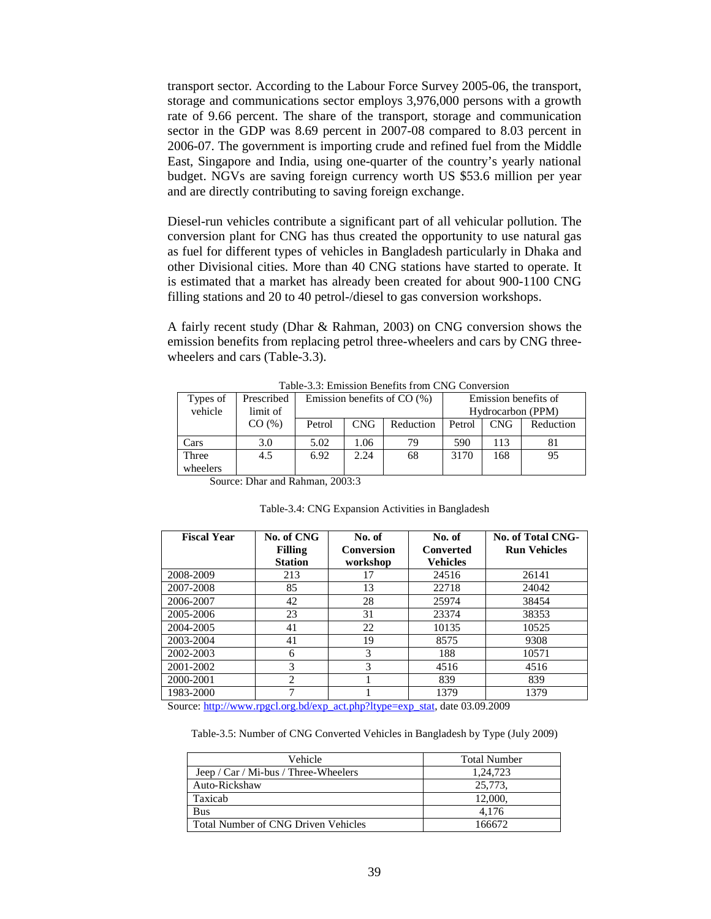transport sector. According to the Labour Force Survey 2005-06, the transport, storage and communications sector employs 3,976,000 persons with a growth rate of 9.66 percent. The share of the transport, storage and communication sector in the GDP was 8.69 percent in 2007-08 compared to 8.03 percent in 2006-07. The government is importing crude and refined fuel from the Middle East, Singapore and India, using one-quarter of the country's yearly national budget. NGVs are saving foreign currency worth US $53.6 million per year and are directly contributing to saving foreign exchange.

Diesel-run vehicles contribute a significant part of all vehicular pollution. The conversion plant for CNG has thus created the opportunity to use natural gas as fuel for different types of vehicles in Bangladesh particularly in Dhaka and other Divisional cities. More than 40 CNG stations have started to operate. It is estimated that a market has already been created for about 900-1100 CNG filling stations and 20 to 40 petrol-/diesel to gas conversion workshops.

A fairly recent study (Dhar & Rahman, 2003) on CNG conversion shows the emission benefits from replacing petrol three-wheelers and cars by CNG three-wheelers and cars (Table-3.3).

Table-3.3: Emission Benefits from CNG Conversion

| Types of vehicle | Prescribed limit of CO (%) | Emission benefits of CO (%) | | | Emission benefits of Hydrocarbon (PPM) | | |
|---|---|---|---|---|---|---|---|
| | | Petrol | CNG | Reduction | Petrol | CNG | Reduction |
| Cars | 3.0 | 5.02 | 1.06 | 79 | 590 | 113 | 81 |
| Three wheelers | 4.5 | 6.92 | 2.24 | 68 | 3170 | 168 | 95 |

Source: Dhar and Rahman, 2003:3

Table-3.4: CNG Expansion Activities in Bangladesh

| **Fiscal Year** | **No. of CNG Filling Station** | **No. of Conversion workshop** | **No. of Converted Vehicles** | **No. of Total CNG-Run Vehicles** |
|---|---|---|---|---|
| 2008-2009 | 213 | 17 | 24516 | 26141 |
| 2007-2008 | 85 | 13 | 22718 | 24042 |
| 2006-2007 | 42 | 28 | 25974 | 38454 |
| 2005-2006 | 23 | 31 | 23374 | 38353 |
| 2004-2005 | 41 | 22 | 10135 | 10525 |
| 2003-2004 | 41 | 19 | 8575 | 9308 |
| 2002-2003 | 6 | 3 | 188 | 10571 |
| 2001-2002 | 3 | 3 | 4516 | 4516 |
| 2000-2001 | 2 | 1 | 839 | 839 |
| 1983-2000 | 7 | 1 | 1379 | 1379 |

Source: http://www.rpgcl.org.bd/exp_act.php?ltype=exp_stat, date 03.09.2009

Table-3.5: Number of CNG Converted Vehicles in Bangladesh by Type (July 2009)

| Vehicle | Total Number |
|---|---|
| Jeep / Car / Mi-bus / Three-Wheelers | 1,24,723 |
| Auto-Rickshaw | 25,773, |
| Taxicab | 12,000, |
| Bus | 4,176 |
| Total Number of CNG Driven Vehicles | 166672 |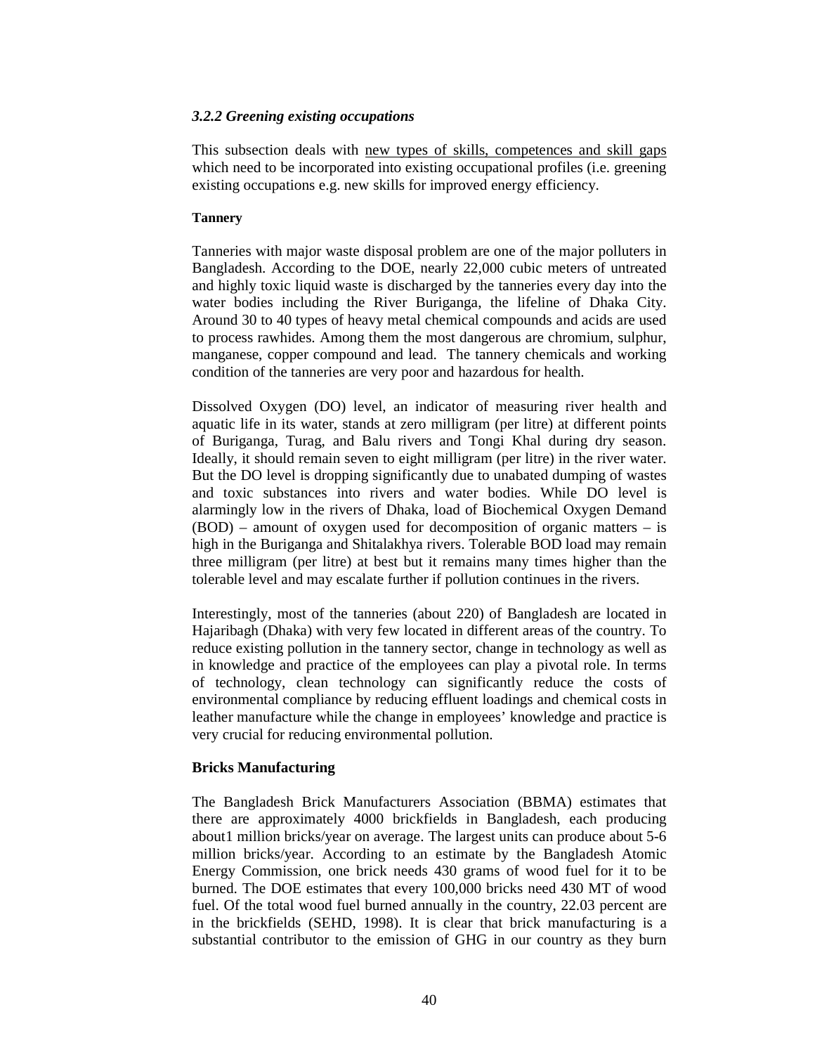### *3.2.2 Greening existing occupations*

This subsection deals with new types of skills, competences and skill gaps which need to be incorporated into existing occupational profiles (i.e. greening existing occupations e.g. new skills for improved energy efficiency.

**Tannery**

Tanneries with major waste disposal problem are one of the major polluters in Bangladesh. According to the DOE, nearly 22,000 cubic meters of untreated and highly toxic liquid waste is discharged by the tanneries every day into the water bodies including the River Buriganga, the lifeline of Dhaka City. Around 30 to 40 types of heavy metal chemical compounds and acids are used to process rawhides. Among them the most dangerous are chromium, sulphur, manganese, copper compound and lead. The tannery chemicals and working condition of the tanneries are very poor and hazardous for health.

Dissolved Oxygen (DO) level, an indicator of measuring river health and aquatic life in its water, stands at zero milligram (per litre) at different points of Buriganga, Turag, and Balu rivers and Tongi Khal during dry season. Ideally, it should remain seven to eight milligram (per litre) in the river water. But the DO level is dropping significantly due to unabated dumping of wastes and toxic substances into rivers and water bodies. While DO level is alarmingly low in the rivers of Dhaka, load of Biochemical Oxygen Demand (BOD) – amount of oxygen used for decomposition of organic matters – is high in the Buriganga and Shitalakhya rivers. Tolerable BOD load may remain three milligram (per litre) at best but it remains many times higher than the tolerable level and may escalate further if pollution continues in the rivers.

Interestingly, most of the tanneries (about 220) of Bangladesh are located in Hajaribagh (Dhaka) with very few located in different areas of the country. To reduce existing pollution in the tannery sector, change in technology as well as in knowledge and practice of the employees can play a pivotal role. In terms of technology, clean technology can significantly reduce the costs of environmental compliance by reducing effluent loadings and chemical costs in leather manufacture while the change in employees' knowledge and practice is very crucial for reducing environmental pollution.

**Bricks Manufacturing**

The Bangladesh Brick Manufacturers Association (BBMA) estimates that there are approximately 4000 brickfields in Bangladesh, each producing about1 million bricks/year on average. The largest units can produce about 5-6 million bricks/year. According to an estimate by the Bangladesh Atomic Energy Commission, one brick needs 430 grams of wood fuel for it to be burned. The DOE estimates that every 100,000 bricks need 430 MT of wood fuel. Of the total wood fuel burned annually in the country, 22.03 percent are in the brickfields (SEHD, 1998). It is clear that brick manufacturing is a substantial contributor to the emission of GHG in our country as they burn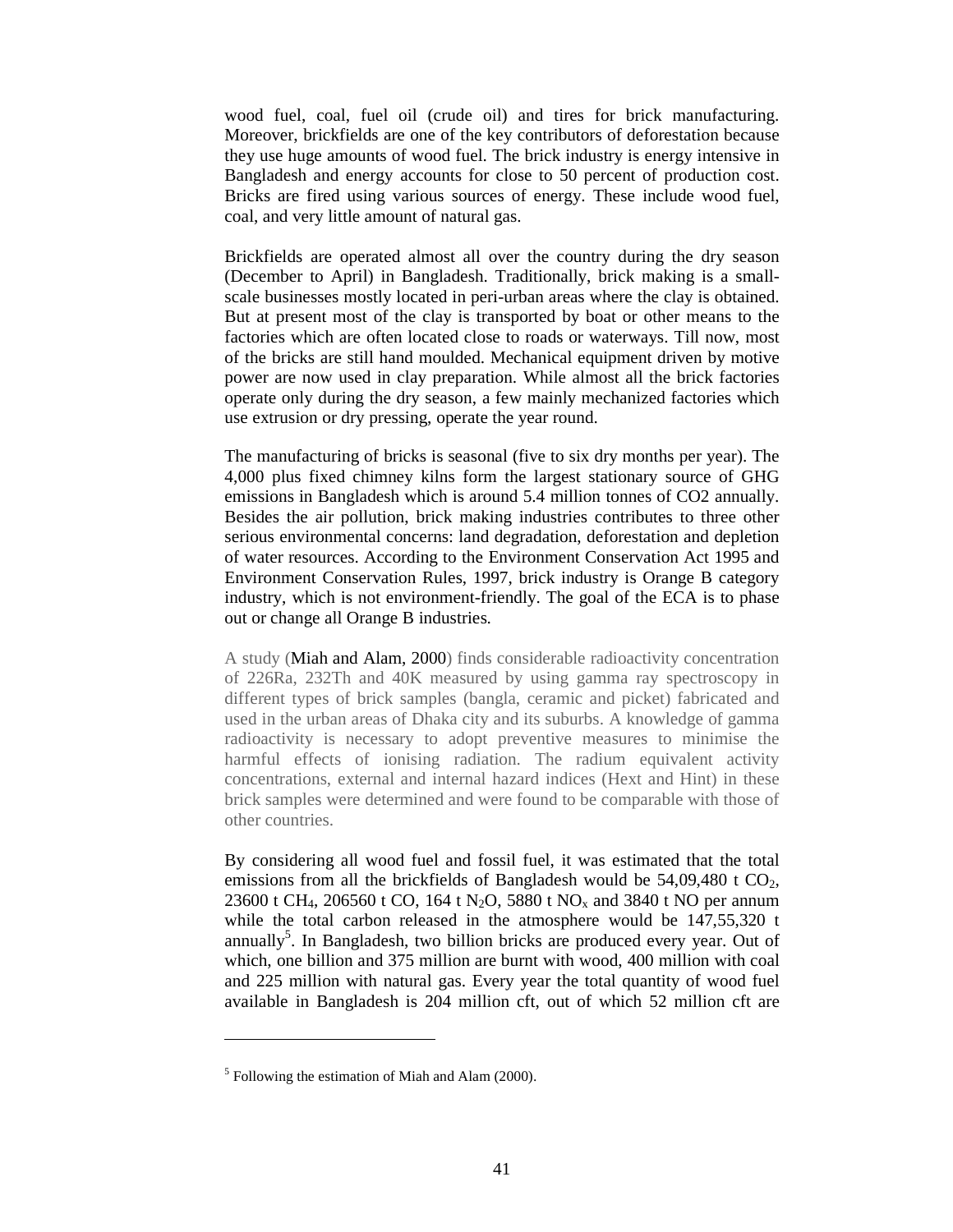wood fuel, coal, fuel oil (crude oil) and tires for brick manufacturing. Moreover, brickfields are one of the key contributors of deforestation because they use huge amounts of wood fuel. The brick industry is energy intensive in Bangladesh and energy accounts for close to 50 percent of production cost. Bricks are fired using various sources of energy. These include wood fuel, coal, and very little amount of natural gas.

Brickfields are operated almost all over the country during the dry season (December to April) in Bangladesh. Traditionally, brick making is a small-scale businesses mostly located in peri-urban areas where the clay is obtained. But at present most of the clay is transported by boat or other means to the factories which are often located close to roads or waterways. Till now, most of the bricks are still hand moulded. Mechanical equipment driven by motive power are now used in clay preparation. While almost all the brick factories operate only during the dry season, a few mainly mechanized factories which use extrusion or dry pressing, operate the year round.

The manufacturing of bricks is seasonal (five to six dry months per year). The 4,000 plus fixed chimney kilns form the largest stationary source of GHG emissions in Bangladesh which is around 5.4 million tonnes of CO2 annually. Besides the air pollution, brick making industries contributes to three other serious environmental concerns: land degradation, deforestation and depletion of water resources. According to the Environment Conservation Act 1995 and Environment Conservation Rules, 1997, brick industry is Orange B category industry, which is not environment-friendly. The goal of the ECA is to phase out or change all Orange B industries.

A study (Miah and Alam, 2000) finds considerable radioactivity concentration of 226Ra, 232Th and 40K measured by using gamma ray spectroscopy in different types of brick samples (bangla, ceramic and picket) fabricated and used in the urban areas of Dhaka city and its suburbs. A knowledge of gamma radioactivity is necessary to adopt preventive measures to minimise the harmful effects of ionising radiation. The radium equivalent activity concentrations, external and internal hazard indices (Hext and Hint) in these brick samples were determined and were found to be comparable with those of other countries.

By considering all wood fuel and fossil fuel, it was estimated that the total emissions from all the brickfields of Bangladesh would be 54,09,480 t $CO_2$, 23600 t $CH_4$, 206560 t CO, 164 t $N_2O$, 5880 t $NO_x$ and 3840 t NO per annum while the total carbon released in the atmosphere would be 147,55,320 t annually[5]. In Bangladesh, two billion bricks are produced every year. Out of which, one billion and 375 million are burnt with wood, 400 million with coal and 225 million with natural gas. Every year the total quantity of wood fuel available in Bangladesh is 204 million cft, out of which 52 million cft are

[5] Following the estimation of Miah and Alam (2000).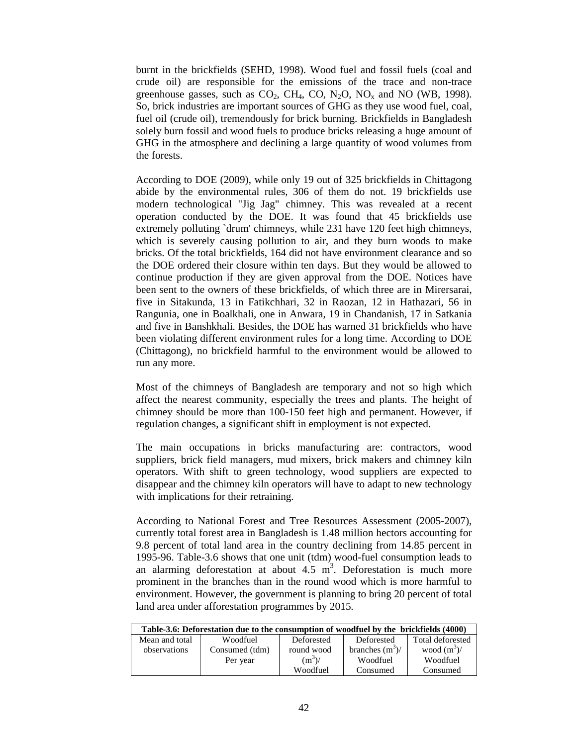burnt in the brickfields (SEHD, 1998). Wood fuel and fossil fuels (coal and crude oil) are responsible for the emissions of the trace and non-trace greenhouse gasses, such as $CO_2$, $CH_4$, CO, $N_2O$, $NO_x$ and NO (WB, 1998). So, brick industries are important sources of GHG as they use wood fuel, coal, fuel oil (crude oil), tremendously for brick burning. Brickfields in Bangladesh solely burn fossil and wood fuels to produce bricks releasing a huge amount of GHG in the atmosphere and declining a large quantity of wood volumes from the forests.

According to DOE (2009), while only 19 out of 325 brickfields in Chittagong abide by the environmental rules, 306 of them do not. 19 brickfields use modern technological "Jig Jag" chimney. This was revealed at a recent operation conducted by the DOE. It was found that 45 brickfields use extremely polluting `drum' chimneys, while 231 have 120 feet high chimneys, which is severely causing pollution to air, and they burn woods to make bricks. Of the total brickfields, 164 did not have environment clearance and so the DOE ordered their closure within ten days. But they would be allowed to continue production if they are given approval from the DOE. Notices have been sent to the owners of these brickfields, of which three are in Mirersarai, five in Sitakunda, 13 in Fatikchhari, 32 in Raozan, 12 in Hathazari, 56 in Rangunia, one in Boalkhali, one in Anwara, 19 in Chandanish, 17 in Satkania and five in Banshkhali. Besides, the DOE has warned 31 brickfields who have been violating different environment rules for a long time. According to DOE (Chittagong), no brickfield harmful to the environment would be allowed to run any more.

Most of the chimneys of Bangladesh are temporary and not so high which affect the nearest community, especially the trees and plants. The height of chimney should be more than 100-150 feet high and permanent. However, if regulation changes, a significant shift in employment is not expected.

The main occupations in bricks manufacturing are: contractors, wood suppliers, brick field managers, mud mixers, brick makers and chimney kiln operators. With shift to green technology, wood suppliers are expected to disappear and the chimney kiln operators will have to adapt to new technology with implications for their retraining.

According to National Forest and Tree Resources Assessment (2005-2007), currently total forest area in Bangladesh is 1.48 million hectors accounting for 9.8 percent of total land area in the country declining from 14.85 percent in 1995-96. Table-3.6 shows that one unit (tdm) wood-fuel consumption leads to an alarming deforestation at about 4.5 $m^3$. Deforestation is much more prominent in the branches than in the round wood which is more harmful to environment. However, the government is planning to bring 20 percent of total land area under afforestation programmes by 2015.

**Table-3.6: Deforestation due to the consumption of woodfuel by the brickfields (4000)**

| Mean and total observations | Woodfuel Consumed (tdm) Per year | Deforested round wood ($m^3$)/ Woodfuel | Deforested branches ($m^3$)/ Woodfuel Consumed | Total deforested wood ($m^3$)/ Woodfuel Consumed |
|---|---|---|---|---|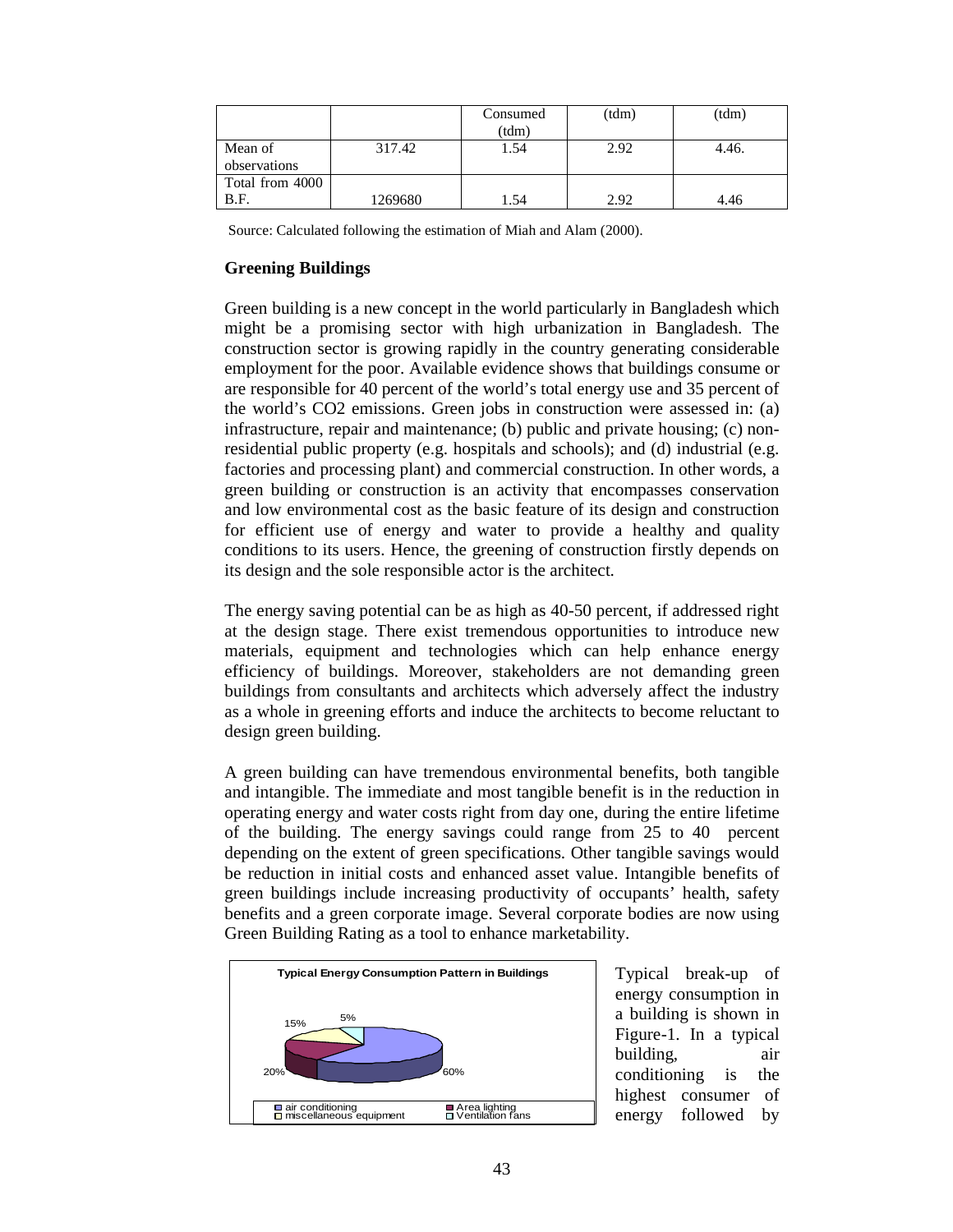| | | Consumed (tdm) | (tdm) | (tdm) |
|---|---|---|---|---|
| Mean of observations | 317.42 | 1.54 | 2.92 | 4.46. |
| Total from 4000 B.F. | 1269680 | 1.54 | 2.92 | 4.46 |

Source: Calculated following the estimation of Miah and Alam (2000).

**Greening Buildings**

Green building is a new concept in the world particularly in Bangladesh which might be a promising sector with high urbanization in Bangladesh. The construction sector is growing rapidly in the country generating considerable employment for the poor. Available evidence shows that buildings consume or are responsible for 40 percent of the world's total energy use and 35 percent of the world's $CO_2$ emissions. Green jobs in construction were assessed in: (a) infrastructure, repair and maintenance; (b) public and private housing; (c) non-residential public property (e.g. hospitals and schools); and (d) industrial (e.g. factories and processing plant) and commercial construction. In other words, a green building or construction is an activity that encompasses conservation and low environmental cost as the basic feature of its design and construction for efficient use of energy and water to provide a healthy and quality conditions to its users. Hence, the greening of construction firstly depends on its design and the sole responsible actor is the architect.

The energy saving potential can be as high as 40-50 percent, if addressed right at the design stage. There exist tremendous opportunities to introduce new materials, equipment and technologies which can help enhance energy efficiency of buildings. Moreover, stakeholders are not demanding green buildings from consultants and architects which adversely affect the industry as a whole in greening efforts and induce the architects to become reluctant to design green building.

A green building can have tremendous environmental benefits, both tangible and intangible. The immediate and most tangible benefit is in the reduction in operating energy and water costs right from day one, during the entire lifetime of the building. The energy savings could range from 25 to 40 percent depending on the extent of green specifications. Other tangible savings would be reduction in initial costs and enhanced asset value. Intangible benefits of green buildings include increasing productivity of occupants' health, safety benefits and a green corporate image. Several corporate bodies are now using Green Building Rating as a tool to enhance marketability.

**Typical Energy Consumption Pattern in Buildings**

- air conditioning: 60%
- Area lighting: 20%
- miscellaneous equipment: 15%
- Ventilation fans: 5%

Typical break-up of energy consumption in a building is shown in Figure-1. In a typical building, air conditioning is the highest consumer of energy followed by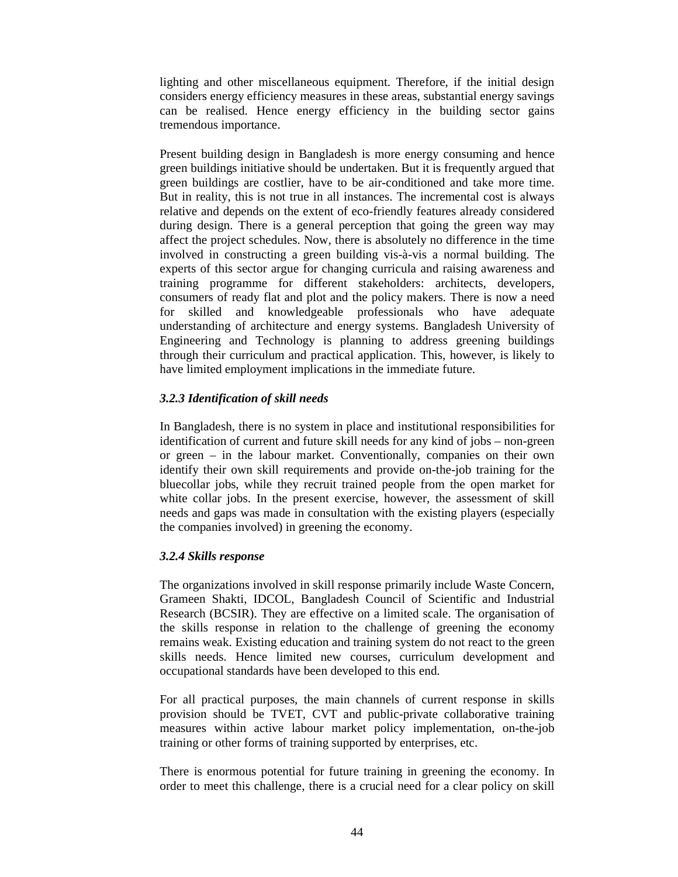lighting and other miscellaneous equipment. Therefore, if the initial design considers energy efficiency measures in these areas, substantial energy savings can be realised. Hence energy efficiency in the building sector gains tremendous importance.

Present building design in Bangladesh is more energy consuming and hence green buildings initiative should be undertaken. But it is frequently argued that green buildings are costlier, have to be air-conditioned and take more time. But in reality, this is not true in all instances. The incremental cost is always relative and depends on the extent of eco-friendly features already considered during design. There is a general perception that going the green way may affect the project schedules. Now, there is absolutely no difference in the time involved in constructing a green building vis-à-vis a normal building. The experts of this sector argue for changing curricula and raising awareness and training programme for different stakeholders: architects, developers, consumers of ready flat and plot and the policy makers. There is now a need for skilled and knowledgeable professionals who have adequate understanding of architecture and energy systems. Bangladesh University of Engineering and Technology is planning to address greening buildings through their curriculum and practical application. This, however, is likely to have limited employment implications in the immediate future.

### *3.2.3 Identification of skill needs*

In Bangladesh, there is no system in place and institutional responsibilities for identification of current and future skill needs for any kind of jobs – non-green or green – in the labour market. Conventionally, companies on their own identify their own skill requirements and provide on-the-job training for the bluecollar jobs, while they recruit trained people from the open market for white collar jobs. In the present exercise, however, the assessment of skill needs and gaps was made in consultation with the existing players (especially the companies involved) in greening the economy.

### *3.2.4 Skills response*

The organizations involved in skill response primarily include Waste Concern, Grameen Shakti, IDCOL, Bangladesh Council of Scientific and Industrial Research (BCSIR). They are effective on a limited scale. The organisation of the skills response in relation to the challenge of greening the economy remains weak. Existing education and training system do not react to the green skills needs. Hence limited new courses, curriculum development and occupational standards have been developed to this end.

For all practical purposes, the main channels of current response in skills provision should be TVET, CVT and public-private collaborative training measures within active labour market policy implementation, on-the-job training or other forms of training supported by enterprises, etc.

There is enormous potential for future training in greening the economy. In order to meet this challenge, there is a crucial need for a clear policy on skill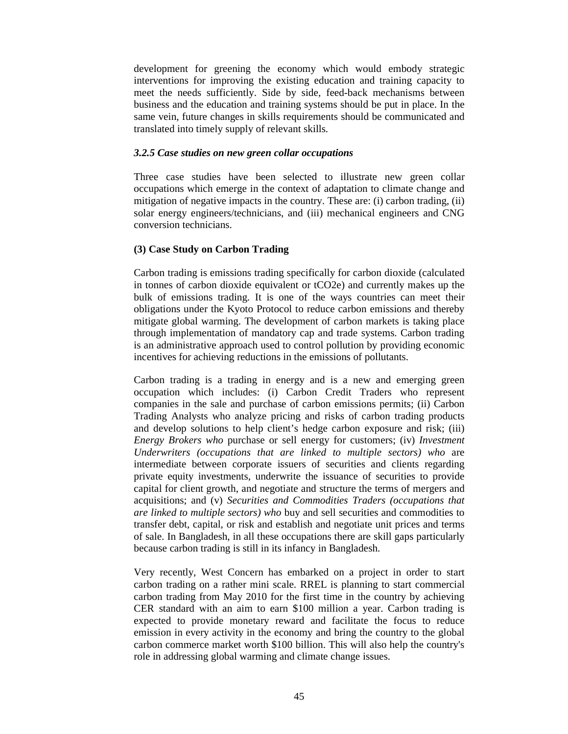development for greening the economy which would embody strategic interventions for improving the existing education and training capacity to meet the needs sufficiently. Side by side, feed-back mechanisms between business and the education and training systems should be put in place. In the same vein, future changes in skills requirements should be communicated and translated into timely supply of relevant skills.

#### *3.2.5 Case studies on new green collar occupations*

Three case studies have been selected to illustrate new green collar occupations which emerge in the context of adaptation to climate change and mitigation of negative impacts in the country. These are: (i) carbon trading, (ii) solar energy engineers/technicians, and (iii) mechanical engineers and CNG conversion technicians.

#### (3) Case Study on Carbon Trading

Carbon trading is emissions trading specifically for carbon dioxide (calculated in tonnes of carbon dioxide equivalent or $tCO_2e$) and currently makes up the bulk of emissions trading. It is one of the ways countries can meet their obligations under the Kyoto Protocol to reduce carbon emissions and thereby mitigate global warming. The development of carbon markets is taking place through implementation of mandatory cap and trade systems. Carbon trading is an administrative approach used to control pollution by providing economic incentives for achieving reductions in the emissions of pollutants.

Carbon trading is a trading in energy and is a new and emerging green occupation which includes: (i) Carbon Credit Traders who represent companies in the sale and purchase of carbon emissions permits; (ii) Carbon Trading Analysts who analyze pricing and risks of carbon trading products and develop solutions to help client's hedge carbon exposure and risk; (iii) *Energy Brokers who* purchase or sell energy for customers; (iv) *Investment Underwriters (occupations that are linked to multiple sectors) who* are intermediate between corporate issuers of securities and clients regarding private equity investments, underwrite the issuance of securities to provide capital for client growth, and negotiate and structure the terms of mergers and acquisitions; and (v) *Securities and Commodities Traders (occupations that are linked to multiple sectors) who* buy and sell securities and commodities to transfer debt, capital, or risk and establish and negotiate unit prices and terms of sale. In Bangladesh, in all these occupations there are skill gaps particularly because carbon trading is still in its infancy in Bangladesh.

Very recently, West Concern has embarked on a project in order to start carbon trading on a rather mini scale. RREL is planning to start commercial carbon trading from May 2010 for the first time in the country by achieving CER standard with an aim to earn $100 million a year. Carbon trading is expected to provide monetary reward and facilitate the focus to reduce emission in every activity in the economy and bring the country to the global carbon commerce market worth $100 billion. This will also help the country's role in addressing global warming and climate change issues.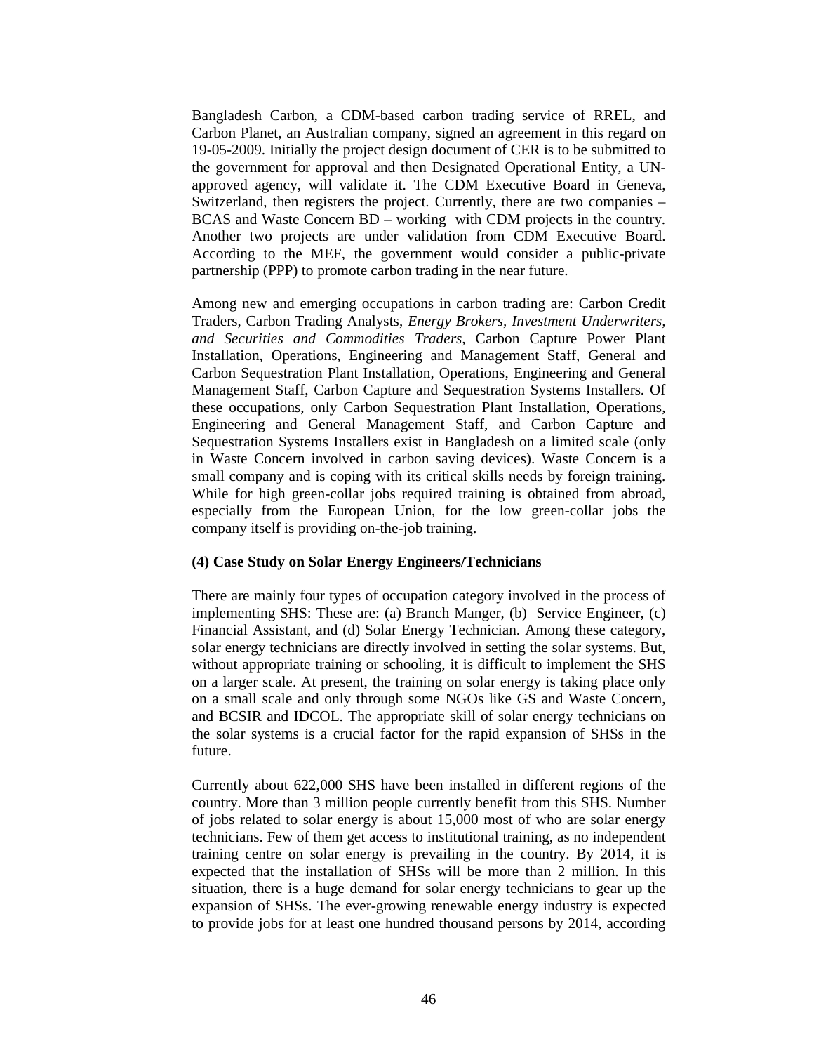Bangladesh Carbon, a CDM-based carbon trading service of RREL, and Carbon Planet, an Australian company, signed an agreement in this regard on 19-05-2009. Initially the project design document of CER is to be submitted to the government for approval and then Designated Operational Entity, a UN-approved agency, will validate it. The CDM Executive Board in Geneva, Switzerland, then registers the project. Currently, there are two companies – BCAS and Waste Concern BD – working with CDM projects in the country. Another two projects are under validation from CDM Executive Board. According to the MEF, the government would consider a public-private partnership (PPP) to promote carbon trading in the near future.

Among new and emerging occupations in carbon trading are: Carbon Credit Traders, Carbon Trading Analysts, *Energy Brokers, Investment Underwriters, and Securities and Commodities Traders,* Carbon Capture Power Plant Installation, Operations, Engineering and Management Staff, General and Carbon Sequestration Plant Installation, Operations, Engineering and General Management Staff, Carbon Capture and Sequestration Systems Installers. Of these occupations, only Carbon Sequestration Plant Installation, Operations, Engineering and General Management Staff, and Carbon Capture and Sequestration Systems Installers exist in Bangladesh on a limited scale (only in Waste Concern involved in carbon saving devices). Waste Concern is a small company and is coping with its critical skills needs by foreign training. While for high green-collar jobs required training is obtained from abroad, especially from the European Union, for the low green-collar jobs the company itself is providing on-the-job training.

**(4) Case Study on Solar Energy Engineers/Technicians**

There are mainly four types of occupation category involved in the process of implementing SHS: These are: (a) Branch Manger, (b) Service Engineer, (c) Financial Assistant, and (d) Solar Energy Technician. Among these category, solar energy technicians are directly involved in setting the solar systems. But, without appropriate training or schooling, it is difficult to implement the SHS on a larger scale. At present, the training on solar energy is taking place only on a small scale and only through some NGOs like GS and Waste Concern, and BCSIR and IDCOL. The appropriate skill of solar energy technicians on the solar systems is a crucial factor for the rapid expansion of SHSs in the future.

Currently about 622,000 SHS have been installed in different regions of the country. More than 3 million people currently benefit from this SHS. Number of jobs related to solar energy is about 15,000 most of who are solar energy technicians. Few of them get access to institutional training, as no independent training centre on solar energy is prevailing in the country. By 2014, it is expected that the installation of SHSs will be more than 2 million. In this situation, there is a huge demand for solar energy technicians to gear up the expansion of SHSs. The ever-growing renewable energy industry is expected to provide jobs for at least one hundred thousand persons by 2014, according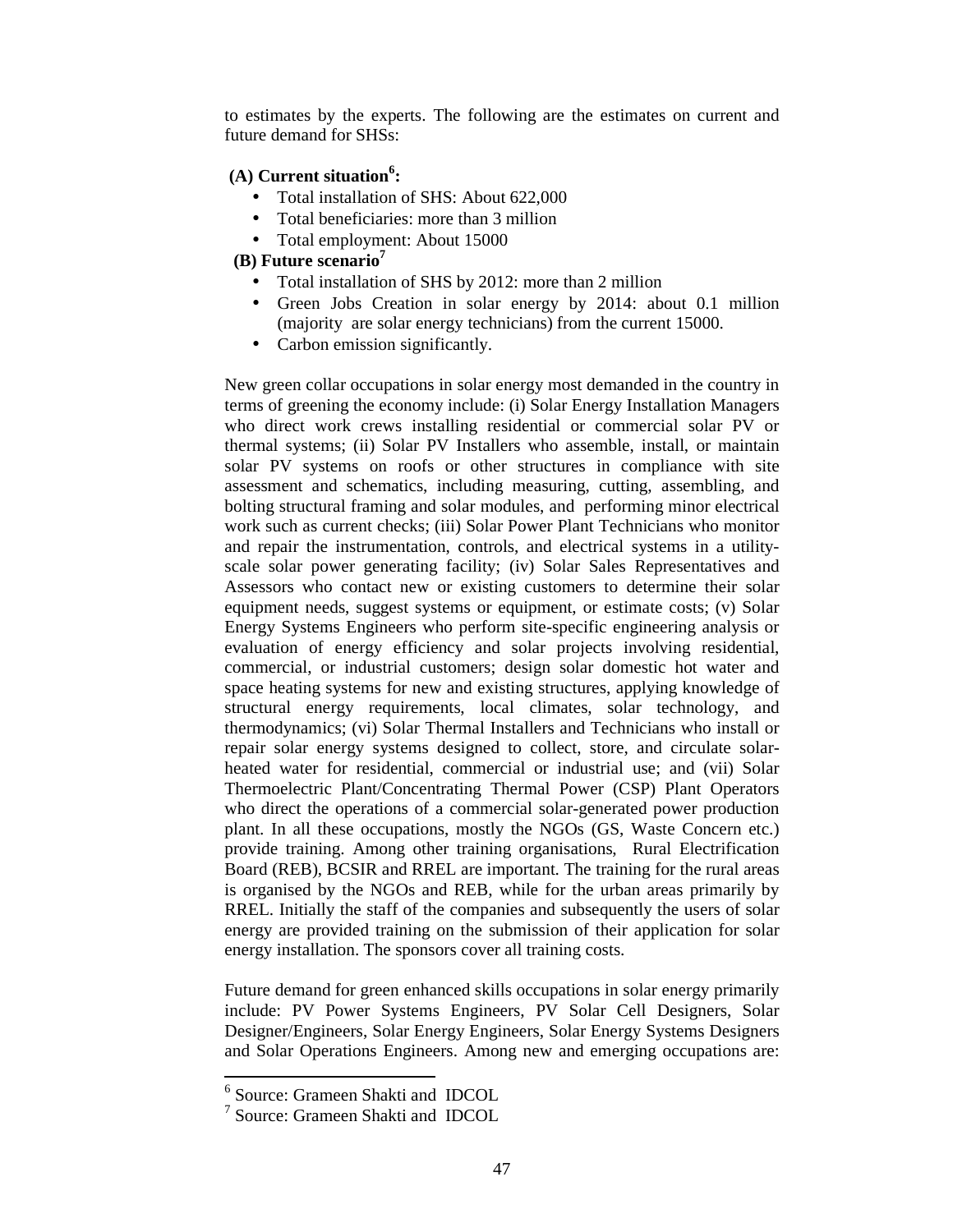to estimates by the experts. The following are the estimates on current and future demand for SHSs:

**(A) Current situation[6]:**

- Total installation of SHS: About 622,000
- Total beneficiaries: more than 3 million
- Total employment: About 15000

**(B) Future scenario[7]**

- Total installation of SHS by 2012: more than 2 million
- Green Jobs Creation in solar energy by 2014: about 0.1 million (majority are solar energy technicians) from the current 15000.
- Carbon emission significantly.

New green collar occupations in solar energy most demanded in the country in terms of greening the economy include: (i) Solar Energy Installation Managers who direct work crews installing residential or commercial solar PV or thermal systems; (ii) Solar PV Installers who assemble, install, or maintain solar PV systems on roofs or other structures in compliance with site assessment and schematics, including measuring, cutting, assembling, and bolting structural framing and solar modules, and performing minor electrical work such as current checks; (iii) Solar Power Plant Technicians who monitor and repair the instrumentation, controls, and electrical systems in a utility-scale solar power generating facility; (iv) Solar Sales Representatives and Assessors who contact new or existing customers to determine their solar equipment needs, suggest systems or equipment, or estimate costs; (v) Solar Energy Systems Engineers who perform site-specific engineering analysis or evaluation of energy efficiency and solar projects involving residential, commercial, or industrial customers; design solar domestic hot water and space heating systems for new and existing structures, applying knowledge of structural energy requirements, local climates, solar technology, and thermodynamics; (vi) Solar Thermal Installers and Technicians who install or repair solar energy systems designed to collect, store, and circulate solar-heated water for residential, commercial or industrial use; and (vii) Solar Thermoelectric Plant/Concentrating Thermal Power (CSP) Plant Operators who direct the operations of a commercial solar-generated power production plant. In all these occupations, mostly the NGOs (GS, Waste Concern etc.) provide training. Among other training organisations, Rural Electrification Board (REB), BCSIR and RREL are important. The training for the rural areas is organised by the NGOs and REB, while for the urban areas primarily by RREL. Initially the staff of the companies and subsequently the users of solar energy are provided training on the submission of their application for solar energy installation. The sponsors cover all training costs.

Future demand for green enhanced skills occupations in solar energy primarily include: PV Power Systems Engineers, PV Solar Cell Designers, Solar Designer/Engineers, Solar Energy Engineers, Solar Energy Systems Designers and Solar Operations Engineers. Among new and emerging occupations are:

[6] Source: Grameen Shakti and IDCOL

[7] Source: Grameen Shakti and IDCOL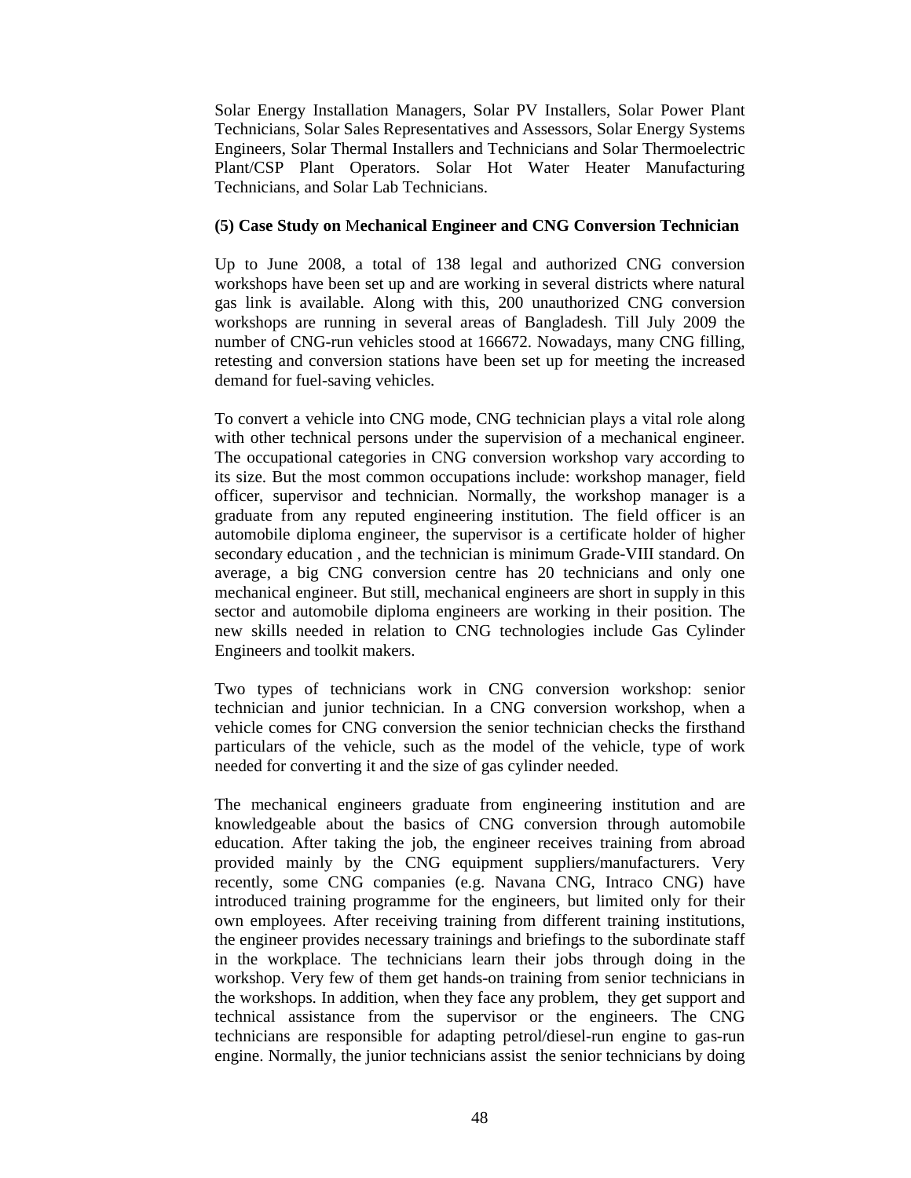Solar Energy Installation Managers, Solar PV Installers, Solar Power Plant Technicians, Solar Sales Representatives and Assessors, Solar Energy Systems Engineers, Solar Thermal Installers and Technicians and Solar Thermoelectric Plant/CSP Plant Operators. Solar Hot Water Heater Manufacturing Technicians, and Solar Lab Technicians.

**(5) Case Study on Mechanical Engineer and CNG Conversion Technician**

Up to June 2008, a total of 138 legal and authorized CNG conversion workshops have been set up and are working in several districts where natural gas link is available. Along with this, 200 unauthorized CNG conversion workshops are running in several areas of Bangladesh. Till July 2009 the number of CNG-run vehicles stood at 166672. Nowadays, many CNG filling, retesting and conversion stations have been set up for meeting the increased demand for fuel-saving vehicles.

To convert a vehicle into CNG mode, CNG technician plays a vital role along with other technical persons under the supervision of a mechanical engineer. The occupational categories in CNG conversion workshop vary according to its size. But the most common occupations include: workshop manager, field officer, supervisor and technician. Normally, the workshop manager is a graduate from any reputed engineering institution. The field officer is an automobile diploma engineer, the supervisor is a certificate holder of higher secondary education , and the technician is minimum Grade-VIII standard. On average, a big CNG conversion centre has 20 technicians and only one mechanical engineer. But still, mechanical engineers are short in supply in this sector and automobile diploma engineers are working in their position. The new skills needed in relation to CNG technologies include Gas Cylinder Engineers and toolkit makers.

Two types of technicians work in CNG conversion workshop: senior technician and junior technician. In a CNG conversion workshop, when a vehicle comes for CNG conversion the senior technician checks the firsthand particulars of the vehicle, such as the model of the vehicle, type of work needed for converting it and the size of gas cylinder needed.

The mechanical engineers graduate from engineering institution and are knowledgeable about the basics of CNG conversion through automobile education. After taking the job, the engineer receives training from abroad provided mainly by the CNG equipment suppliers/manufacturers. Very recently, some CNG companies (e.g. Navana CNG, Intraco CNG) have introduced training programme for the engineers, but limited only for their own employees. After receiving training from different training institutions, the engineer provides necessary trainings and briefings to the subordinate staff in the workplace. The technicians learn their jobs through doing in the workshop. Very few of them get hands-on training from senior technicians in the workshops. In addition, when they face any problem, they get support and technical assistance from the supervisor or the engineers. The CNG technicians are responsible for adapting petrol/diesel-run engine to gas-run engine. Normally, the junior technicians assist the senior technicians by doing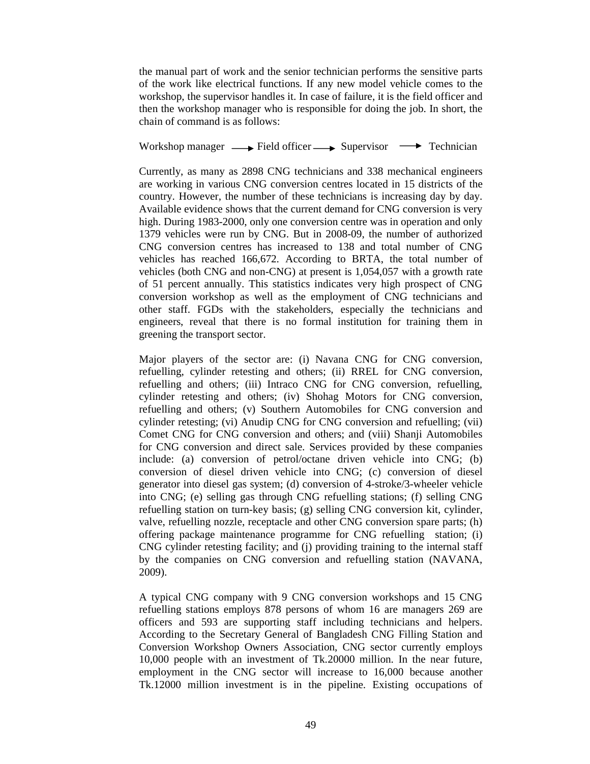the manual part of work and the senior technician performs the sensitive parts of the work like electrical functions. If any new model vehicle comes to the workshop, the supervisor handles it. In case of failure, it is the field officer and then the workshop manager who is responsible for doing the job. In short, the chain of command is as follows:

Workshop manager ⟶ Field officer ⟶ Supervisor ⟶ Technician

Currently, as many as 2898 CNG technicians and 338 mechanical engineers are working in various CNG conversion centres located in 15 districts of the country. However, the number of these technicians is increasing day by day. Available evidence shows that the current demand for CNG conversion is very high. During 1983-2000, only one conversion centre was in operation and only 1379 vehicles were run by CNG. But in 2008-09, the number of authorized CNG conversion centres has increased to 138 and total number of CNG vehicles has reached 166,672. According to BRTA, the total number of vehicles (both CNG and non-CNG) at present is 1,054,057 with a growth rate of 51 percent annually. This statistics indicates very high prospect of CNG conversion workshop as well as the employment of CNG technicians and other staff. FGDs with the stakeholders, especially the technicians and engineers, reveal that there is no formal institution for training them in greening the transport sector.

Major players of the sector are: (i) Navana CNG for CNG conversion, refuelling, cylinder retesting and others; (ii) RREL for CNG conversion, refuelling and others; (iii) Intraco CNG for CNG conversion, refuelling, cylinder retesting and others; (iv) Shohag Motors for CNG conversion, refuelling and others; (v) Southern Automobiles for CNG conversion and cylinder retesting; (vi) Anudip CNG for CNG conversion and refuelling; (vii) Comet CNG for CNG conversion and others; and (viii) Shanji Automobiles for CNG conversion and direct sale. Services provided by these companies include: (a) conversion of petrol/octane driven vehicle into CNG; (b) conversion of diesel driven vehicle into CNG; (c) conversion of diesel generator into diesel gas system; (d) conversion of 4-stroke/3-wheeler vehicle into CNG; (e) selling gas through CNG refuelling stations; (f) selling CNG refuelling station on turn-key basis; (g) selling CNG conversion kit, cylinder, valve, refuelling nozzle, receptacle and other CNG conversion spare parts; (h) offering package maintenance programme for CNG refuelling station; (i) CNG cylinder retesting facility; and (j) providing training to the internal staff by the companies on CNG conversion and refuelling station (NAVANA, 2009).

A typical CNG company with 9 CNG conversion workshops and 15 CNG refuelling stations employs 878 persons of whom 16 are managers 269 are officers and 593 are supporting staff including technicians and helpers. According to the Secretary General of Bangladesh CNG Filling Station and Conversion Workshop Owners Association, CNG sector currently employs 10,000 people with an investment of Tk.20000 million. In the near future, employment in the CNG sector will increase to 16,000 because another Tk.12000 million investment is in the pipeline. Existing occupations of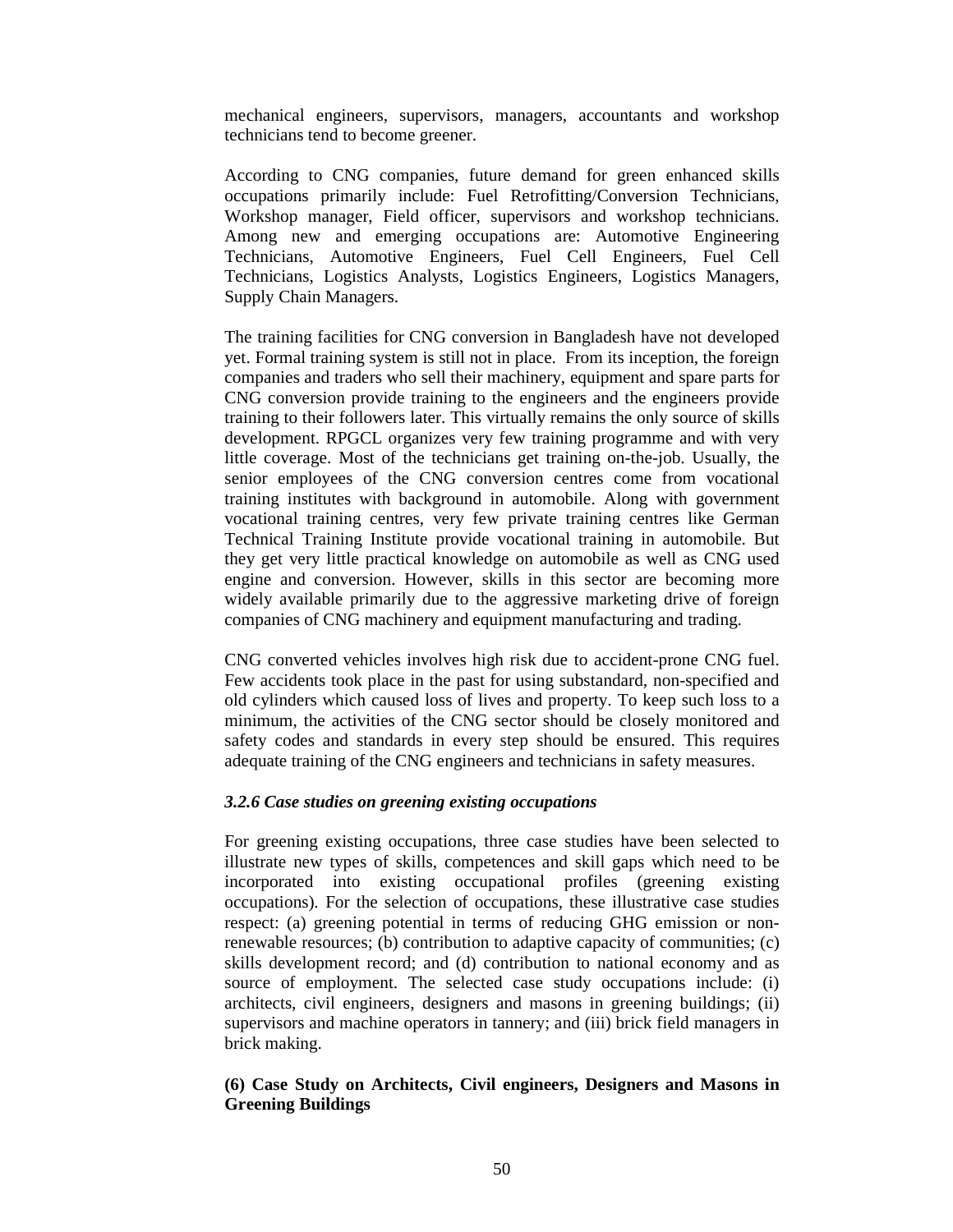mechanical engineers, supervisors, managers, accountants and workshop technicians tend to become greener.

According to CNG companies, future demand for green enhanced skills occupations primarily include: Fuel Retrofitting/Conversion Technicians, Workshop manager, Field officer, supervisors and workshop technicians. Among new and emerging occupations are: Automotive Engineering Technicians, Automotive Engineers, Fuel Cell Engineers, Fuel Cell Technicians, Logistics Analysts, Logistics Engineers, Logistics Managers, Supply Chain Managers.

The training facilities for CNG conversion in Bangladesh have not developed yet. Formal training system is still not in place. From its inception, the foreign companies and traders who sell their machinery, equipment and spare parts for CNG conversion provide training to the engineers and the engineers provide training to their followers later. This virtually remains the only source of skills development. RPGCL organizes very few training programme and with very little coverage. Most of the technicians get training on-the-job. Usually, the senior employees of the CNG conversion centres come from vocational training institutes with background in automobile. Along with government vocational training centres, very few private training centres like German Technical Training Institute provide vocational training in automobile. But they get very little practical knowledge on automobile as well as CNG used engine and conversion. However, skills in this sector are becoming more widely available primarily due to the aggressive marketing drive of foreign companies of CNG machinery and equipment manufacturing and trading.

CNG converted vehicles involves high risk due to accident-prone CNG fuel. Few accidents took place in the past for using substandard, non-specified and old cylinders which caused loss of lives and property. To keep such loss to a minimum, the activities of the CNG sector should be closely monitored and safety codes and standards in every step should be ensured. This requires adequate training of the CNG engineers and technicians in safety measures.

### *3.2.6 Case studies on greening existing occupations*

For greening existing occupations, three case studies have been selected to illustrate new types of skills, competences and skill gaps which need to be incorporated into existing occupational profiles (greening existing occupations). For the selection of occupations, these illustrative case studies respect: (a) greening potential in terms of reducing GHG emission or non-renewable resources; (b) contribution to adaptive capacity of communities; (c) skills development record; and (d) contribution to national economy and as source of employment. The selected case study occupations include: (i) architects, civil engineers, designers and masons in greening buildings; (ii) supervisors and machine operators in tannery; and (iii) brick field managers in brick making.

**(6) Case Study on Architects, Civil engineers, Designers and Masons in Greening Buildings**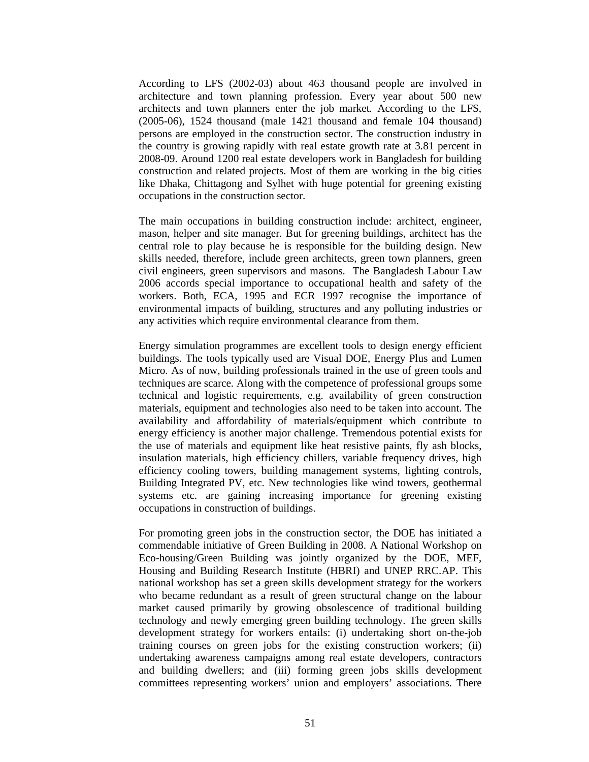According to LFS (2002-03) about 463 thousand people are involved in architecture and town planning profession. Every year about 500 new architects and town planners enter the job market. According to the LFS, (2005-06), 1524 thousand (male 1421 thousand and female 104 thousand) persons are employed in the construction sector. The construction industry in the country is growing rapidly with real estate growth rate at 3.81 percent in 2008-09. Around 1200 real estate developers work in Bangladesh for building construction and related projects. Most of them are working in the big cities like Dhaka, Chittagong and Sylhet with huge potential for greening existing occupations in the construction sector.

The main occupations in building construction include: architect, engineer, mason, helper and site manager. But for greening buildings, architect has the central role to play because he is responsible for the building design. New skills needed, therefore, include green architects, green town planners, green civil engineers, green supervisors and masons. The Bangladesh Labour Law 2006 accords special importance to occupational health and safety of the workers. Both, ECA, 1995 and ECR 1997 recognise the importance of environmental impacts of building, structures and any polluting industries or any activities which require environmental clearance from them.

Energy simulation programmes are excellent tools to design energy efficient buildings. The tools typically used are Visual DOE, Energy Plus and Lumen Micro. As of now, building professionals trained in the use of green tools and techniques are scarce. Along with the competence of professional groups some technical and logistic requirements, e.g. availability of green construction materials, equipment and technologies also need to be taken into account. The availability and affordability of materials/equipment which contribute to energy efficiency is another major challenge. Tremendous potential exists for the use of materials and equipment like heat resistive paints, fly ash blocks, insulation materials, high efficiency chillers, variable frequency drives, high efficiency cooling towers, building management systems, lighting controls, Building Integrated PV, etc. New technologies like wind towers, geothermal systems etc. are gaining increasing importance for greening existing occupations in construction of buildings.

For promoting green jobs in the construction sector, the DOE has initiated a commendable initiative of Green Building in 2008. A National Workshop on Eco-housing/Green Building was jointly organized by the DOE, MEF, Housing and Building Research Institute (HBRI) and UNEP RRC.AP. This national workshop has set a green skills development strategy for the workers who became redundant as a result of green structural change on the labour market caused primarily by growing obsolescence of traditional building technology and newly emerging green building technology. The green skills development strategy for workers entails: (i) undertaking short on-the-job training courses on green jobs for the existing construction workers; (ii) undertaking awareness campaigns among real estate developers, contractors and building dwellers; and (iii) forming green jobs skills development committees representing workers' union and employers' associations. There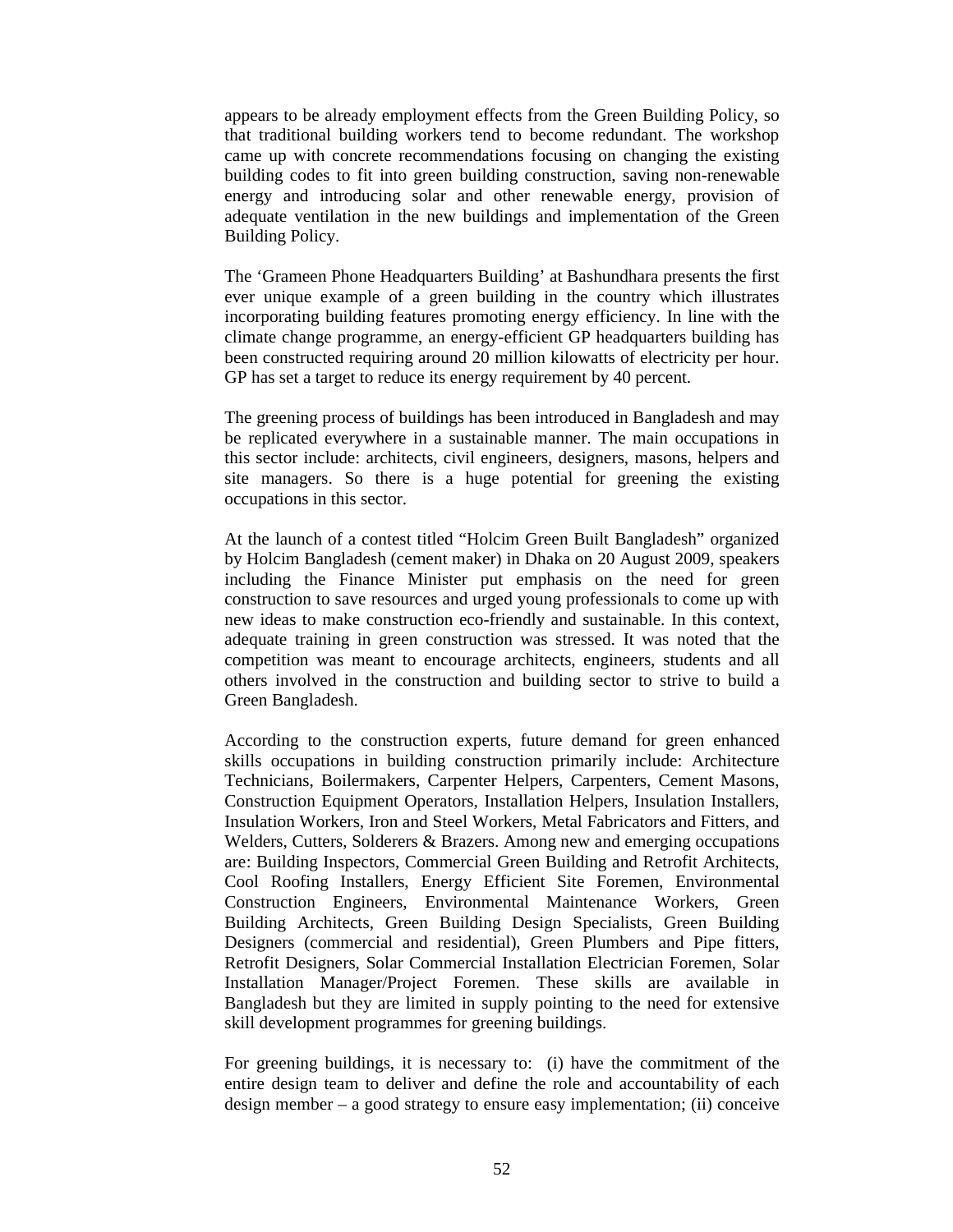appears to be already employment effects from the Green Building Policy, so that traditional building workers tend to become redundant. The workshop came up with concrete recommendations focusing on changing the existing building codes to fit into green building construction, saving non-renewable energy and introducing solar and other renewable energy, provision of adequate ventilation in the new buildings and implementation of the Green Building Policy.

The 'Grameen Phone Headquarters Building' at Bashundhara presents the first ever unique example of a green building in the country which illustrates incorporating building features promoting energy efficiency. In line with the climate change programme, an energy-efficient GP headquarters building has been constructed requiring around 20 million kilowatts of electricity per hour. GP has set a target to reduce its energy requirement by 40 percent.

The greening process of buildings has been introduced in Bangladesh and may be replicated everywhere in a sustainable manner. The main occupations in this sector include: architects, civil engineers, designers, masons, helpers and site managers. So there is a huge potential for greening the existing occupations in this sector.

At the launch of a contest titled "Holcim Green Built Bangladesh" organized by Holcim Bangladesh (cement maker) in Dhaka on 20 August 2009, speakers including the Finance Minister put emphasis on the need for green construction to save resources and urged young professionals to come up with new ideas to make construction eco-friendly and sustainable. In this context, adequate training in green construction was stressed. It was noted that the competition was meant to encourage architects, engineers, students and all others involved in the construction and building sector to strive to build a Green Bangladesh.

According to the construction experts, future demand for green enhanced skills occupations in building construction primarily include: Architecture Technicians, Boilermakers, Carpenter Helpers, Carpenters, Cement Masons, Construction Equipment Operators, Installation Helpers, Insulation Installers, Insulation Workers, Iron and Steel Workers, Metal Fabricators and Fitters, and Welders, Cutters, Solderers & Brazers. Among new and emerging occupations are: Building Inspectors, Commercial Green Building and Retrofit Architects, Cool Roofing Installers, Energy Efficient Site Foremen, Environmental Construction Engineers, Environmental Maintenance Workers, Green Building Architects, Green Building Design Specialists, Green Building Designers (commercial and residential), Green Plumbers and Pipe fitters, Retrofit Designers, Solar Commercial Installation Electrician Foremen, Solar Installation Manager/Project Foremen. These skills are available in Bangladesh but they are limited in supply pointing to the need for extensive skill development programmes for greening buildings.

For greening buildings, it is necessary to: (i) have the commitment of the entire design team to deliver and define the role and accountability of each design member – a good strategy to ensure easy implementation; (ii) conceive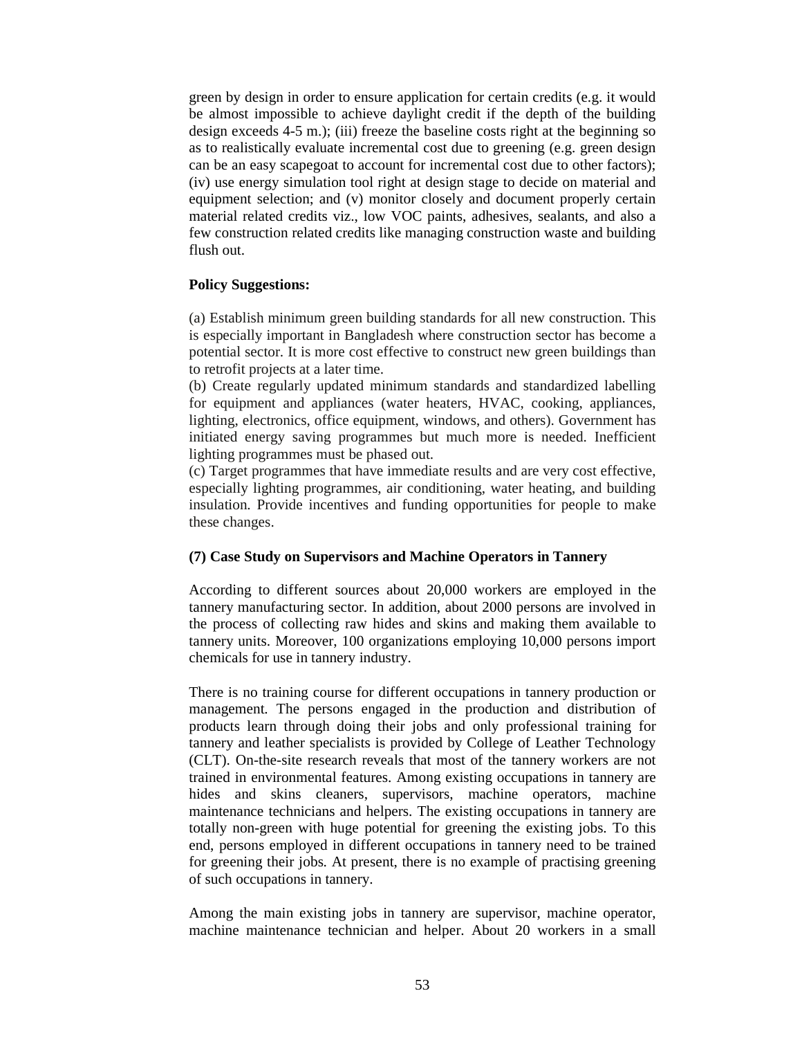green by design in order to ensure application for certain credits (e.g. it would be almost impossible to achieve daylight credit if the depth of the building design exceeds 4-5 m.); (iii) freeze the baseline costs right at the beginning so as to realistically evaluate incremental cost due to greening (e.g. green design can be an easy scapegoat to account for incremental cost due to other factors); (iv) use energy simulation tool right at design stage to decide on material and equipment selection; and (v) monitor closely and document properly certain material related credits viz., low VOC paints, adhesives, sealants, and also a few construction related credits like managing construction waste and building flush out.

**Policy Suggestions:**

(a) Establish minimum green building standards for all new construction. This is especially important in Bangladesh where construction sector has become a potential sector. It is more cost effective to construct new green buildings than to retrofit projects at a later time.
(b) Create regularly updated minimum standards and standardized labelling for equipment and appliances (water heaters, HVAC, cooking, appliances, lighting, electronics, office equipment, windows, and others). Government has initiated energy saving programmes but much more is needed. Inefficient lighting programmes must be phased out.
(c) Target programmes that have immediate results and are very cost effective, especially lighting programmes, air conditioning, water heating, and building insulation. Provide incentives and funding opportunities for people to make these changes.

**(7) Case Study on Supervisors and Machine Operators in Tannery**

According to different sources about 20,000 workers are employed in the tannery manufacturing sector. In addition, about 2000 persons are involved in the process of collecting raw hides and skins and making them available to tannery units. Moreover, 100 organizations employing 10,000 persons import chemicals for use in tannery industry.

There is no training course for different occupations in tannery production or management. The persons engaged in the production and distribution of products learn through doing their jobs and only professional training for tannery and leather specialists is provided by College of Leather Technology (CLT). On-the-site research reveals that most of the tannery workers are not trained in environmental features. Among existing occupations in tannery are hides and skins cleaners, supervisors, machine operators, machine maintenance technicians and helpers. The existing occupations in tannery are totally non-green with huge potential for greening the existing jobs. To this end, persons employed in different occupations in tannery need to be trained for greening their jobs. At present, there is no example of practising greening of such occupations in tannery.

Among the main existing jobs in tannery are supervisor, machine operator, machine maintenance technician and helper. About 20 workers in a small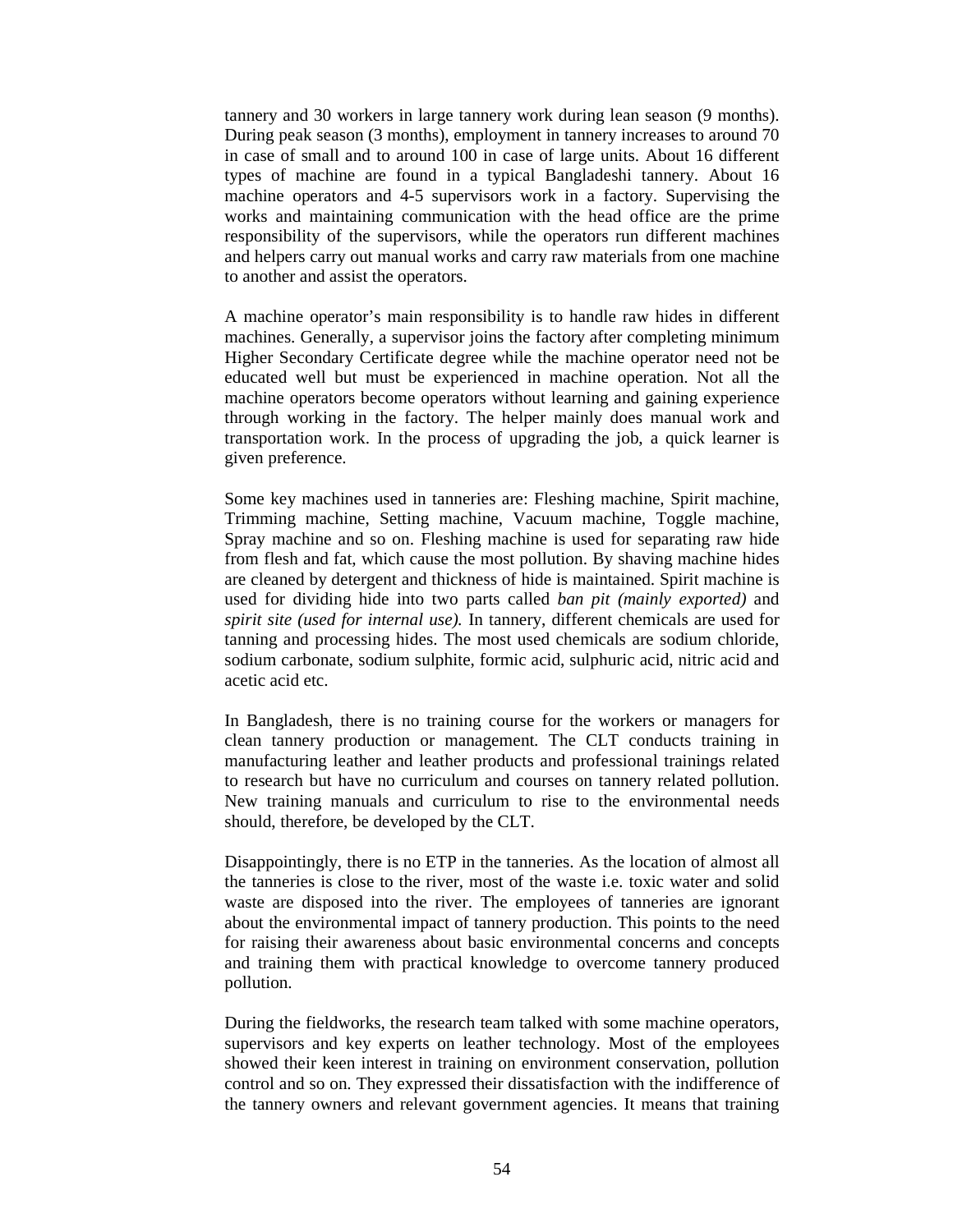tannery and 30 workers in large tannery work during lean season (9 months). During peak season (3 months), employment in tannery increases to around 70 in case of small and to around 100 in case of large units. About 16 different types of machine are found in a typical Bangladeshi tannery. About 16 machine operators and 4-5 supervisors work in a factory. Supervising the works and maintaining communication with the head office are the prime responsibility of the supervisors, while the operators run different machines and helpers carry out manual works and carry raw materials from one machine to another and assist the operators.

A machine operator's main responsibility is to handle raw hides in different machines. Generally, a supervisor joins the factory after completing minimum Higher Secondary Certificate degree while the machine operator need not be educated well but must be experienced in machine operation. Not all the machine operators become operators without learning and gaining experience through working in the factory. The helper mainly does manual work and transportation work. In the process of upgrading the job, a quick learner is given preference.

Some key machines used in tanneries are: Fleshing machine, Spirit machine, Trimming machine, Setting machine, Vacuum machine, Toggle machine, Spray machine and so on. Fleshing machine is used for separating raw hide from flesh and fat, which cause the most pollution. By shaving machine hides are cleaned by detergent and thickness of hide is maintained. Spirit machine is used for dividing hide into two parts called *ban pit (mainly exported)* and *spirit site (used for internal use).* In tannery, different chemicals are used for tanning and processing hides. The most used chemicals are sodium chloride, sodium carbonate, sodium sulphite, formic acid, sulphuric acid, nitric acid and acetic acid etc.

In Bangladesh, there is no training course for the workers or managers for clean tannery production or management. The CLT conducts training in manufacturing leather and leather products and professional trainings related to research but have no curriculum and courses on tannery related pollution. New training manuals and curriculum to rise to the environmental needs should, therefore, be developed by the CLT.

Disappointingly, there is no ETP in the tanneries. As the location of almost all the tanneries is close to the river, most of the waste i.e. toxic water and solid waste are disposed into the river. The employees of tanneries are ignorant about the environmental impact of tannery production. This points to the need for raising their awareness about basic environmental concerns and concepts and training them with practical knowledge to overcome tannery produced pollution.

During the fieldworks, the research team talked with some machine operators, supervisors and key experts on leather technology. Most of the employees showed their keen interest in training on environment conservation, pollution control and so on. They expressed their dissatisfaction with the indifference of the tannery owners and relevant government agencies. It means that training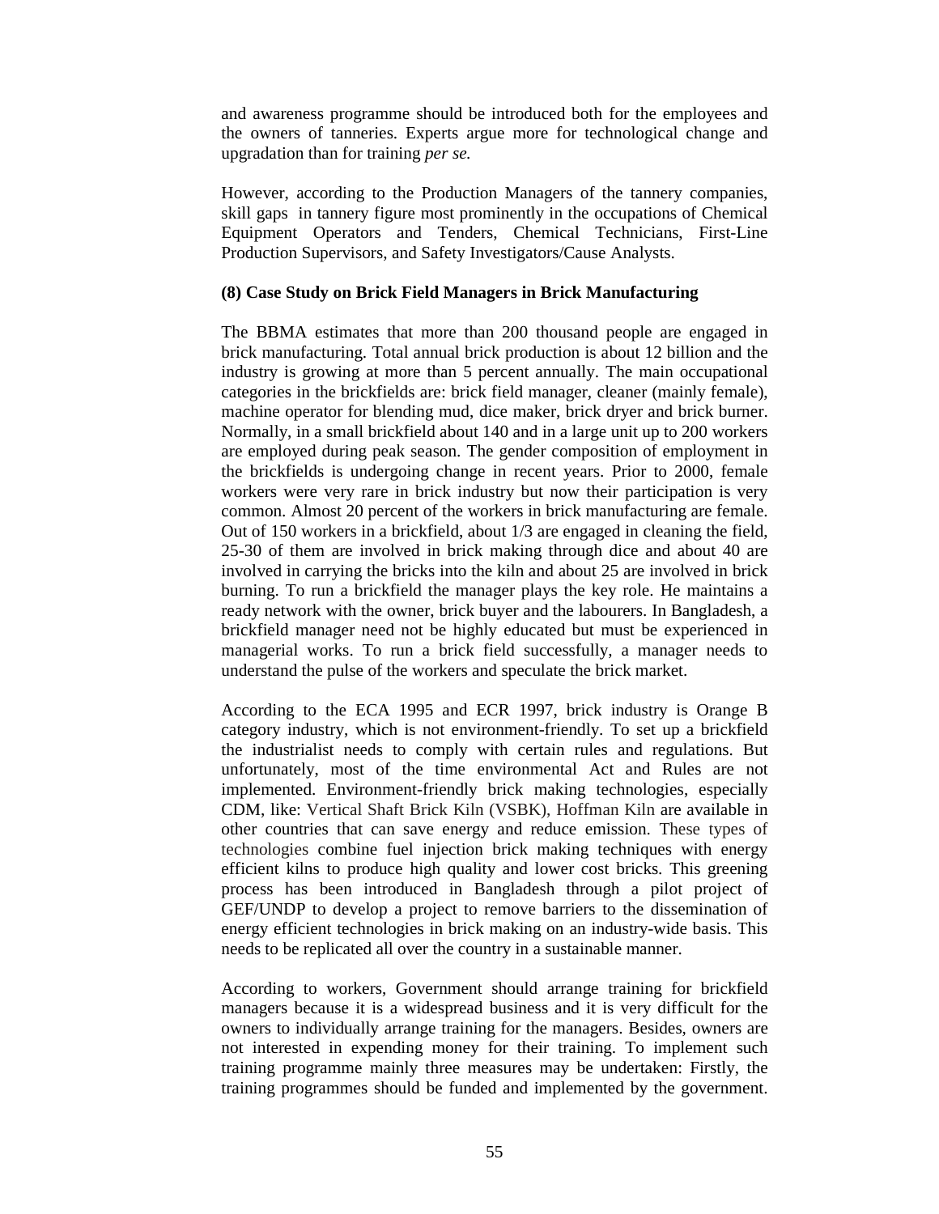and awareness programme should be introduced both for the employees and the owners of tanneries. Experts argue more for technological change and upgradation than for training *per se.*

However, according to the Production Managers of the tannery companies, skill gaps in tannery figure most prominently in the occupations of Chemical Equipment Operators and Tenders, Chemical Technicians, First-Line Production Supervisors, and Safety Investigators/Cause Analysts.

**(8) Case Study on Brick Field Managers in Brick Manufacturing**

The BBMA estimates that more than 200 thousand people are engaged in brick manufacturing. Total annual brick production is about 12 billion and the industry is growing at more than 5 percent annually. The main occupational categories in the brickfields are: brick field manager, cleaner (mainly female), machine operator for blending mud, dice maker, brick dryer and brick burner. Normally, in a small brickfield about 140 and in a large unit up to 200 workers are employed during peak season. The gender composition of employment in the brickfields is undergoing change in recent years. Prior to 2000, female workers were very rare in brick industry but now their participation is very common. Almost 20 percent of the workers in brick manufacturing are female. Out of 150 workers in a brickfield, about 1/3 are engaged in cleaning the field, 25-30 of them are involved in brick making through dice and about 40 are involved in carrying the bricks into the kiln and about 25 are involved in brick burning. To run a brickfield the manager plays the key role. He maintains a ready network with the owner, brick buyer and the labourers. In Bangladesh, a brickfield manager need not be highly educated but must be experienced in managerial works. To run a brick field successfully, a manager needs to understand the pulse of the workers and speculate the brick market.

According to the ECA 1995 and ECR 1997, brick industry is Orange B category industry, which is not environment-friendly. To set up a brickfield the industrialist needs to comply with certain rules and regulations. But unfortunately, most of the time environmental Act and Rules are not implemented. Environment-friendly brick making technologies, especially CDM, like: Vertical Shaft Brick Kiln (VSBK), Hoffman Kiln are available in other countries that can save energy and reduce emission. These types of technologies combine fuel injection brick making techniques with energy efficient kilns to produce high quality and lower cost bricks. This greening process has been introduced in Bangladesh through a pilot project of GEF/UNDP to develop a project to remove barriers to the dissemination of energy efficient technologies in brick making on an industry-wide basis. This needs to be replicated all over the country in a sustainable manner.

According to workers, Government should arrange training for brickfield managers because it is a widespread business and it is very difficult for the owners to individually arrange training for the managers. Besides, owners are not interested in expending money for their training. To implement such training programme mainly three measures may be undertaken: Firstly, the training programmes should be funded and implemented by the government.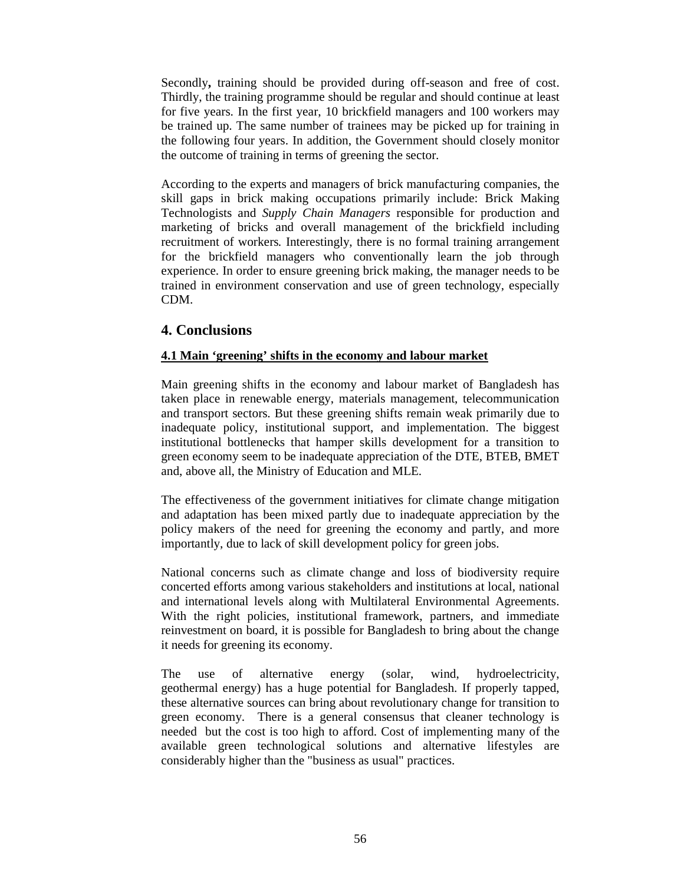Secondly**,** training should be provided during off-season and free of cost. Thirdly, the training programme should be regular and should continue at least for five years. In the first year, 10 brickfield managers and 100 workers may be trained up. The same number of trainees may be picked up for training in the following four years. In addition, the Government should closely monitor the outcome of training in terms of greening the sector.

According to the experts and managers of brick manufacturing companies, the skill gaps in brick making occupations primarily include: Brick Making Technologists and *Supply Chain Managers* responsible for production and marketing of bricks and overall management of the brickfield including recruitment of workers. Interestingly, there is no formal training arrangement for the brickfield managers who conventionally learn the job through experience. In order to ensure greening brick making, the manager needs to be trained in environment conservation and use of green technology, especially CDM.

## 4. Conclusions

### 4.1 Main 'greening' shifts in the economy and labour market

Main greening shifts in the economy and labour market of Bangladesh has taken place in renewable energy, materials management, telecommunication and transport sectors. But these greening shifts remain weak primarily due to inadequate policy, institutional support, and implementation. The biggest institutional bottlenecks that hamper skills development for a transition to green economy seem to be inadequate appreciation of the DTE, BTEB, BMET and, above all, the Ministry of Education and MLE.

The effectiveness of the government initiatives for climate change mitigation and adaptation has been mixed partly due to inadequate appreciation by the policy makers of the need for greening the economy and partly, and more importantly, due to lack of skill development policy for green jobs.

National concerns such as climate change and loss of biodiversity require concerted efforts among various stakeholders and institutions at local, national and international levels along with Multilateral Environmental Agreements. With the right policies, institutional framework, partners, and immediate reinvestment on board, it is possible for Bangladesh to bring about the change it needs for greening its economy.

The use of alternative energy (solar, wind, hydroelectricity, geothermal energy) has a huge potential for Bangladesh. If properly tapped, these alternative sources can bring about revolutionary change for transition to green economy. There is a general consensus that cleaner technology is needed but the cost is too high to afford. Cost of implementing many of the available green technological solutions and alternative lifestyles are considerably higher than the "business as usual" practices.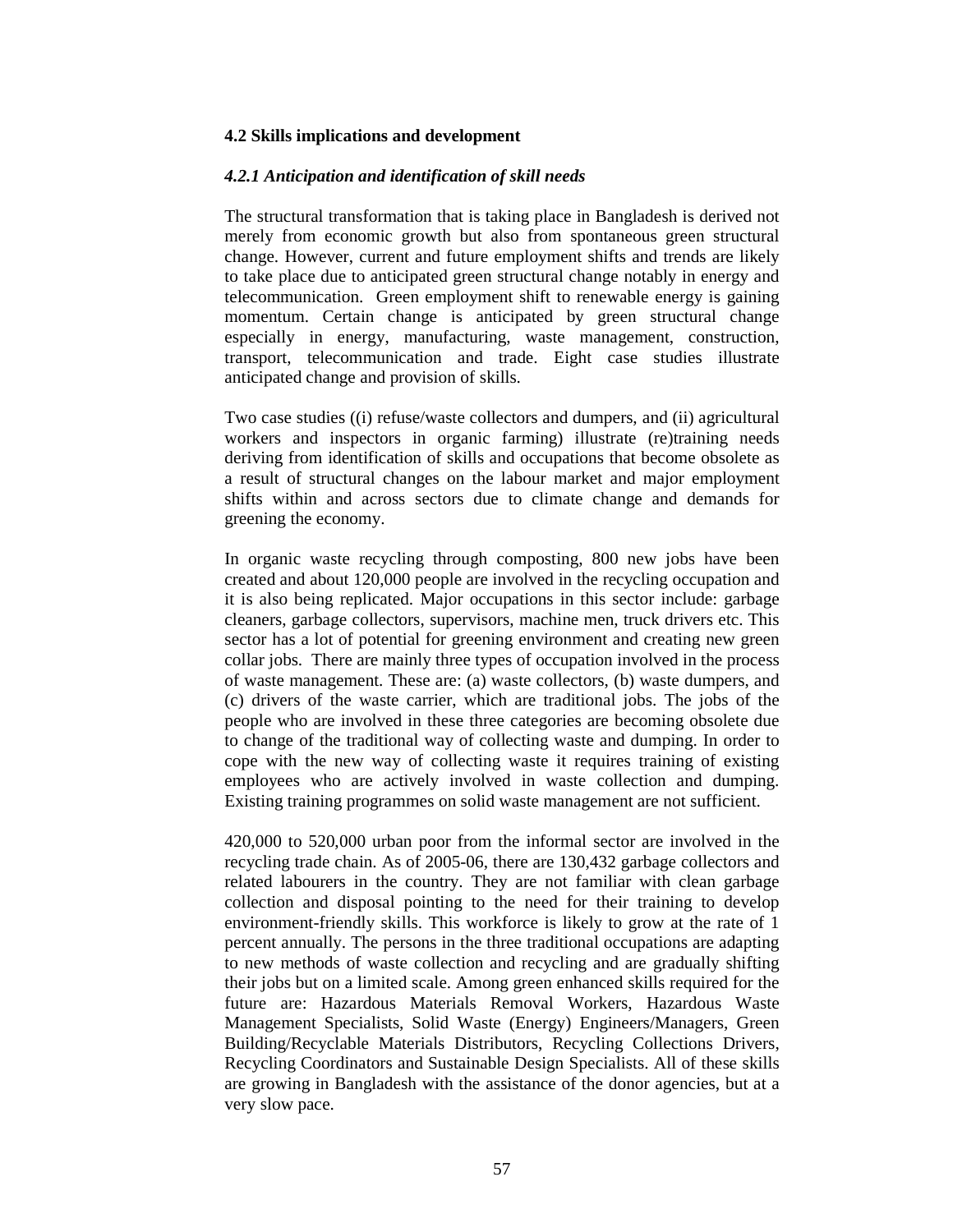### 4.2 Skills implications and development

#### *4.2.1 Anticipation and identification of skill needs*

The structural transformation that is taking place in Bangladesh is derived not merely from economic growth but also from spontaneous green structural change. However, current and future employment shifts and trends are likely to take place due to anticipated green structural change notably in energy and telecommunication. Green employment shift to renewable energy is gaining momentum. Certain change is anticipated by green structural change especially in energy, manufacturing, waste management, construction, transport, telecommunication and trade. Eight case studies illustrate anticipated change and provision of skills.

Two case studies ((i) refuse/waste collectors and dumpers, and (ii) agricultural workers and inspectors in organic farming) illustrate (re)training needs deriving from identification of skills and occupations that become obsolete as a result of structural changes on the labour market and major employment shifts within and across sectors due to climate change and demands for greening the economy.

In organic waste recycling through composting, 800 new jobs have been created and about 120,000 people are involved in the recycling occupation and it is also being replicated. Major occupations in this sector include: garbage cleaners, garbage collectors, supervisors, machine men, truck drivers etc. This sector has a lot of potential for greening environment and creating new green collar jobs. There are mainly three types of occupation involved in the process of waste management. These are: (a) waste collectors, (b) waste dumpers, and (c) drivers of the waste carrier, which are traditional jobs. The jobs of the people who are involved in these three categories are becoming obsolete due to change of the traditional way of collecting waste and dumping. In order to cope with the new way of collecting waste it requires training of existing employees who are actively involved in waste collection and dumping. Existing training programmes on solid waste management are not sufficient.

420,000 to 520,000 urban poor from the informal sector are involved in the recycling trade chain. As of 2005-06, there are 130,432 garbage collectors and related labourers in the country. They are not familiar with clean garbage collection and disposal pointing to the need for their training to develop environment-friendly skills. This workforce is likely to grow at the rate of 1 percent annually. The persons in the three traditional occupations are adapting to new methods of waste collection and recycling and are gradually shifting their jobs but on a limited scale. Among green enhanced skills required for the future are: Hazardous Materials Removal Workers, Hazardous Waste Management Specialists, Solid Waste (Energy) Engineers/Managers, Green Building/Recyclable Materials Distributors, Recycling Collections Drivers, Recycling Coordinators and Sustainable Design Specialists. All of these skills are growing in Bangladesh with the assistance of the donor agencies, but at a very slow pace.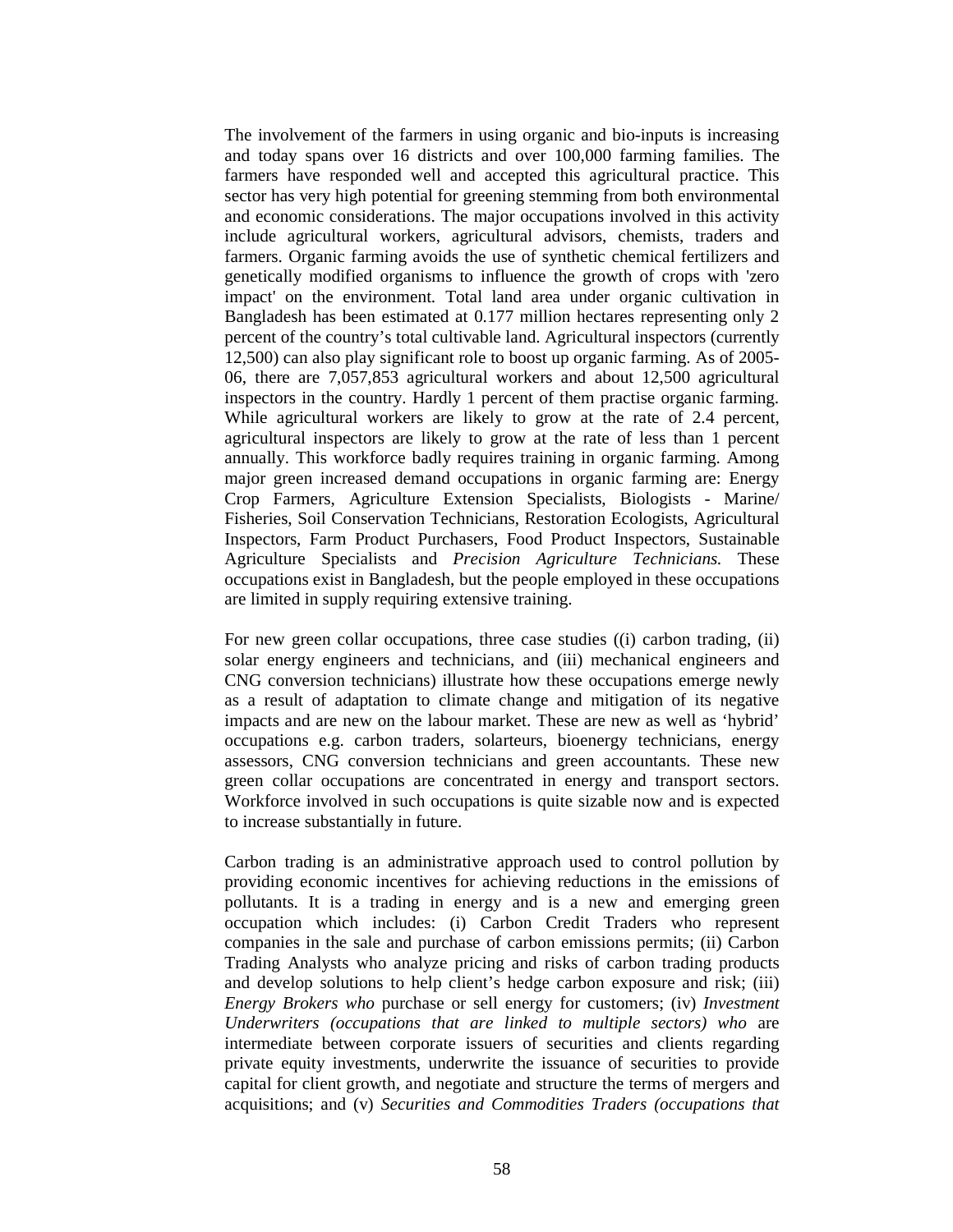The involvement of the farmers in using organic and bio-inputs is increasing and today spans over 16 districts and over 100,000 farming families. The farmers have responded well and accepted this agricultural practice. This sector has very high potential for greening stemming from both environmental and economic considerations. The major occupations involved in this activity include agricultural workers, agricultural advisors, chemists, traders and farmers. Organic farming avoids the use of synthetic chemical fertilizers and genetically modified organisms to influence the growth of crops with 'zero impact' on the environment. Total land area under organic cultivation in Bangladesh has been estimated at 0.177 million hectares representing only 2 percent of the country's total cultivable land. Agricultural inspectors (currently 12,500) can also play significant role to boost up organic farming. As of 2005-06, there are 7,057,853 agricultural workers and about 12,500 agricultural inspectors in the country. Hardly 1 percent of them practise organic farming. While agricultural workers are likely to grow at the rate of 2.4 percent, agricultural inspectors are likely to grow at the rate of less than 1 percent annually. This workforce badly requires training in organic farming. Among major green increased demand occupations in organic farming are: Energy Crop Farmers, Agriculture Extension Specialists, Biologists - Marine/ Fisheries, Soil Conservation Technicians, Restoration Ecologists, Agricultural Inspectors, Farm Product Purchasers, Food Product Inspectors, Sustainable Agriculture Specialists and *Precision Agriculture Technicians.* These occupations exist in Bangladesh, but the people employed in these occupations are limited in supply requiring extensive training.

For new green collar occupations, three case studies ((i) carbon trading, (ii) solar energy engineers and technicians, and (iii) mechanical engineers and CNG conversion technicians) illustrate how these occupations emerge newly as a result of adaptation to climate change and mitigation of its negative impacts and are new on the labour market. These are new as well as 'hybrid' occupations e.g. carbon traders, solarteurs, bioenergy technicians, energy assessors, CNG conversion technicians and green accountants. These new green collar occupations are concentrated in energy and transport sectors. Workforce involved in such occupations is quite sizable now and is expected to increase substantially in future.

Carbon trading is an administrative approach used to control pollution by providing economic incentives for achieving reductions in the emissions of pollutants. It is a trading in energy and is a new and emerging green occupation which includes: (i) Carbon Credit Traders who represent companies in the sale and purchase of carbon emissions permits; (ii) Carbon Trading Analysts who analyze pricing and risks of carbon trading products and develop solutions to help client's hedge carbon exposure and risk; (iii) *Energy Brokers who* purchase or sell energy for customers; (iv) *Investment Underwriters (occupations that are linked to multiple sectors) who* are intermediate between corporate issuers of securities and clients regarding private equity investments, underwrite the issuance of securities to provide capital for client growth, and negotiate and structure the terms of mergers and acquisitions; and (v) *Securities and Commodities Traders (occupations that*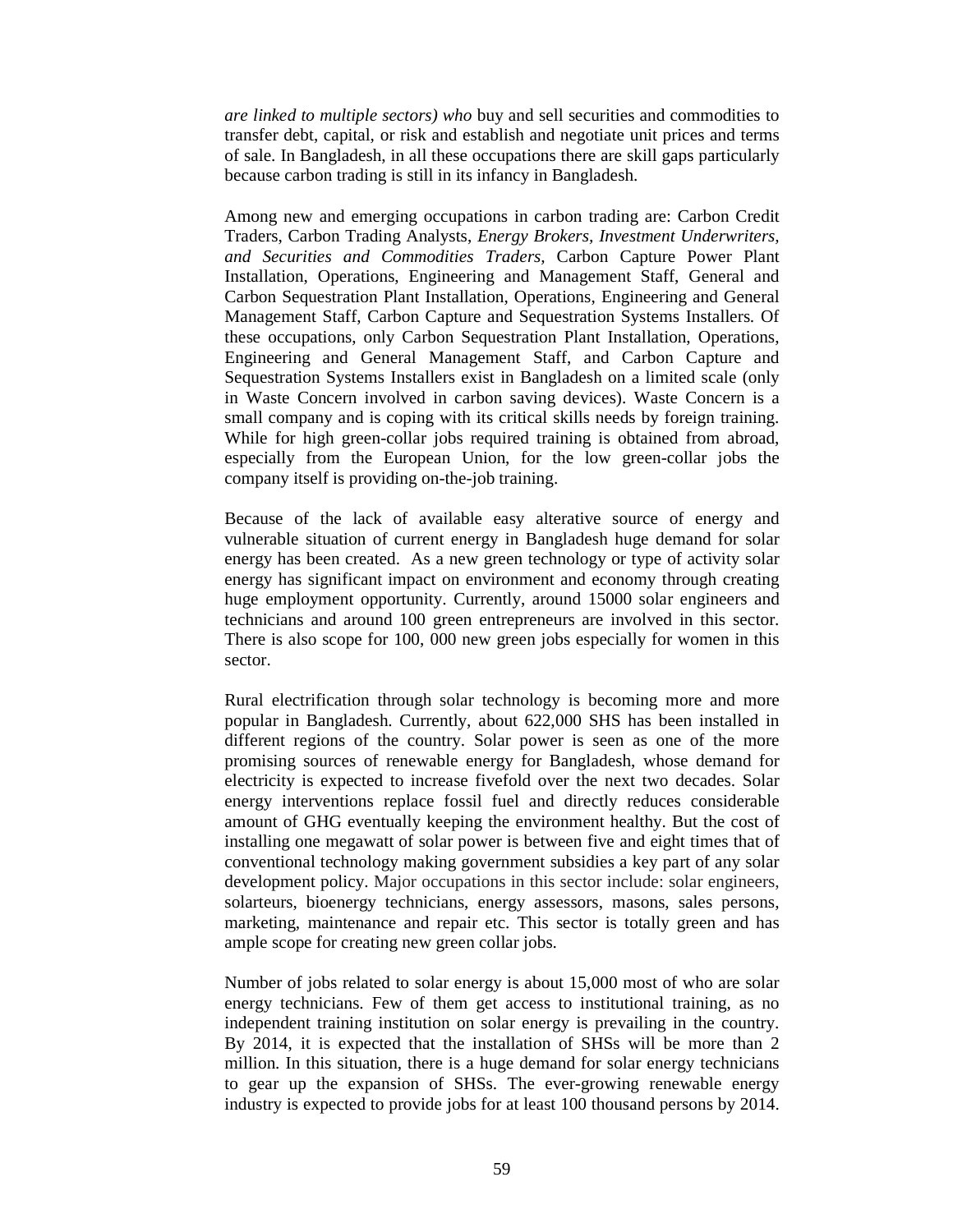*are linked to multiple sectors) who* buy and sell securities and commodities to transfer debt, capital, or risk and establish and negotiate unit prices and terms of sale. In Bangladesh, in all these occupations there are skill gaps particularly because carbon trading is still in its infancy in Bangladesh.

Among new and emerging occupations in carbon trading are: Carbon Credit Traders, Carbon Trading Analysts, *Energy Brokers, Investment Underwriters, and Securities and Commodities Traders*, Carbon Capture Power Plant Installation, Operations, Engineering and Management Staff, General and Carbon Sequestration Plant Installation, Operations, Engineering and General Management Staff, Carbon Capture and Sequestration Systems Installers. Of these occupations, only Carbon Sequestration Plant Installation, Operations, Engineering and General Management Staff, and Carbon Capture and Sequestration Systems Installers exist in Bangladesh on a limited scale (only in Waste Concern involved in carbon saving devices). Waste Concern is a small company and is coping with its critical skills needs by foreign training. While for high green-collar jobs required training is obtained from abroad, especially from the European Union, for the low green-collar jobs the company itself is providing on-the-job training.

Because of the lack of available easy alterative source of energy and vulnerable situation of current energy in Bangladesh huge demand for solar energy has been created. As a new green technology or type of activity solar energy has significant impact on environment and economy through creating huge employment opportunity. Currently, around 15000 solar engineers and technicians and around 100 green entrepreneurs are involved in this sector. There is also scope for 100, 000 new green jobs especially for women in this sector.

Rural electrification through solar technology is becoming more and more popular in Bangladesh. Currently, about 622,000 SHS has been installed in different regions of the country. Solar power is seen as one of the more promising sources of renewable energy for Bangladesh, whose demand for electricity is expected to increase fivefold over the next two decades. Solar energy interventions replace fossil fuel and directly reduces considerable amount of GHG eventually keeping the environment healthy. But the cost of installing one megawatt of solar power is between five and eight times that of conventional technology making government subsidies a key part of any solar development policy. Major occupations in this sector include: solar engineers, solarteurs, bioenergy technicians, energy assessors, masons, sales persons, marketing, maintenance and repair etc. This sector is totally green and has ample scope for creating new green collar jobs.

Number of jobs related to solar energy is about 15,000 most of who are solar energy technicians. Few of them get access to institutional training, as no independent training institution on solar energy is prevailing in the country. By 2014, it is expected that the installation of SHSs will be more than 2 million. In this situation, there is a huge demand for solar energy technicians to gear up the expansion of SHSs. The ever-growing renewable energy industry is expected to provide jobs for at least 100 thousand persons by 2014.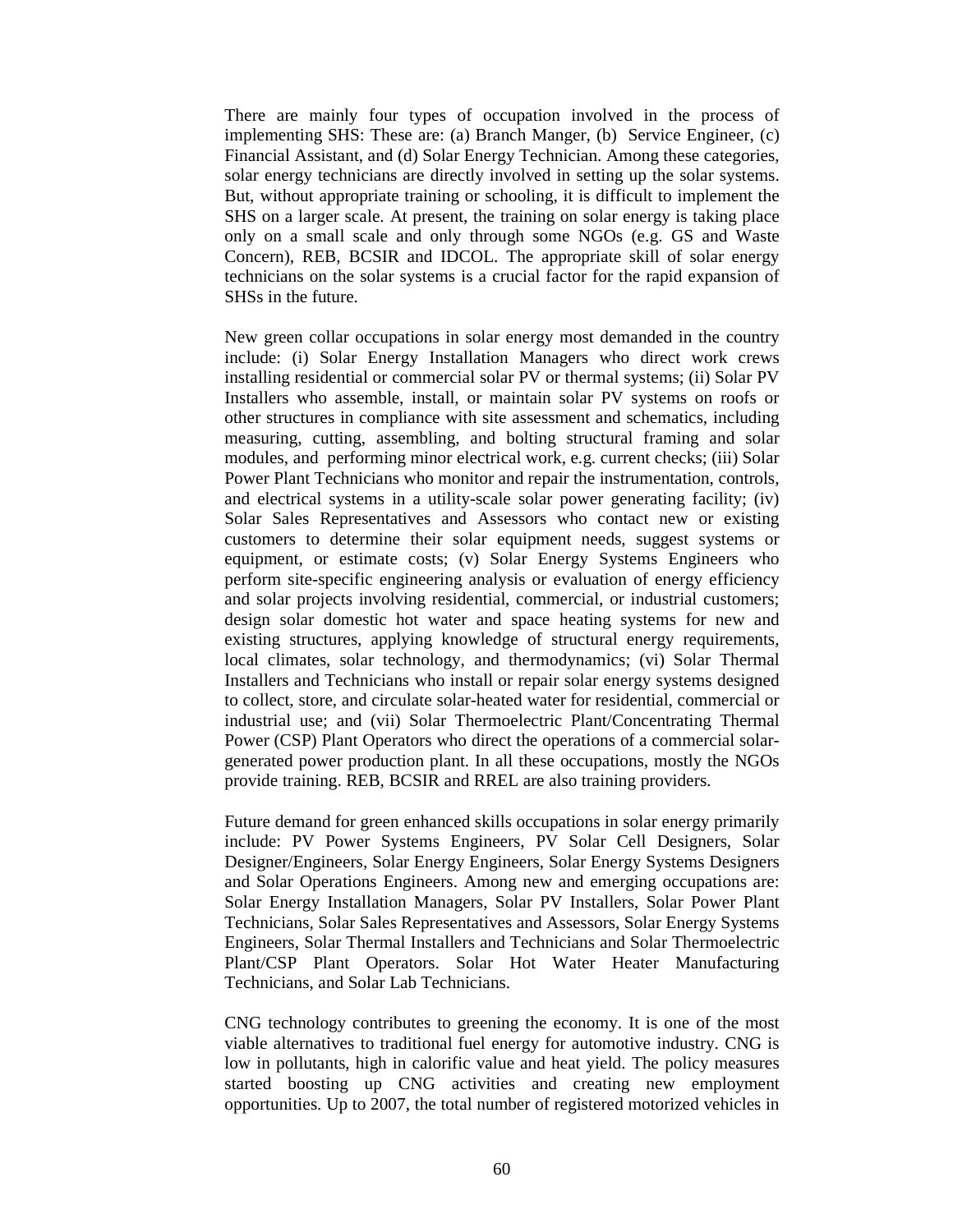There are mainly four types of occupation involved in the process of implementing SHS: These are: (a) Branch Manger, (b) Service Engineer, (c) Financial Assistant, and (d) Solar Energy Technician. Among these categories, solar energy technicians are directly involved in setting up the solar systems. But, without appropriate training or schooling, it is difficult to implement the SHS on a larger scale. At present, the training on solar energy is taking place only on a small scale and only through some NGOs (e.g. GS and Waste Concern), REB, BCSIR and IDCOL. The appropriate skill of solar energy technicians on the solar systems is a crucial factor for the rapid expansion of SHSs in the future.

New green collar occupations in solar energy most demanded in the country include: (i) Solar Energy Installation Managers who direct work crews installing residential or commercial solar PV or thermal systems; (ii) Solar PV Installers who assemble, install, or maintain solar PV systems on roofs or other structures in compliance with site assessment and schematics, including measuring, cutting, assembling, and bolting structural framing and solar modules, and performing minor electrical work, e.g. current checks; (iii) Solar Power Plant Technicians who monitor and repair the instrumentation, controls, and electrical systems in a utility-scale solar power generating facility; (iv) Solar Sales Representatives and Assessors who contact new or existing customers to determine their solar equipment needs, suggest systems or equipment, or estimate costs; (v) Solar Energy Systems Engineers who perform site-specific engineering analysis or evaluation of energy efficiency and solar projects involving residential, commercial, or industrial customers; design solar domestic hot water and space heating systems for new and existing structures, applying knowledge of structural energy requirements, local climates, solar technology, and thermodynamics; (vi) Solar Thermal Installers and Technicians who install or repair solar energy systems designed to collect, store, and circulate solar-heated water for residential, commercial or industrial use; and (vii) Solar Thermoelectric Plant/Concentrating Thermal Power (CSP) Plant Operators who direct the operations of a commercial solar-generated power production plant. In all these occupations, mostly the NGOs provide training. REB, BCSIR and RREL are also training providers.

Future demand for green enhanced skills occupations in solar energy primarily include: PV Power Systems Engineers, PV Solar Cell Designers, Solar Designer/Engineers, Solar Energy Engineers, Solar Energy Systems Designers and Solar Operations Engineers. Among new and emerging occupations are: Solar Energy Installation Managers, Solar PV Installers, Solar Power Plant Technicians, Solar Sales Representatives and Assessors, Solar Energy Systems Engineers, Solar Thermal Installers and Technicians and Solar Thermoelectric Plant/CSP Plant Operators. Solar Hot Water Heater Manufacturing Technicians, and Solar Lab Technicians.

CNG technology contributes to greening the economy. It is one of the most viable alternatives to traditional fuel energy for automotive industry. CNG is low in pollutants, high in calorific value and heat yield. The policy measures started boosting up CNG activities and creating new employment opportunities. Up to 2007, the total number of registered motorized vehicles in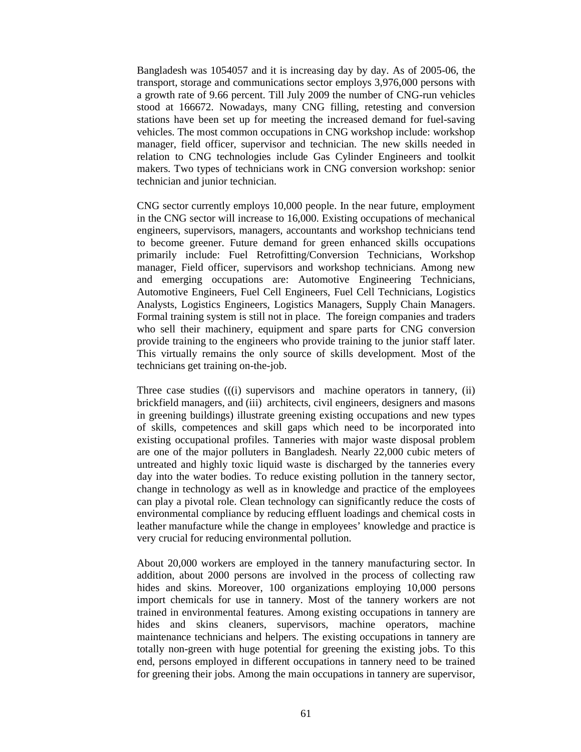Bangladesh was 1054057 and it is increasing day by day. As of 2005-06, the transport, storage and communications sector employs 3,976,000 persons with a growth rate of 9.66 percent. Till July 2009 the number of CNG-run vehicles stood at 166672. Nowadays, many CNG filling, retesting and conversion stations have been set up for meeting the increased demand for fuel-saving vehicles. The most common occupations in CNG workshop include: workshop manager, field officer, supervisor and technician. The new skills needed in relation to CNG technologies include Gas Cylinder Engineers and toolkit makers. Two types of technicians work in CNG conversion workshop: senior technician and junior technician.

CNG sector currently employs 10,000 people. In the near future, employment in the CNG sector will increase to 16,000. Existing occupations of mechanical engineers, supervisors, managers, accountants and workshop technicians tend to become greener. Future demand for green enhanced skills occupations primarily include: Fuel Retrofitting/Conversion Technicians, Workshop manager, Field officer, supervisors and workshop technicians. Among new and emerging occupations are: Automotive Engineering Technicians, Automotive Engineers, Fuel Cell Engineers, Fuel Cell Technicians, Logistics Analysts, Logistics Engineers, Logistics Managers, Supply Chain Managers. Formal training system is still not in place. The foreign companies and traders who sell their machinery, equipment and spare parts for CNG conversion provide training to the engineers who provide training to the junior staff later. This virtually remains the only source of skills development. Most of the technicians get training on-the-job.

Three case studies (((i) supervisors and machine operators in tannery, (ii) brickfield managers, and (iii) architects, civil engineers, designers and masons in greening buildings) illustrate greening existing occupations and new types of skills, competences and skill gaps which need to be incorporated into existing occupational profiles. Tanneries with major waste disposal problem are one of the major polluters in Bangladesh. Nearly 22,000 cubic meters of untreated and highly toxic liquid waste is discharged by the tanneries every day into the water bodies. To reduce existing pollution in the tannery sector, change in technology as well as in knowledge and practice of the employees can play a pivotal role. Clean technology can significantly reduce the costs of environmental compliance by reducing effluent loadings and chemical costs in leather manufacture while the change in employees' knowledge and practice is very crucial for reducing environmental pollution.

About 20,000 workers are employed in the tannery manufacturing sector. In addition, about 2000 persons are involved in the process of collecting raw hides and skins. Moreover, 100 organizations employing 10,000 persons import chemicals for use in tannery. Most of the tannery workers are not trained in environmental features. Among existing occupations in tannery are hides and skins cleaners, supervisors, machine operators, machine maintenance technicians and helpers. The existing occupations in tannery are totally non-green with huge potential for greening the existing jobs. To this end, persons employed in different occupations in tannery need to be trained for greening their jobs. Among the main occupations in tannery are supervisor,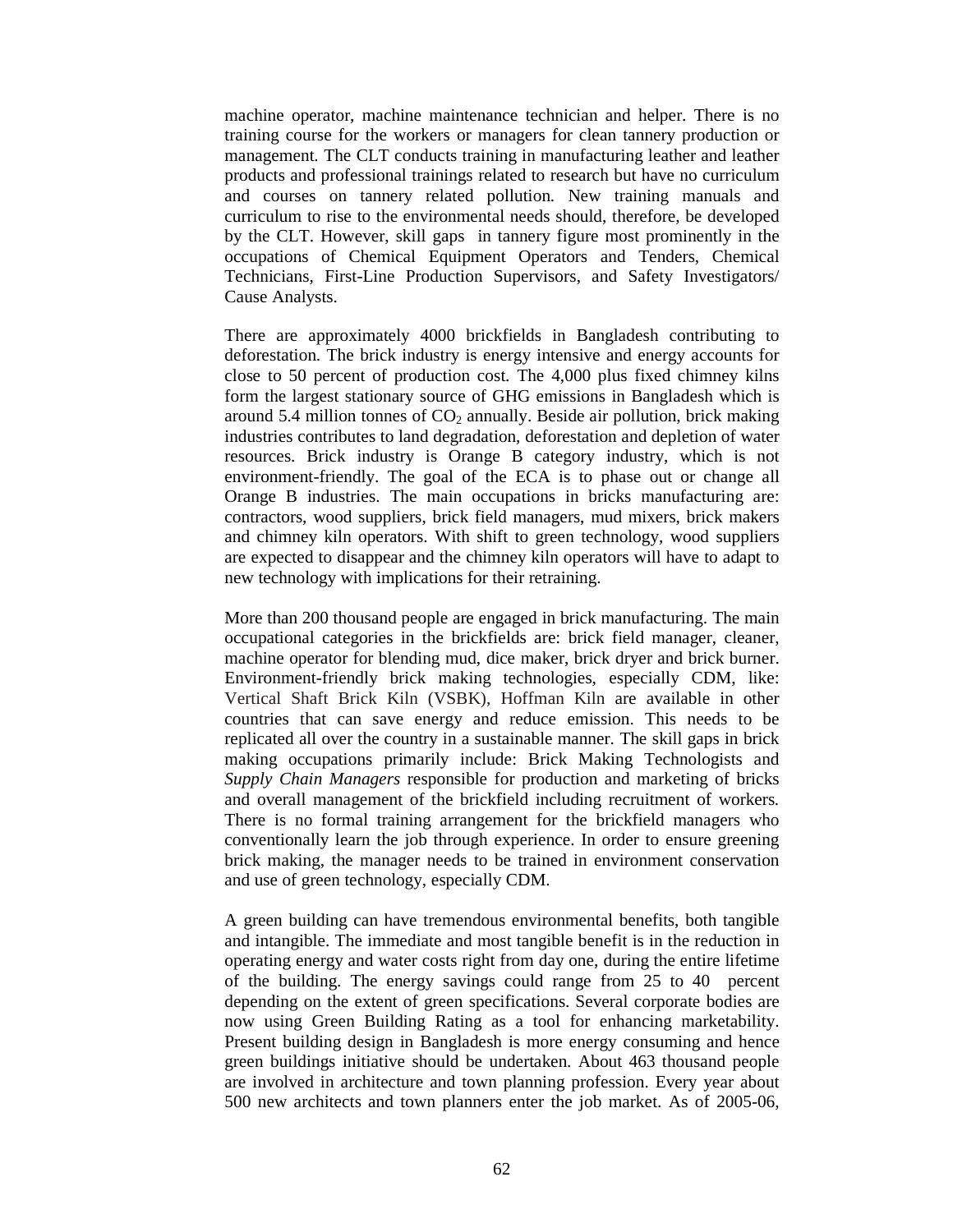machine operator, machine maintenance technician and helper. There is no training course for the workers or managers for clean tannery production or management. The CLT conducts training in manufacturing leather and leather products and professional trainings related to research but have no curriculum and courses on tannery related pollution. New training manuals and curriculum to rise to the environmental needs should, therefore, be developed by the CLT. However, skill gaps in tannery figure most prominently in the occupations of Chemical Equipment Operators and Tenders, Chemical Technicians, First-Line Production Supervisors, and Safety Investigators/ Cause Analysts.

There are approximately 4000 brickfields in Bangladesh contributing to deforestation. The brick industry is energy intensive and energy accounts for close to 50 percent of production cost. The 4,000 plus fixed chimney kilns form the largest stationary source of GHG emissions in Bangladesh which is around 5.4 million tonnes of $CO_2$ annually. Beside air pollution, brick making industries contributes to land degradation, deforestation and depletion of water resources. Brick industry is Orange B category industry, which is not environment-friendly. The goal of the ECA is to phase out or change all Orange B industries. The main occupations in bricks manufacturing are: contractors, wood suppliers, brick field managers, mud mixers, brick makers and chimney kiln operators. With shift to green technology, wood suppliers are expected to disappear and the chimney kiln operators will have to adapt to new technology with implications for their retraining.

More than 200 thousand people are engaged in brick manufacturing. The main occupational categories in the brickfields are: brick field manager, cleaner, machine operator for blending mud, dice maker, brick dryer and brick burner. Environment-friendly brick making technologies, especially CDM, like: Vertical Shaft Brick Kiln (VSBK), Hoffman Kiln are available in other countries that can save energy and reduce emission. This needs to be replicated all over the country in a sustainable manner. The skill gaps in brick making occupations primarily include: Brick Making Technologists and *Supply Chain Managers* responsible for production and marketing of bricks and overall management of the brickfield including recruitment of workers. There is no formal training arrangement for the brickfield managers who conventionally learn the job through experience. In order to ensure greening brick making, the manager needs to be trained in environment conservation and use of green technology, especially CDM.

A green building can have tremendous environmental benefits, both tangible and intangible. The immediate and most tangible benefit is in the reduction in operating energy and water costs right from day one, during the entire lifetime of the building. The energy savings could range from 25 to 40 percent depending on the extent of green specifications. Several corporate bodies are now using Green Building Rating as a tool for enhancing marketability. Present building design in Bangladesh is more energy consuming and hence green buildings initiative should be undertaken. About 463 thousand people are involved in architecture and town planning profession. Every year about 500 new architects and town planners enter the job market. As of 2005-06,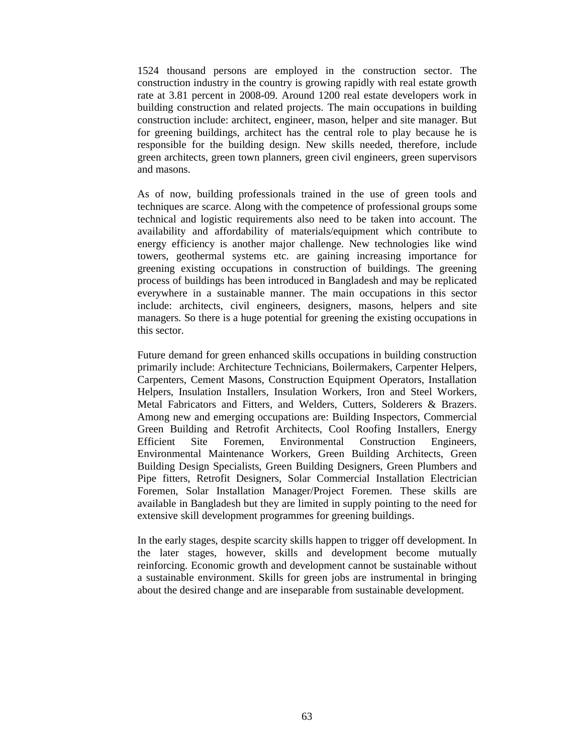1524 thousand persons are employed in the construction sector. The construction industry in the country is growing rapidly with real estate growth rate at 3.81 percent in 2008-09. Around 1200 real estate developers work in building construction and related projects. The main occupations in building construction include: architect, engineer, mason, helper and site manager. But for greening buildings, architect has the central role to play because he is responsible for the building design. New skills needed, therefore, include green architects, green town planners, green civil engineers, green supervisors and masons.

As of now, building professionals trained in the use of green tools and techniques are scarce. Along with the competence of professional groups some technical and logistic requirements also need to be taken into account. The availability and affordability of materials/equipment which contribute to energy efficiency is another major challenge. New technologies like wind towers, geothermal systems etc. are gaining increasing importance for greening existing occupations in construction of buildings. The greening process of buildings has been introduced in Bangladesh and may be replicated everywhere in a sustainable manner. The main occupations in this sector include: architects, civil engineers, designers, masons, helpers and site managers. So there is a huge potential for greening the existing occupations in this sector.

Future demand for green enhanced skills occupations in building construction primarily include: Architecture Technicians, Boilermakers, Carpenter Helpers, Carpenters, Cement Masons, Construction Equipment Operators, Installation Helpers, Insulation Installers, Insulation Workers, Iron and Steel Workers, Metal Fabricators and Fitters, and Welders, Cutters, Solderers & Brazers. Among new and emerging occupations are: Building Inspectors, Commercial Green Building and Retrofit Architects, Cool Roofing Installers, Energy Efficient Site Foremen, Environmental Construction Engineers, Environmental Maintenance Workers, Green Building Architects, Green Building Design Specialists, Green Building Designers, Green Plumbers and Pipe fitters, Retrofit Designers, Solar Commercial Installation Electrician Foremen, Solar Installation Manager/Project Foremen. These skills are available in Bangladesh but they are limited in supply pointing to the need for extensive skill development programmes for greening buildings.

In the early stages, despite scarcity skills happen to trigger off development. In the later stages, however, skills and development become mutually reinforcing. Economic growth and development cannot be sustainable without a sustainable environment. Skills for green jobs are instrumental in bringing about the desired change and are inseparable from sustainable development.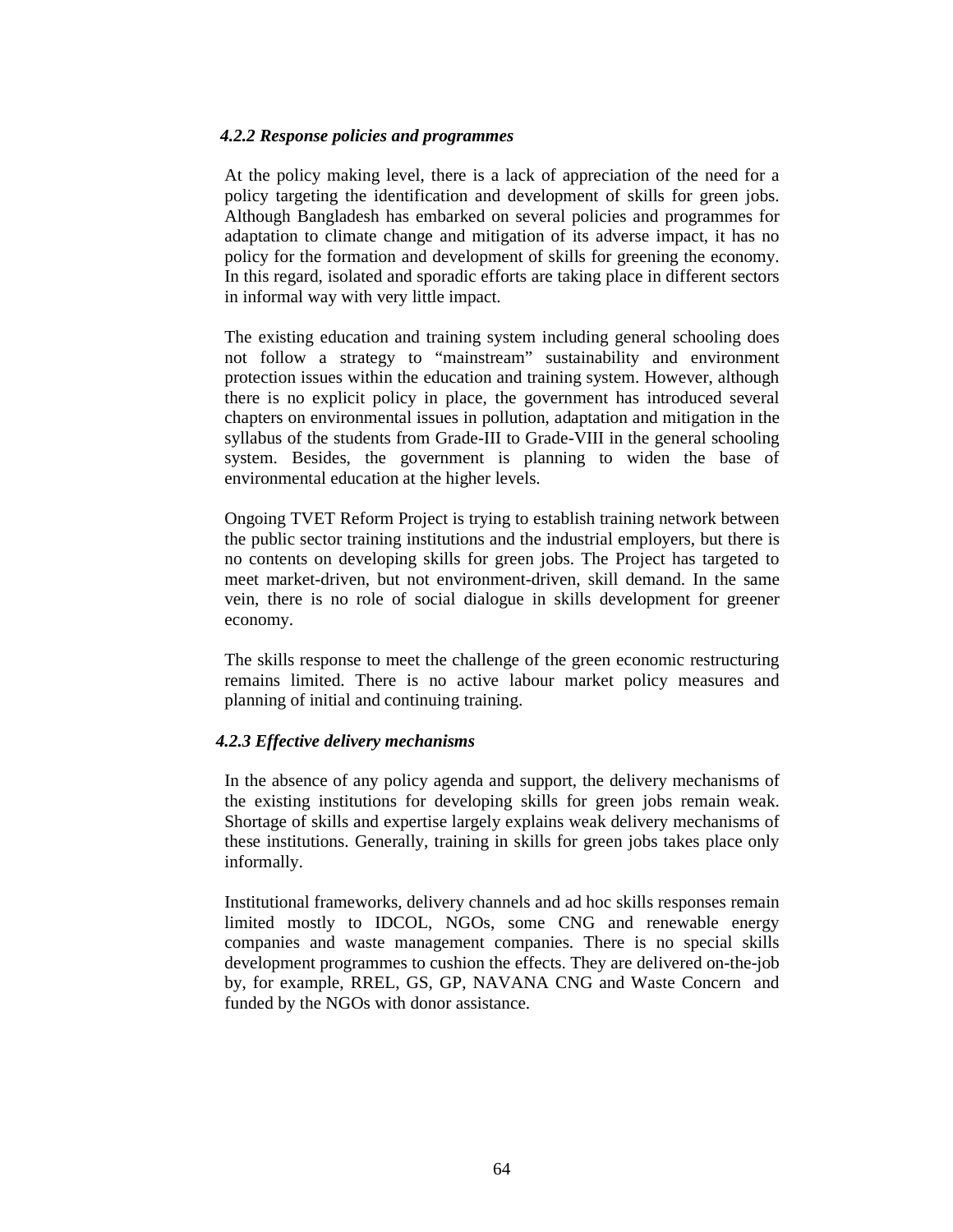#### *4.2.2 Response policies and programmes*

At the policy making level, there is a lack of appreciation of the need for a policy targeting the identification and development of skills for green jobs. Although Bangladesh has embarked on several policies and programmes for adaptation to climate change and mitigation of its adverse impact, it has no policy for the formation and development of skills for greening the economy. In this regard, isolated and sporadic efforts are taking place in different sectors in informal way with very little impact.

The existing education and training system including general schooling does not follow a strategy to “mainstream” sustainability and environment protection issues within the education and training system. However, although there is no explicit policy in place, the government has introduced several chapters on environmental issues in pollution, adaptation and mitigation in the syllabus of the students from Grade-III to Grade-VIII in the general schooling system. Besides, the government is planning to widen the base of environmental education at the higher levels.

Ongoing TVET Reform Project is trying to establish training network between the public sector training institutions and the industrial employers, but there is no contents on developing skills for green jobs. The Project has targeted to meet market-driven, but not environment-driven, skill demand. In the same vein, there is no role of social dialogue in skills development for greener economy.

The skills response to meet the challenge of the green economic restructuring remains limited. There is no active labour market policy measures and planning of initial and continuing training.

#### *4.2.3 Effective delivery mechanisms*

In the absence of any policy agenda and support, the delivery mechanisms of the existing institutions for developing skills for green jobs remain weak. Shortage of skills and expertise largely explains weak delivery mechanisms of these institutions. Generally, training in skills for green jobs takes place only informally.

Institutional frameworks, delivery channels and ad hoc skills responses remain limited mostly to IDCOL, NGOs, some CNG and renewable energy companies and waste management companies. There is no special skills development programmes to cushion the effects. They are delivered on-the-job by, for example, RREL, GS, GP, NAVANA CNG and Waste Concern and funded by the NGOs with donor assistance.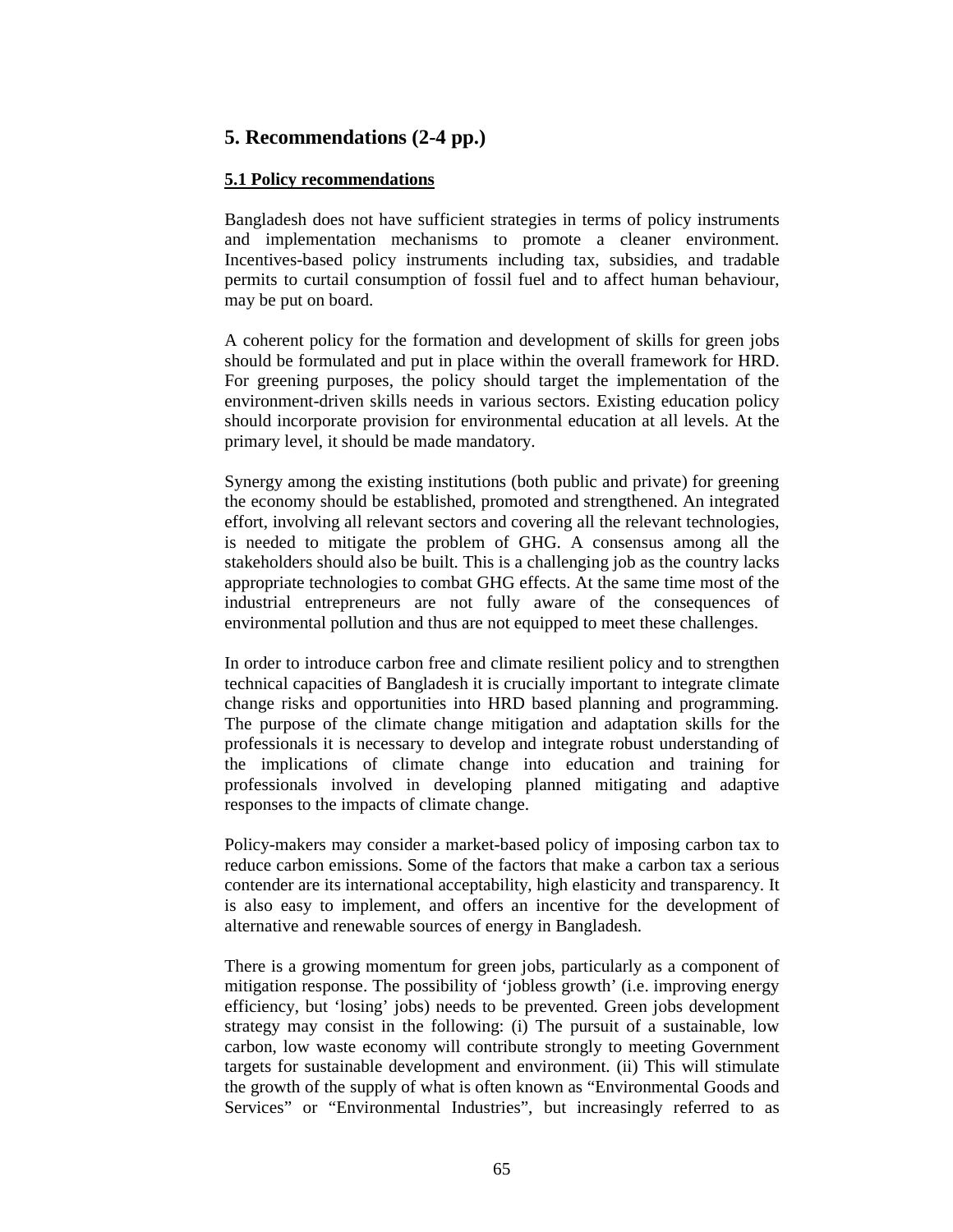## 5. Recommendations (2-4 pp.)

### 5.1 Policy recommendations

Bangladesh does not have sufficient strategies in terms of policy instruments and implementation mechanisms to promote a cleaner environment. Incentives-based policy instruments including tax, subsidies, and tradable permits to curtail consumption of fossil fuel and to affect human behaviour, may be put on board.

A coherent policy for the formation and development of skills for green jobs should be formulated and put in place within the overall framework for HRD. For greening purposes, the policy should target the implementation of the environment-driven skills needs in various sectors. Existing education policy should incorporate provision for environmental education at all levels. At the primary level, it should be made mandatory.

Synergy among the existing institutions (both public and private) for greening the economy should be established, promoted and strengthened. An integrated effort, involving all relevant sectors and covering all the relevant technologies, is needed to mitigate the problem of GHG. A consensus among all the stakeholders should also be built. This is a challenging job as the country lacks appropriate technologies to combat GHG effects. At the same time most of the industrial entrepreneurs are not fully aware of the consequences of environmental pollution and thus are not equipped to meet these challenges.

In order to introduce carbon free and climate resilient policy and to strengthen technical capacities of Bangladesh it is crucially important to integrate climate change risks and opportunities into HRD based planning and programming. The purpose of the climate change mitigation and adaptation skills for the professionals it is necessary to develop and integrate robust understanding of the implications of climate change into education and training for professionals involved in developing planned mitigating and adaptive responses to the impacts of climate change.

Policy-makers may consider a market-based policy of imposing carbon tax to reduce carbon emissions. Some of the factors that make a carbon tax a serious contender are its international acceptability, high elasticity and transparency. It is also easy to implement, and offers an incentive for the development of alternative and renewable sources of energy in Bangladesh.

There is a growing momentum for green jobs, particularly as a component of mitigation response. The possibility of 'jobless growth' (i.e. improving energy efficiency, but 'losing' jobs) needs to be prevented. Green jobs development strategy may consist in the following: (i) The pursuit of a sustainable, low carbon, low waste economy will contribute strongly to meeting Government targets for sustainable development and environment. (ii) This will stimulate the growth of the supply of what is often known as "Environmental Goods and Services" or "Environmental Industries", but increasingly referred to as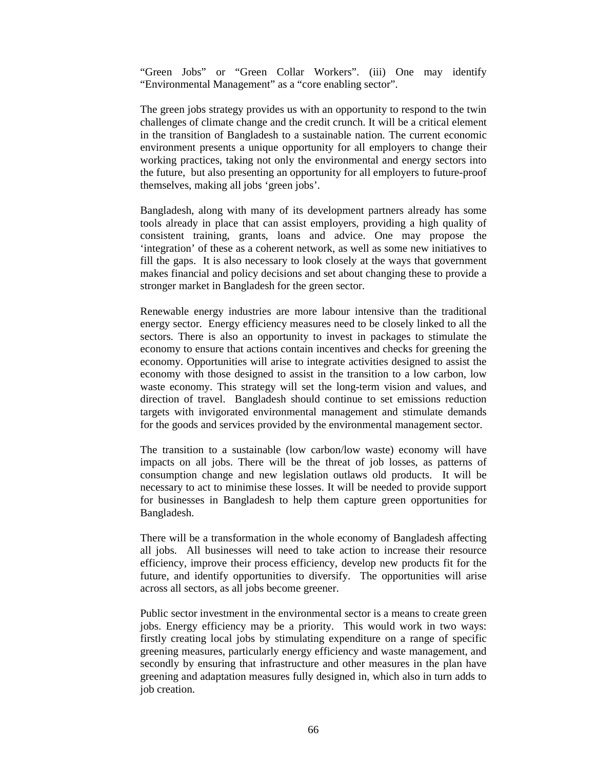"Green Jobs" or "Green Collar Workers". (iii) One may identify "Environmental Management" as a "core enabling sector".

The green jobs strategy provides us with an opportunity to respond to the twin challenges of climate change and the credit crunch. It will be a critical element in the transition of Bangladesh to a sustainable nation. The current economic environment presents a unique opportunity for all employers to change their working practices, taking not only the environmental and energy sectors into the future, but also presenting an opportunity for all employers to future-proof themselves, making all jobs 'green jobs'.

Bangladesh, along with many of its development partners already has some tools already in place that can assist employers, providing a high quality of consistent training, grants, loans and advice. One may propose the 'integration' of these as a coherent network, as well as some new initiatives to fill the gaps. It is also necessary to look closely at the ways that government makes financial and policy decisions and set about changing these to provide a stronger market in Bangladesh for the green sector.

Renewable energy industries are more labour intensive than the traditional energy sector. Energy efficiency measures need to be closely linked to all the sectors. There is also an opportunity to invest in packages to stimulate the economy to ensure that actions contain incentives and checks for greening the economy. Opportunities will arise to integrate activities designed to assist the economy with those designed to assist in the transition to a low carbon, low waste economy. This strategy will set the long-term vision and values, and direction of travel. Bangladesh should continue to set emissions reduction targets with invigorated environmental management and stimulate demands for the goods and services provided by the environmental management sector.

The transition to a sustainable (low carbon/low waste) economy will have impacts on all jobs. There will be the threat of job losses, as patterns of consumption change and new legislation outlaws old products. It will be necessary to act to minimise these losses. It will be needed to provide support for businesses in Bangladesh to help them capture green opportunities for Bangladesh.

There will be a transformation in the whole economy of Bangladesh affecting all jobs. All businesses will need to take action to increase their resource efficiency, improve their process efficiency, develop new products fit for the future, and identify opportunities to diversify. The opportunities will arise across all sectors, as all jobs become greener.

Public sector investment in the environmental sector is a means to create green jobs. Energy efficiency may be a priority. This would work in two ways: firstly creating local jobs by stimulating expenditure on a range of specific greening measures, particularly energy efficiency and waste management, and secondly by ensuring that infrastructure and other measures in the plan have greening and adaptation measures fully designed in, which also in turn adds to job creation.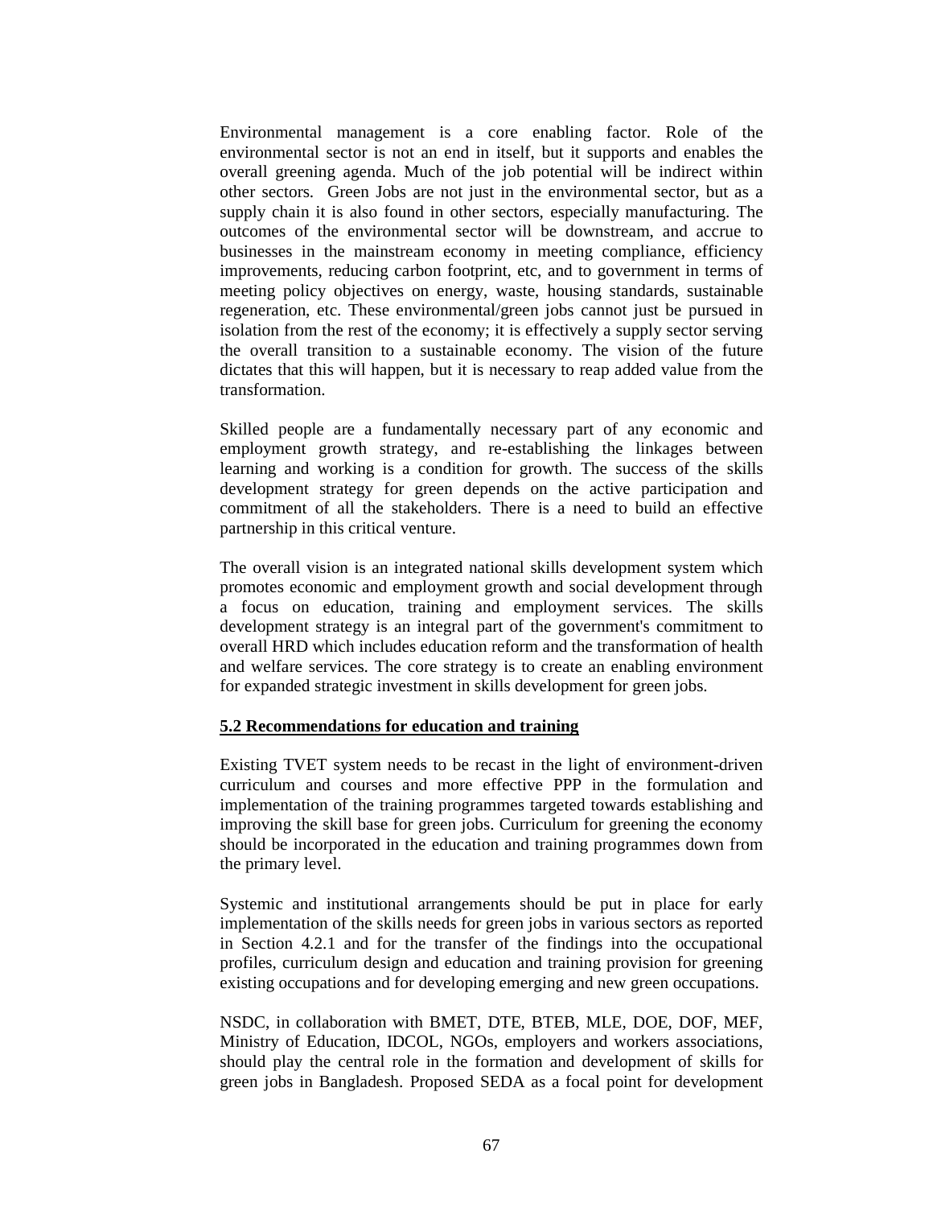Environmental management is a core enabling factor. Role of the environmental sector is not an end in itself, but it supports and enables the overall greening agenda. Much of the job potential will be indirect within other sectors. Green Jobs are not just in the environmental sector, but as a supply chain it is also found in other sectors, especially manufacturing. The outcomes of the environmental sector will be downstream, and accrue to businesses in the mainstream economy in meeting compliance, efficiency improvements, reducing carbon footprint, etc, and to government in terms of meeting policy objectives on energy, waste, housing standards, sustainable regeneration, etc. These environmental/green jobs cannot just be pursued in isolation from the rest of the economy; it is effectively a supply sector serving the overall transition to a sustainable economy. The vision of the future dictates that this will happen, but it is necessary to reap added value from the transformation.

Skilled people are a fundamentally necessary part of any economic and employment growth strategy, and re-establishing the linkages between learning and working is a condition for growth. The success of the skills development strategy for green depends on the active participation and commitment of all the stakeholders. There is a need to build an effective partnership in this critical venture.

The overall vision is an integrated national skills development system which promotes economic and employment growth and social development through a focus on education, training and employment services. The skills development strategy is an integral part of the government's commitment to overall HRD which includes education reform and the transformation of health and welfare services. The core strategy is to create an enabling environment for expanded strategic investment in skills development for green jobs.

## 5.2 Recommendations for education and training

Existing TVET system needs to be recast in the light of environment-driven curriculum and courses and more effective PPP in the formulation and implementation of the training programmes targeted towards establishing and improving the skill base for green jobs. Curriculum for greening the economy should be incorporated in the education and training programmes down from the primary level.

Systemic and institutional arrangements should be put in place for early implementation of the skills needs for green jobs in various sectors as reported in Section 4.2.1 and for the transfer of the findings into the occupational profiles, curriculum design and education and training provision for greening existing occupations and for developing emerging and new green occupations.

NSDC, in collaboration with BMET, DTE, BTEB, MLE, DOE, DOF, MEF, Ministry of Education, IDCOL, NGOs, employers and workers associations, should play the central role in the formation and development of skills for green jobs in Bangladesh. Proposed SEDA as a focal point for development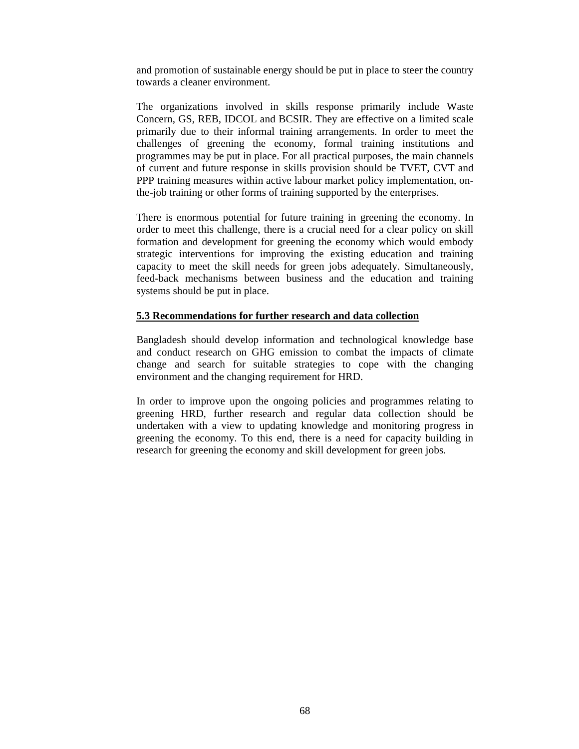and promotion of sustainable energy should be put in place to steer the country towards a cleaner environment.

The organizations involved in skills response primarily include Waste Concern, GS, REB, IDCOL and BCSIR. They are effective on a limited scale primarily due to their informal training arrangements. In order to meet the challenges of greening the economy, formal training institutions and programmes may be put in place. For all practical purposes, the main channels of current and future response in skills provision should be TVET, CVT and PPP training measures within active labour market policy implementation, on-the-job training or other forms of training supported by the enterprises.

There is enormous potential for future training in greening the economy. In order to meet this challenge, there is a crucial need for a clear policy on skill formation and development for greening the economy which would embody strategic interventions for improving the existing education and training capacity to meet the skill needs for green jobs adequately. Simultaneously, feed-back mechanisms between business and the education and training systems should be put in place.

### 5.3 Recommendations for further research and data collection

Bangladesh should develop information and technological knowledge base and conduct research on GHG emission to combat the impacts of climate change and search for suitable strategies to cope with the changing environment and the changing requirement for HRD.

In order to improve upon the ongoing policies and programmes relating to greening HRD, further research and regular data collection should be undertaken with a view to updating knowledge and monitoring progress in greening the economy. To this end, there is a need for capacity building in research for greening the economy and skill development for green jobs.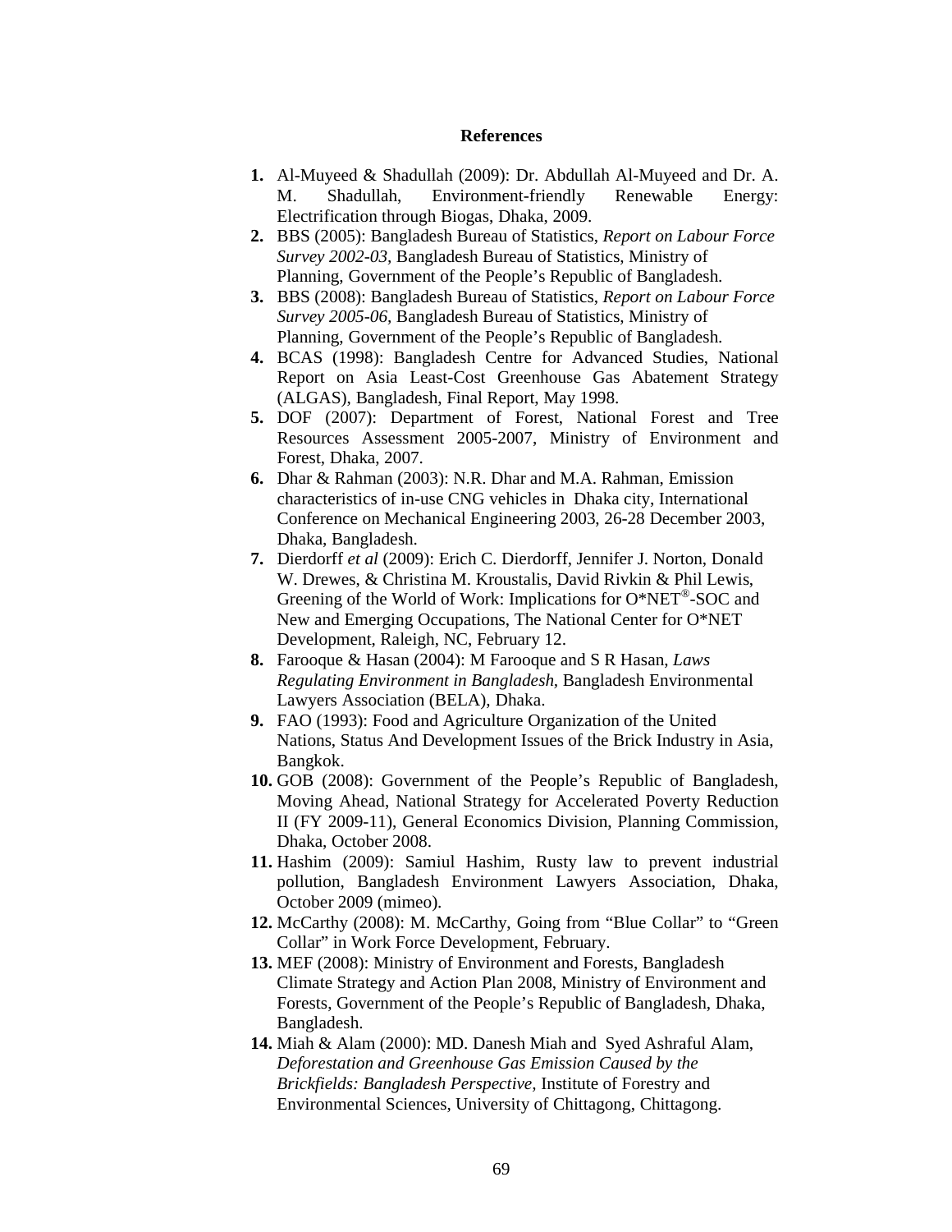# References

1. **1.** Al-Muyeed & Shadullah (2009): Dr. Abdullah Al-Muyeed and Dr. A. M. Shadullah, Environment-friendly Renewable Energy: Electrification through Biogas, Dhaka, 2009.
2. **2.** BBS (2005): Bangladesh Bureau of Statistics, *Report on Labour Force Survey 2002-03*, Bangladesh Bureau of Statistics, Ministry of Planning, Government of the People's Republic of Bangladesh.
3. **3.** BBS (2008): Bangladesh Bureau of Statistics, *Report on Labour Force Survey 2005-06*, Bangladesh Bureau of Statistics, Ministry of Planning, Government of the People's Republic of Bangladesh.
4. **4.** BCAS (1998): Bangladesh Centre for Advanced Studies, National Report on Asia Least-Cost Greenhouse Gas Abatement Strategy (ALGAS), Bangladesh, Final Report, May 1998.
5. **5.** DOF (2007): Department of Forest, National Forest and Tree Resources Assessment 2005-2007, Ministry of Environment and Forest, Dhaka, 2007.
6. **6.** Dhar & Rahman (2003): N.R. Dhar and M.A. Rahman, Emission characteristics of in-use CNG vehicles in Dhaka city, International Conference on Mechanical Engineering 2003, 26-28 December 2003, Dhaka, Bangladesh.
7. **7.** Dierdorff *et al* (2009): Erich C. Dierdorff, Jennifer J. Norton, Donald W. Drewes, & Christina M. Kroustalis, David Rivkin & Phil Lewis, Greening of the World of Work: Implications for O*NET®-SOC and New and Emerging Occupations, The National Center for O*NET Development, Raleigh, NC, February 12.
8. **8.** Farooque & Hasan (2004): M Farooque and S R Hasan, *Laws Regulating Environment in Bangladesh,* Bangladesh Environmental Lawyers Association (BELA), Dhaka.
9. **9.** FAO (1993): Food and Agriculture Organization of the United Nations, Status And Development Issues of the Brick Industry in Asia, Bangkok.
10. **10.** GOB (2008): Government of the People's Republic of Bangladesh, Moving Ahead, National Strategy for Accelerated Poverty Reduction II (FY 2009-11), General Economics Division, Planning Commission, Dhaka, October 2008.
11. **11.** Hashim (2009): Samiul Hashim, Rusty law to prevent industrial pollution, Bangladesh Environment Lawyers Association, Dhaka, October 2009 (mimeo).
12. **12.** McCarthy (2008): M. McCarthy, Going from "Blue Collar" to "Green Collar" in Work Force Development, February.
13. **13.** MEF (2008): Ministry of Environment and Forests, Bangladesh Climate Strategy and Action Plan 2008, Ministry of Environment and Forests, Government of the People's Republic of Bangladesh, Dhaka, Bangladesh.
14. **14.** Miah & Alam (2000): MD. Danesh Miah and Syed Ashraful Alam, *Deforestation and Greenhouse Gas Emission Caused by the Brickfields: Bangladesh Perspective,* Institute of Forestry and Environmental Sciences, University of Chittagong, Chittagong.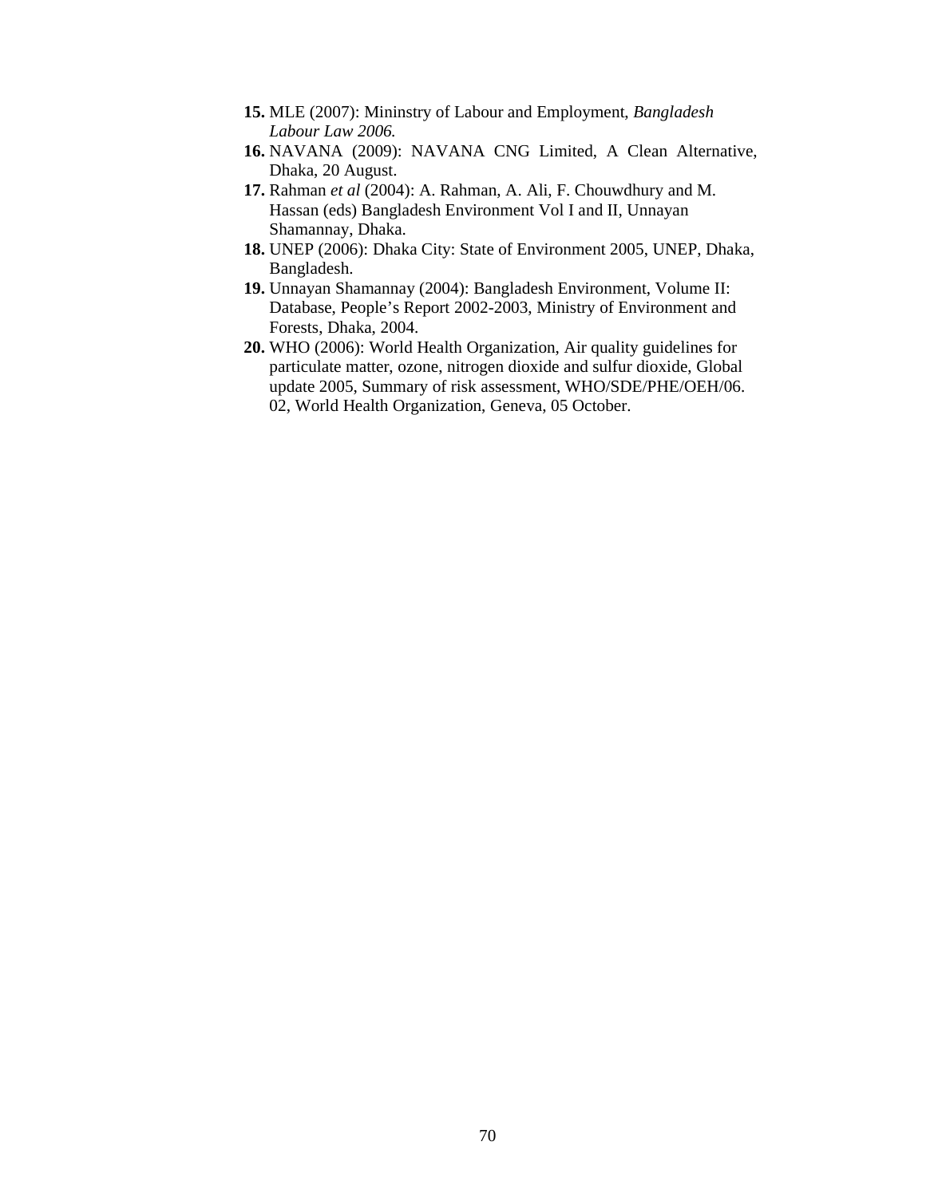15. MLE (2007): Mininstry of Labour and Employment, *Bangladesh Labour Law 2006.*
16. NAVANA (2009): NAVANA CNG Limited, A Clean Alternative, Dhaka, 20 August.
17. Rahman *et al* (2004): A. Rahman, A. Ali, F. Chouwdhury and M. Hassan (eds) Bangladesh Environment Vol I and II, Unnayan Shamannay, Dhaka.
18. UNEP (2006): Dhaka City: State of Environment 2005, UNEP, Dhaka, Bangladesh.
19. Unnayan Shamannay (2004): Bangladesh Environment, Volume II: Database, People's Report 2002-2003, Ministry of Environment and Forests, Dhaka, 2004.
20. WHO (2006): World Health Organization, Air quality guidelines for particulate matter, ozone, nitrogen dioxide and sulfur dioxide, Global update 2005, Summary of risk assessment, WHO/SDE/PHE/OEH/06. 02, World Health Organization, Geneva, 05 October.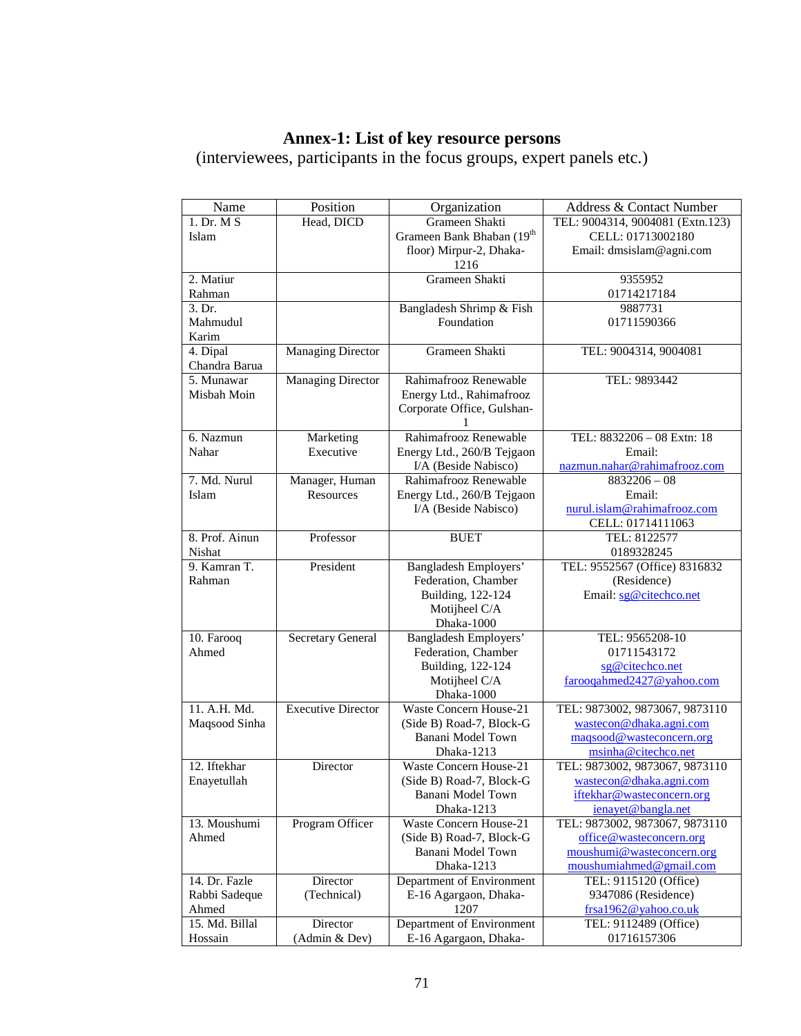# Annex-1: List of key resource persons

(interviewees, participants in the focus groups, expert panels etc.)

| Name | Position | Organization | Address & Contact Number |
|---|---|---|---|
| 1. Dr. M S Islam | Head, DICD | Grameen Shakti Grameen Bank Bhaban (19th floor) Mirpur-2, Dhaka-1216 | TEL: 9004314, 9004081 (Extn.123) CELL: 01713002180 Email: dmsislam@agni.com |
| 2. Matiur Rahman | | Grameen Shakti | 9355952 01714217184 |
| 3. Dr. Mahmudul Karim | | Bangladesh Shrimp & Fish Foundation | 9887731 01711590366 |
| 4. Dipal Chandra Barua | Managing Director | Grameen Shakti | TEL: 9004314, 9004081 |
| 5. Munawar Misbah Moin | Managing Director | Rahimafrooz Renewable Energy Ltd., Rahimafrooz Corporate Office, Gulshan-1 | TEL: 9893442 |
| 6. Nazmun Nahar | Marketing Executive | Rahimafrooz Renewable Energy Ltd., 260/B Tejgaon I/A (Beside Nabisco) | TEL: 8832206 – 08 Extn: 18 Email: nazmun.nahar@rahimafrooz.com |
| 7. Md. Nurul Islam | Manager, Human Resources | Rahimafrooz Renewable Energy Ltd., 260/B Tejgaon I/A (Beside Nabisco) | 8832206 – 08 Email: nurul.islam@rahimafrooz.com CELL: 01714111063 |
| 8. Prof. Ainun Nishat | Professor | BUET | TEL: 8122577 0189328245 |
| 9. Kamran T. Rahman | President | Bangladesh Employers' Federation, Chamber Building, 122-124 Motijheel C/A Dhaka-1000 | TEL: 9552567 (Office) 8316832 (Residence) Email: sg@citechco.net |
| 10. Farooq Ahmed | Secretary General | Bangladesh Employers' Federation, Chamber Building, 122-124 Motijheel C/A Dhaka-1000 | TEL: 9565208-10 01711543172 sg@citechco.net farooqahmed2427@yahoo.com |
| 11. A.H. Md. Maqsood Sinha | Executive Director | Waste Concern House-21 (Side B) Road-7, Block-G Banani Model Town Dhaka-1213 | TEL: 9873002, 9873067, 9873110 wastecon@dhaka.agni.com maqsood@wasteconcern.org msinha@citechco.net |
| 12. Iftekhar Enayetullah | Director | Waste Concern House-21 (Side B) Road-7, Block-G Banani Model Town Dhaka-1213 | TEL: 9873002, 9873067, 9873110 wastecon@dhaka.agni.com iftekhar@wasteconcern.org ienayet@bangla.net |
| 13. Moushumi Ahmed | Program Officer | Waste Concern House-21 (Side B) Road-7, Block-G Banani Model Town Dhaka-1213 | TEL: 9873002, 9873067, 9873110 office@wasteconcern.org moushumi@wasteconcern.org moushumiahmed@gmail.com |
| 14. Dr. Fazle Rabbi Sadeque Ahmed | Director (Technical) | Department of Environment E-16 Agargaon, Dhaka-1207 | TEL: 9115120 (Office) 9347086 (Residence) frsa1962@yahoo.co.uk |
| 15. Md. Billal Hossain | Director (Admin & Dev) | Department of Environment E-16 Agargaon, Dhaka- | TEL: 9112489 (Office) 01716157306 |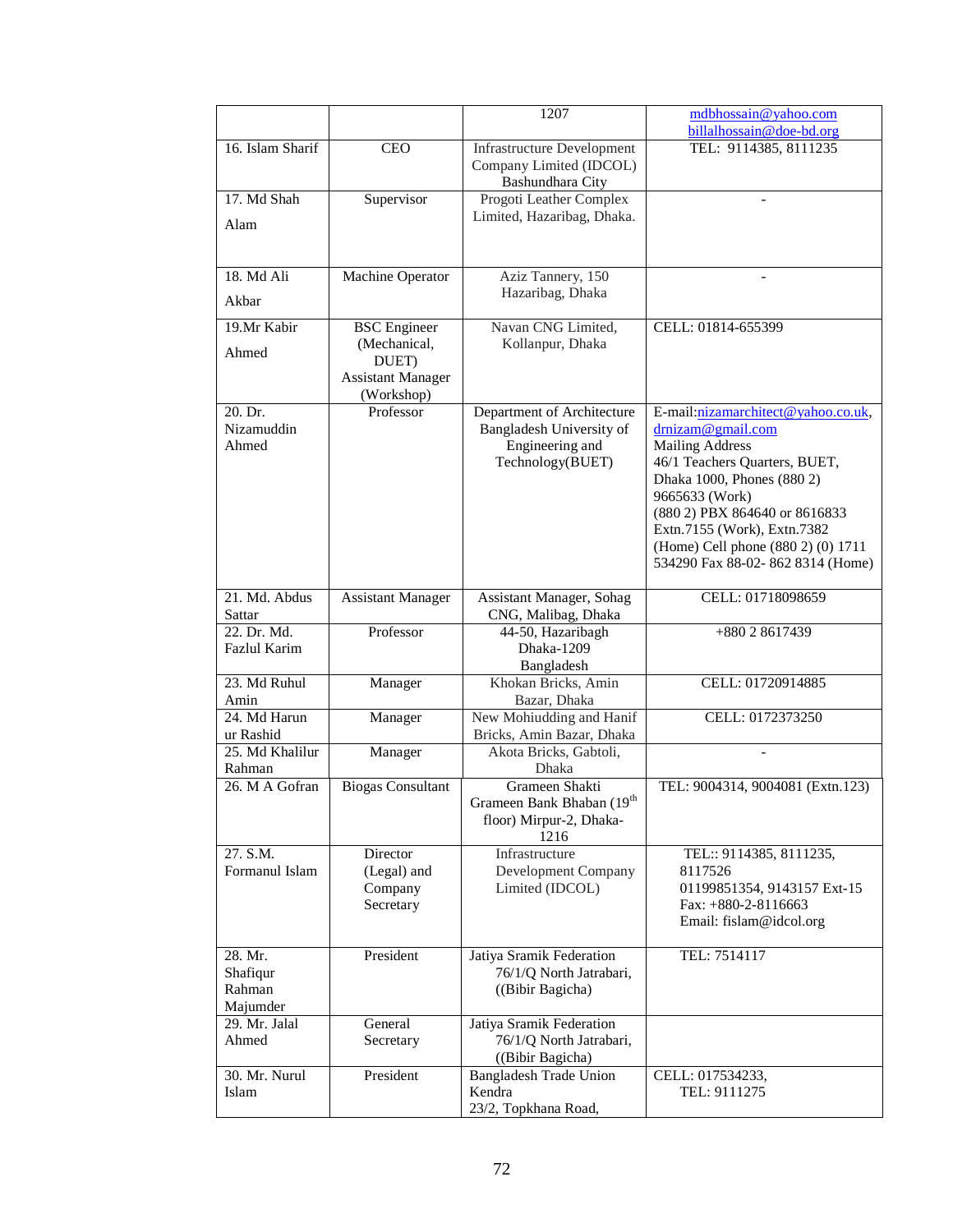| | | 1207 | mdbhossain@yahoo.com billalhossain@doe-bd.org |
|---|---|---|---|
| 16. Islam Sharif | CEO | Infrastructure Development Company Limited (IDCOL) Bashundhara City | TEL: 9114385, 8111235 |
| 17. Md Shah Alam | Supervisor | Progoti Leather Complex Limited, Hazaribag, Dhaka. | - |
| 18. Md Ali Akbar | Machine Operator | Aziz Tannery, 150 Hazaribag, Dhaka | - |
| 19.Mr Kabir Ahmed | BSC Engineer (Mechanical, DUET) Assistant Manager (Workshop) | Navan CNG Limited, Kollanpur, Dhaka | CELL: 01814-655399 |
| 20. Dr. Nizamuddin Ahmed | Professor | Department of Architecture Bangladesh University of Engineering and Technology(BUET) | E-mail:nizamarchitect@yahoo.co.uk, drnizam@gmail.com Mailing Address 46/1 Teachers Quarters, BUET, Dhaka 1000, Phones (880 2) 9665633 (Work) (880 2) PBX 864640 or 8616833 Extn.7155 (Work), Extn.7382 (Home) Cell phone (880 2) (0) 1711 534290 Fax 88-02- 862 8314 (Home) |
| 21. Md. Abdus Sattar | Assistant Manager | Assistant Manager, Sohag CNG, Malibag, Dhaka | CELL: 01718098659 |
| 22. Dr. Md. Fazlul Karim | Professor | 44-50, Hazaribagh Dhaka-1209 Bangladesh | +880 2 8617439 |
| 23. Md Ruhul Amin | Manager | Khokan Bricks, Amin Bazar, Dhaka | CELL: 01720914885 |
| 24. Md Harun ur Rashid | Manager | New Mohiudding and Hanif Bricks, Amin Bazar, Dhaka | CELL: 0172373250 |
| 25. Md Khalilur Rahman | Manager | Akota Bricks, Gabtoli, Dhaka | - |
| 26. M A Gofran | Biogas Consultant | Grameen Shakti Grameen Bank Bhaban (19th floor) Mirpur-2, Dhaka-1216 | TEL: 9004314, 9004081 (Extn.123) |
| 27. S.M. Formanul Islam | Director (Legal) and Company Secretary | Infrastructure Development Company Limited (IDCOL) | TEL:: 9114385, 8111235, 8117526 01199851354, 9143157 Ext-15 Fax: +880-2-8116663 Email: fislam@idcol.org |
| 28. Mr. Shafiqur Rahman Majumder | President | Jatiya Sramik Federation 76/1/Q North Jatrabari, ((Bibir Bagicha) | TEL: 7514117 |
| 29. Mr. Jalal Ahmed | General Secretary | Jatiya Sramik Federation 76/1/Q North Jatrabari, ((Bibir Bagicha) | |
| 30. Mr. Nurul Islam | President | Bangladesh Trade Union Kendra 23/2, Topkhana Road, | CELL: 017534233, TEL: 9111275 |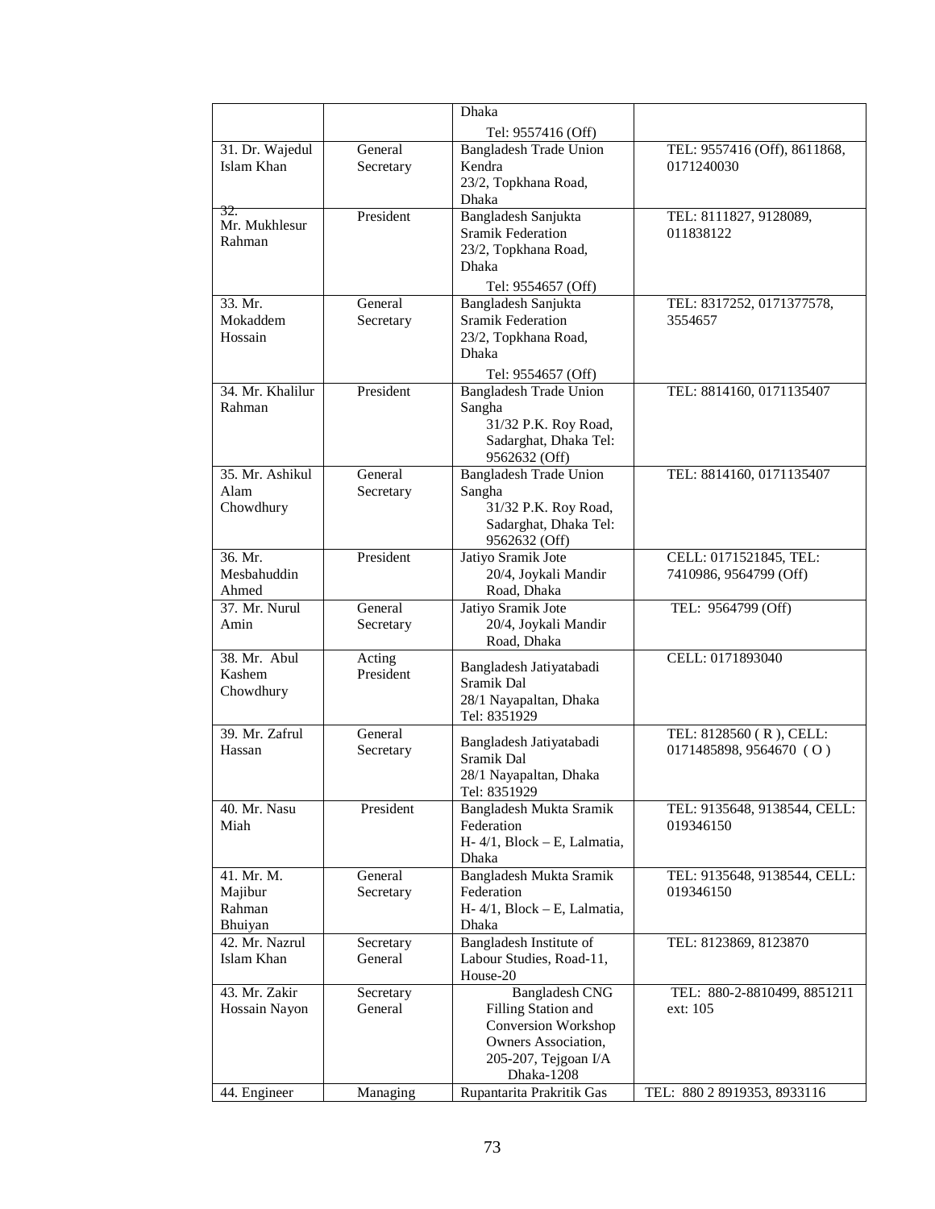|  |  | Dhaka<br>Tel: 9557416 (Off) |  |
|---|---|---|---|
| 31. Dr. Wajedul Islam Khan | General Secretary | Bangladesh Trade Union Kendra<br>23/2, Topkhana Road, Dhaka | TEL: 9557416 (Off), 8611868, 0171240030 |
| 32. Mr. Mukhlesur Rahman | President | Bangladesh Sanjukta Sramik Federation<br>23/2, Topkhana Road, Dhaka<br>Tel: 9554657 (Off) | TEL: 8111827, 9128089, 011838122 |
| 33. Mr. Mokaddem Hossain | General Secretary | Bangladesh Sanjukta Sramik Federation<br>23/2, Topkhana Road, Dhaka<br>Tel: 9554657 (Off) | TEL: 8317252, 0171377578, 3554657 |
| 34. Mr. Khalilur Rahman | President | Bangladesh Trade Union Sangha<br>31/32 P.K. Roy Road, Sadarghat, Dhaka Tel: 9562632 (Off) | TEL: 8814160, 0171135407 |
| 35. Mr. Ashikul Alam Chowdhury | General Secretary | Bangladesh Trade Union Sangha<br>31/32 P.K. Roy Road, Sadarghat, Dhaka Tel: 9562632 (Off) | TEL: 8814160, 0171135407 |
| 36. Mr. Mesbahuddin Ahmed | President | Jatiyo Sramik Jote<br>20/4, Joykali Mandir Road, Dhaka | CELL: 0171521845, TEL: 7410986, 9564799 (Off) |
| 37. Mr. Nurul Amin | General Secretary | Jatiyo Sramik Jote<br>20/4, Joykali Mandir Road, Dhaka | TEL: 9564799 (Off) |
| 38. Mr. Abul Kashem Chowdhury | Acting President | Bangladesh Jatiyatabadi Sramik Dal<br>28/1 Nayapaltan, Dhaka<br>Tel: 8351929 | CELL: 0171893040 |
| 39. Mr. Zafrul Hassan | General Secretary | Bangladesh Jatiyatabadi Sramik Dal<br>28/1 Nayapaltan, Dhaka<br>Tel: 8351929 | TEL: 8128560 ( R ), CELL: 0171485898, 9564670 ( O ) |
| 40. Mr. Nasu Miah | President | Bangladesh Mukta Sramik Federation<br>H- 4/1, Block – E, Lalmatia, Dhaka | TEL: 9135648, 9138544, CELL: 019346150 |
| 41. Mr. M. Majibur Rahman Bhuiyan | General Secretary | Bangladesh Mukta Sramik Federation<br>H- 4/1, Block – E, Lalmatia, Dhaka | TEL: 9135648, 9138544, CELL: 019346150 |
| 42. Mr. Nazrul Islam Khan | Secretary General | Bangladesh Institute of Labour Studies, Road-11, House-20 | TEL: 8123869, 8123870 |
| 43. Mr. Zakir Hossain Nayon | Secretary General | Bangladesh CNG Filling Station and Conversion Workshop Owners Association, 205-207, Tejgoan I/A Dhaka-1208 | TEL: 880-2-8810499, 8851211 ext: 105 |
| 44. Engineer | Managing | Rupantarita Prakritik Gas | TEL: 880 2 8919353, 8933116 |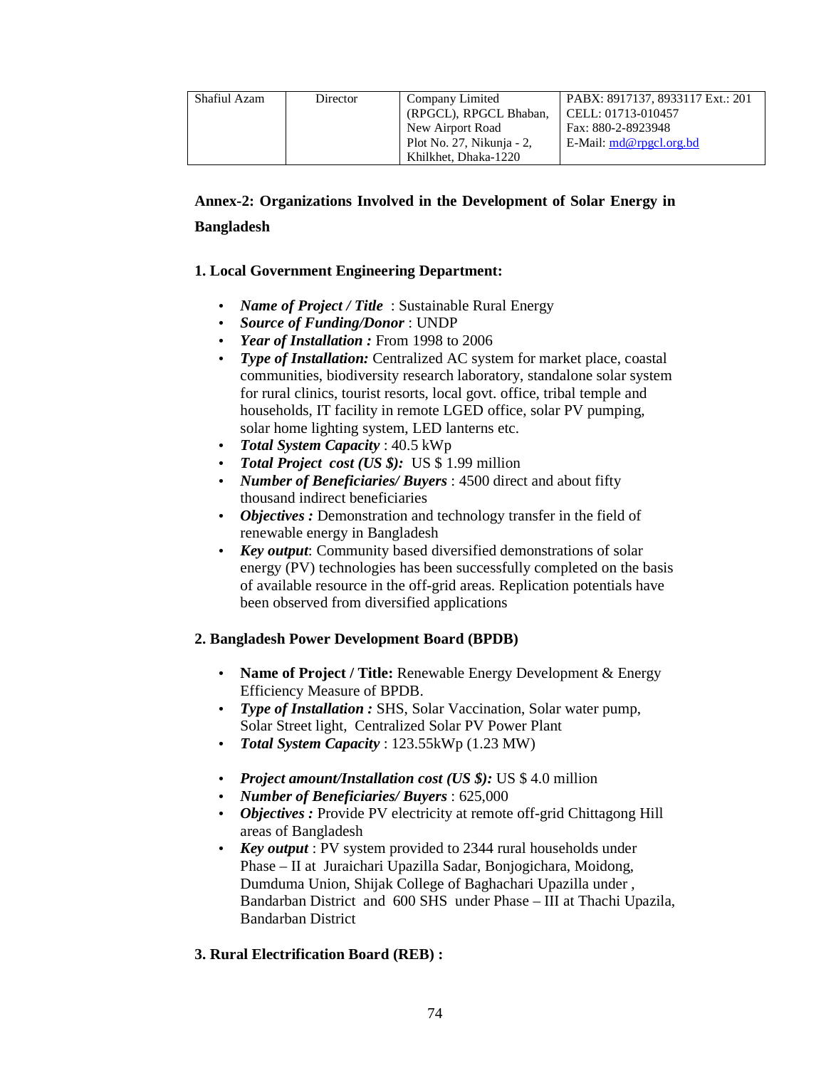| Shafiul Azam | Director | Company Limited (RPGCL), RPGCL Bhaban, New Airport Road Plot No. 27, Nikunja - 2, Khilkhet, Dhaka-1220 | PABX: 8917137, 8933117 Ext.: 201 CELL: 01713-010457 Fax: 880-2-8923948 E-Mail: md@rpgcl.org.bd |
|---|---|---|---|

## Annex-2: Organizations Involved in the Development of Solar Energy in Bangladesh

### 1. Local Government Engineering Department:

- ***Name of Project / Title*** : Sustainable Rural Energy
- ***Source of Funding/Donor*** : UNDP
- ***Year of Installation :*** From 1998 to 2006
- ***Type of Installation:*** Centralized AC system for market place, coastal communities, biodiversity research laboratory, standalone solar system for rural clinics, tourist resorts, local govt. office, tribal temple and households, IT facility in remote LGED office, solar PV pumping, solar home lighting system, LED lanterns etc.
- ***Total System Capacity*** : 40.5 kWp
- ***Total Project cost (US $):*** US $ 1.99 million
- ***Number of Beneficiaries/ Buyers*** : 4500 direct and about fifty thousand indirect beneficiaries
- ***Objectives :*** Demonstration and technology transfer in the field of renewable energy in Bangladesh
- ***Key output***: Community based diversified demonstrations of solar energy (PV) technologies has been successfully completed on the basis of available resource in the off-grid areas. Replication potentials have been observed from diversified applications

### 2. Bangladesh Power Development Board (BPDB)

- **Name of Project / Title:** Renewable Energy Development & Energy Efficiency Measure of BPDB.
- ***Type of Installation :*** SHS, Solar Vaccination, Solar water pump, Solar Street light, Centralized Solar PV Power Plant
- ***Total System Capacity*** : 123.55kWp (1.23 MW)
- ***Project amount/Installation cost (US $):*** US $ 4.0 million
- ***Number of Beneficiaries/ Buyers*** : 625,000
- ***Objectives :*** Provide PV electricity at remote off-grid Chittagong Hill areas of Bangladesh
- ***Key output*** : PV system provided to 2344 rural households under Phase – II at Juraichari Upazilla Sadar, Bonjogichara, Moidong, Dumduma Union, Shijak College of Baghachari Upazilla under , Bandarban District and 600 SHS under Phase – III at Thachi Upazila, Bandarban District

### 3. Rural Electrification Board (REB) :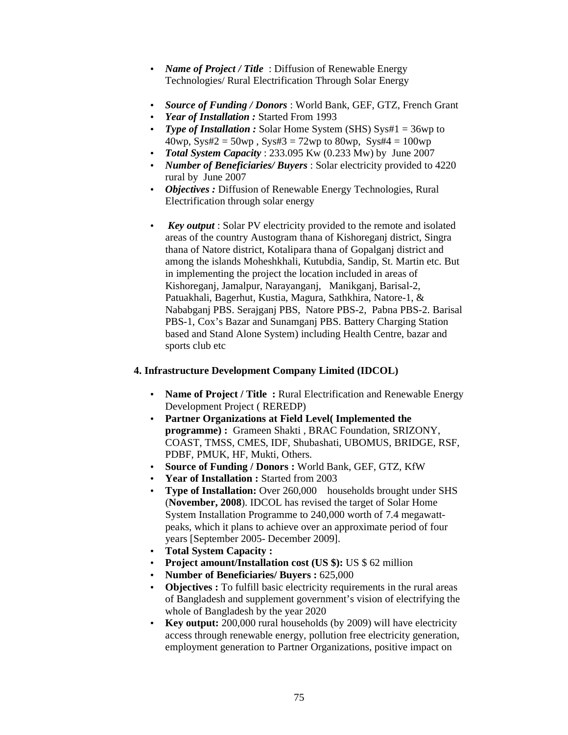- ***Name of Project / Title*** : Diffusion of Renewable Energy Technologies/ Rural Electrification Through Solar Energy

- ***Source of Funding / Donors*** : World Bank, GEF, GTZ, French Grant
- ***Year of Installation :*** Started From 1993
- ***Type of Installation :*** Solar Home System (SHS) Sys#1 = 36wp to 40wp, Sys#2 = 50wp , Sys#3 = 72wp to 80wp, Sys#4 = 100wp
- ***Total System Capacity*** : 233.095 Kw (0.233 Mw) by June 2007
- ***Number of Beneficiaries/ Buyers*** : Solar electricity provided to 4220 rural by June 2007
- ***Objectives :*** Diffusion of Renewable Energy Technologies, Rural Electrification through solar energy

- ***Key output*** : Solar PV electricity provided to the remote and isolated areas of the country Austogram thana of Kishoreganj district, Singra thana of Natore district, Kotalipara thana of Gopalganj district and among the islands Moheshkhali, Kutubdia, Sandip, St. Martin etc. But in implementing the project the location included in areas of Kishoreganj, Jamalpur, Narayanganj, Manikganj, Barisal-2, Patuakhali, Bagerhut, Kustia, Magura, Sathkhira, Natore-1, & Nababganj PBS. Serajganj PBS, Natore PBS-2, Pabna PBS-2. Barisal PBS-1, Cox's Bazar and Sunamganj PBS. Battery Charging Station based and Stand Alone System) including Health Centre, bazar and sports club etc

**4. Infrastructure Development Company Limited (IDCOL)**

- **Name of Project / Title :** Rural Electrification and Renewable Energy Development Project ( REREDP)
- **Partner Organizations at Field Level( Implemented the programme) :** Grameen Shakti , BRAC Foundation, SRIZONY, COAST, TMSS, CMES, IDF, Shubashati, UBOMUS, BRIDGE, RSF, PDBF, PMUK, HF, Mukti, Others.
- **Source of Funding / Donors :** World Bank, GEF, GTZ, KfW
- **Year of Installation :** Started from 2003
- **Type of Installation:** Over 260,000 households brought under SHS (**November, 2008**). IDCOL has revised the target of Solar Home System Installation Programme to 240,000 worth of 7.4 megawatt-peaks, which it plans to achieve over an approximate period of four years [September 2005- December 2009].
- **Total System Capacity :**
- **Project amount/Installation cost (US $):** US $ 62 million
- **Number of Beneficiaries/ Buyers :** 625,000
- **Objectives :** To fulfill basic electricity requirements in the rural areas of Bangladesh and supplement government's vision of electrifying the whole of Bangladesh by the year 2020
- **Key output:** 200,000 rural households (by 2009) will have electricity access through renewable energy, pollution free electricity generation, employment generation to Partner Organizations, positive impact on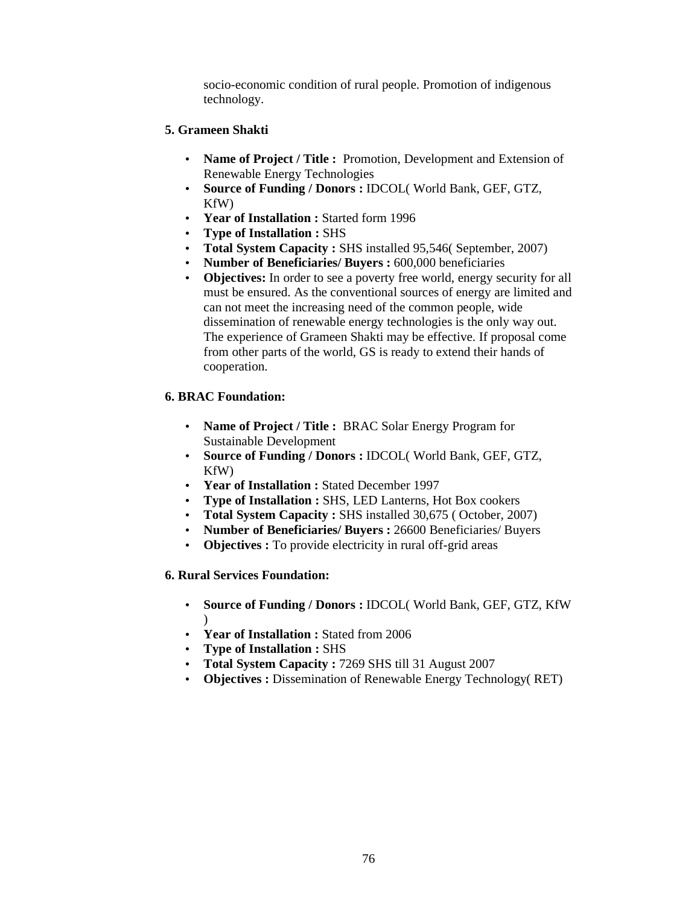socio-economic condition of rural people. Promotion of indigenous technology.

**5. Grameen Shakti**

- **Name of Project / Title :** Promotion, Development and Extension of Renewable Energy Technologies
- **Source of Funding / Donors :** IDCOL( World Bank, GEF, GTZ, KfW)
- **Year of Installation :** Started form 1996
- **Type of Installation :** SHS
- **Total System Capacity :** SHS installed 95,546( September, 2007)
- **Number of Beneficiaries/ Buyers :** 600,000 beneficiaries
- **Objectives:** In order to see a poverty free world, energy security for all must be ensured. As the conventional sources of energy are limited and can not meet the increasing need of the common people, wide dissemination of renewable energy technologies is the only way out. The experience of Grameen Shakti may be effective. If proposal come from other parts of the world, GS is ready to extend their hands of cooperation.

**6. BRAC Foundation:**

- **Name of Project / Title :** BRAC Solar Energy Program for Sustainable Development
- **Source of Funding / Donors :** IDCOL( World Bank, GEF, GTZ, KfW)
- **Year of Installation :** Stated December 1997
- **Type of Installation :** SHS, LED Lanterns, Hot Box cookers
- **Total System Capacity :** SHS installed 30,675 ( October, 2007)
- **Number of Beneficiaries/ Buyers :** 26600 Beneficiaries/ Buyers
- **Objectives :** To provide electricity in rural off-grid areas

**6. Rural Services Foundation:**

- **Source of Funding / Donors :** IDCOL( World Bank, GEF, GTZ, KfW )
- **Year of Installation :** Stated from 2006
- **Type of Installation :** SHS
- **Total System Capacity :** 7269 SHS till 31 August 2007
- **Objectives :** Dissemination of Renewable Energy Technology( RET)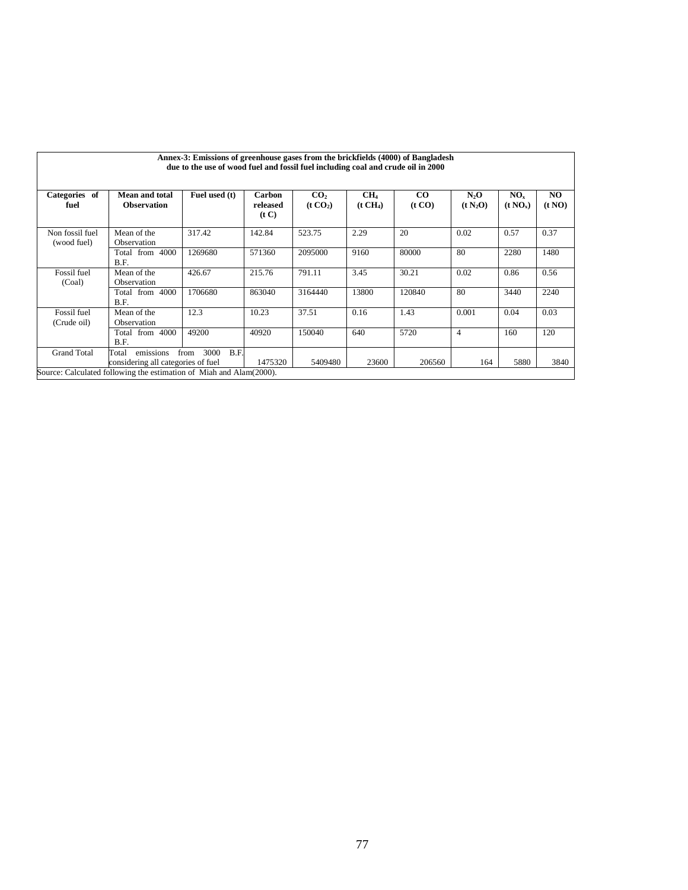**Annex-3: Emissions of greenhouse gases from the brickfields (4000) of Bangladesh due to the use of wood fuel and fossil fuel including coal and crude oil in 2000**

| Categories of fuel | Mean and total Observation | Fuel used (t) | Carbon released (t C) | $CO_2$ (t $CO_2$) | $CH_4$ (t $CH_4$) | CO (t CO) | $N_2O$ (t $N_2O$) | $NO_x$ (t $NO_x$) | NO (t NO) |
|---|---|---|---|---|---|---|---|---|---|
| Non fossil fuel (wood fuel) | Mean of the Observation | 317.42 | 142.84 | 523.75 | 2.29 | 20 | 0.02 | 0.57 | 0.37 |
| | Total from 4000 B.F. | 1269680 | 571360 | 2095000 | 9160 | 80000 | 80 | 2280 | 1480 |
| Fossil fuel (Coal) | Mean of the Observation | 426.67 | 215.76 | 791.11 | 3.45 | 30.21 | 0.02 | 0.86 | 0.56 |
| | Total from 4000 B.F. | 1706680 | 863040 | 3164440 | 13800 | 120840 | 80 | 3440 | 2240 |
| Fossil fuel (Crude oil) | Mean of the Observation | 12.3 | 10.23 | 37.51 | 0.16 | 1.43 | 0.001 | 0.04 | 0.03 |
| | Total from 4000 B.F. | 49200 | 40920 | 150040 | 640 | 5720 | 4 | 160 | 120 |
| Grand Total | Total emissions from 3000 B.F. considering all categories of fuel | | 1475320 | 5409480 | 23600 | 206560 | 164 | 5880 | 3840 |

Source: Calculated following the estimation of Miah and Alam(2000).